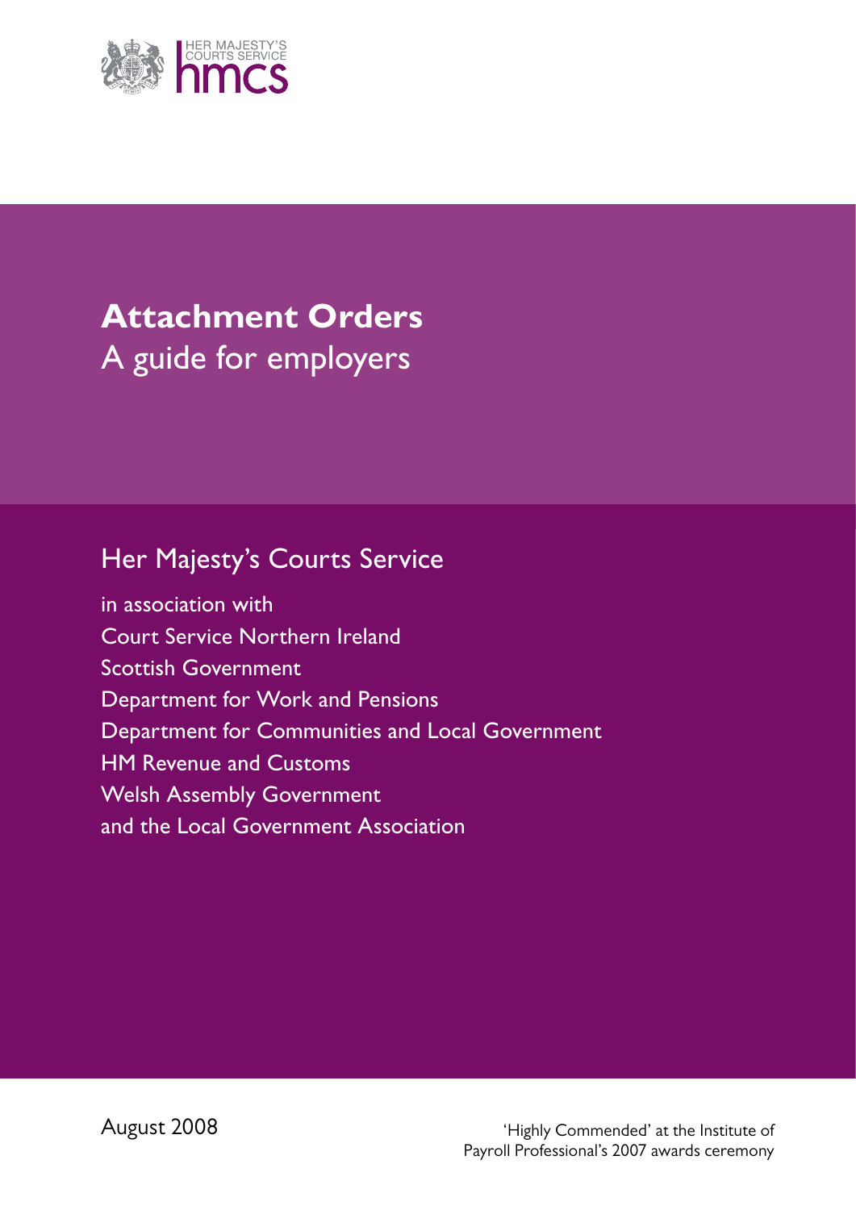HER MAJESTY'S COURTS SERVICE
hmcs

# Attachment Orders

## A guide for employers

Her Majesty's Courts Service

in association with
Court Service Northern Ireland
Scottish Government
Department for Work and Pensions
Department for Communities and Local Government
HM Revenue and Customs
Welsh Assembly Government
and the Local Government Association

August 2008

'Highly Commended' at the Institute of Payroll Professional's 2007 awards ceremony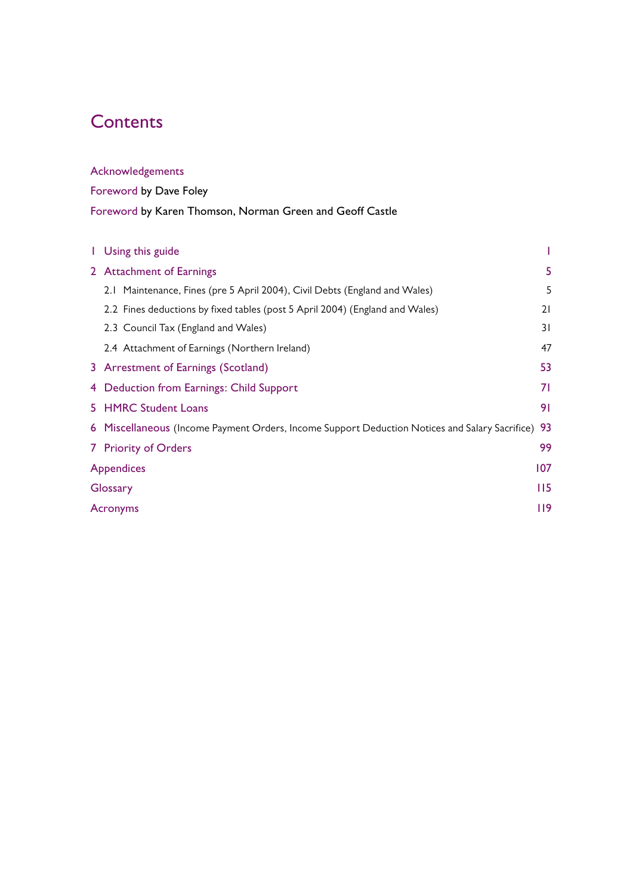# Contents

Acknowledgements

Foreword by Dave Foley

Foreword by Karen Thomson, Norman Green and Geoff Castle

| | |
|---|---|
| 1 Using this guide | 1 |
| 2 Attachment of Earnings | 5 |
| 2.1 Maintenance, Fines (pre 5 April 2004), Civil Debts (England and Wales) | 5 |
| 2.2 Fines deductions by fixed tables (post 5 April 2004) (England and Wales) | 21 |
| 2.3 Council Tax (England and Wales) | 31 |
| 2.4 Attachment of Earnings (Northern Ireland) | 47 |
| 3 Arrestment of Earnings (Scotland) | 53 |
| 4 Deduction from Earnings: Child Support | 71 |
| 5 HMRC Student Loans | 91 |
| 6 Miscellaneous (Income Payment Orders, Income Support Deduction Notices and Salary Sacrifice) | 93 |
| 7 Priority of Orders | 99 |
| Appendices | 107 |
| Glossary | 115 |
| Acronyms | 119 |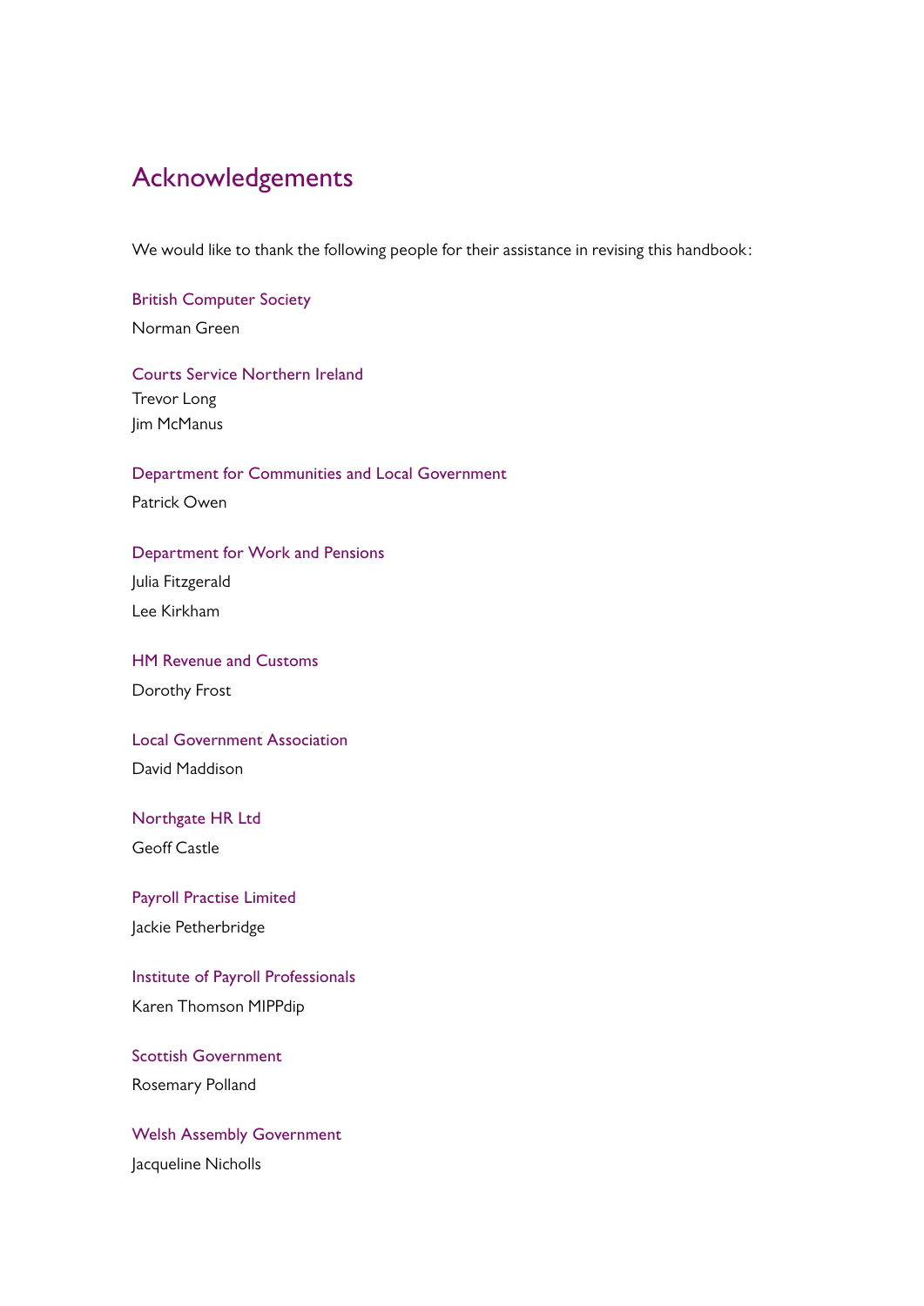# Acknowledgements

We would like to thank the following people for their assistance in revising this handbook:

**British Computer Society**
Norman Green

**Courts Service Northern Ireland**
Trevor Long
Jim McManus

**Department for Communities and Local Government**
Patrick Owen

**Department for Work and Pensions**
Julia Fitzgerald
Lee Kirkham

**HM Revenue and Customs**
Dorothy Frost

**Local Government Association**
David Maddison

**Northgate HR Ltd**
Geoff Castle

**Payroll Practise Limited**
Jackie Petherbridge

**Institute of Payroll Professionals**
Karen Thomson MIPPdip

**Scottish Government**
Rosemary Polland

**Welsh Assembly Government**
Jacqueline Nicholls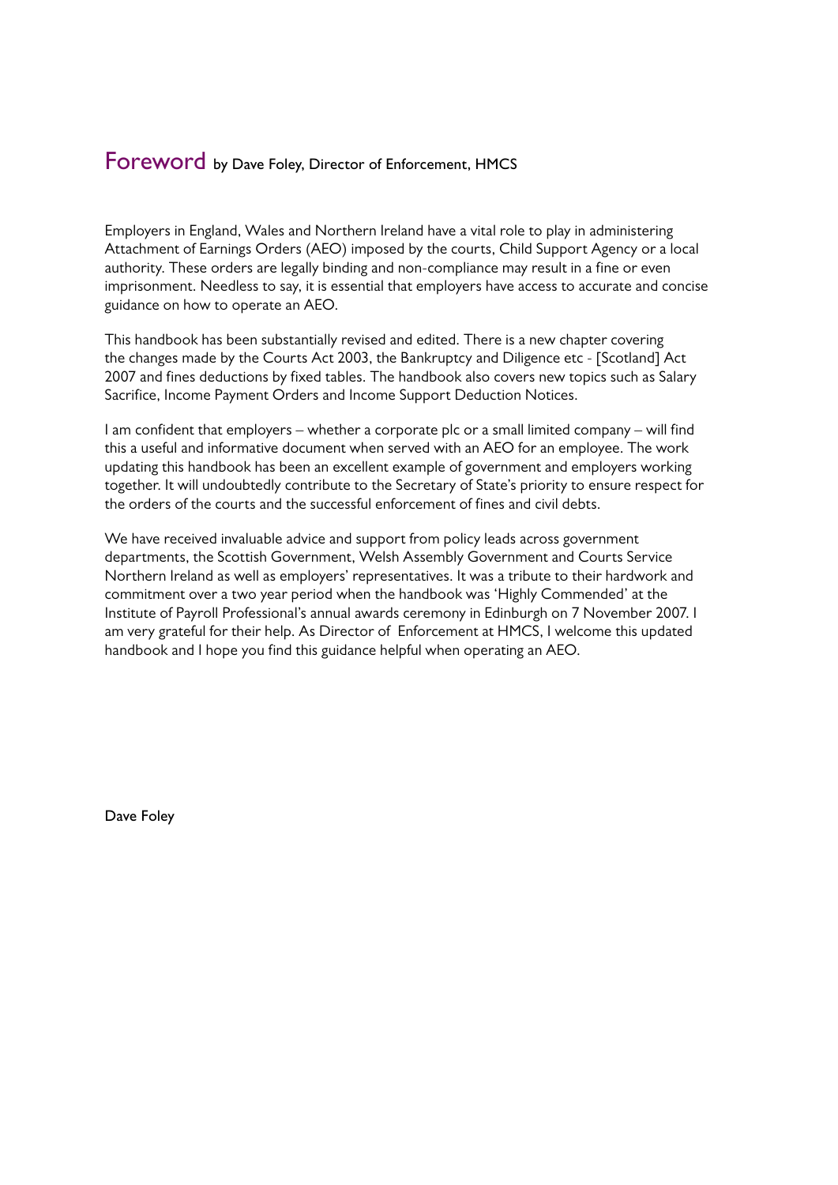# Foreword by Dave Foley, Director of Enforcement, HMCS

Employers in England, Wales and Northern Ireland have a vital role to play in administering Attachment of Earnings Orders (AEO) imposed by the courts, Child Support Agency or a local authority. These orders are legally binding and non-compliance may result in a fine or even imprisonment. Needless to say, it is essential that employers have access to accurate and concise guidance on how to operate an AEO.

This handbook has been substantially revised and edited. There is a new chapter covering the changes made by the Courts Act 2003, the Bankruptcy and Diligence etc - [Scotland] Act 2007 and fines deductions by fixed tables. The handbook also covers new topics such as Salary Sacrifice, Income Payment Orders and Income Support Deduction Notices.

I am confident that employers – whether a corporate plc or a small limited company – will find this a useful and informative document when served with an AEO for an employee. The work updating this handbook has been an excellent example of government and employers working together. It will undoubtedly contribute to the Secretary of State's priority to ensure respect for the orders of the courts and the successful enforcement of fines and civil debts.

We have received invaluable advice and support from policy leads across government departments, the Scottish Government, Welsh Assembly Government and Courts Service Northern Ireland as well as employers' representatives. It was a tribute to their hardwork and commitment over a two year period when the handbook was 'Highly Commended' at the Institute of Payroll Professional's annual awards ceremony in Edinburgh on 7 November 2007. I am very grateful for their help. As Director of Enforcement at HMCS, I welcome this updated handbook and I hope you find this guidance helpful when operating an AEO.

Dave Foley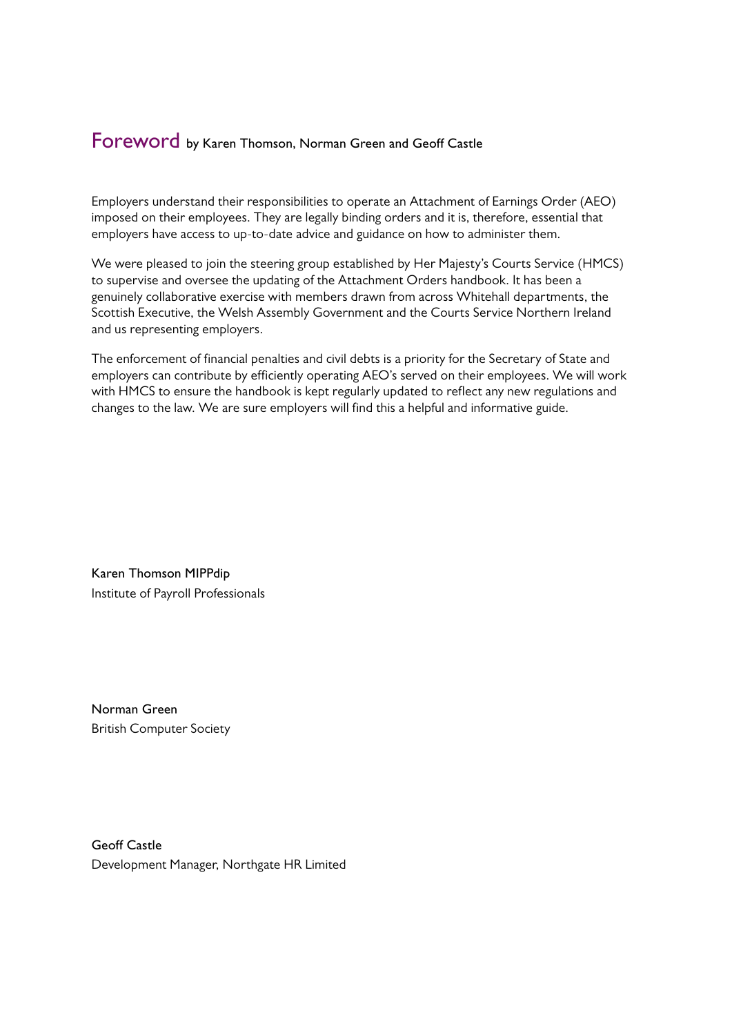# Foreword by Karen Thomson, Norman Green and Geoff Castle

Employers understand their responsibilities to operate an Attachment of Earnings Order (AEO) imposed on their employees. They are legally binding orders and it is, therefore, essential that employers have access to up-to-date advice and guidance on how to administer them.

We were pleased to join the steering group established by Her Majesty's Courts Service (HMCS) to supervise and oversee the updating of the Attachment Orders handbook. It has been a genuinely collaborative exercise with members drawn from across Whitehall departments, the Scottish Executive, the Welsh Assembly Government and the Courts Service Northern Ireland and us representing employers.

The enforcement of financial penalties and civil debts is a priority for the Secretary of State and employers can contribute by efficiently operating AEO's served on their employees. We will work with HMCS to ensure the handbook is kept regularly updated to reflect any new regulations and changes to the law. We are sure employers will find this a helpful and informative guide.

Karen Thomson MIPPdip
Institute of Payroll Professionals

Norman Green
British Computer Society

Geoff Castle
Development Manager, Northgate HR Limited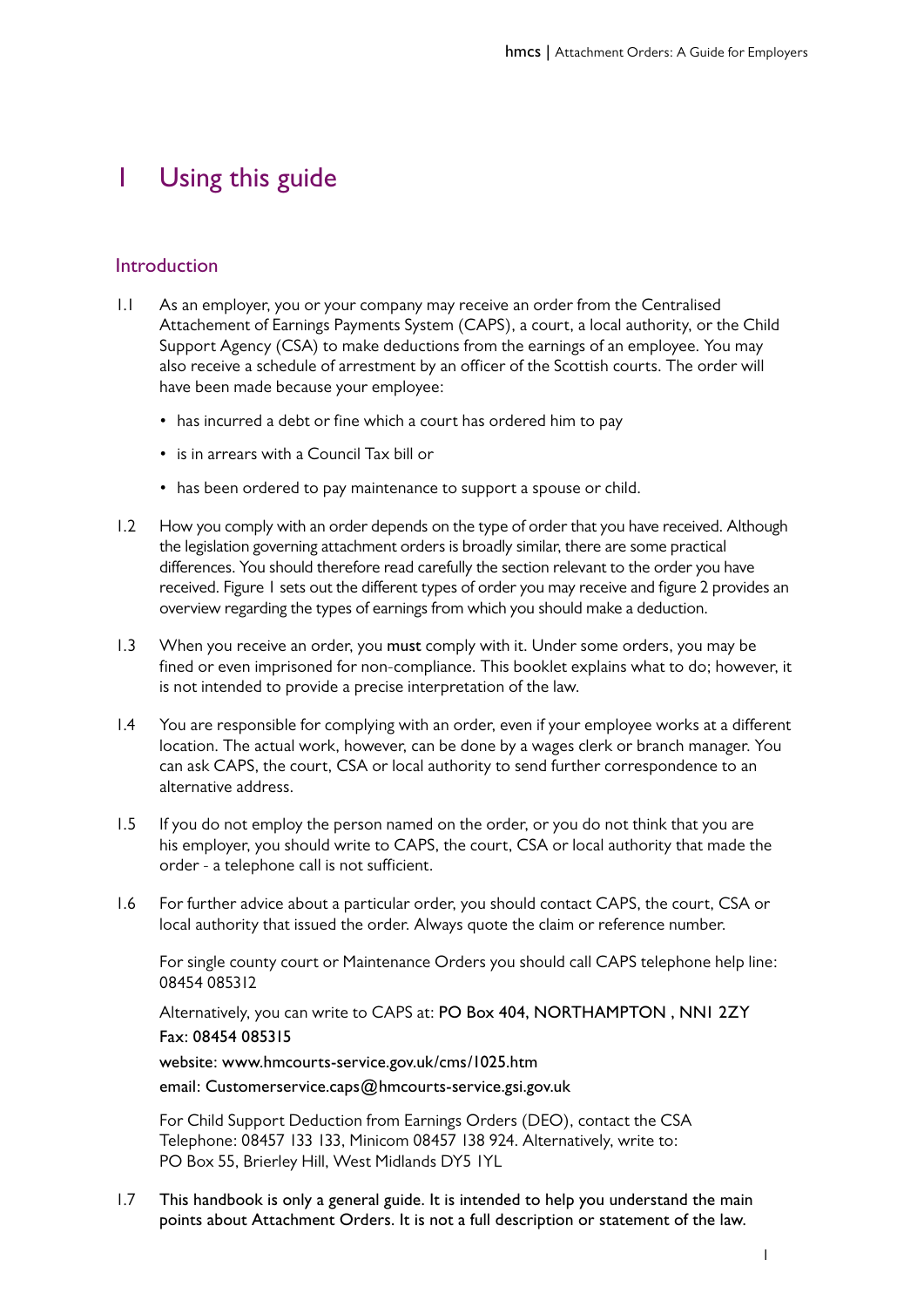# 1 Using this guide

## Introduction

1.1 As an employer, you or your company may receive an order from the Centralised Attachement of Earnings Payments System (CAPS), a court, a local authority, or the Child Support Agency (CSA) to make deductions from the earnings of an employee. You may also receive a schedule of arrestment by an officer of the Scottish courts. The order will have been made because your employee:

- has incurred a debt or fine which a court has ordered him to pay
- is in arrears with a Council Tax bill or
- has been ordered to pay maintenance to support a spouse or child.

1.2 How you comply with an order depends on the type of order that you have received. Although the legislation governing attachment orders is broadly similar, there are some practical differences. You should therefore read carefully the section relevant to the order you have received. Figure 1 sets out the different types of order you may receive and figure 2 provides an overview regarding the types of earnings from which you should make a deduction.

1.3 When you receive an order, you **must** comply with it. Under some orders, you may be fined or even imprisoned for non-compliance. This booklet explains what to do; however, it is not intended to provide a precise interpretation of the law.

1.4 You are responsible for complying with an order, even if your employee works at a different location. The actual work, however, can be done by a wages clerk or branch manager. You can ask CAPS, the court, CSA or local authority to send further correspondence to an alternative address.

1.5 If you do not employ the person named on the order, or you do not think that you are his employer, you should write to CAPS, the court, CSA or local authority that made the order - a telephone call is not sufficient.

1.6 For further advice about a particular order, you should contact CAPS, the court, CSA or local authority that issued the order. Always quote the claim or reference number.

For single county court or Maintenance Orders you should call CAPS telephone help line: 08454 085312

Alternatively, you can write to CAPS at: PO Box 404, NORTHAMPTON , NN1 2ZY
Fax: 08454 085315

website: www.hmcourts-service.gov.uk/cms/1025.htm

email: Customerservice.caps@hmcourts-service.gsi.gov.uk

For Child Support Deduction from Earnings Orders (DEO), contact the CSA
Telephone: 08457 133 133, Minicom 08457 138 924. Alternatively, write to:
PO Box 55, Brierley Hill, West Midlands DY5 1YL

1.7 This handbook is only a general guide. It is intended to help you understand the main points about Attachment Orders. It is not a full description or statement of the law.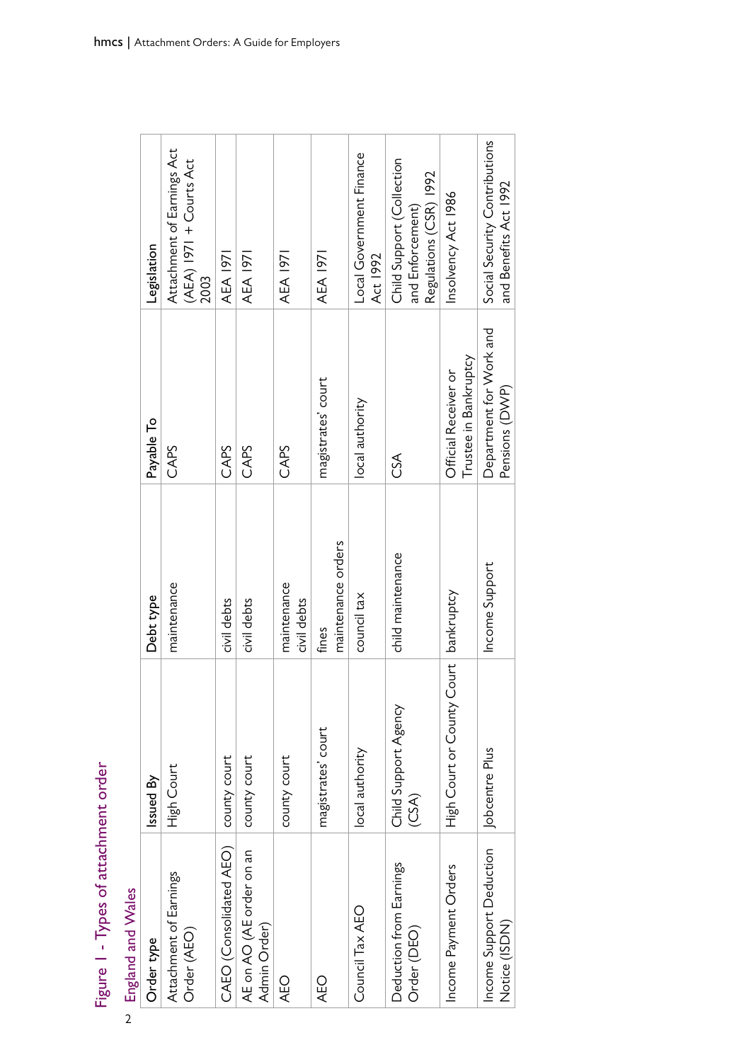## Figure 1 - Types of attachment order

### England and Wales

| Order type | Issued By | Debt type | Payable To | Legislation |
|---|---|---|---|---|
| Attachment of Earnings Order (AEO) | High Court | maintenance | CAPS | Attachment of Earnings Act (AEA) 1971 + Courts Act 2003 |
| CAEO (Consolidated AEO) | county court | civil debts | CAPS | AEA 1971 |
| AE on AO (AE order on an Admin Order) | county court | civil debts | CAPS | AEA 1971 |
| AEO | county court | maintenance<br>civil debts | CAPS | AEA 1971 |
| AEO | magistrates' court | fines<br>maintenance orders | magistrates' court | AEA 1971 |
| Council Tax AEO | local authority | council tax | local authority | Local Government Finance Act 1992 |
| Deduction from Earnings Order (DEO) | Child Support Agency (CSA) | child maintenance | CSA | Child Support (Collection and Enforcement) Regulations (CSR) 1992 |
| Income Payment Orders | High Court or County Court | bankruptcy | Official Receiver or Trustee in Bankruptcy | Insolvency Act 1986 |
| Income Support Deduction Notice (ISDN) | Jobcentre Plus | Income Support | Department for Work and Pensions (DWP) | Social Security Contributions and Benefits Act 1992 |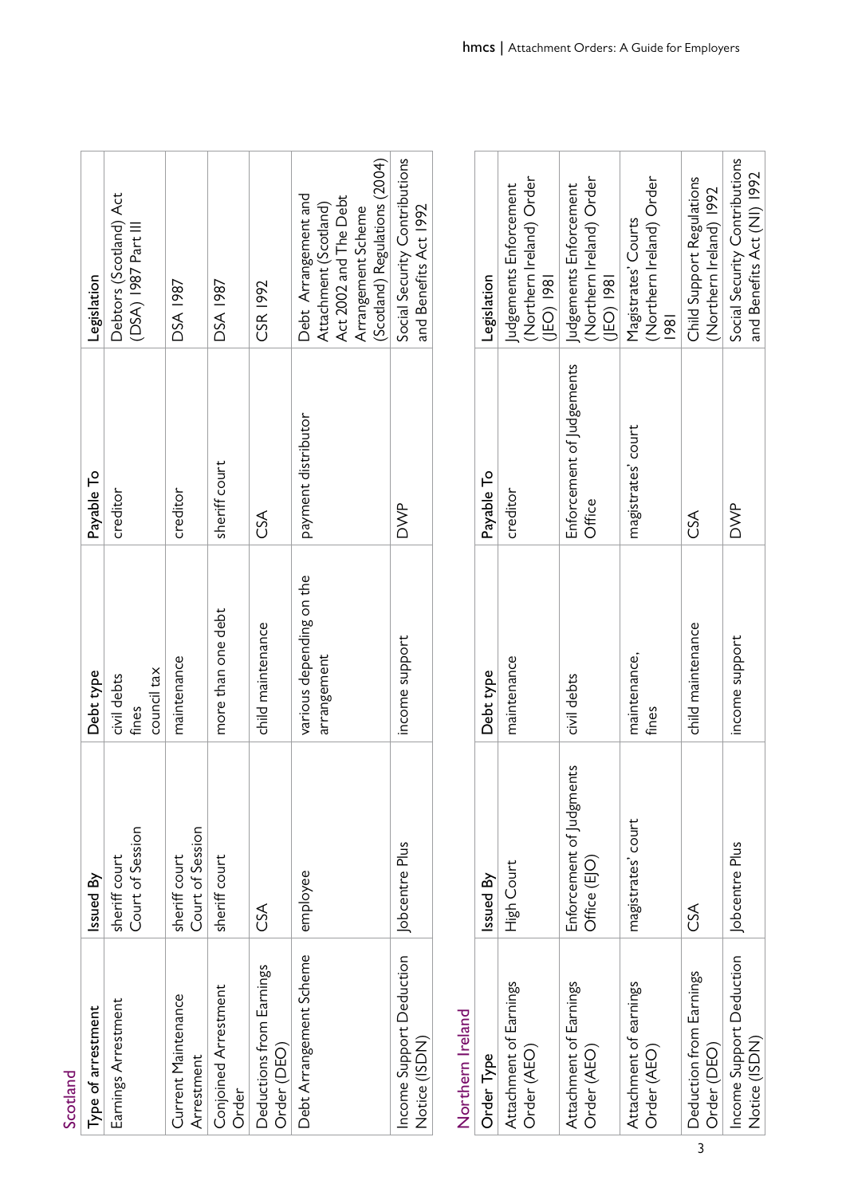## Scotland

| Type of arrestment | Issued By | Debt type | Payable To | Legislation |
|---|---|---|---|---|
| Earnings Arrestment | sheriff court<br>Court of Session | civil debts<br>fines<br>council tax | creditor | Debtors (Scotland) Act (DSA) 1987 Part III |
| Current Maintenance Arrestment | sheriff court<br>Court of Session | maintenance | creditor | DSA 1987 |
| Conjoined Arrestment Order | sheriff court | more than one debt | sheriff court | DSA 1987 |
| Deductions from Earnings Order (DEO) | CSA | child maintenance | CSA | CSR 1992 |
| Debt Arrangement Scheme | employee | various depending on the arrangement | payment distributor | Debt Arrangement and Attachment (Scotland) Act 2002 and The Debt Arrangement Scheme (Scotland) Regulations (2004) |
| Income Support Deduction Notice (ISDN) | Jobcentre Plus | income support | DWP | Social Security Contributions and Benefits Act 1992 |

## Northern Ireland

| Order Type | Issued By | Debt type | Payable To | Legislation |
|---|---|---|---|---|
| Attachment of Earnings Order (AEO) | High Court | maintenance | creditor | Judgements Enforcement (Northern Ireland) Order (JEO) 1981 |
| Attachment of Earnings Order (AEO) | Enforcement of Judgments Office (EJO) | civil debts | Enforcement of Judgements Office | Judgements Enforcement (Northern Ireland) Order (JEO) 1981 |
| Attachment of earnings Order (AEO) | magistrates' court | maintenance, fines | magistrates' court | Magistrates' Courts (Northern Ireland) Order 1981 |
| Deduction from Earnings Order (DEO) | CSA | child maintenance | CSA | Child Support Regulations (Northern Ireland) 1992 |
| Income Support Deduction Notice (ISDN) | Jobcentre Plus | income support | DWP | Social Security Contributions and Benefits Act (NI) 1992 |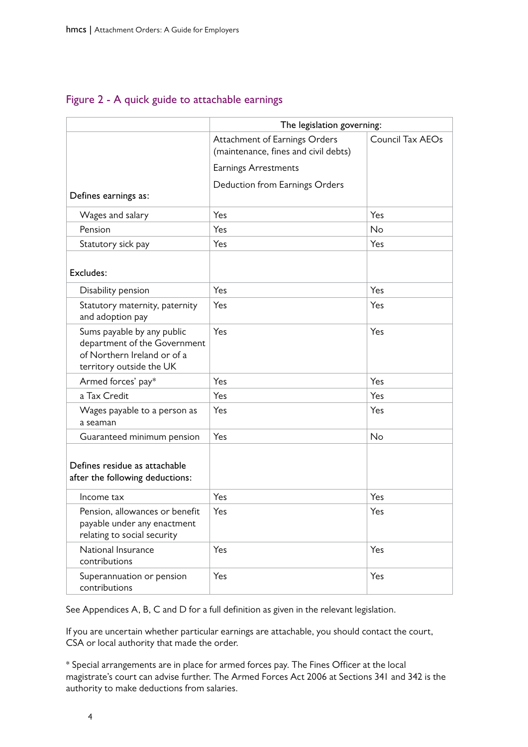## Figure 2 - A quick guide to attachable earnings

| | The legislation governing: | |
|---|---|---|
| **Defines earnings as:** | Attachment of Earnings Orders (maintenance, fines and civil debts)<br><br>Earnings Arrestments<br><br>Deduction from Earnings Orders | Council Tax AEOs |
| Wages and salary | Yes | Yes |
| Pension | Yes | No |
| Statutory sick pay | Yes | Yes |
| **Excludes:** | | |
| Disability pension | Yes | Yes |
| Statutory maternity, paternity and adoption pay | Yes | Yes |
| Sums payable by any public department of the Government of Northern Ireland or of a territory outside the UK | Yes | Yes |
| Armed forces' pay* | Yes | Yes |
| a Tax Credit | Yes | Yes |
| Wages payable to a person as a seaman | Yes | Yes |
| Guaranteed minimum pension | Yes | No |
| **Defines residue as attachable after the following deductions:** | | |
| Income tax | Yes | Yes |
| Pension, allowances or benefit payable under any enactment relating to social security | Yes | Yes |
| National Insurance contributions | Yes | Yes |
| Superannuation or pension contributions | Yes | Yes |

See Appendices A, B, C and D for a full definition as given in the relevant legislation.

If you are uncertain whether particular earnings are attachable, you should contact the court, CSA or local authority that made the order.

* Special arrangements are in place for armed forces pay. The Fines Officer at the local magistrate's court can advise further. The Armed Forces Act 2006 at Sections 341 and 342 is the authority to make deductions from salaries.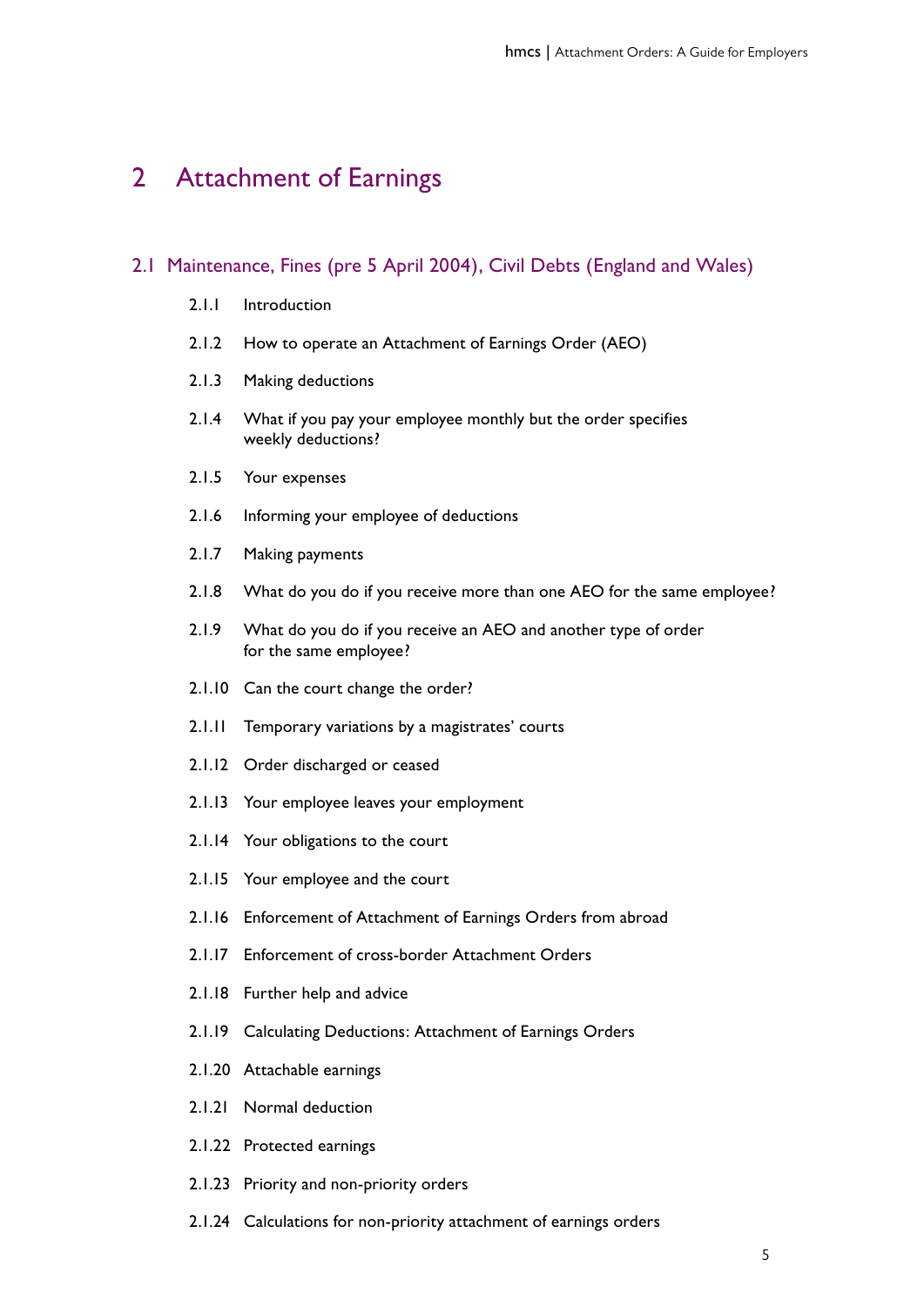# 2 Attachment of Earnings

## 2.1 Maintenance, Fines (pre 5 April 2004), Civil Debts (England and Wales)

- 2.1.1 Introduction
- 2.1.2 How to operate an Attachment of Earnings Order (AEO)
- 2.1.3 Making deductions
- 2.1.4 What if you pay your employee monthly but the order specifies weekly deductions?
- 2.1.5 Your expenses
- 2.1.6 Informing your employee of deductions
- 2.1.7 Making payments
- 2.1.8 What do you do if you receive more than one AEO for the same employee?
- 2.1.9 What do you do if you receive an AEO and another type of order for the same employee?
- 2.1.10 Can the court change the order?
- 2.1.11 Temporary variations by a magistrates' courts
- 2.1.12 Order discharged or ceased
- 2.1.13 Your employee leaves your employment
- 2.1.14 Your obligations to the court
- 2.1.15 Your employee and the court
- 2.1.16 Enforcement of Attachment of Earnings Orders from abroad
- 2.1.17 Enforcement of cross-border Attachment Orders
- 2.1.18 Further help and advice
- 2.1.19 Calculating Deductions: Attachment of Earnings Orders
- 2.1.20 Attachable earnings
- 2.1.21 Normal deduction
- 2.1.22 Protected earnings
- 2.1.23 Priority and non-priority orders
- 2.1.24 Calculations for non-priority attachment of earnings orders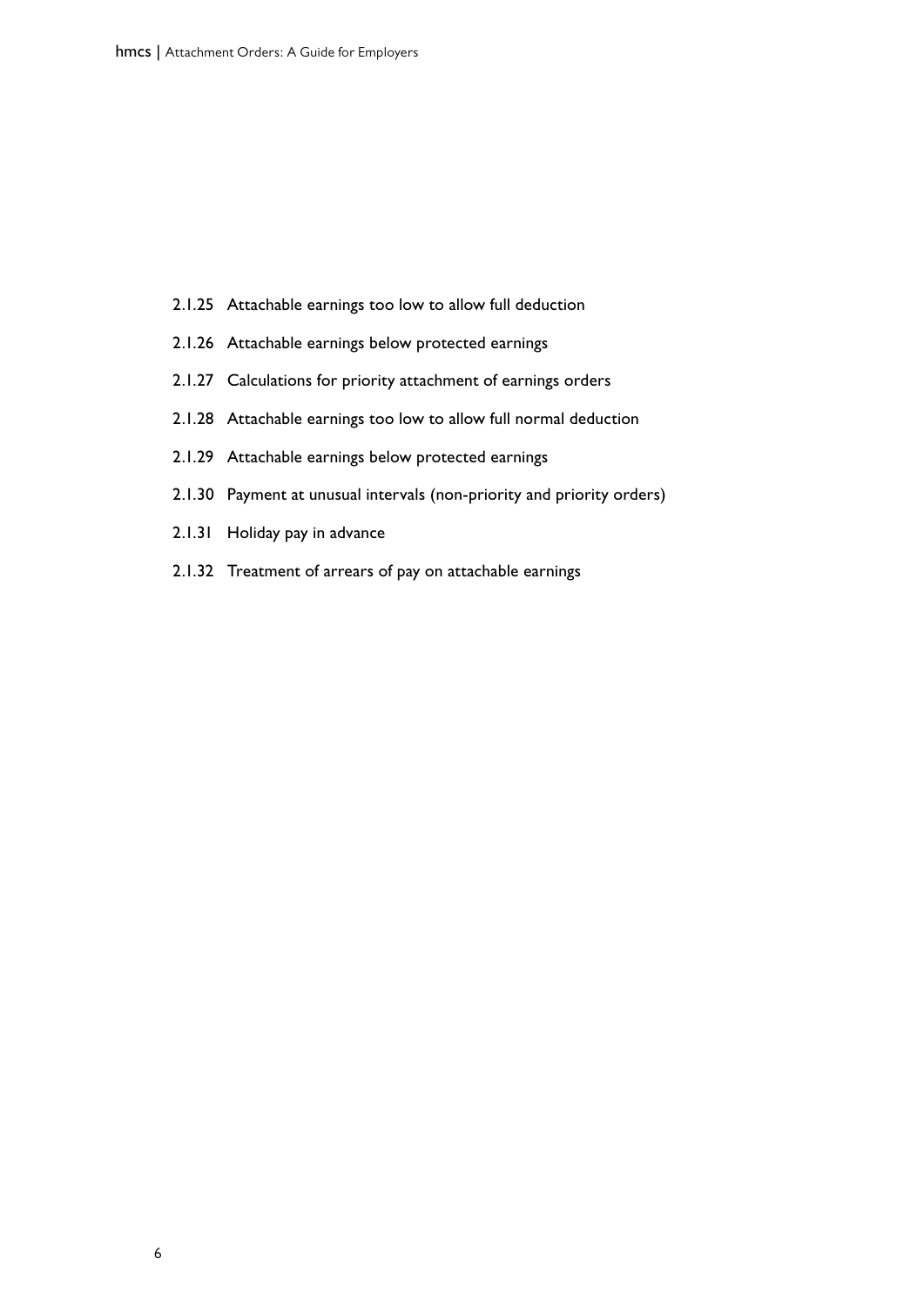2.1.25 Attachable earnings too low to allow full deduction

2.1.26 Attachable earnings below protected earnings

2.1.27 Calculations for priority attachment of earnings orders

2.1.28 Attachable earnings too low to allow full normal deduction

2.1.29 Attachable earnings below protected earnings

2.1.30 Payment at unusual intervals (non-priority and priority orders)

2.1.31 Holiday pay in advance

2.1.32 Treatment of arrears of pay on attachable earnings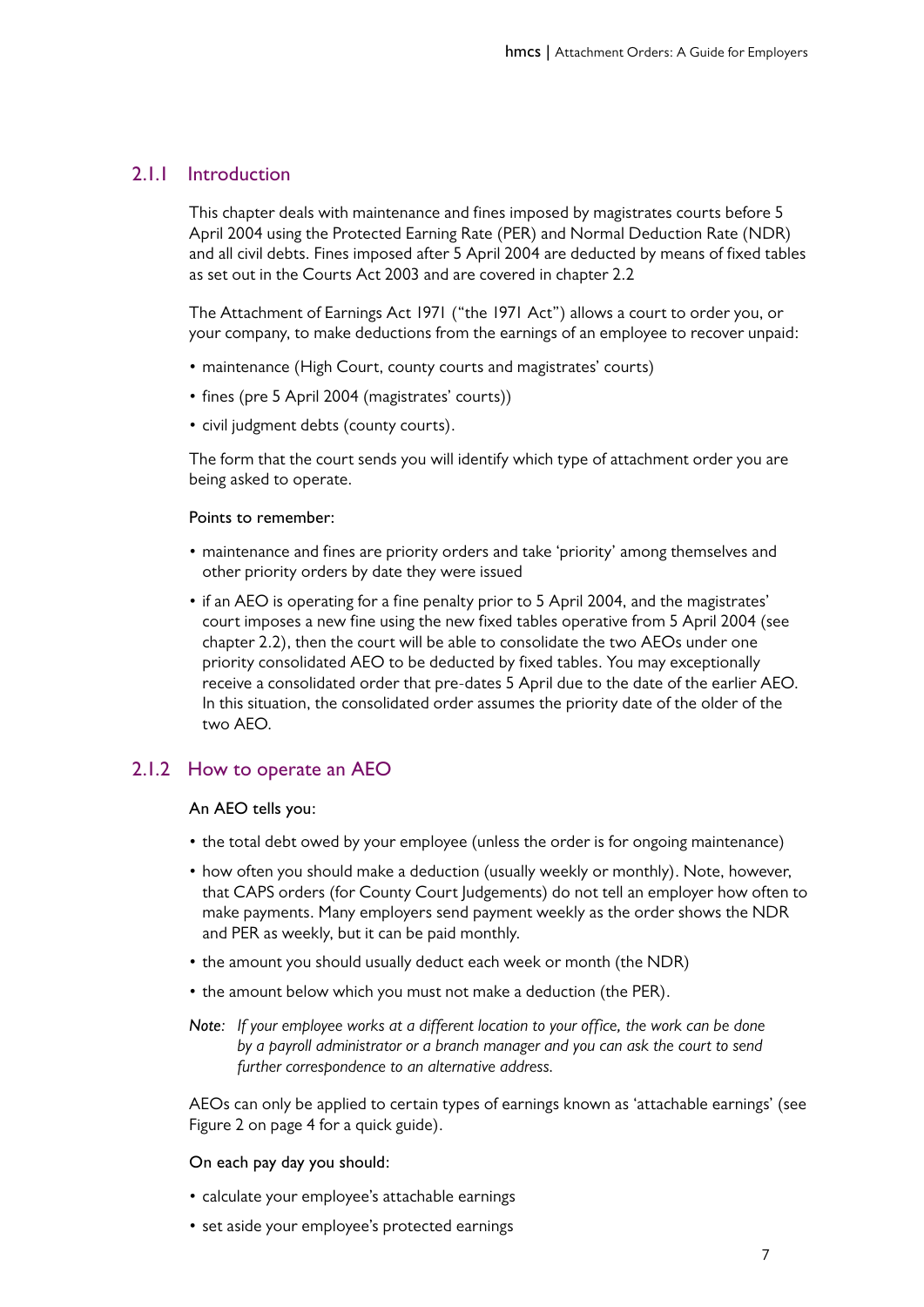## 2.1.1 Introduction

This chapter deals with maintenance and fines imposed by magistrates courts before 5 April 2004 using the Protected Earning Rate (PER) and Normal Deduction Rate (NDR) and all civil debts. Fines imposed after 5 April 2004 are deducted by means of fixed tables as set out in the Courts Act 2003 and are covered in chapter 2.2

The Attachment of Earnings Act 1971 ("the 1971 Act") allows a court to order you, or your company, to make deductions from the earnings of an employee to recover unpaid:

- maintenance (High Court, county courts and magistrates' courts)
- fines (pre 5 April 2004 (magistrates' courts))
- civil judgment debts (county courts).

The form that the court sends you will identify which type of attachment order you are being asked to operate.

Points to remember:

- maintenance and fines are priority orders and take 'priority' among themselves and other priority orders by date they were issued
- if an AEO is operating for a fine penalty prior to 5 April 2004, and the magistrates' court imposes a new fine using the new fixed tables operative from 5 April 2004 (see chapter 2.2), then the court will be able to consolidate the two AEOs under one priority consolidated AEO to be deducted by fixed tables. You may exceptionally receive a consolidated order that pre-dates 5 April due to the date of the earlier AEO. In this situation, the consolidated order assumes the priority date of the older of the two AEO.

## 2.1.2 How to operate an AEO

An AEO tells you:

- the total debt owed by your employee (unless the order is for ongoing maintenance)
- how often you should make a deduction (usually weekly or monthly). Note, however, that CAPS orders (for County Court Judgements) do not tell an employer how often to make payments. Many employers send payment weekly as the order shows the NDR and PER as weekly, but it can be paid monthly.
- the amount you should usually deduct each week or month (the NDR)
- the amount below which you must not make a deduction (the PER).

*Note: If your employee works at a different location to your office, the work can be done by a payroll administrator or a branch manager and you can ask the court to send further correspondence to an alternative address.*

AEOs can only be applied to certain types of earnings known as 'attachable earnings' (see Figure 2 on page 4 for a quick guide).

On each pay day you should:

- calculate your employee's attachable earnings
- set aside your employee's protected earnings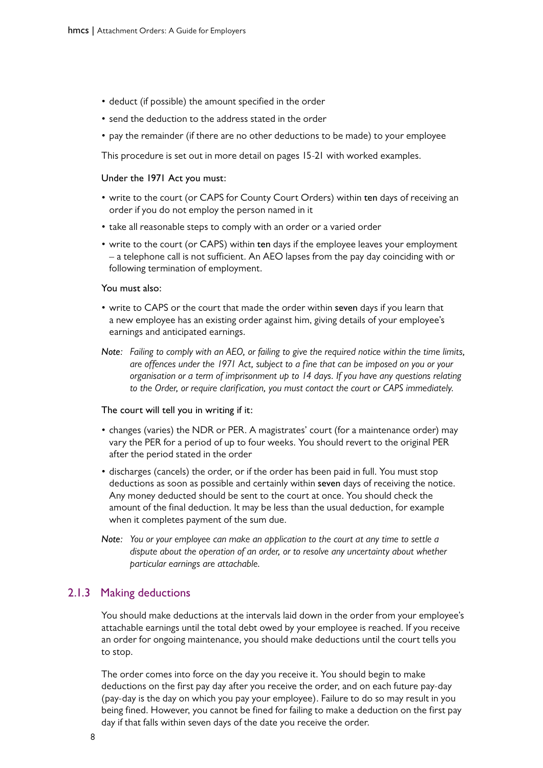- deduct (if possible) the amount specified in the order
- send the deduction to the address stated in the order
- pay the remainder (if there are no other deductions to be made) to your employee

This procedure is set out in more detail on pages 15-21 with worked examples.

Under the 1971 Act you must:

- write to the court (or CAPS for County Court Orders) within **ten** days of receiving an order if you do not employ the person named in it
- take all reasonable steps to comply with an order or a varied order
- write to the court (or CAPS) within **ten** days if the employee leaves your employment – a telephone call is not sufficient. An AEO lapses from the pay day coinciding with or following termination of employment.

You must also:

- write to CAPS or the court that made the order within **seven** days if you learn that a new employee has an existing order against him, giving details of your employee's earnings and anticipated earnings.

*Note: Failing to comply with an AEO, or failing to give the required notice within the time limits, are offences under the 1971 Act, subject to a fine that can be imposed on you or your organisation or a term of imprisonment up to 14 days. If you have any questions relating to the Order, or require clarification, you must contact the court or CAPS immediately.*

The court will tell you in writing if it:

- changes (varies) the NDR or PER. A magistrates' court (for a maintenance order) may vary the PER for a period of up to four weeks. You should revert to the original PER after the period stated in the order
- discharges (cancels) the order, or if the order has been paid in full. You must stop deductions as soon as possible and certainly within **seven** days of receiving the notice. Any money deducted should be sent to the court at once. You should check the amount of the final deduction. It may be less than the usual deduction, for example when it completes payment of the sum due.

*Note: You or your employee can make an application to the court at any time to settle a dispute about the operation of an order, or to resolve any uncertainty about whether particular earnings are attachable.*

### 2.1.3 Making deductions

You should make deductions at the intervals laid down in the order from your employee's attachable earnings until the total debt owed by your employee is reached. If you receive an order for ongoing maintenance, you should make deductions until the court tells you to stop.

The order comes into force on the day you receive it. You should begin to make deductions on the first pay day after you receive the order, and on each future pay-day (pay-day is the day on which you pay your employee). Failure to do so may result in you being fined. However, you cannot be fined for failing to make a deduction on the first pay day if that falls within seven days of the date you receive the order.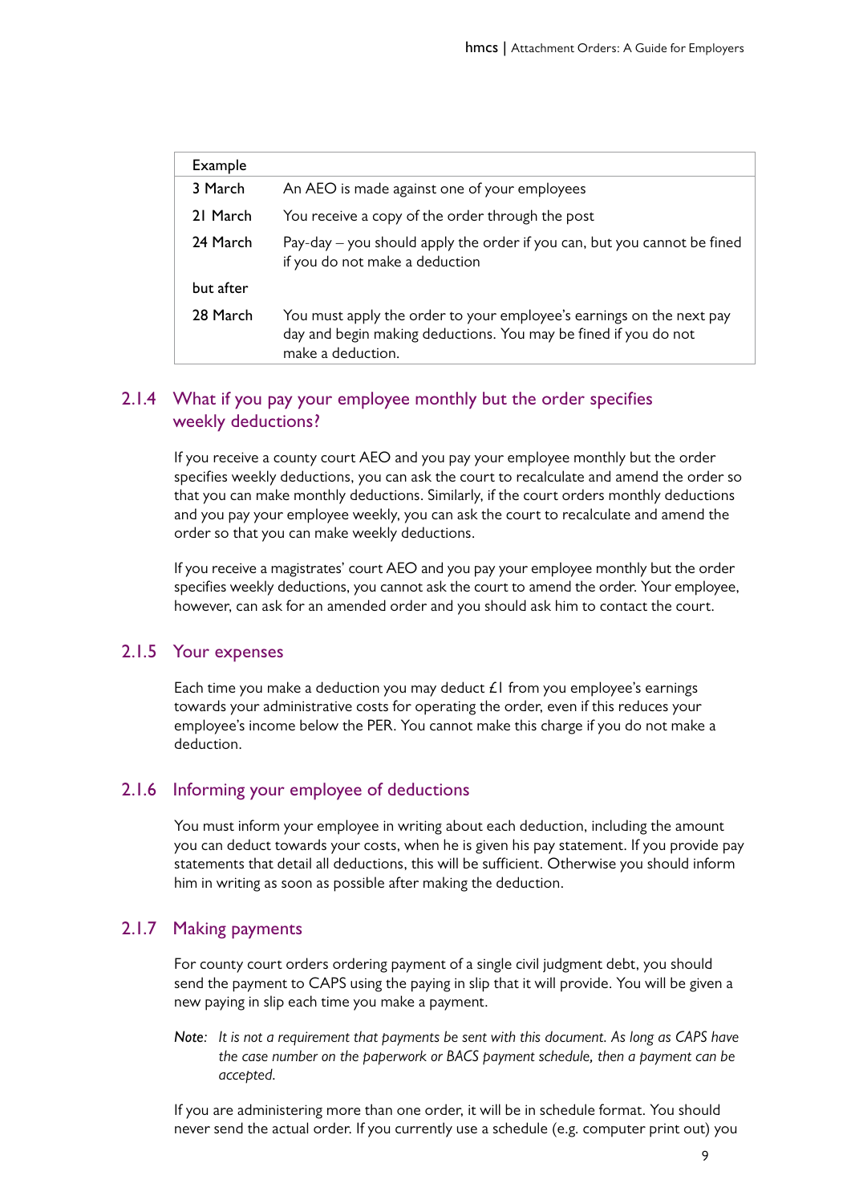| Example | |
|---|---|
| 3 March | An AEO is made against one of your employees |
| 21 March | You receive a copy of the order through the post |
| 24 March | Pay-day – you should apply the order if you can, but you cannot be fined if you do not make a deduction |
| but after | |
| 28 March | You must apply the order to your employee's earnings on the next pay day and begin making deductions. You may be fined if you do not make a deduction. |

### 2.1.4 What if you pay your employee monthly but the order specifies weekly deductions?

If you receive a county court AEO and you pay your employee monthly but the order specifies weekly deductions, you can ask the court to recalculate and amend the order so that you can make monthly deductions. Similarly, if the court orders monthly deductions and you pay your employee weekly, you can ask the court to recalculate and amend the order so that you can make weekly deductions.

If you receive a magistrates' court AEO and you pay your employee monthly but the order specifies weekly deductions, you cannot ask the court to amend the order. Your employee, however, can ask for an amended order and you should ask him to contact the court.

### 2.1.5 Your expenses

Each time you make a deduction you may deduct £1 from you employee's earnings towards your administrative costs for operating the order, even if this reduces your employee's income below the PER. You cannot make this charge if you do not make a deduction.

### 2.1.6 Informing your employee of deductions

You must inform your employee in writing about each deduction, including the amount you can deduct towards your costs, when he is given his pay statement. If you provide pay statements that detail all deductions, this will be sufficient. Otherwise you should inform him in writing as soon as possible after making the deduction.

### 2.1.7 Making payments

For county court orders ordering payment of a single civil judgment debt, you should send the payment to CAPS using the paying in slip that it will provide. You will be given a new paying in slip each time you make a payment.

*Note: It is not a requirement that payments be sent with this document. As long as CAPS have the case number on the paperwork or BACS payment schedule, then a payment can be accepted.*

If you are administering more than one order, it will be in schedule format. You should never send the actual order. If you currently use a schedule (e.g. computer print out) you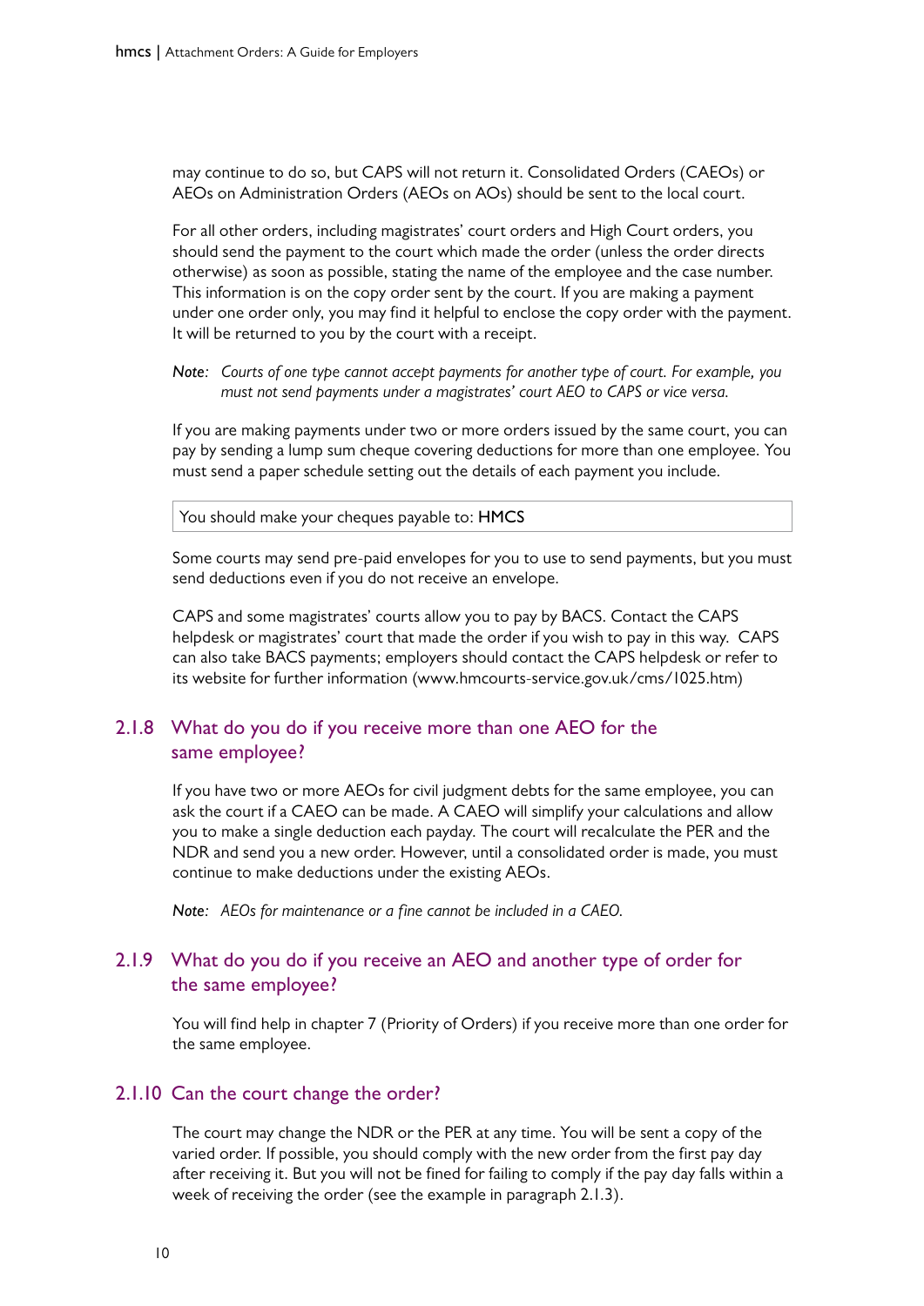may continue to do so, but CAPS will not return it. Consolidated Orders (CAEOs) or AEOs on Administration Orders (AEOs on AOs) should be sent to the local court.

For all other orders, including magistrates' court orders and High Court orders, you should send the payment to the court which made the order (unless the order directs otherwise) as soon as possible, stating the name of the employee and the case number. This information is on the copy order sent by the court. If you are making a payment under one order only, you may find it helpful to enclose the copy order with the payment. It will be returned to you by the court with a receipt.

*Note: Courts of one type cannot accept payments for another type of court. For example, you must not send payments under a magistrates' court AEO to CAPS or vice versa.*

If you are making payments under two or more orders issued by the same court, you can pay by sending a lump sum cheque covering deductions for more than one employee. You must send a paper schedule setting out the details of each payment you include.

| You should make your cheques payable to: HMCS |
|---|

Some courts may send pre-paid envelopes for you to use to send payments, but you must send deductions even if you do not receive an envelope.

CAPS and some magistrates' courts allow you to pay by BACS. Contact the CAPS helpdesk or magistrates' court that made the order if you wish to pay in this way. CAPS can also take BACS payments; employers should contact the CAPS helpdesk or refer to its website for further information (www.hmcourts-service.gov.uk/cms/1025.htm)

## 2.1.8 What do you do if you receive more than one AEO for the same employee?

If you have two or more AEOs for civil judgment debts for the same employee, you can ask the court if a CAEO can be made. A CAEO will simplify your calculations and allow you to make a single deduction each payday. The court will recalculate the PER and the NDR and send you a new order. However, until a consolidated order is made, you must continue to make deductions under the existing AEOs.

*Note: AEOs for maintenance or a fine cannot be included in a CAEO.*

## 2.1.9 What do you do if you receive an AEO and another type of order for the same employee?

You will find help in chapter 7 (Priority of Orders) if you receive more than one order for the same employee.

## 2.1.10 Can the court change the order?

The court may change the NDR or the PER at any time. You will be sent a copy of the varied order. If possible, you should comply with the new order from the first pay day after receiving it. But you will not be fined for failing to comply if the pay day falls within a week of receiving the order (see the example in paragraph 2.1.3).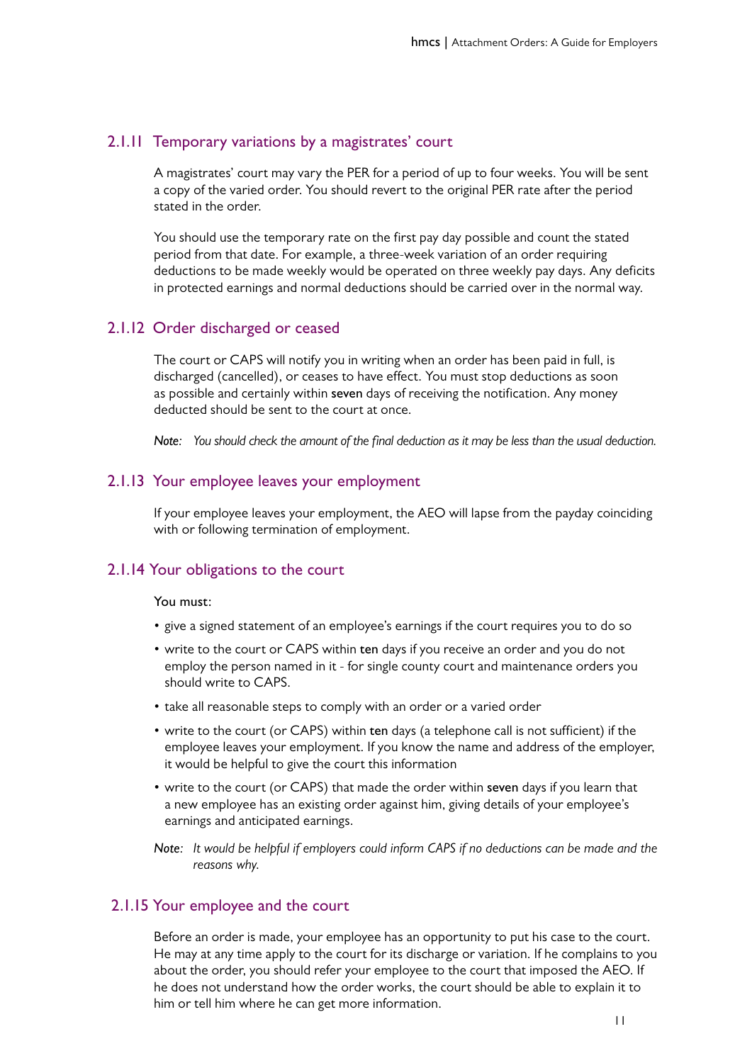### 2.1.11 Temporary variations by a magistrates' court

A magistrates' court may vary the PER for a period of up to four weeks. You will be sent a copy of the varied order. You should revert to the original PER rate after the period stated in the order.

You should use the temporary rate on the first pay day possible and count the stated period from that date. For example, a three-week variation of an order requiring deductions to be made weekly would be operated on three weekly pay days. Any deficits in protected earnings and normal deductions should be carried over in the normal way.

### 2.1.12 Order discharged or ceased

The court or CAPS will notify you in writing when an order has been paid in full, is discharged (cancelled), or ceases to have effect. You must stop deductions as soon as possible and certainly within **seven** days of receiving the notification. Any money deducted should be sent to the court at once.

*Note: You should check the amount of the final deduction as it may be less than the usual deduction.*

### 2.1.13 Your employee leaves your employment

If your employee leaves your employment, the AEO will lapse from the payday coinciding with or following termination of employment.

### 2.1.14 Your obligations to the court

You must:

- give a signed statement of an employee's earnings if the court requires you to do so
- write to the court or CAPS within **ten** days if you receive an order and you do not employ the person named in it - for single county court and maintenance orders you should write to CAPS.
- take all reasonable steps to comply with an order or a varied order
- write to the court (or CAPS) within **ten** days (a telephone call is not sufficient) if the employee leaves your employment. If you know the name and address of the employer, it would be helpful to give the court this information
- write to the court (or CAPS) that made the order within **seven** days if you learn that a new employee has an existing order against him, giving details of your employee's earnings and anticipated earnings.

*Note: It would be helpful if employers could inform CAPS if no deductions can be made and the reasons why.*

### 2.1.15 Your employee and the court

Before an order is made, your employee has an opportunity to put his case to the court. He may at any time apply to the court for its discharge or variation. If he complains to you about the order, you should refer your employee to the court that imposed the AEO. If he does not understand how the order works, the court should be able to explain it to him or tell him where he can get more information.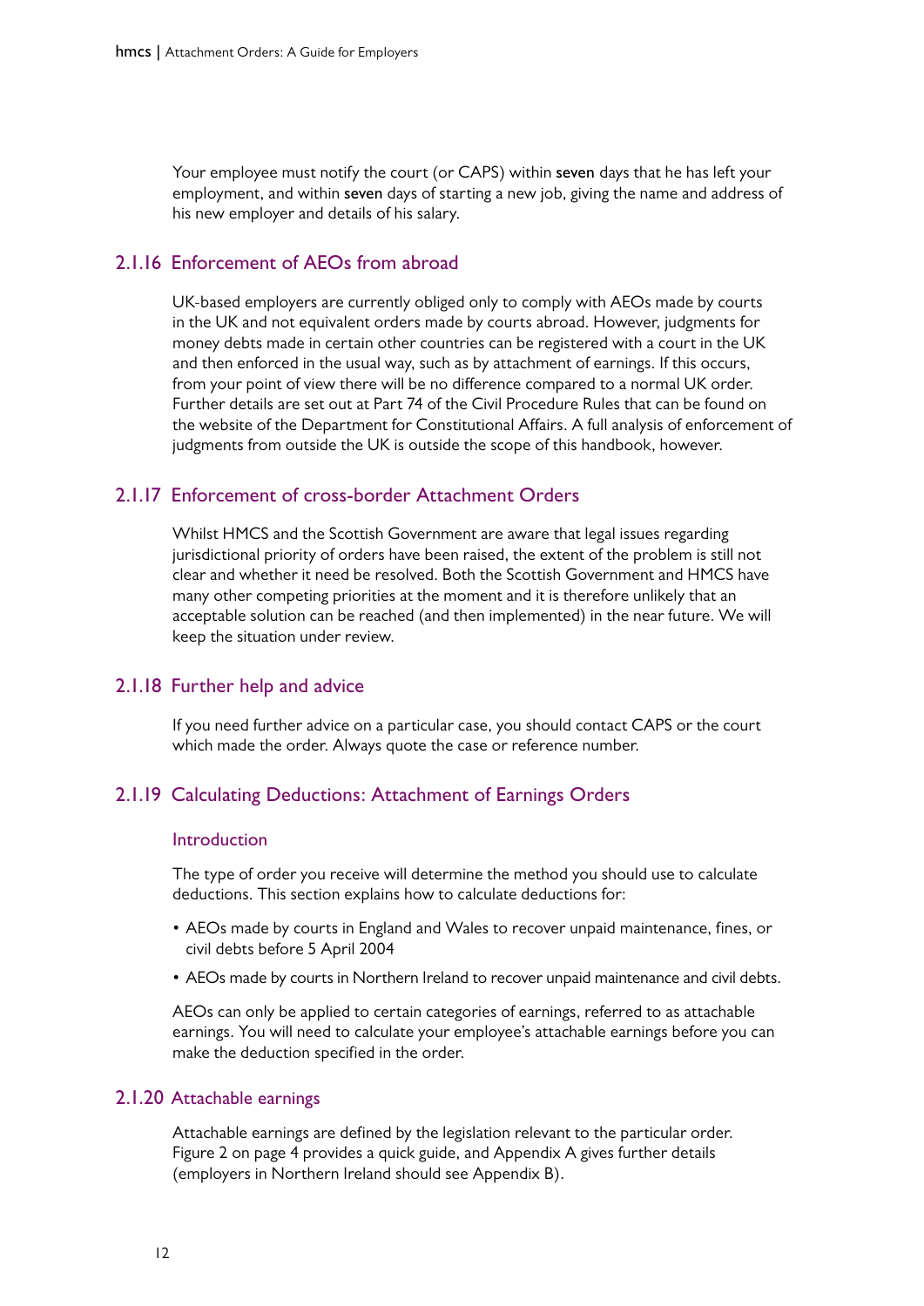Your employee must notify the court (or CAPS) within **seven** days that he has left your employment, and within **seven** days of starting a new job, giving the name and address of his new employer and details of his salary.

### 2.1.16 Enforcement of AEOs from abroad

UK-based employers are currently obliged only to comply with AEOs made by courts in the UK and not equivalent orders made by courts abroad. However, judgments for money debts made in certain other countries can be registered with a court in the UK and then enforced in the usual way, such as by attachment of earnings. If this occurs, from your point of view there will be no difference compared to a normal UK order. Further details are set out at Part 74 of the Civil Procedure Rules that can be found on the website of the Department for Constitutional Affairs. A full analysis of enforcement of judgments from outside the UK is outside the scope of this handbook, however.

### 2.1.17 Enforcement of cross-border Attachment Orders

Whilst HMCS and the Scottish Government are aware that legal issues regarding jurisdictional priority of orders have been raised, the extent of the problem is still not clear and whether it need be resolved. Both the Scottish Government and HMCS have many other competing priorities at the moment and it is therefore unlikely that an acceptable solution can be reached (and then implemented) in the near future. We will keep the situation under review.

### 2.1.18 Further help and advice

If you need further advice on a particular case, you should contact CAPS or the court which made the order. Always quote the case or reference number.

### 2.1.19 Calculating Deductions: Attachment of Earnings Orders

#### Introduction

The type of order you receive will determine the method you should use to calculate deductions. This section explains how to calculate deductions for:

- AEOs made by courts in England and Wales to recover unpaid maintenance, fines, or civil debts before 5 April 2004
- AEOs made by courts in Northern Ireland to recover unpaid maintenance and civil debts.

AEOs can only be applied to certain categories of earnings, referred to as attachable earnings. You will need to calculate your employee's attachable earnings before you can make the deduction specified in the order.

### 2.1.20 Attachable earnings

Attachable earnings are defined by the legislation relevant to the particular order. Figure 2 on page 4 provides a quick guide, and Appendix A gives further details (employers in Northern Ireland should see Appendix B).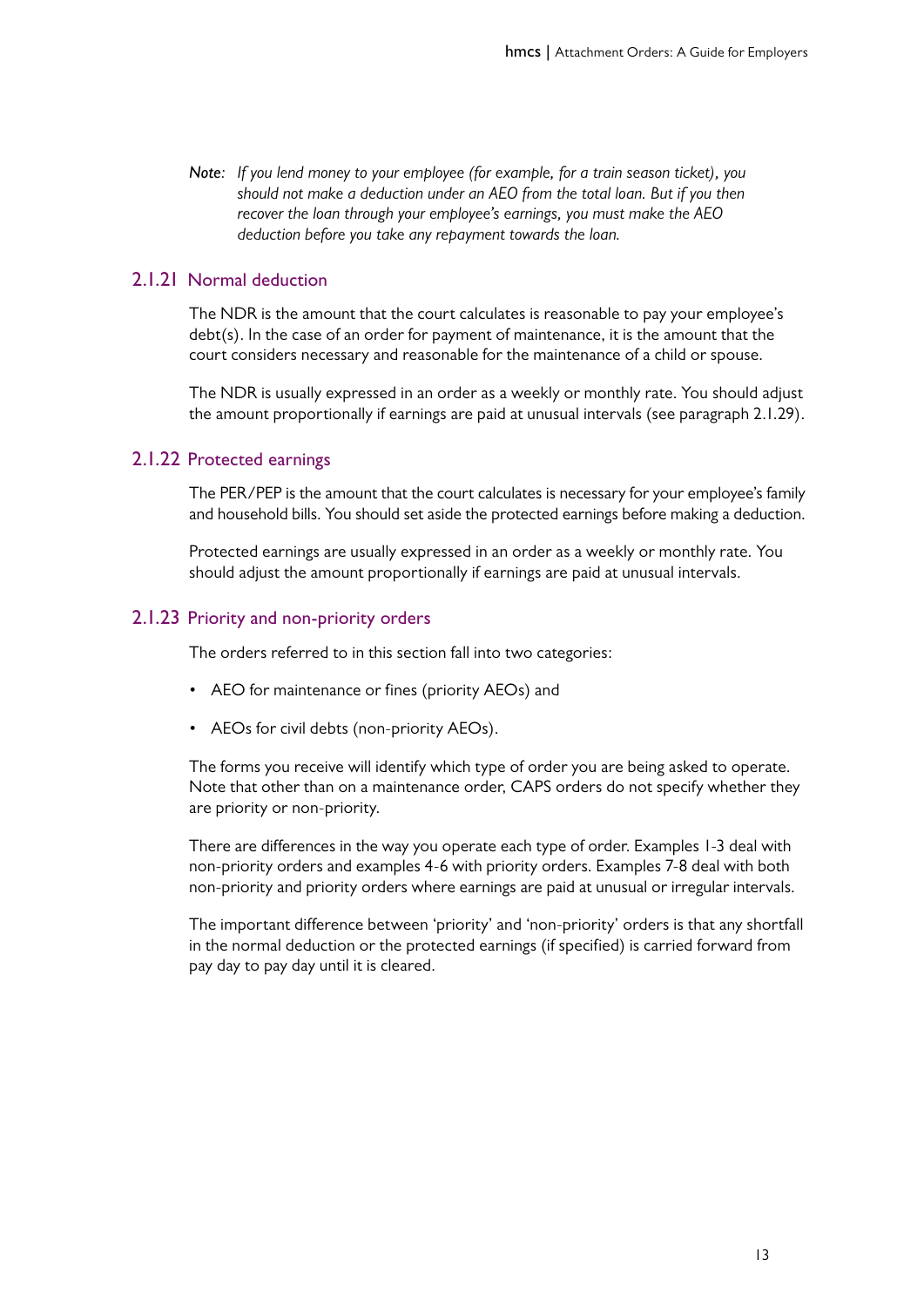*Note: If you lend money to your employee (for example, for a train season ticket), you should not make a deduction under an AEO from the total loan. But if you then recover the loan through your employee's earnings, you must make the AEO deduction before you take any repayment towards the loan.*

### 2.1.21 Normal deduction

The NDR is the amount that the court calculates is reasonable to pay your employee's debt(s). In the case of an order for payment of maintenance, it is the amount that the court considers necessary and reasonable for the maintenance of a child or spouse.

The NDR is usually expressed in an order as a weekly or monthly rate. You should adjust the amount proportionally if earnings are paid at unusual intervals (see paragraph 2.1.29).

### 2.1.22 Protected earnings

The PER/PEP is the amount that the court calculates is necessary for your employee's family and household bills. You should set aside the protected earnings before making a deduction.

Protected earnings are usually expressed in an order as a weekly or monthly rate. You should adjust the amount proportionally if earnings are paid at unusual intervals.

### 2.1.23 Priority and non-priority orders

The orders referred to in this section fall into two categories:

- AEO for maintenance or fines (priority AEOs) and
- AEOs for civil debts (non-priority AEOs).

The forms you receive will identify which type of order you are being asked to operate. Note that other than on a maintenance order, CAPS orders do not specify whether they are priority or non-priority.

There are differences in the way you operate each type of order. Examples 1-3 deal with non-priority orders and examples 4-6 with priority orders. Examples 7-8 deal with both non-priority and priority orders where earnings are paid at unusual or irregular intervals.

The important difference between 'priority' and 'non-priority' orders is that any shortfall in the normal deduction or the protected earnings (if specified) is carried forward from pay day to pay day until it is cleared.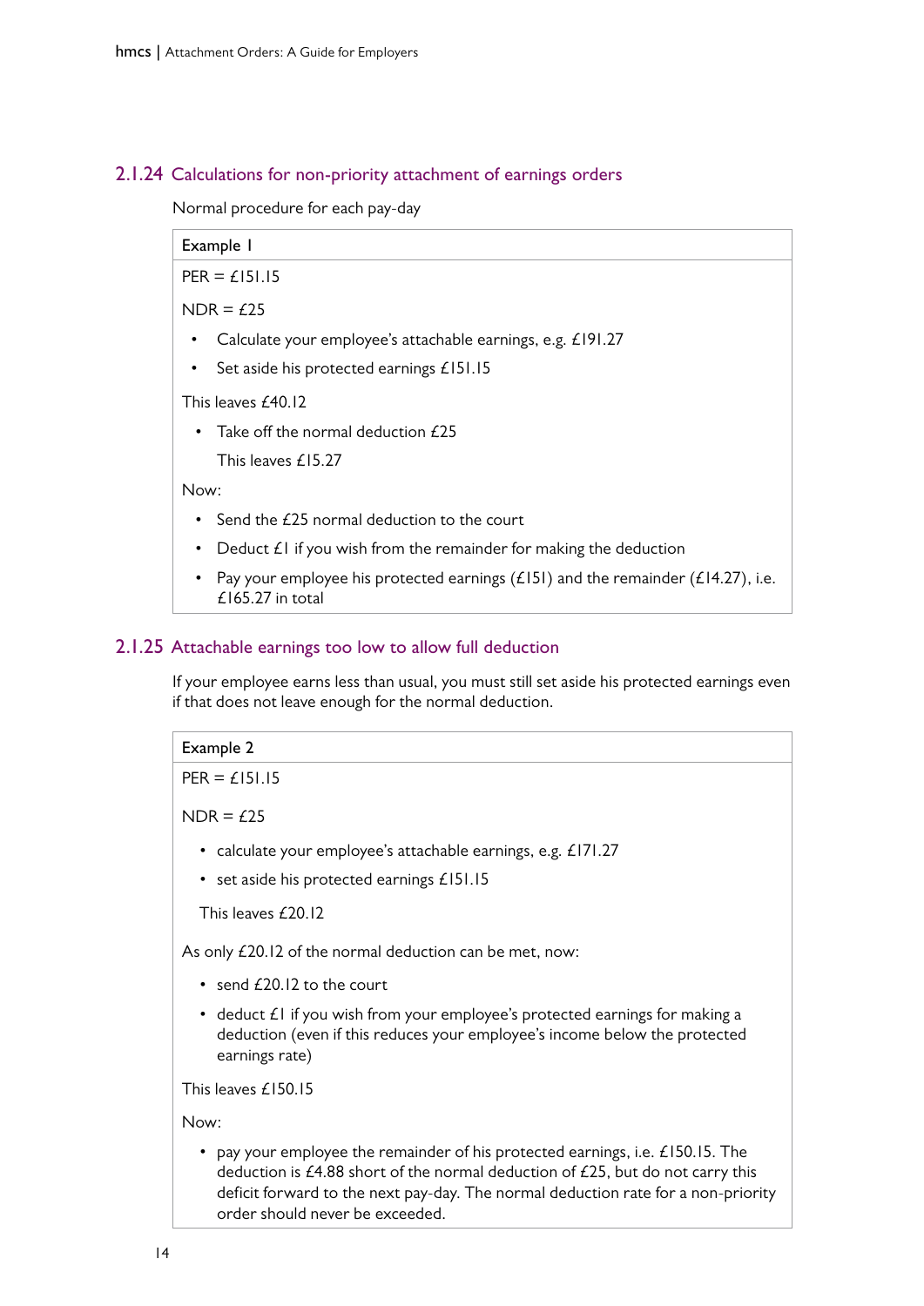### 2.1.24 Calculations for non-priority attachment of earnings orders

Normal procedure for each pay-day

**Example 1**

PER = £151.15

NDR = £25

- Calculate your employee's attachable earnings, e.g. £191.27
- Set aside his protected earnings £151.15

This leaves £40.12

- Take off the normal deduction £25

  This leaves £15.27

Now:

- Send the £25 normal deduction to the court
- Deduct £1 if you wish from the remainder for making the deduction
- Pay your employee his protected earnings (£151) and the remainder (£14.27), i.e. £165.27 in total

### 2.1.25 Attachable earnings too low to allow full deduction

If your employee earns less than usual, you must still set aside his protected earnings even if that does not leave enough for the normal deduction.

**Example 2**

PER = £151.15

NDR = £25

- calculate your employee's attachable earnings, e.g. £171.27
- set aside his protected earnings £151.15

This leaves £20.12

As only £20.12 of the normal deduction can be met, now:

- send £20.12 to the court
- deduct £1 if you wish from your employee's protected earnings for making a deduction (even if this reduces your employee's income below the protected earnings rate)

This leaves £150.15

Now:

- pay your employee the remainder of his protected earnings, i.e. £150.15. The deduction is £4.88 short of the normal deduction of £25, but do not carry this deficit forward to the next pay-day. The normal deduction rate for a non-priority order should never be exceeded.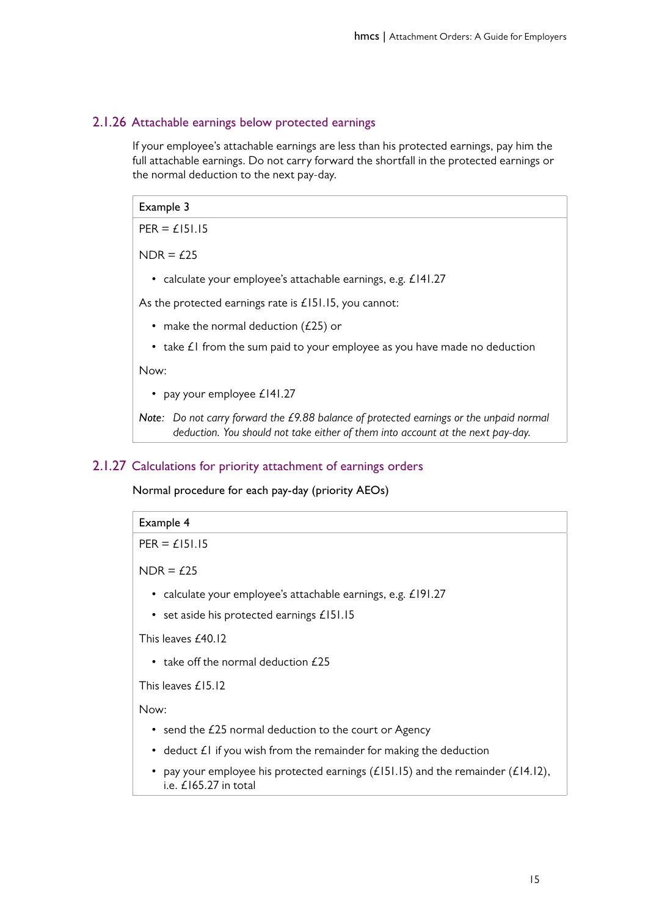### 2.1.26 Attachable earnings below protected earnings

If your employee's attachable earnings are less than his protected earnings, pay him the full attachable earnings. Do not carry forward the shortfall in the protected earnings or the normal deduction to the next pay-day.

| Example 3 |
|---|
| PER = £151.15<br><br>NDR = £25<br><br>• calculate your employee's attachable earnings, e.g. £141.27<br><br>As the protected earnings rate is £151.15, you cannot:<br><br>• make the normal deduction (£25) or<br>• take £1 from the sum paid to your employee as you have made no deduction<br><br>Now:<br><br>• pay your employee £141.27<br><br>*Note*: *Do not carry forward the £9.88 balance of protected earnings or the unpaid normal deduction. You should not take either of them into account at the next pay-day.* |

### 2.1.27 Calculations for priority attachment of earnings orders

Normal procedure for each pay-day (priority AEOs)

| Example 4 |
|---|
| PER = £151.15<br><br>NDR = £25<br><br>• calculate your employee's attachable earnings, e.g. £191.27<br>• set aside his protected earnings £151.15<br><br>This leaves £40.12<br><br>• take off the normal deduction £25<br><br>This leaves £15.12<br><br>Now:<br><br>• send the £25 normal deduction to the court or Agency<br>• deduct £1 if you wish from the remainder for making the deduction<br>• pay your employee his protected earnings (£151.15) and the remainder (£14.12), i.e. £165.27 in total |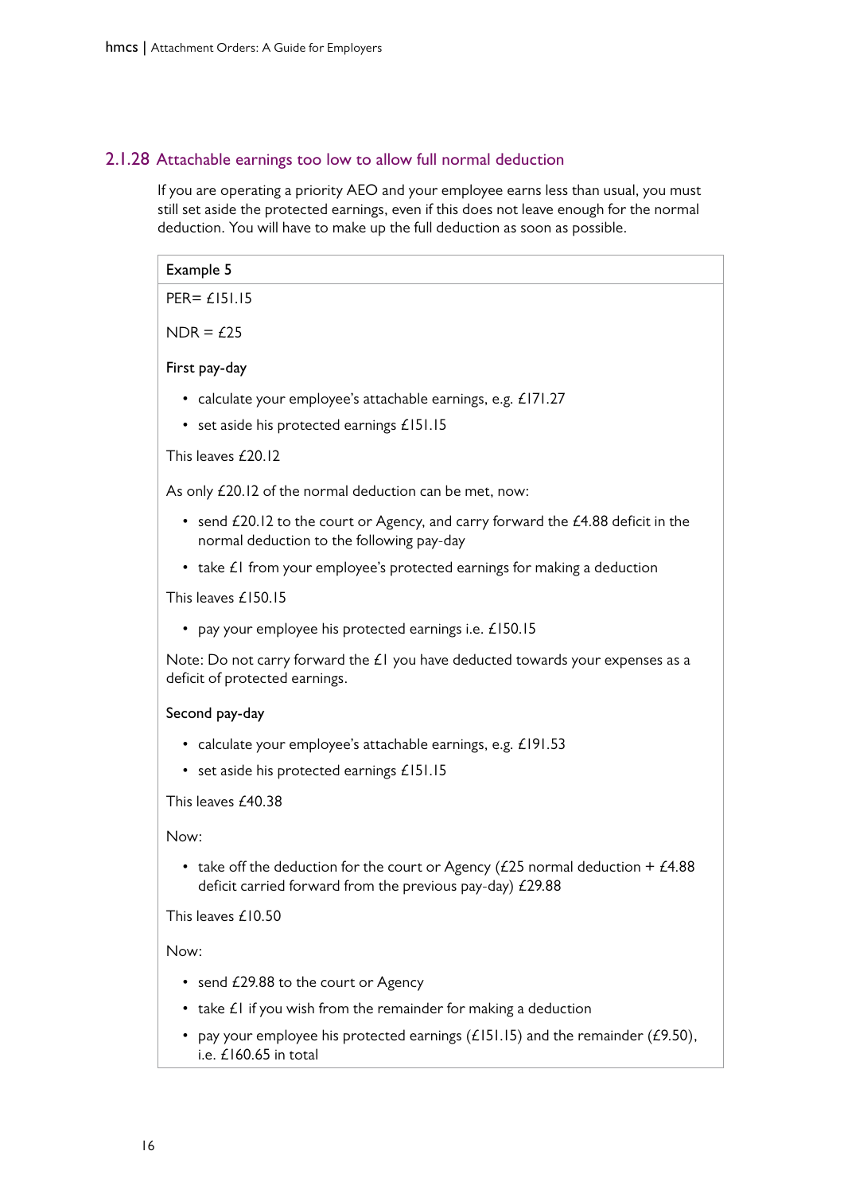### 2.1.28 Attachable earnings too low to allow full normal deduction

If you are operating a priority AEO and your employee earns less than usual, you must still set aside the protected earnings, even if this does not leave enough for the normal deduction. You will have to make up the full deduction as soon as possible.

**Example 5**

PER= £151.15

NDR = £25

First pay-day

- calculate your employee's attachable earnings, e.g. £171.27
- set aside his protected earnings £151.15

This leaves £20.12

As only £20.12 of the normal deduction can be met, now:

- send £20.12 to the court or Agency, and carry forward the £4.88 deficit in the normal deduction to the following pay-day
- take £1 from your employee's protected earnings for making a deduction

This leaves £150.15

- pay your employee his protected earnings i.e. £150.15

Note: Do not carry forward the £1 you have deducted towards your expenses as a deficit of protected earnings.

Second pay-day

- calculate your employee's attachable earnings, e.g. £191.53
- set aside his protected earnings £151.15

This leaves £40.38

Now:

- take off the deduction for the court or Agency (£25 normal deduction + £4.88 deficit carried forward from the previous pay-day) £29.88

This leaves £10.50

Now:

- send £29.88 to the court or Agency
- take £1 if you wish from the remainder for making a deduction
- pay your employee his protected earnings (£151.15) and the remainder (£9.50), i.e. £160.65 in total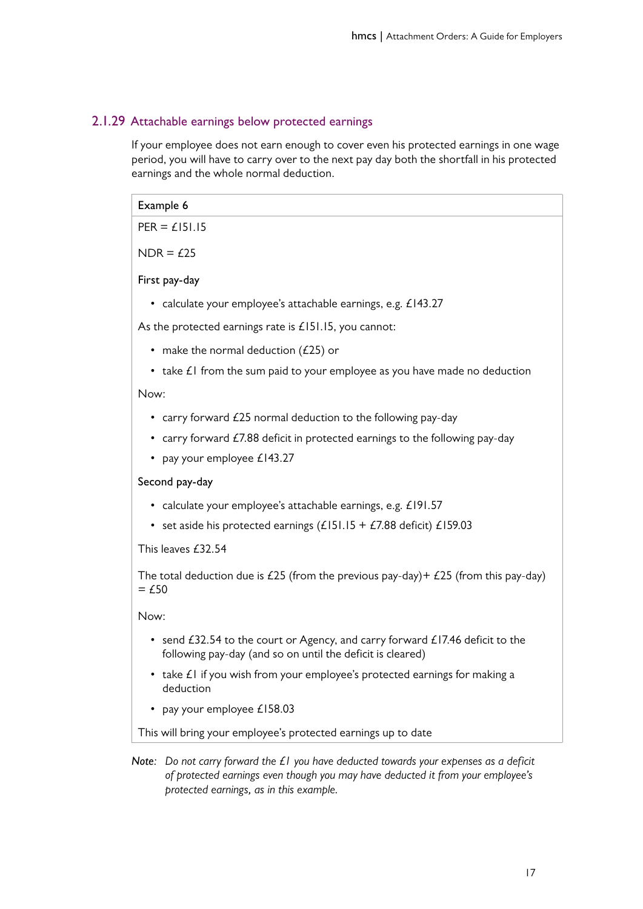### 2.1.29 Attachable earnings below protected earnings

If your employee does not earn enough to cover even his protected earnings in one wage period, you will have to carry over to the next pay day both the shortfall in his protected earnings and the whole normal deduction.

**Example 6**

PER = £151.15

NDR = £25

First pay-day

- calculate your employee's attachable earnings, e.g. £143.27

As the protected earnings rate is £151.15, you cannot:

- make the normal deduction (£25) or
- take £1 from the sum paid to your employee as you have made no deduction

Now:

- carry forward £25 normal deduction to the following pay-day
- carry forward £7.88 deficit in protected earnings to the following pay-day
- pay your employee £143.27

Second pay-day

- calculate your employee's attachable earnings, e.g. £191.57
- set aside his protected earnings (£151.15 + £7.88 deficit) £159.03

This leaves £32.54

The total deduction due is £25 (from the previous pay-day)+ £25 (from this pay-day) = £50

Now:

- send £32.54 to the court or Agency, and carry forward £17.46 deficit to the following pay-day (and so on until the deficit is cleared)
- take £1 if you wish from your employee's protected earnings for making a deduction
- pay your employee £158.03

This will bring your employee's protected earnings up to date

*Note: Do not carry forward the £1 you have deducted towards your expenses as a deficit of protected earnings even though you may have deducted it from your employee's protected earnings, as in this example.*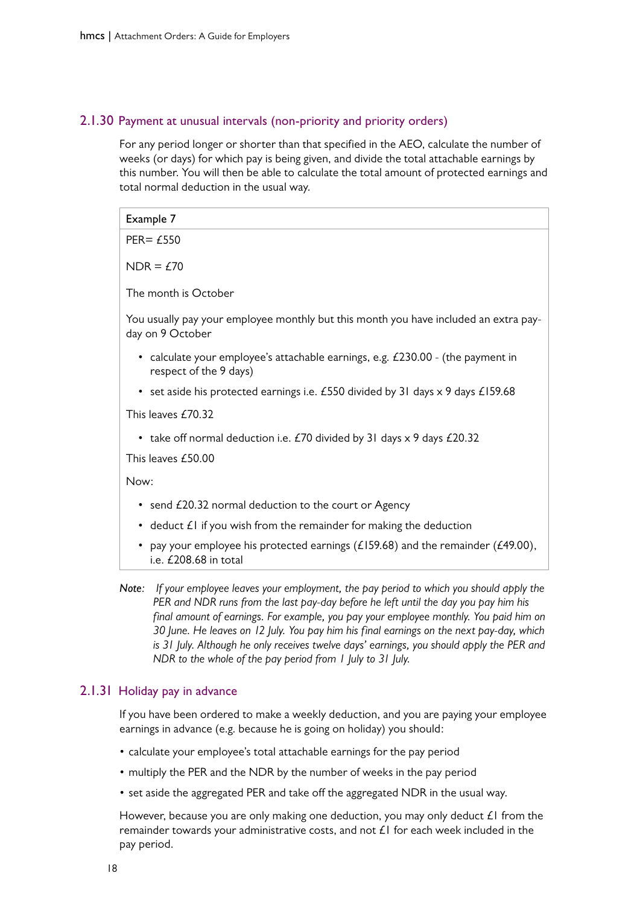### 2.1.30 Payment at unusual intervals (non-priority and priority orders)

For any period longer or shorter than that specified in the AEO, calculate the number of weeks (or days) for which pay is being given, and divide the total attachable earnings by this number. You will then be able to calculate the total amount of protected earnings and total normal deduction in the usual way.

| Example 7 |
|---|
| PER= £550<br><br>NDR = £70<br><br>The month is October<br><br>You usually pay your employee monthly but this month you have included an extra pay-day on 9 October<br><br>• calculate your employee's attachable earnings, e.g. £230.00 - (the payment in respect of the 9 days)<br>• set aside his protected earnings i.e. £550 divided by 31 days x 9 days £159.68<br><br>This leaves £70.32<br><br>• take off normal deduction i.e. £70 divided by 31 days x 9 days £20.32<br><br>This leaves £50.00<br><br>Now:<br><br>• send £20.32 normal deduction to the court or Agency<br>• deduct £1 if you wish from the remainder for making the deduction<br>• pay your employee his protected earnings (£159.68) and the remainder (£49.00), i.e. £208.68 in total |

*Note: If your employee leaves your employment, the pay period to which you should apply the PER and NDR runs from the last pay-day before he left until the day you pay him his final amount of earnings. For example, you pay your employee monthly. You paid him on 30 June. He leaves on 12 July. You pay him his final earnings on the next pay-day, which is 31 July. Although he only receives twelve days' earnings, you should apply the PER and NDR to the whole of the pay period from 1 July to 31 July.*

### 2.1.31 Holiday pay in advance

If you have been ordered to make a weekly deduction, and you are paying your employee earnings in advance (e.g. because he is going on holiday) you should:

- calculate your employee's total attachable earnings for the pay period
- multiply the PER and the NDR by the number of weeks in the pay period
- set aside the aggregated PER and take off the aggregated NDR in the usual way.

However, because you are only making one deduction, you may only deduct £1 from the remainder towards your administrative costs, and not £1 for each week included in the pay period.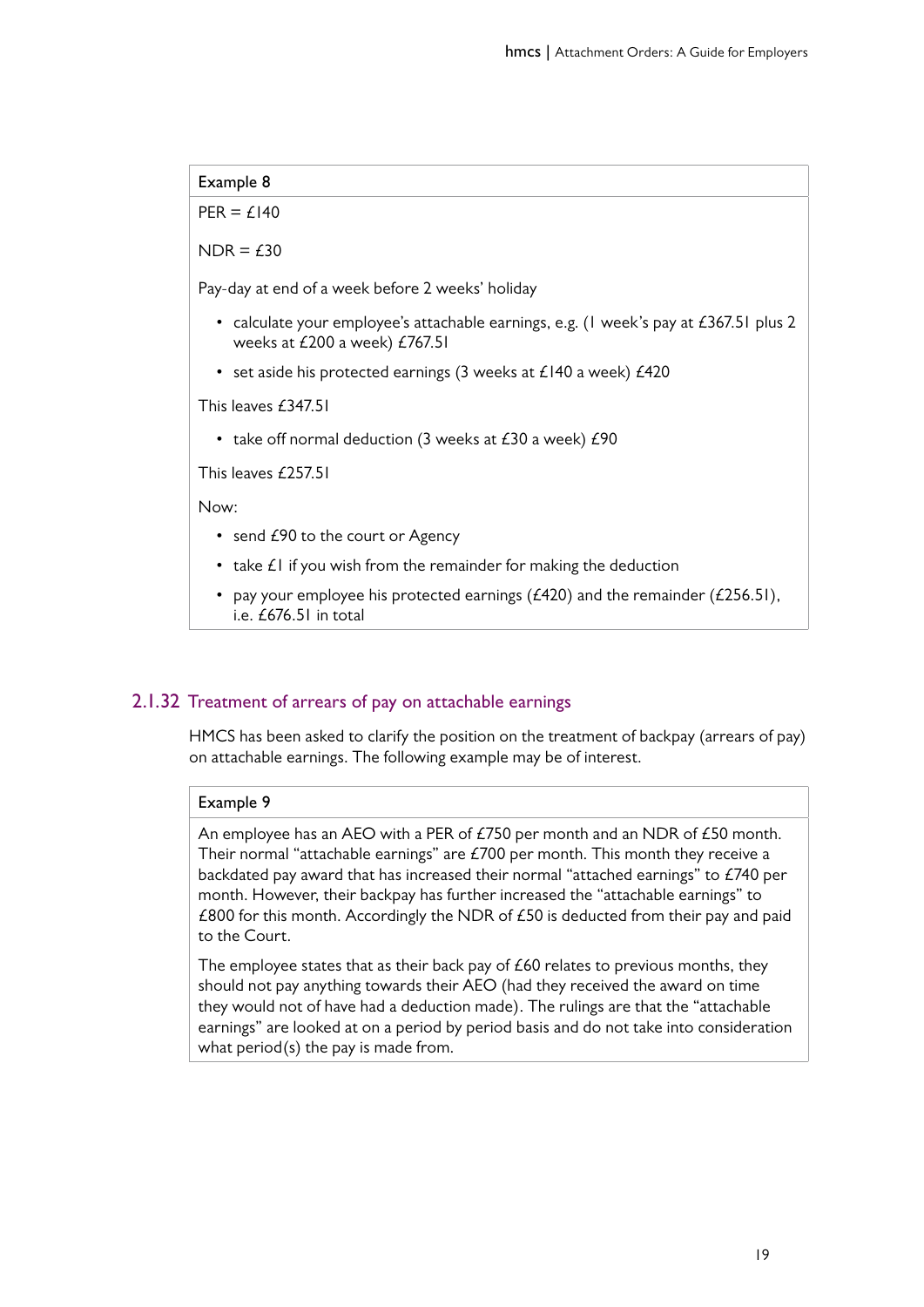**Example 8**

PER = £140

NDR = £30

Pay-day at end of a week before 2 weeks' holiday

- calculate your employee's attachable earnings, e.g. (1 week's pay at £367.51 plus 2 weeks at £200 a week) £767.51
- set aside his protected earnings (3 weeks at £140 a week) £420

This leaves £347.51

- take off normal deduction (3 weeks at £30 a week) £90

This leaves £257.51

Now:

- send £90 to the court or Agency
- take £1 if you wish from the remainder for making the deduction
- pay your employee his protected earnings (£420) and the remainder (£256.51), i.e. £676.51 in total

## 2.1.32 Treatment of arrears of pay on attachable earnings

HMCS has been asked to clarify the position on the treatment of backpay (arrears of pay) on attachable earnings. The following example may be of interest.

**Example 9**

An employee has an AEO with a PER of £750 per month and an NDR of £50 month. Their normal "attachable earnings" are £700 per month. This month they receive a backdated pay award that has increased their normal "attached earnings" to £740 per month. However, their backpay has further increased the "attachable earnings" to £800 for this month. Accordingly the NDR of £50 is deducted from their pay and paid to the Court.

The employee states that as their back pay of £60 relates to previous months, they should not pay anything towards their AEO (had they received the award on time they would not of have had a deduction made). The rulings are that the "attachable earnings" are looked at on a period by period basis and do not take into consideration what period(s) the pay is made from.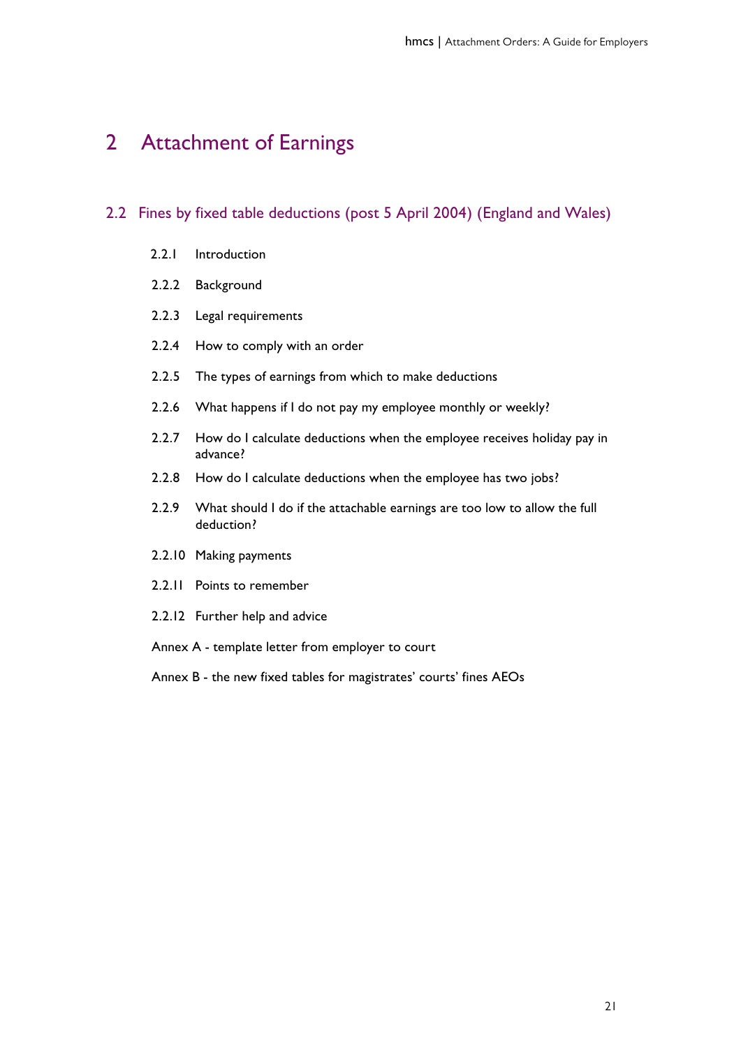# 2 Attachment of Earnings

## 2.2 Fines by fixed table deductions (post 5 April 2004) (England and Wales)

- 2.2.1 Introduction
- 2.2.2 Background
- 2.2.3 Legal requirements
- 2.2.4 How to comply with an order
- 2.2.5 The types of earnings from which to make deductions
- 2.2.6 What happens if I do not pay my employee monthly or weekly?
- 2.2.7 How do I calculate deductions when the employee receives holiday pay in advance?
- 2.2.8 How do I calculate deductions when the employee has two jobs?
- 2.2.9 What should I do if the attachable earnings are too low to allow the full deduction?
- 2.2.10 Making payments
- 2.2.11 Points to remember
- 2.2.12 Further help and advice

Annex A - template letter from employer to court

Annex B - the new fixed tables for magistrates' courts' fines AEOs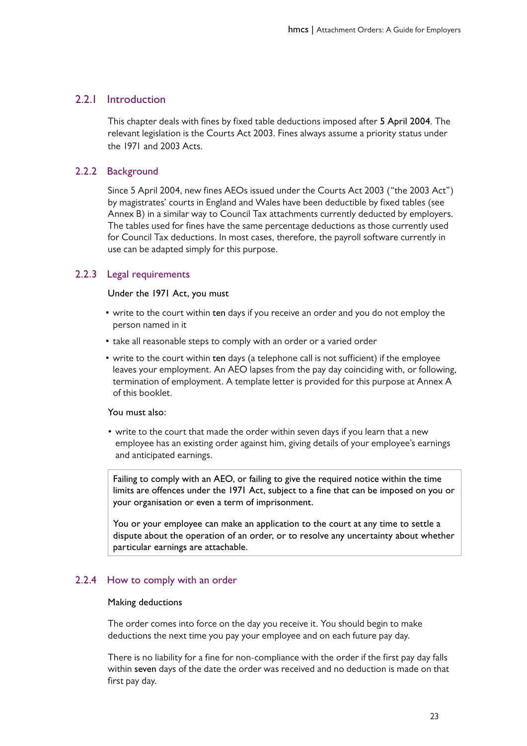### 2.2.1 Introduction

This chapter deals with fines by fixed table deductions imposed after **5 April 2004**. The relevant legislation is the Courts Act 2003. Fines always assume a priority status under the 1971 and 2003 Acts.

### 2.2.2 Background

Since 5 April 2004, new fines AEOs issued under the Courts Act 2003 ("the 2003 Act") by magistrates' courts in England and Wales have been deductible by fixed tables (see Annex B) in a similar way to Council Tax attachments currently deducted by employers. The tables used for fines have the same percentage deductions as those currently used for Council Tax deductions. In most cases, therefore, the payroll software currently in use can be adapted simply for this purpose.

### 2.2.3 Legal requirements

Under the 1971 Act, you must

- write to the court within **ten** days if you receive an order and you do not employ the person named in it
- take all reasonable steps to comply with an order or a varied order
- write to the court within **ten** days (a telephone call is not sufficient) if the employee leaves your employment. An AEO lapses from the pay day coinciding with, or following, termination of employment. A template letter is provided for this purpose at Annex A of this booklet.

You must also:

- write to the court that made the order within seven days if you learn that a new employee has an existing order against him, giving details of your employee's earnings and anticipated earnings.

> Failing to comply with an AEO, or failing to give the required notice within the time limits are offences under the 1971 Act, subject to a fine that can be imposed on you or your organisation or even a term of imprisonment.
>
> You or your employee can make an application to the court at any time to settle a dispute about the operation of an order, or to resolve any uncertainty about whether particular earnings are attachable.

### 2.2.4 How to comply with an order

Making deductions

The order comes into force on the day you receive it. You should begin to make deductions the next time you pay your employee and on each future pay day.

There is no liability for a fine for non-compliance with the order if the first pay day falls within **seven** days of the date the order was received and no deduction is made on that first pay day.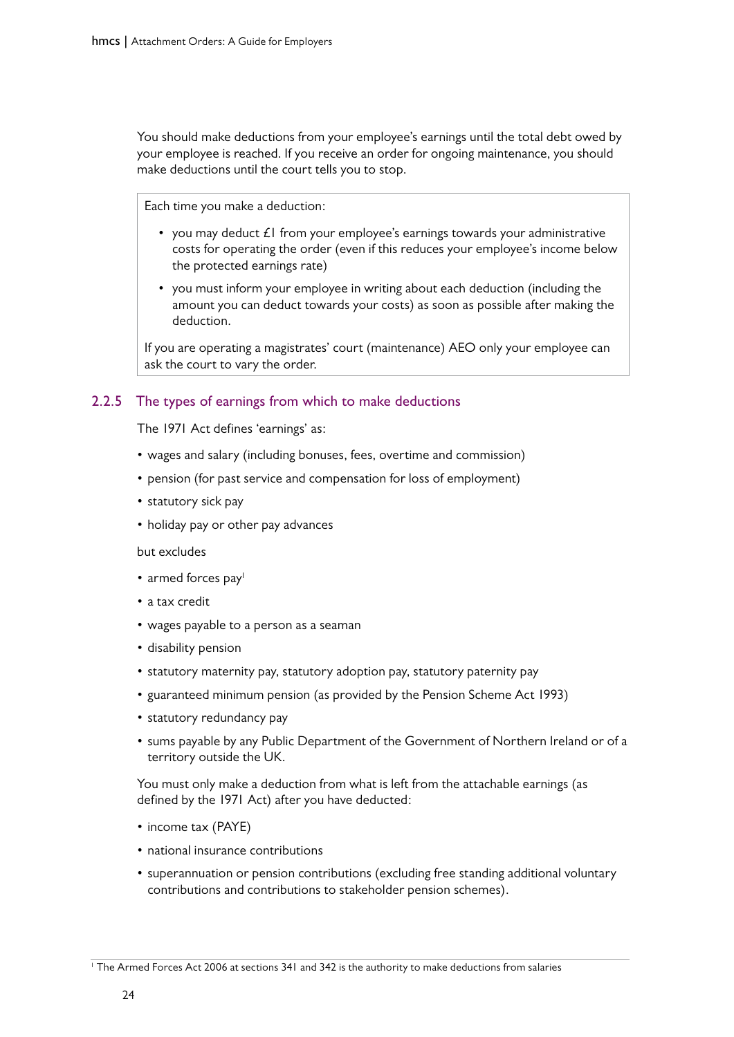You should make deductions from your employee's earnings until the total debt owed by your employee is reached. If you receive an order for ongoing maintenance, you should make deductions until the court tells you to stop.

> Each time you make a deduction:
>
> - you may deduct £1 from your employee's earnings towards your administrative costs for operating the order (even if this reduces your employee's income below the protected earnings rate)
> - you must inform your employee in writing about each deduction (including the amount you can deduct towards your costs) as soon as possible after making the deduction.
>
> If you are operating a magistrates' court (maintenance) AEO only your employee can ask the court to vary the order.

### 2.2.5 The types of earnings from which to make deductions

The 1971 Act defines 'earnings' as:

- wages and salary (including bonuses, fees, overtime and commission)
- pension (for past service and compensation for loss of employment)
- statutory sick pay
- holiday pay or other pay advances

but excludes

- armed forces pay[1]
- a tax credit
- wages payable to a person as a seaman
- disability pension
- statutory maternity pay, statutory adoption pay, statutory paternity pay
- guaranteed minimum pension (as provided by the Pension Scheme Act 1993)
- statutory redundancy pay
- sums payable by any Public Department of the Government of Northern Ireland or of a territory outside the UK.

You must only make a deduction from what is left from the attachable earnings (as defined by the 1971 Act) after you have deducted:

- income tax (PAYE)
- national insurance contributions
- superannuation or pension contributions (excluding free standing additional voluntary contributions and contributions to stakeholder pension schemes).

[1] The Armed Forces Act 2006 at sections 341 and 342 is the authority to make deductions from salaries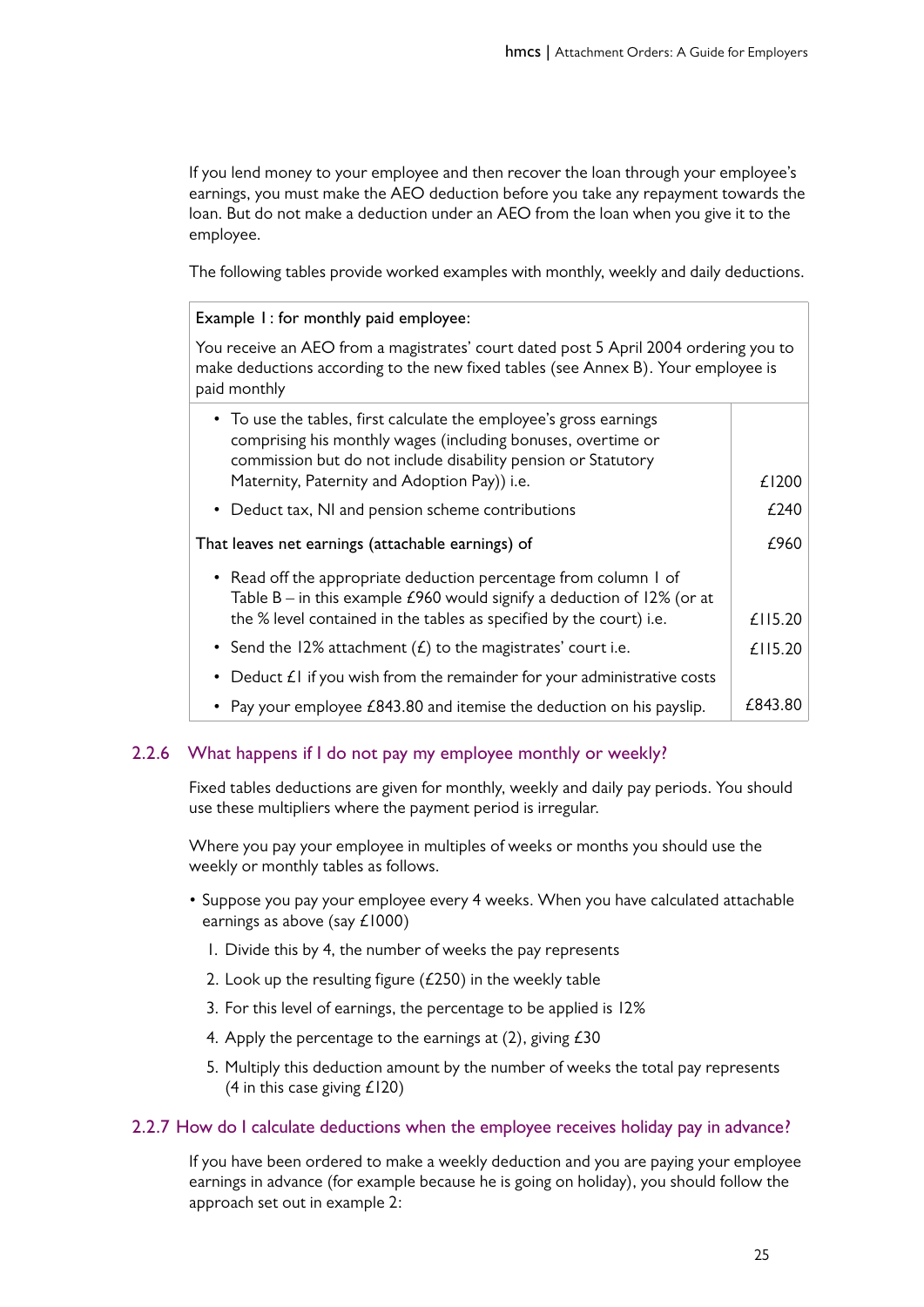If you lend money to your employee and then recover the loan through your employee's earnings, you must make the AEO deduction before you take any repayment towards the loan. But do not make a deduction under an AEO from the loan when you give it to the employee.

The following tables provide worked examples with monthly, weekly and daily deductions.

| Example 1 : for monthly paid employee:<br>You receive an AEO from a magistrates' court dated post 5 April 2004 ordering you to make deductions according to the new fixed tables (see Annex B). Your employee is paid monthly | |
|---|---|
| • To use the tables, first calculate the employee's gross earnings comprising his monthly wages (including bonuses, overtime or commission but do not include disability pension or Statutory Maternity, Paternity and Adoption Pay)) i.e. | £1200 |
| • Deduct tax, NI and pension scheme contributions | £240 |
| That leaves net earnings (attachable earnings) of | £960 |
| • Read off the appropriate deduction percentage from column 1 of Table B – in this example £960 would signify a deduction of 12% (or at the % level contained in the tables as specified by the court) i.e. | £115.20 |
| • Send the 12% attachment (£) to the magistrates' court i.e. | £115.20 |
| • Deduct £1 if you wish from the remainder for your administrative costs | |
| • Pay your employee £843.80 and itemise the deduction on his payslip. | £843.80 |

### 2.2.6 What happens if I do not pay my employee monthly or weekly?

Fixed tables deductions are given for monthly, weekly and daily pay periods. You should use these multipliers where the payment period is irregular.

Where you pay your employee in multiples of weeks or months you should use the weekly or monthly tables as follows.

- Suppose you pay your employee every 4 weeks. When you have calculated attachable earnings as above (say £1000)
  1. Divide this by 4, the number of weeks the pay represents
  2. Look up the resulting figure (£250) in the weekly table
  3. For this level of earnings, the percentage to be applied is 12%
  4. Apply the percentage to the earnings at (2), giving £30
  5. Multiply this deduction amount by the number of weeks the total pay represents (4 in this case giving £120)

### 2.2.7 How do I calculate deductions when the employee receives holiday pay in advance?

If you have been ordered to make a weekly deduction and you are paying your employee earnings in advance (for example because he is going on holiday), you should follow the approach set out in example 2: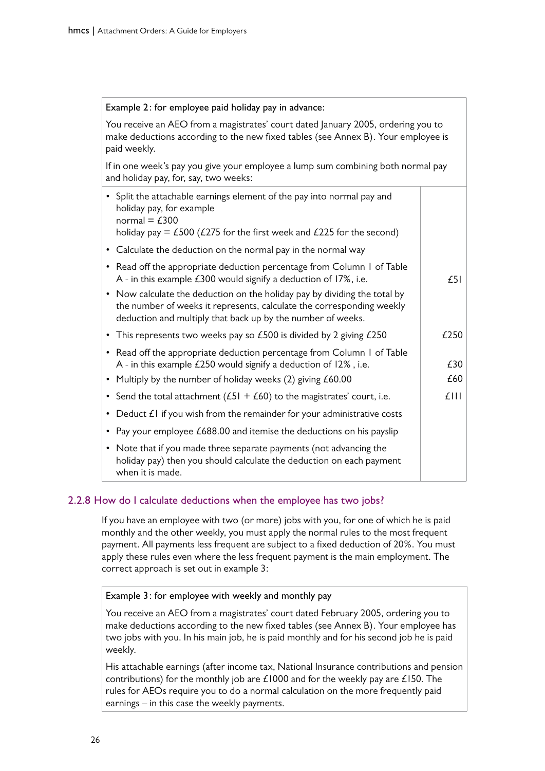| Example 2: for employee paid holiday pay in advance: | |
|---|---|
| You receive an AEO from a magistrates' court dated January 2005, ordering you to make deductions according to the new fixed tables (see Annex B). Your employee is paid weekly. | |
| If in one week's pay you give your employee a lump sum combining both normal pay and holiday pay, for, say, two weeks: | |
| • Split the attachable earnings element of the pay into normal pay and holiday pay, for example<br>normal = £300<br>holiday pay = £500 (£275 for the first week and £225 for the second) | |
| • Calculate the deduction on the normal pay in the normal way | |
| • Read off the appropriate deduction percentage from Column 1 of Table A - in this example £300 would signify a deduction of 17%, i.e. | £51 |
| • Now calculate the deduction on the holiday pay by dividing the total by the number of weeks it represents, calculate the corresponding weekly deduction and multiply that back up by the number of weeks. | |
| • This represents two weeks pay so £500 is divided by 2 giving £250 | £250 |
| • Read off the appropriate deduction percentage from Column 1 of Table A - in this example £250 would signify a deduction of 12%, i.e. | £30 |
| • Multiply by the number of holiday weeks (2) giving £60.00 | £60 |
| • Send the total attachment (£51 + £60) to the magistrates' court, i.e. | £111 |
| • Deduct £1 if you wish from the remainder for your administrative costs | |
| • Pay your employee £688.00 and itemise the deductions on his payslip | |
| • Note that if you made three separate payments (not advancing the holiday pay) then you should calculate the deduction on each payment when it is made. | |

### 2.2.8 How do I calculate deductions when the employee has two jobs?

If you have an employee with two (or more) jobs with you, for one of which he is paid monthly and the other weekly, you must apply the normal rules to the most frequent payment. All payments less frequent are subject to a fixed deduction of 20%. You must apply these rules even where the less frequent payment is the main employment. The correct approach is set out in example 3:

**Example 3: for employee with weekly and monthly pay**

You receive an AEO from a magistrates' court dated February 2005, ordering you to make deductions according to the new fixed tables (see Annex B). Your employee has two jobs with you. In his main job, he is paid monthly and for his second job he is paid weekly.

His attachable earnings (after income tax, National Insurance contributions and pension contributions) for the monthly job are £1000 and for the weekly pay are £150. The rules for AEOs require you to do a normal calculation on the more frequently paid earnings – in this case the weekly payments.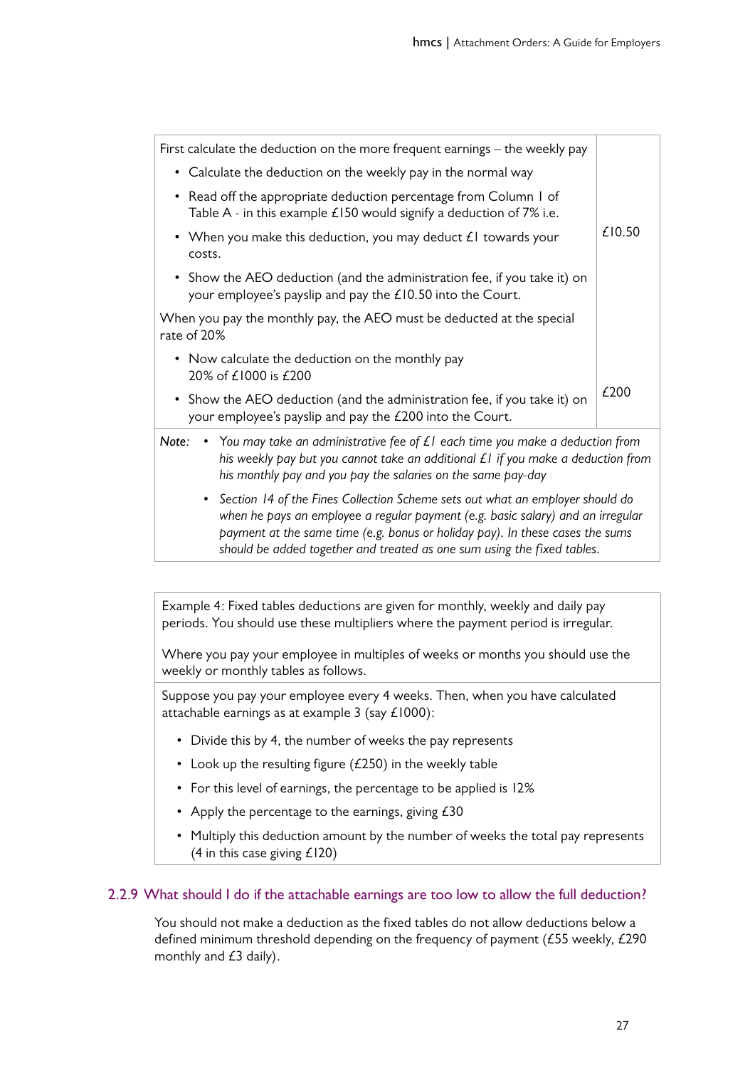| | |
|---|---|
| First calculate the deduction on the more frequent earnings – the weekly pay<br>• Calculate the deduction on the weekly pay in the normal way<br>• Read off the appropriate deduction percentage from Column 1 of Table A - in this example £150 would signify a deduction of 7% i.e.<br>• When you make this deduction, you may deduct £1 towards your costs.<br>• Show the AEO deduction (and the administration fee, if you take it) on your employee's payslip and pay the £10.50 into the Court. | £10.50 |
| When you pay the monthly pay, the AEO must be deducted at the special rate of 20%<br>• Now calculate the deduction on the monthly pay 20% of £1000 is £200<br>• Show the AEO deduction (and the administration fee, if you take it) on your employee's payslip and pay the £200 into the Court. | £200 |
| *Note:* • *You may take an administrative fee of £1 each time you make a deduction from his weekly pay but you cannot take an additional £1 if you make a deduction from his monthly pay and you pay the salaries on the same pay-day*<br>• *Section 14 of the Fines Collection Scheme sets out what an employer should do when he pays an employee a regular payment (e.g. basic salary) and an irregular payment at the same time (e.g. bonus or holiday pay). In these cases the sums should be added together and treated as one sum using the fixed tables.* | |

| Example 4 |
|---|
| Example 4: Fixed tables deductions are given for monthly, weekly and daily pay periods. You should use these multipliers where the payment period is irregular.<br><br>Where you pay your employee in multiples of weeks or months you should use the weekly or monthly tables as follows. |
| Suppose you pay your employee every 4 weeks. Then, when you have calculated attachable earnings as at example 3 (say £1000):<br>• Divide this by 4, the number of weeks the pay represents<br>• Look up the resulting figure (£250) in the weekly table<br>• For this level of earnings, the percentage to be applied is 12%<br>• Apply the percentage to the earnings, giving £30<br>• Multiply this deduction amount by the number of weeks the total pay represents (4 in this case giving £120) |

### 2.2.9 What should I do if the attachable earnings are too low to allow the full deduction?

You should not make a deduction as the fixed tables do not allow deductions below a defined minimum threshold depending on the frequency of payment (£55 weekly, £290 monthly and £3 daily).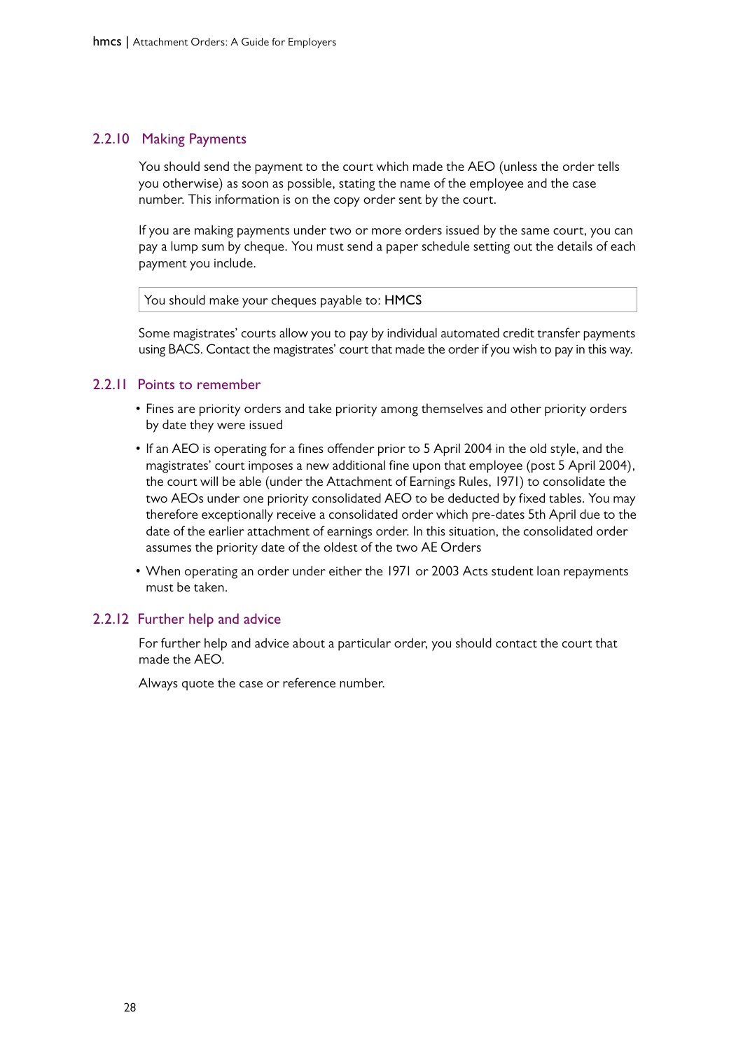### 2.2.10 Making Payments

You should send the payment to the court which made the AEO (unless the order tells you otherwise) as soon as possible, stating the name of the employee and the case number. This information is on the copy order sent by the court.

If you are making payments under two or more orders issued by the same court, you can pay a lump sum by cheque. You must send a paper schedule setting out the details of each payment you include.

| You should make your cheques payable to: **HMCS** |
|---|

Some magistrates' courts allow you to pay by individual automated credit transfer payments using BACS. Contact the magistrates' court that made the order if you wish to pay in this way.

### 2.2.11 Points to remember

- Fines are priority orders and take priority among themselves and other priority orders by date they were issued
- If an AEO is operating for a fines offender prior to 5 April 2004 in the old style, and the magistrates' court imposes a new additional fine upon that employee (post 5 April 2004), the court will be able (under the Attachment of Earnings Rules, 1971) to consolidate the two AEOs under one priority consolidated AEO to be deducted by fixed tables. You may therefore exceptionally receive a consolidated order which pre-dates 5th April due to the date of the earlier attachment of earnings order. In this situation, the consolidated order assumes the priority date of the oldest of the two AE Orders
- When operating an order under either the 1971 or 2003 Acts student loan repayments must be taken.

### 2.2.12 Further help and advice

For further help and advice about a particular order, you should contact the court that made the AEO.

Always quote the case or reference number.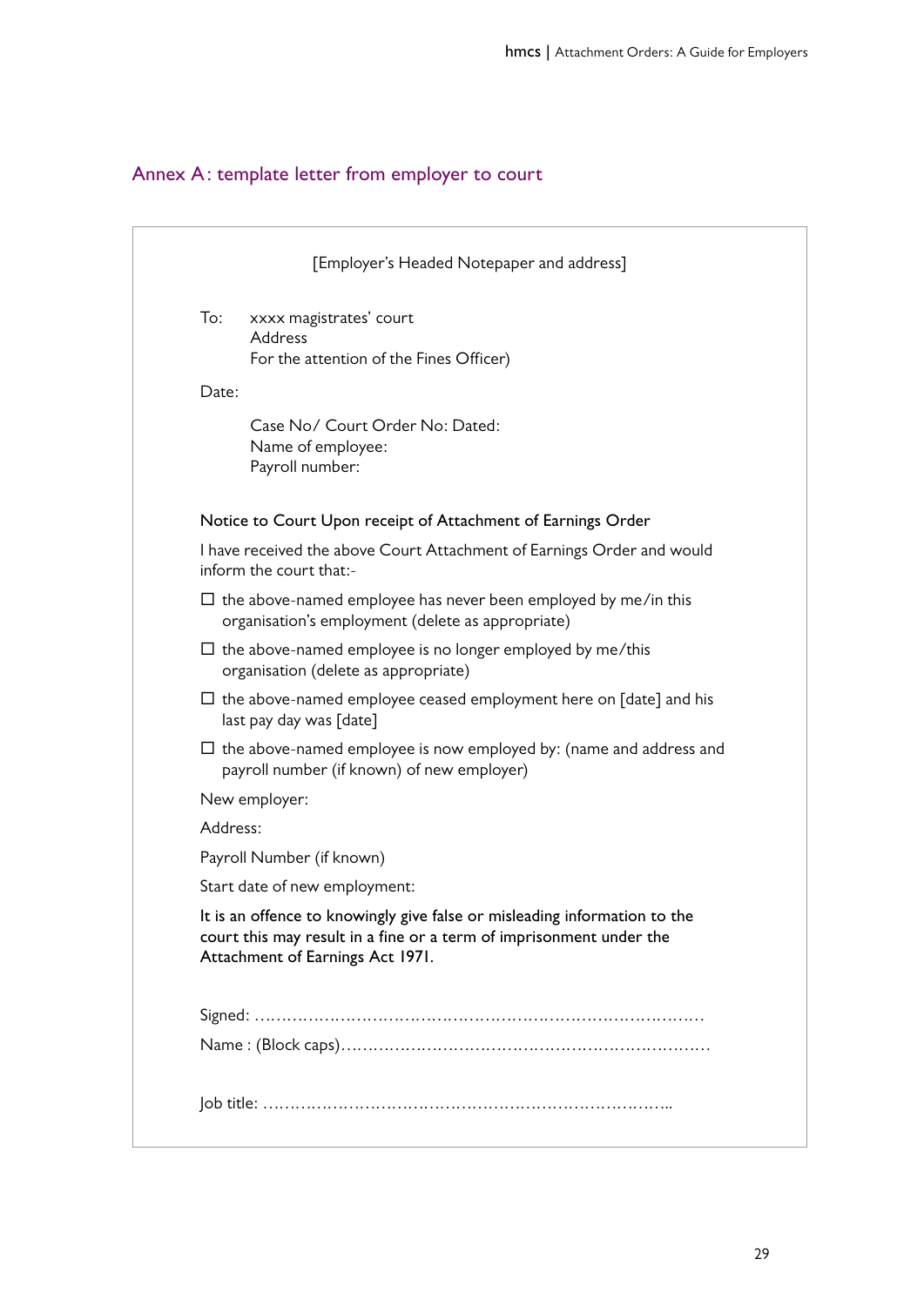## Annex A: template letter from employer to court

[Employer's Headed Notepaper and address]

To: xxxx magistrates' court
Address
For the attention of the Fines Officer)

Date:

Case No/ Court Order No: Dated:
Name of employee:
Payroll number:

Notice to Court Upon receipt of Attachment of Earnings Order

I have received the above Court Attachment of Earnings Order and would inform the court that:-

- ☐ the above-named employee has never been employed by me/in this organisation's employment (delete as appropriate)
- ☐ the above-named employee is no longer employed by me/this organisation (delete as appropriate)
- ☐ the above-named employee ceased employment here on [date] and his last pay day was [date]
- ☐ the above-named employee is now employed by: (name and address and payroll number (if known) of new employer)

New employer:

Address:

Payroll Number (if known)

Start date of new employment:

It is an offence to knowingly give false or misleading information to the court this may result in a fine or a term of imprisonment under the Attachment of Earnings Act 1971.

Signed: ………………………………………………………………………….

Name : (Block caps)……………………………………………………………

Job title: ……………………………………………………………………..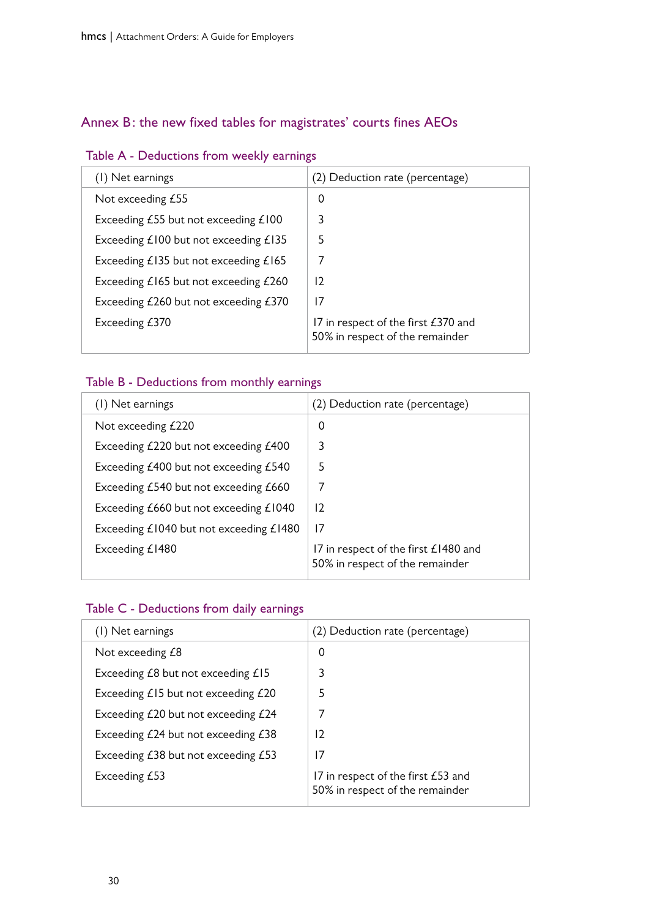## Annex B: the new fixed tables for magistrates' courts fines AEOs

### Table A - Deductions from weekly earnings

| (1) Net earnings | (2) Deduction rate (percentage) |
|---|---|
| Not exceeding £55 | 0 |
| Exceeding £55 but not exceeding £100 | 3 |
| Exceeding £100 but not exceeding £135 | 5 |
| Exceeding £135 but not exceeding £165 | 7 |
| Exceeding £165 but not exceeding £260 | 12 |
| Exceeding £260 but not exceeding £370 | 17 |
| Exceeding £370 | 17 in respect of the first £370 and 50% in respect of the remainder |

### Table B - Deductions from monthly earnings

| (1) Net earnings | (2) Deduction rate (percentage) |
|---|---|
| Not exceeding £220 | 0 |
| Exceeding £220 but not exceeding £400 | 3 |
| Exceeding £400 but not exceeding £540 | 5 |
| Exceeding £540 but not exceeding £660 | 7 |
| Exceeding £660 but not exceeding £1040 | 12 |
| Exceeding £1040 but not exceeding £1480 | 17 |
| Exceeding £1480 | 17 in respect of the first £1480 and 50% in respect of the remainder |

### Table C - Deductions from daily earnings

| (1) Net earnings | (2) Deduction rate (percentage) |
|---|---|
| Not exceeding £8 | 0 |
| Exceeding £8 but not exceeding £15 | 3 |
| Exceeding £15 but not exceeding £20 | 5 |
| Exceeding £20 but not exceeding £24 | 7 |
| Exceeding £24 but not exceeding £38 | 12 |
| Exceeding £38 but not exceeding £53 | 17 |
| Exceeding £53 | 17 in respect of the first £53 and 50% in respect of the remainder |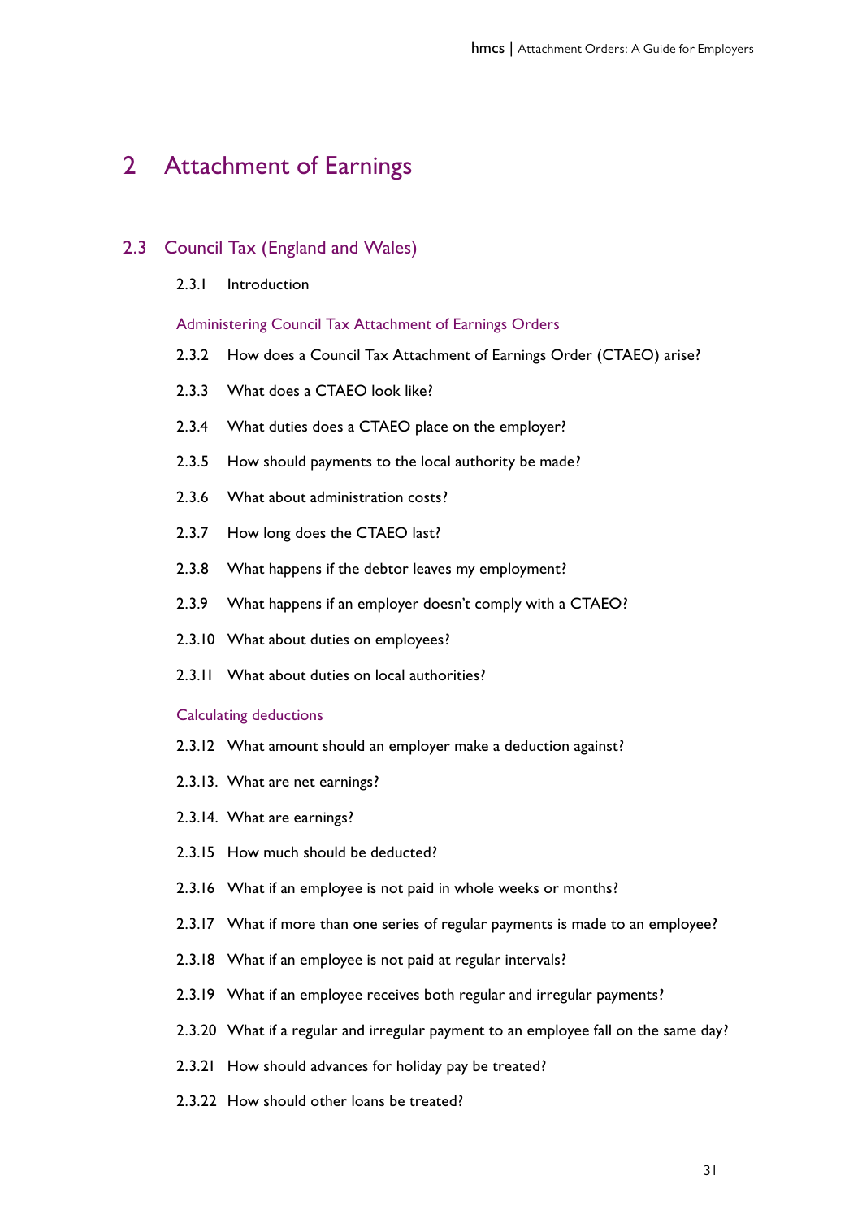# 2 Attachment of Earnings

## 2.3 Council Tax (England and Wales)

2.3.1 Introduction

### Administering Council Tax Attachment of Earnings Orders

2.3.2 How does a Council Tax Attachment of Earnings Order (CTAEO) arise?

2.3.3 What does a CTAEO look like?

2.3.4 What duties does a CTAEO place on the employer?

2.3.5 How should payments to the local authority be made?

2.3.6 What about administration costs?

2.3.7 How long does the CTAEO last?

2.3.8 What happens if the debtor leaves my employment?

2.3.9 What happens if an employer doesn't comply with a CTAEO?

2.3.10 What about duties on employees?

2.3.11 What about duties on local authorities?

### Calculating deductions

2.3.12 What amount should an employer make a deduction against?

2.3.13. What are net earnings?

2.3.14. What are earnings?

2.3.15 How much should be deducted?

2.3.16 What if an employee is not paid in whole weeks or months?

2.3.17 What if more than one series of regular payments is made to an employee?

2.3.18 What if an employee is not paid at regular intervals?

2.3.19 What if an employee receives both regular and irregular payments?

2.3.20 What if a regular and irregular payment to an employee fall on the same day?

2.3.21 How should advances for holiday pay be treated?

2.3.22 How should other loans be treated?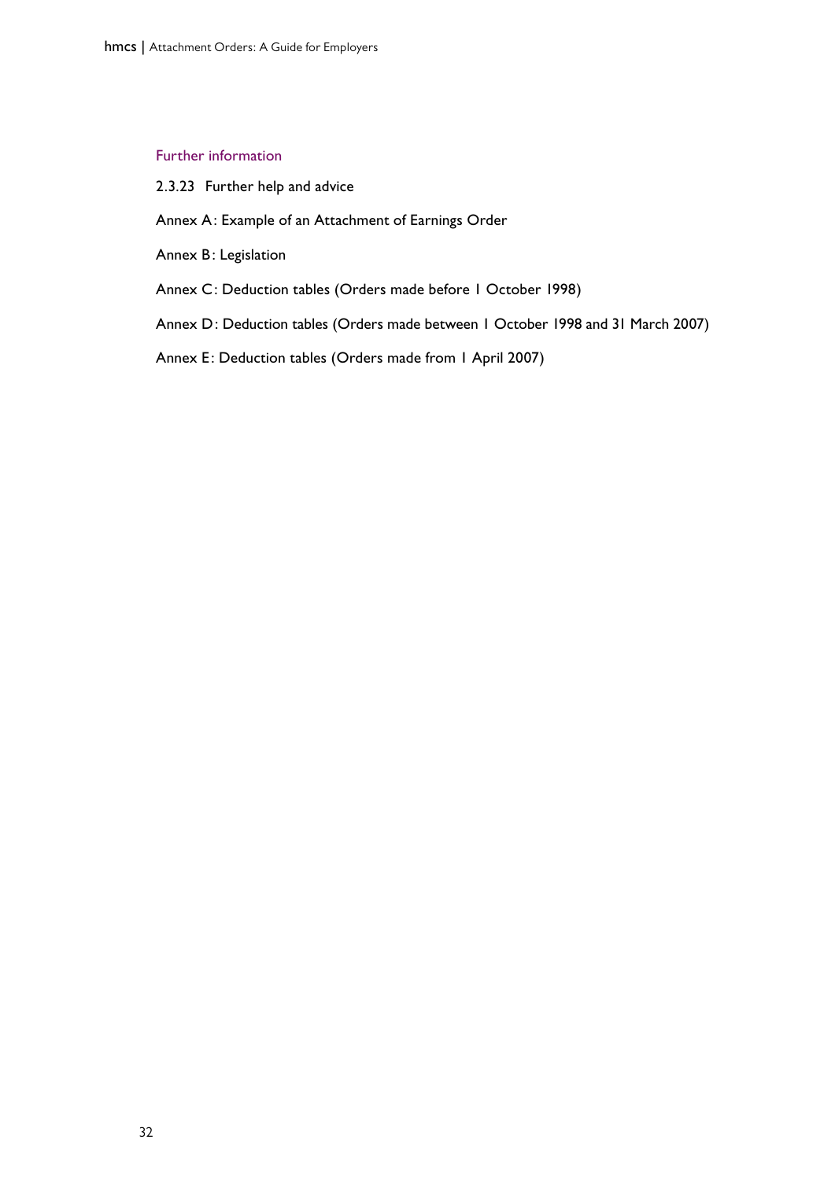## Further information

2.3.23 Further help and advice

Annex A: Example of an Attachment of Earnings Order

Annex B: Legislation

Annex C: Deduction tables (Orders made before 1 October 1998)

Annex D: Deduction tables (Orders made between 1 October 1998 and 31 March 2007)

Annex E: Deduction tables (Orders made from 1 April 2007)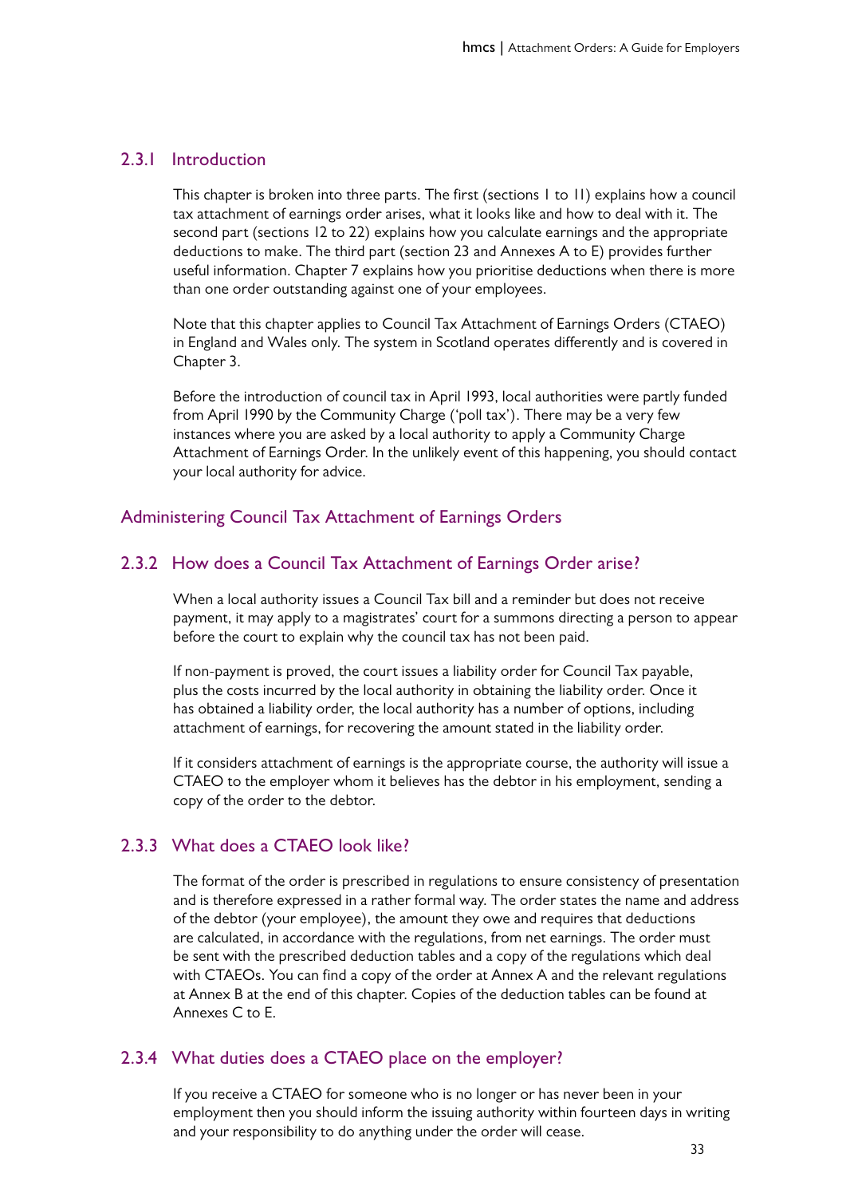### 2.3.1 Introduction

This chapter is broken into three parts. The first (sections 1 to 11) explains how a council tax attachment of earnings order arises, what it looks like and how to deal with it. The second part (sections 12 to 22) explains how you calculate earnings and the appropriate deductions to make. The third part (section 23 and Annexes A to E) provides further useful information. Chapter 7 explains how you prioritise deductions when there is more than one order outstanding against one of your employees.

Note that this chapter applies to Council Tax Attachment of Earnings Orders (CTAEO) in England and Wales only. The system in Scotland operates differently and is covered in Chapter 3.

Before the introduction of council tax in April 1993, local authorities were partly funded from April 1990 by the Community Charge ('poll tax'). There may be a very few instances where you are asked by a local authority to apply a Community Charge Attachment of Earnings Order. In the unlikely event of this happening, you should contact your local authority for advice.

## Administering Council Tax Attachment of Earnings Orders

### 2.3.2 How does a Council Tax Attachment of Earnings Order arise?

When a local authority issues a Council Tax bill and a reminder but does not receive payment, it may apply to a magistrates' court for a summons directing a person to appear before the court to explain why the council tax has not been paid.

If non-payment is proved, the court issues a liability order for Council Tax payable, plus the costs incurred by the local authority in obtaining the liability order. Once it has obtained a liability order, the local authority has a number of options, including attachment of earnings, for recovering the amount stated in the liability order.

If it considers attachment of earnings is the appropriate course, the authority will issue a CTAEO to the employer whom it believes has the debtor in his employment, sending a copy of the order to the debtor.

### 2.3.3 What does a CTAEO look like?

The format of the order is prescribed in regulations to ensure consistency of presentation and is therefore expressed in a rather formal way. The order states the name and address of the debtor (your employee), the amount they owe and requires that deductions are calculated, in accordance with the regulations, from net earnings. The order must be sent with the prescribed deduction tables and a copy of the regulations which deal with CTAEOs. You can find a copy of the order at Annex A and the relevant regulations at Annex B at the end of this chapter. Copies of the deduction tables can be found at Annexes C to E.

### 2.3.4 What duties does a CTAEO place on the employer?

If you receive a CTAEO for someone who is no longer or has never been in your employment then you should inform the issuing authority within fourteen days in writing and your responsibility to do anything under the order will cease.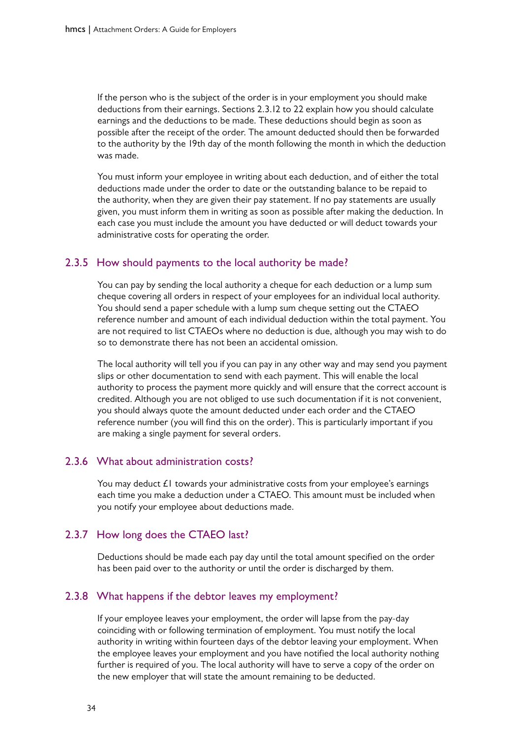If the person who is the subject of the order is in your employment you should make deductions from their earnings. Sections 2.3.12 to 22 explain how you should calculate earnings and the deductions to be made. These deductions should begin as soon as possible after the receipt of the order. The amount deducted should then be forwarded to the authority by the 19th day of the month following the month in which the deduction was made.

You must inform your employee in writing about each deduction, and of either the total deductions made under the order to date or the outstanding balance to be repaid to the authority, when they are given their pay statement. If no pay statements are usually given, you must inform them in writing as soon as possible after making the deduction. In each case you must include the amount you have deducted or will deduct towards your administrative costs for operating the order.

### 2.3.5 How should payments to the local authority be made?

You can pay by sending the local authority a cheque for each deduction or a lump sum cheque covering all orders in respect of your employees for an individual local authority. You should send a paper schedule with a lump sum cheque setting out the CTAEO reference number and amount of each individual deduction within the total payment. You are not required to list CTAEOs where no deduction is due, although you may wish to do so to demonstrate there has not been an accidental omission.

The local authority will tell you if you can pay in any other way and may send you payment slips or other documentation to send with each payment. This will enable the local authority to process the payment more quickly and will ensure that the correct account is credited. Although you are not obliged to use such documentation if it is not convenient, you should always quote the amount deducted under each order and the CTAEO reference number (you will find this on the order). This is particularly important if you are making a single payment for several orders.

### 2.3.6 What about administration costs?

You may deduct £1 towards your administrative costs from your employee's earnings each time you make a deduction under a CTAEO. This amount must be included when you notify your employee about deductions made.

### 2.3.7 How long does the CTAEO last?

Deductions should be made each pay day until the total amount specified on the order has been paid over to the authority or until the order is discharged by them.

### 2.3.8 What happens if the debtor leaves my employment?

If your employee leaves your employment, the order will lapse from the pay-day coinciding with or following termination of employment. You must notify the local authority in writing within fourteen days of the debtor leaving your employment. When the employee leaves your employment and you have notified the local authority nothing further is required of you. The local authority will have to serve a copy of the order on the new employer that will state the amount remaining to be deducted.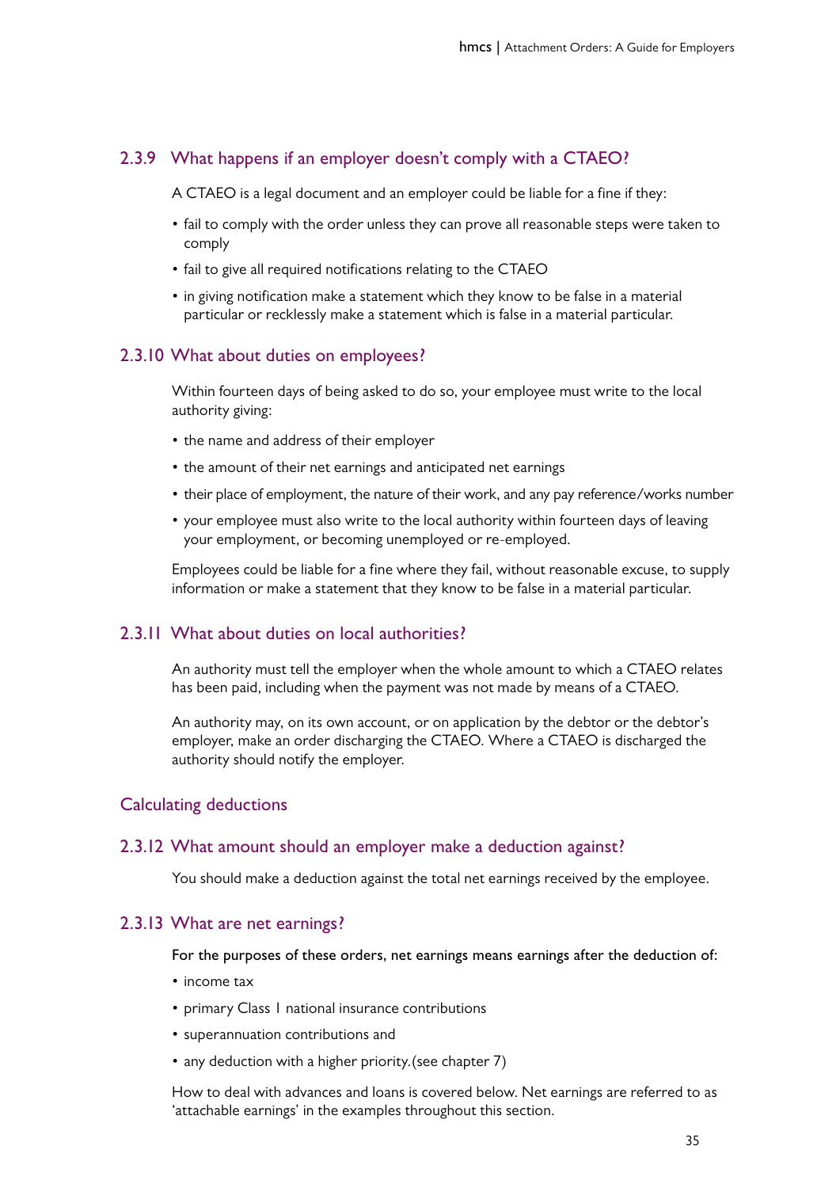### 2.3.9 What happens if an employer doesn't comply with a CTAEO?

A CTAEO is a legal document and an employer could be liable for a fine if they:

- fail to comply with the order unless they can prove all reasonable steps were taken to comply
- fail to give all required notifications relating to the CTAEO
- in giving notification make a statement which they know to be false in a material particular or recklessly make a statement which is false in a material particular.

### 2.3.10 What about duties on employees?

Within fourteen days of being asked to do so, your employee must write to the local authority giving:

- the name and address of their employer
- the amount of their net earnings and anticipated net earnings
- their place of employment, the nature of their work, and any pay reference/works number
- your employee must also write to the local authority within fourteen days of leaving your employment, or becoming unemployed or re-employed.

Employees could be liable for a fine where they fail, without reasonable excuse, to supply information or make a statement that they know to be false in a material particular.

### 2.3.11 What about duties on local authorities?

An authority must tell the employer when the whole amount to which a CTAEO relates has been paid, including when the payment was not made by means of a CTAEO.

An authority may, on its own account, or on application by the debtor or the debtor's employer, make an order discharging the CTAEO. Where a CTAEO is discharged the authority should notify the employer.

## Calculating deductions

### 2.3.12 What amount should an employer make a deduction against?

You should make a deduction against the total net earnings received by the employee.

### 2.3.13 What are net earnings?

For the purposes of these orders, net earnings means earnings after the deduction of:

- income tax
- primary Class 1 national insurance contributions
- superannuation contributions and
- any deduction with a higher priority.(see chapter 7)

How to deal with advances and loans is covered below. Net earnings are referred to as 'attachable earnings' in the examples throughout this section.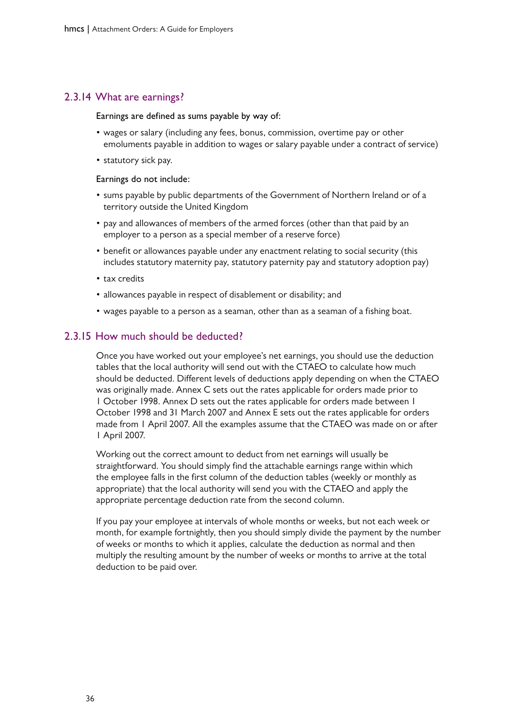### 2.3.14 What are earnings?

Earnings are defined as sums payable by way of:

- wages or salary (including any fees, bonus, commission, overtime pay or other emoluments payable in addition to wages or salary payable under a contract of service)
- statutory sick pay.

Earnings do not include:

- sums payable by public departments of the Government of Northern Ireland or of a territory outside the United Kingdom
- pay and allowances of members of the armed forces (other than that paid by an employer to a person as a special member of a reserve force)
- benefit or allowances payable under any enactment relating to social security (this includes statutory maternity pay, statutory paternity pay and statutory adoption pay)
- tax credits
- allowances payable in respect of disablement or disability; and
- wages payable to a person as a seaman, other than as a seaman of a fishing boat.

### 2.3.15 How much should be deducted?

Once you have worked out your employee's net earnings, you should use the deduction tables that the local authority will send out with the CTAEO to calculate how much should be deducted. Different levels of deductions apply depending on when the CTAEO was originally made. Annex C sets out the rates applicable for orders made prior to 1 October 1998. Annex D sets out the rates applicable for orders made between 1 October 1998 and 31 March 2007 and Annex E sets out the rates applicable for orders made from 1 April 2007. All the examples assume that the CTAEO was made on or after 1 April 2007.

Working out the correct amount to deduct from net earnings will usually be straightforward. You should simply find the attachable earnings range within which the employee falls in the first column of the deduction tables (weekly or monthly as appropriate) that the local authority will send you with the CTAEO and apply the appropriate percentage deduction rate from the second column.

If you pay your employee at intervals of whole months or weeks, but not each week or month, for example fortnightly, then you should simply divide the payment by the number of weeks or months to which it applies, calculate the deduction as normal and then multiply the resulting amount by the number of weeks or months to arrive at the total deduction to be paid over.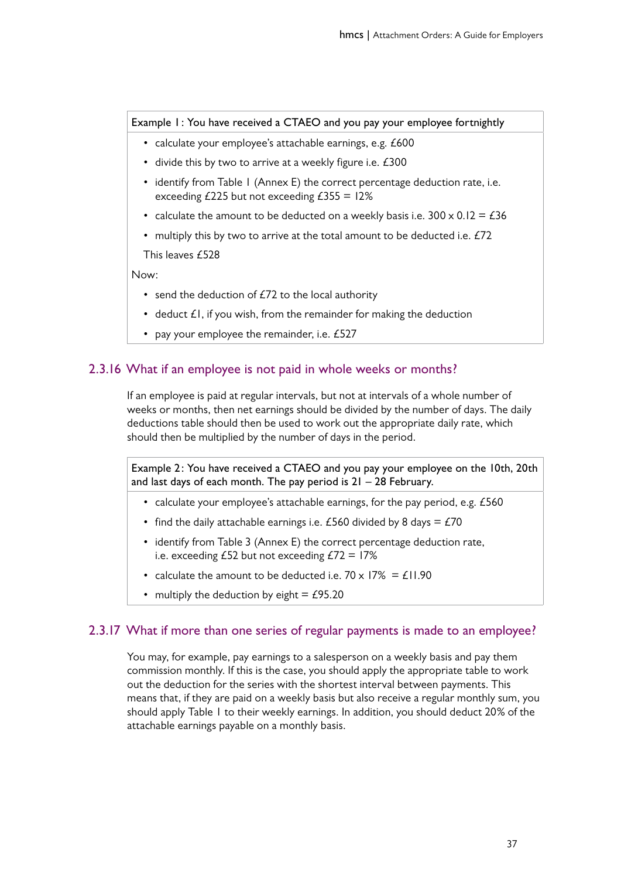**Example 1: You have received a CTAEO and you pay your employee fortnightly**

- calculate your employee's attachable earnings, e.g. £600
- divide this by two to arrive at a weekly figure i.e. £300
- identify from Table 1 (Annex E) the correct percentage deduction rate, i.e. exceeding £225 but not exceeding £355 = 12%
- calculate the amount to be deducted on a weekly basis i.e. 300 x 0.12 = £36
- multiply this by two to arrive at the total amount to be deducted i.e. £72

This leaves £528

Now:

- send the deduction of £72 to the local authority
- deduct £1, if you wish, from the remainder for making the deduction
- pay your employee the remainder, i.e. £527

### 2.3.16 What if an employee is not paid in whole weeks or months?

If an employee is paid at regular intervals, but not at intervals of a whole number of weeks or months, then net earnings should be divided by the number of days. The daily deductions table should then be used to work out the appropriate daily rate, which should then be multiplied by the number of days in the period.

**Example 2: You have received a CTAEO and you pay your employee on the 10th, 20th and last days of each month. The pay period is 21 – 28 February.**

- calculate your employee's attachable earnings, for the pay period, e.g. £560
- find the daily attachable earnings i.e. £560 divided by 8 days = £70
- identify from Table 3 (Annex E) the correct percentage deduction rate, i.e. exceeding £52 but not exceeding £72 = 17%
- calculate the amount to be deducted i.e. 70 x 17% = £11.90
- multiply the deduction by eight = £95.20

### 2.3.17 What if more than one series of regular payments is made to an employee?

You may, for example, pay earnings to a salesperson on a weekly basis and pay them commission monthly. If this is the case, you should apply the appropriate table to work out the deduction for the series with the shortest interval between payments. This means that, if they are paid on a weekly basis but also receive a regular monthly sum, you should apply Table 1 to their weekly earnings. In addition, you should deduct 20% of the attachable earnings payable on a monthly basis.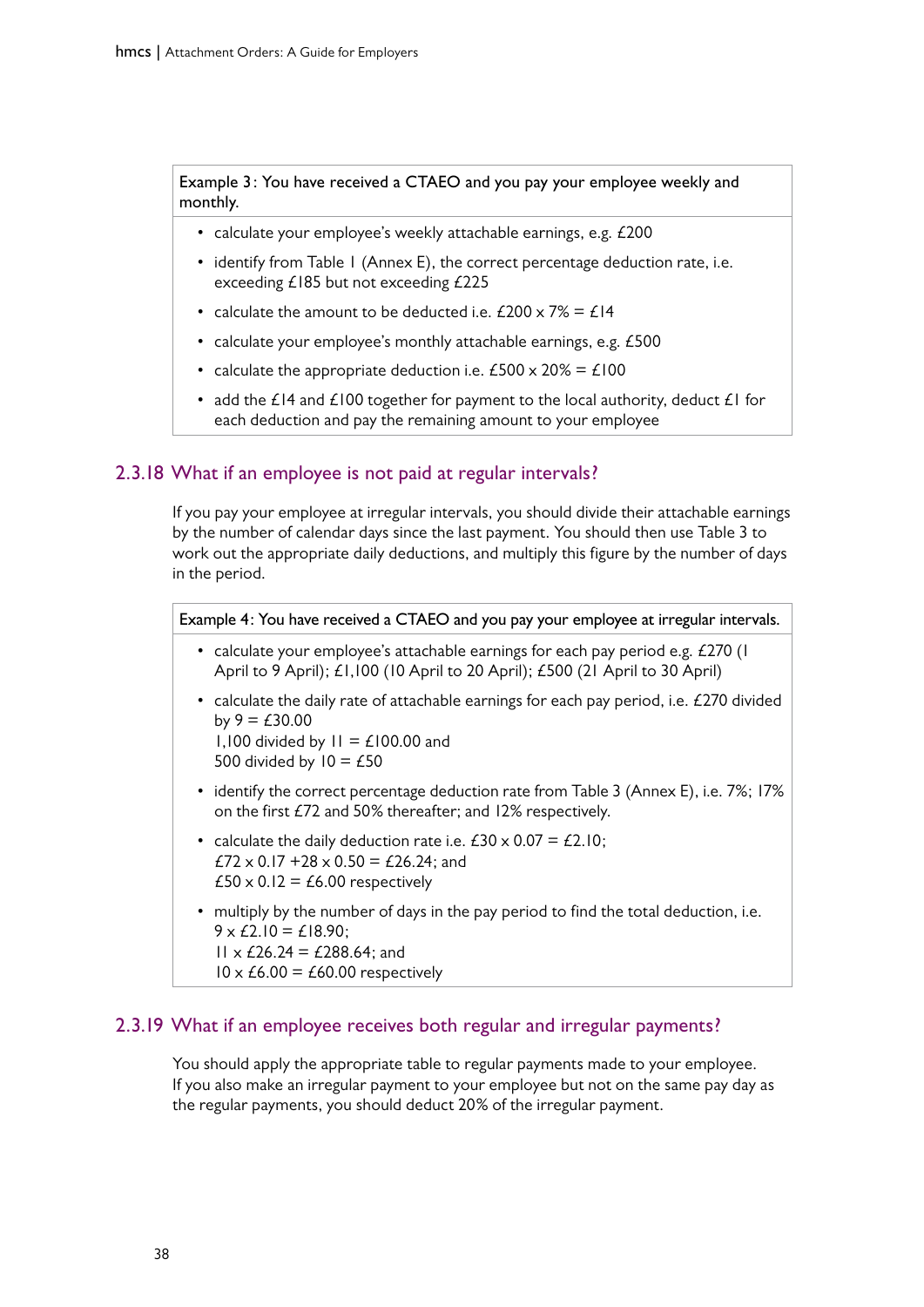**Example 3: You have received a CTAEO and you pay your employee weekly and monthly.**

- calculate your employee's weekly attachable earnings, e.g. £200
- identify from Table 1 (Annex E), the correct percentage deduction rate, i.e. exceeding £185 but not exceeding £225
- calculate the amount to be deducted i.e. £200 x 7% = £14
- calculate your employee's monthly attachable earnings, e.g. £500
- calculate the appropriate deduction i.e. £500 x 20% = £100
- add the £14 and £100 together for payment to the local authority, deduct £1 for each deduction and pay the remaining amount to your employee

### 2.3.18 What if an employee is not paid at regular intervals?

If you pay your employee at irregular intervals, you should divide their attachable earnings by the number of calendar days since the last payment. You should then use Table 3 to work out the appropriate daily deductions, and multiply this figure by the number of days in the period.

**Example 4: You have received a CTAEO and you pay your employee at irregular intervals.**

- calculate your employee's attachable earnings for each pay period e.g. £270 (1 April to 9 April); £1,100 (10 April to 20 April); £500 (21 April to 30 April)
- calculate the daily rate of attachable earnings for each pay period, i.e. £270 divided by 9 = £30.00
  1,100 divided by 11 = £100.00 and
  500 divided by 10 = £50
- identify the correct percentage deduction rate from Table 3 (Annex E), i.e. 7%; 17% on the first £72 and 50% thereafter; and 12% respectively.
- calculate the daily deduction rate i.e. £30 x 0.07 = £2.10;
  £72 x 0.17 +28 x 0.50 = £26.24; and
  £50 x 0.12 = £6.00 respectively
- multiply by the number of days in the pay period to find the total deduction, i.e.
  9 x £2.10 = £18.90;
  11 x £26.24 = £288.64; and
  10 x £6.00 = £60.00 respectively

### 2.3.19 What if an employee receives both regular and irregular payments?

You should apply the appropriate table to regular payments made to your employee. If you also make an irregular payment to your employee but not on the same pay day as the regular payments, you should deduct 20% of the irregular payment.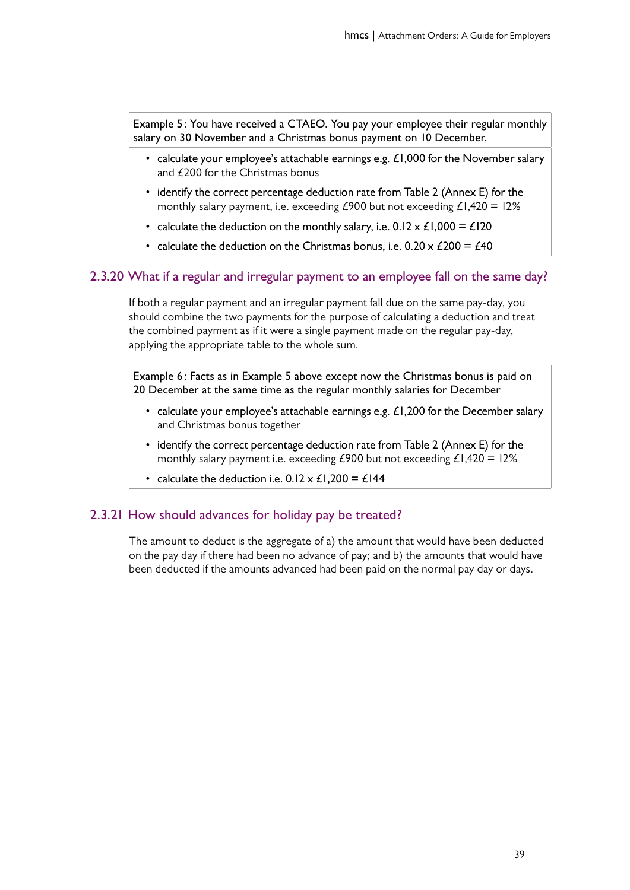Example 5: You have received a CTAEO. You pay your employee their regular monthly salary on 30 November and a Christmas bonus payment on 10 December.

- calculate your employee's attachable earnings e.g. £1,000 for the November salary and £200 for the Christmas bonus
- identify the correct percentage deduction rate from Table 2 (Annex E) for the monthly salary payment, i.e. exceeding £900 but not exceeding £1,420 = 12%
- calculate the deduction on the monthly salary, i.e. 0.12 x £1,000 = £120
- calculate the deduction on the Christmas bonus, i.e. 0.20 x £200 = £40

### 2.3.20 What if a regular and irregular payment to an employee fall on the same day?

If both a regular payment and an irregular payment fall due on the same pay-day, you should combine the two payments for the purpose of calculating a deduction and treat the combined payment as if it were a single payment made on the regular pay-day, applying the appropriate table to the whole sum.

Example 6: Facts as in Example 5 above except now the Christmas bonus is paid on 20 December at the same time as the regular monthly salaries for December

- calculate your employee's attachable earnings e.g. £1,200 for the December salary and Christmas bonus together
- identify the correct percentage deduction rate from Table 2 (Annex E) for the monthly salary payment i.e. exceeding £900 but not exceeding £1,420 = 12%
- calculate the deduction i.e. 0.12 x £1,200 = £144

### 2.3.21 How should advances for holiday pay be treated?

The amount to deduct is the aggregate of a) the amount that would have been deducted on the pay day if there had been no advance of pay; and b) the amounts that would have been deducted if the amounts advanced had been paid on the normal pay day or days.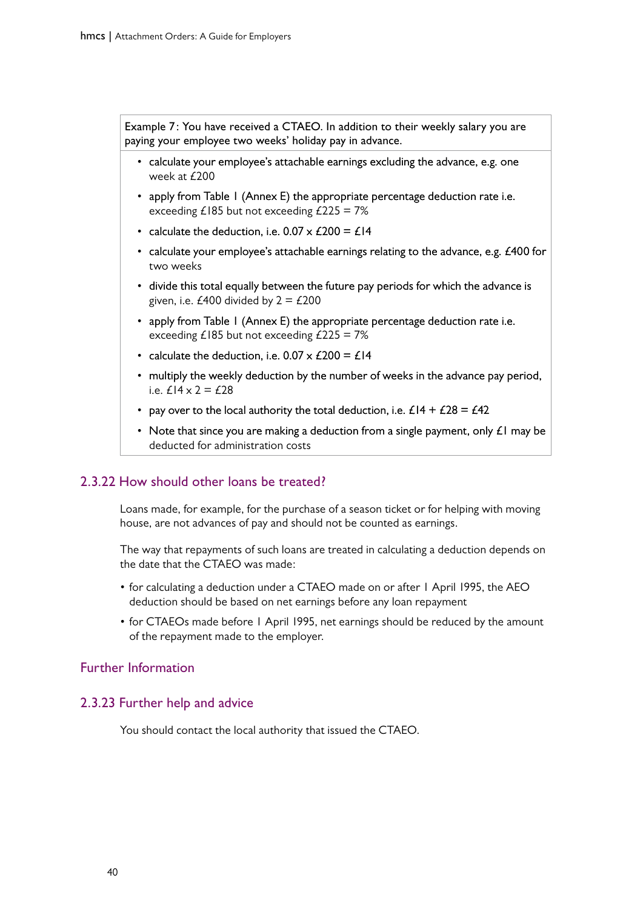Example 7: You have received a CTAEO. In addition to their weekly salary you are paying your employee two weeks' holiday pay in advance.

- calculate your employee's attachable earnings excluding the advance, e.g. one week at £200
- apply from Table 1 (Annex E) the appropriate percentage deduction rate i.e. exceeding £185 but not exceeding £225 = 7%
- calculate the deduction, i.e. 0.07 x £200 = £14
- calculate your employee's attachable earnings relating to the advance, e.g. £400 for two weeks
- divide this total equally between the future pay periods for which the advance is given, i.e. £400 divided by 2 = £200
- apply from Table 1 (Annex E) the appropriate percentage deduction rate i.e. exceeding £185 but not exceeding £225 = 7%
- calculate the deduction, i.e. 0.07 x £200 = £14
- multiply the weekly deduction by the number of weeks in the advance pay period, i.e. £14 x 2 = £28
- pay over to the local authority the total deduction, i.e. £14 + £28 = £42
- Note that since you are making a deduction from a single payment, only £1 may be deducted for administration costs

### 2.3.22 How should other loans be treated?

Loans made, for example, for the purchase of a season ticket or for helping with moving house, are not advances of pay and should not be counted as earnings.

The way that repayments of such loans are treated in calculating a deduction depends on the date that the CTAEO was made:

- for calculating a deduction under a CTAEO made on or after 1 April 1995, the AEO deduction should be based on net earnings before any loan repayment
- for CTAEOs made before 1 April 1995, net earnings should be reduced by the amount of the repayment made to the employer.

## Further Information

### 2.3.23 Further help and advice

You should contact the local authority that issued the CTAEO.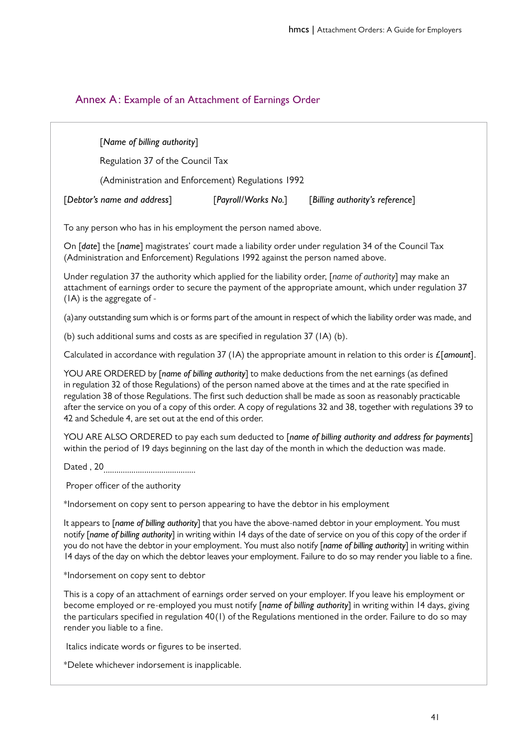## Annex A: Example of an Attachment of Earnings Order

[*Name of billing authority*]

Regulation 37 of the Council Tax

(Administration and Enforcement) Regulations 1992

[*Debtor's name and address*] [*Payroll/Works No.*] [*Billing authority's reference*]

To any person who has in his employment the person named above.

On [*date*] the [*name*] magistrates' court made a liability order under regulation 34 of the Council Tax (Administration and Enforcement) Regulations 1992 against the person named above.

Under regulation 37 the authority which applied for the liability order, [*name of authority*] may make an attachment of earnings order to secure the payment of the appropriate amount, which under regulation 37 (1A) is the aggregate of -

(a) any outstanding sum which is or forms part of the amount in respect of which the liability order was made, and

(b) such additional sums and costs as are specified in regulation 37 (1A) (b).

Calculated in accordance with regulation 37 (1A) the appropriate amount in relation to this order is £[***amount***].

YOU ARE ORDERED by [***name of billing authority***] to make deductions from the net earnings (as defined in regulation 32 of those Regulations) of the person named above at the times and at the rate specified in regulation 38 of those Regulations. The first such deduction shall be made as soon as reasonably practicable after the service on you of a copy of this order. A copy of regulations 32 and 38, together with regulations 39 to 42 and Schedule 4, are set out at the end of this order.

YOU ARE ALSO ORDERED to pay each sum deducted to [***name of billing authority and address for payments***] within the period of 19 days beginning on the last day of the month in which the deduction was made.

Dated , 20..........................................

Proper officer of the authority

*Indorsement on copy sent to person appearing to have the debtor in his employment

It appears to [***name of billing authority***] that you have the above-named debtor in your employment. You must notify [***name of billing authority***] in writing within 14 days of the date of service on you of this copy of the order if you do not have the debtor in your employment. You must also notify [***name of billing authority***] in writing within 14 days of the day on which the debtor leaves your employment. Failure to do so may render you liable to a fine.

*Indorsement on copy sent to debtor

This is a copy of an attachment of earnings order served on your employer. If you leave his employment or become employed or re-employed you must notify [***name of billing authority***] in writing within 14 days, giving the particulars specified in regulation 40(1) of the Regulations mentioned in the order. Failure to do so may render you liable to a fine.

Italics indicate words or figures to be inserted.

*Delete whichever indorsement is inapplicable.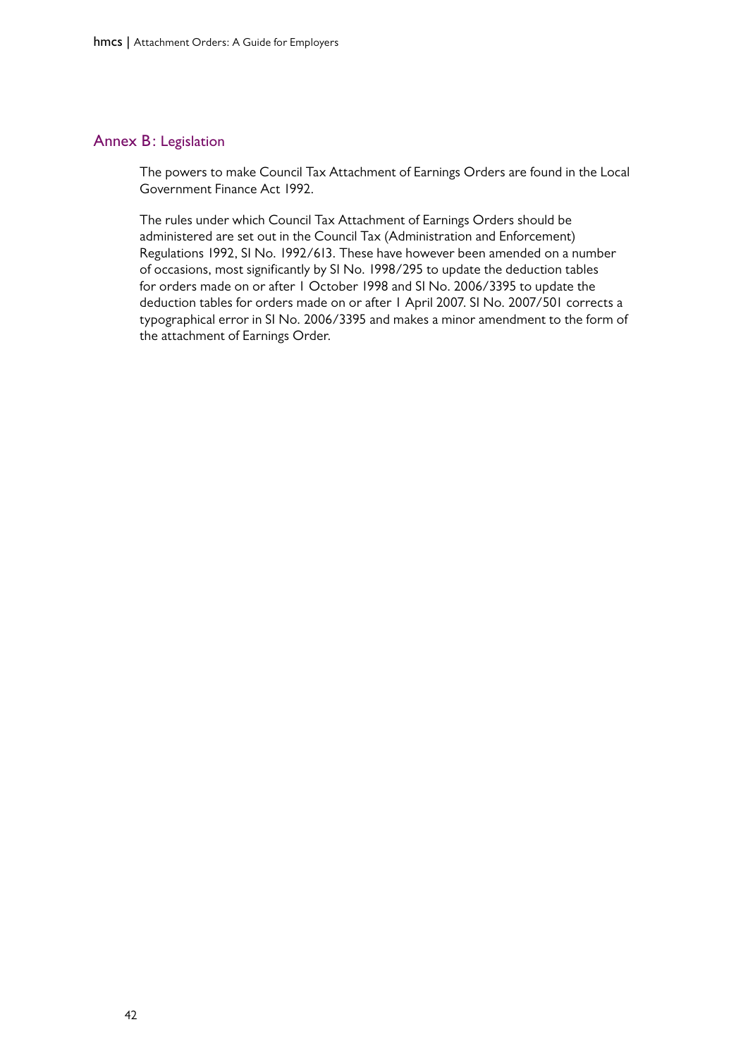## Annex B: Legislation

The powers to make Council Tax Attachment of Earnings Orders are found in the Local Government Finance Act 1992.

The rules under which Council Tax Attachment of Earnings Orders should be administered are set out in the Council Tax (Administration and Enforcement) Regulations 1992, SI No. 1992/613. These have however been amended on a number of occasions, most significantly by SI No. 1998/295 to update the deduction tables for orders made on or after 1 October 1998 and SI No. 2006/3395 to update the deduction tables for orders made on or after 1 April 2007. SI No. 2007/501 corrects a typographical error in SI No. 2006/3395 and makes a minor amendment to the form of the attachment of Earnings Order.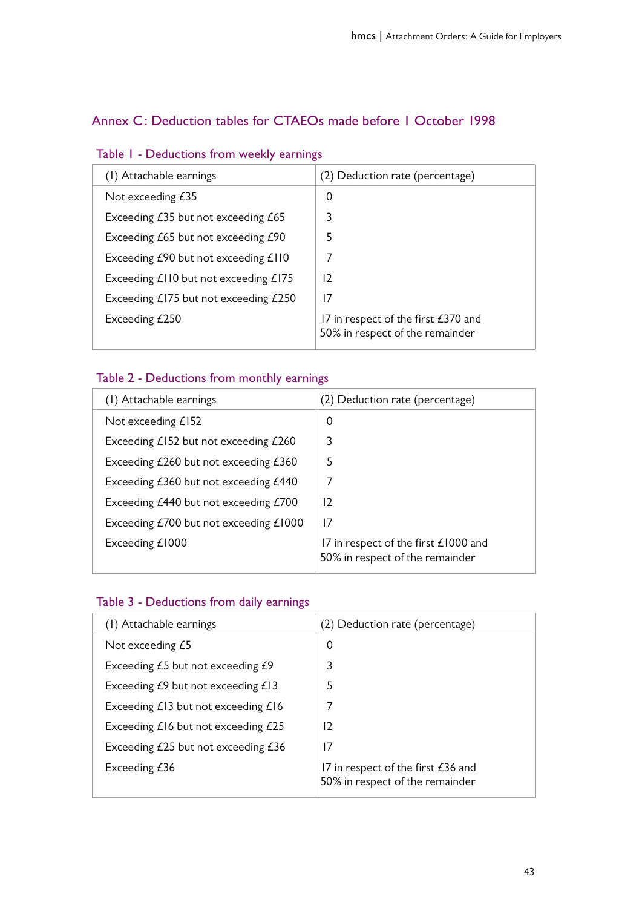## Annex C: Deduction tables for CTAEOs made before 1 October 1998

### Table 1 - Deductions from weekly earnings

| (1) Attachable earnings | (2) Deduction rate (percentage) |
|---|---|
| Not exceeding £35 | 0 |
| Exceeding £35 but not exceeding £65 | 3 |
| Exceeding £65 but not exceeding £90 | 5 |
| Exceeding £90 but not exceeding £110 | 7 |
| Exceeding £110 but not exceeding £175 | 12 |
| Exceeding £175 but not exceeding £250 | 17 |
| Exceeding £250 | 17 in respect of the first £370 and 50% in respect of the remainder |

### Table 2 - Deductions from monthly earnings

| (1) Attachable earnings | (2) Deduction rate (percentage) |
|---|---|
| Not exceeding £152 | 0 |
| Exceeding £152 but not exceeding £260 | 3 |
| Exceeding £260 but not exceeding £360 | 5 |
| Exceeding £360 but not exceeding £440 | 7 |
| Exceeding £440 but not exceeding £700 | 12 |
| Exceeding £700 but not exceeding £1000 | 17 |
| Exceeding £1000 | 17 in respect of the first £1000 and 50% in respect of the remainder |

### Table 3 - Deductions from daily earnings

| (1) Attachable earnings | (2) Deduction rate (percentage) |
|---|---|
| Not exceeding £5 | 0 |
| Exceeding £5 but not exceeding £9 | 3 |
| Exceeding £9 but not exceeding £13 | 5 |
| Exceeding £13 but not exceeding £16 | 7 |
| Exceeding £16 but not exceeding £25 | 12 |
| Exceeding £25 but not exceeding £36 | 17 |
| Exceeding £36 | 17 in respect of the first £36 and 50% in respect of the remainder |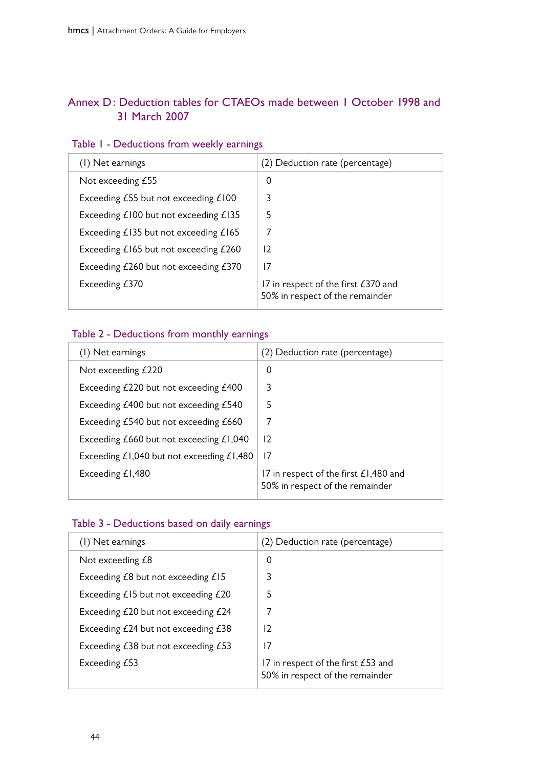## Annex D: Deduction tables for CTAEOs made between 1 October 1998 and 31 March 2007

### Table 1 - Deductions from weekly earnings

| (1) Net earnings | (2) Deduction rate (percentage) |
|---|---|
| Not exceeding £55 | 0 |
| Exceeding £55 but not exceeding £100 | 3 |
| Exceeding £100 but not exceeding £135 | 5 |
| Exceeding £135 but not exceeding £165 | 7 |
| Exceeding £165 but not exceeding £260 | 12 |
| Exceeding £260 but not exceeding £370 | 17 |
| Exceeding £370 | 17 in respect of the first £370 and 50% in respect of the remainder |

### Table 2 - Deductions from monthly earnings

| (1) Net earnings | (2) Deduction rate (percentage) |
|---|---|
| Not exceeding £220 | 0 |
| Exceeding £220 but not exceeding £400 | 3 |
| Exceeding £400 but not exceeding £540 | 5 |
| Exceeding £540 but not exceeding £660 | 7 |
| Exceeding £660 but not exceeding £1,040 | 12 |
| Exceeding £1,040 but not exceeding £1,480 | 17 |
| Exceeding £1,480 | 17 in respect of the first £1,480 and 50% in respect of the remainder |

### Table 3 - Deductions based on daily earnings

| (1) Net earnings | (2) Deduction rate (percentage) |
|---|---|
| Not exceeding £8 | 0 |
| Exceeding £8 but not exceeding £15 | 3 |
| Exceeding £15 but not exceeding £20 | 5 |
| Exceeding £20 but not exceeding £24 | 7 |
| Exceeding £24 but not exceeding £38 | 12 |
| Exceeding £38 but not exceeding £53 | 17 |
| Exceeding £53 | 17 in respect of the first £53 and 50% in respect of the remainder |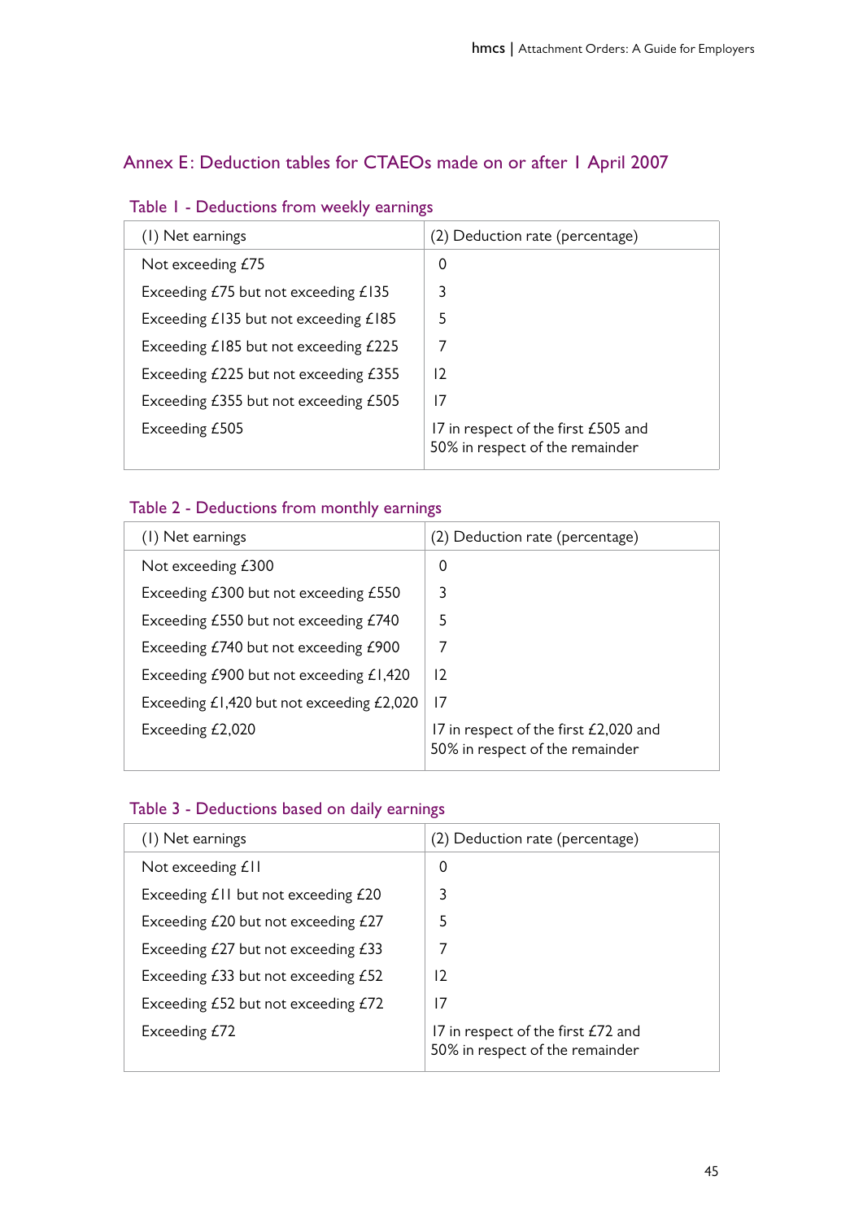## Annex E: Deduction tables for CTAEOs made on or after 1 April 2007

### Table 1 - Deductions from weekly earnings

| (1) Net earnings | (2) Deduction rate (percentage) |
|---|---|
| Not exceeding £75 | 0 |
| Exceeding £75 but not exceeding £135 | 3 |
| Exceeding £135 but not exceeding £185 | 5 |
| Exceeding £185 but not exceeding £225 | 7 |
| Exceeding £225 but not exceeding £355 | 12 |
| Exceeding £355 but not exceeding £505 | 17 |
| Exceeding £505 | 17 in respect of the first £505 and 50% in respect of the remainder |

### Table 2 - Deductions from monthly earnings

| (1) Net earnings | (2) Deduction rate (percentage) |
|---|---|
| Not exceeding £300 | 0 |
| Exceeding £300 but not exceeding £550 | 3 |
| Exceeding £550 but not exceeding £740 | 5 |
| Exceeding £740 but not exceeding £900 | 7 |
| Exceeding £900 but not exceeding £1,420 | 12 |
| Exceeding £1,420 but not exceeding £2,020 | 17 |
| Exceeding £2,020 | 17 in respect of the first £2,020 and 50% in respect of the remainder |

### Table 3 - Deductions based on daily earnings

| (1) Net earnings | (2) Deduction rate (percentage) |
|---|---|
| Not exceeding £11 | 0 |
| Exceeding £11 but not exceeding £20 | 3 |
| Exceeding £20 but not exceeding £27 | 5 |
| Exceeding £27 but not exceeding £33 | 7 |
| Exceeding £33 but not exceeding £52 | 12 |
| Exceeding £52 but not exceeding £72 | 17 |
| Exceeding £72 | 17 in respect of the first £72 and 50% in respect of the remainder |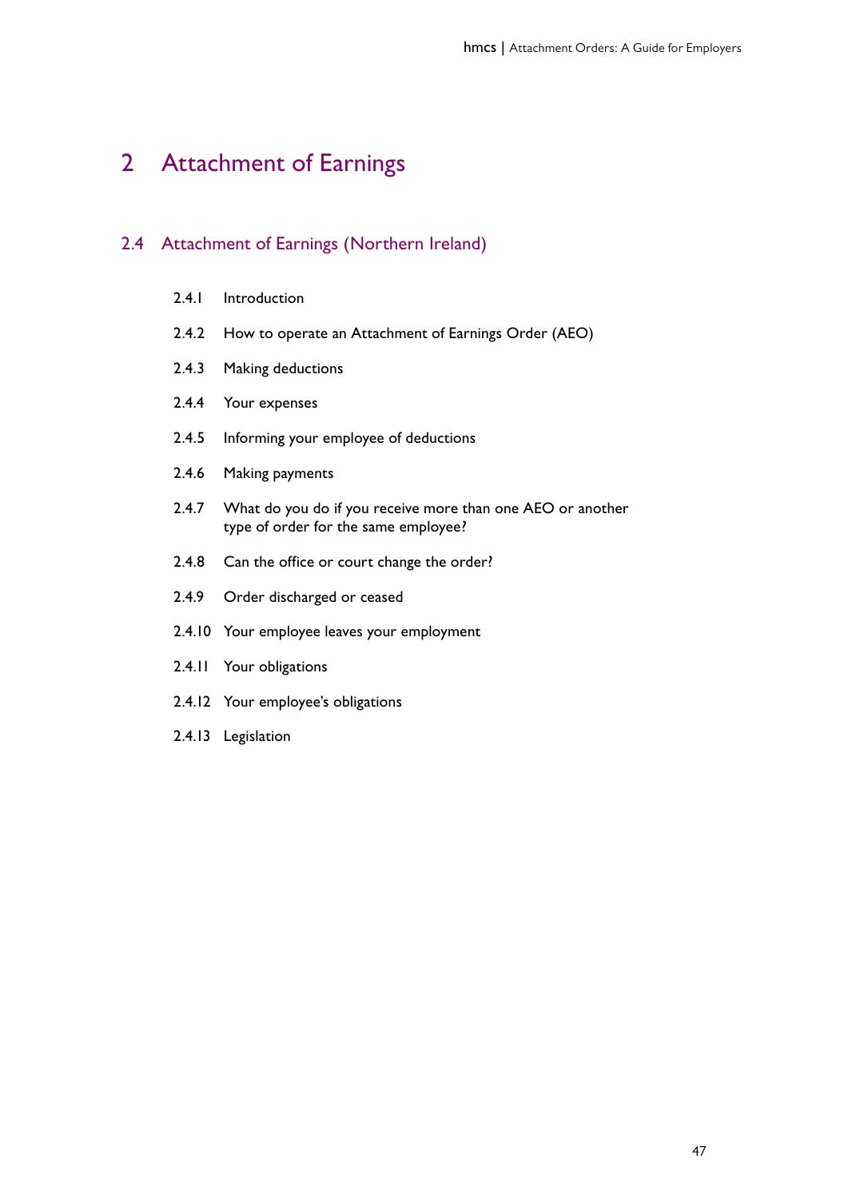# 2 Attachment of Earnings

## 2.4 Attachment of Earnings (Northern Ireland)

2.4.1 Introduction

2.4.2 How to operate an Attachment of Earnings Order (AEO)

2.4.3 Making deductions

2.4.4 Your expenses

2.4.5 Informing your employee of deductions

2.4.6 Making payments

2.4.7 What do you do if you receive more than one AEO or another type of order for the same employee?

2.4.8 Can the office or court change the order?

2.4.9 Order discharged or ceased

2.4.10 Your employee leaves your employment

2.4.11 Your obligations

2.4.12 Your employee's obligations

2.4.13 Legislation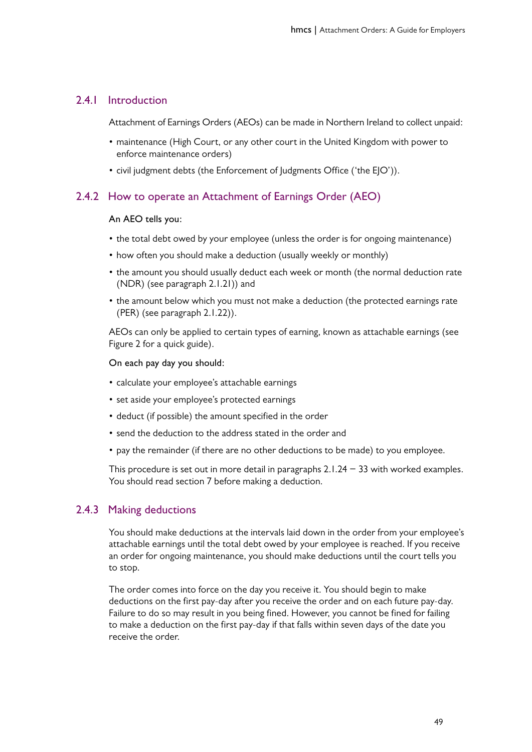## 2.4.1 Introduction

Attachment of Earnings Orders (AEOs) can be made in Northern Ireland to collect unpaid:

- maintenance (High Court, or any other court in the United Kingdom with power to enforce maintenance orders)
- civil judgment debts (the Enforcement of Judgments Office ('the EJO')).

## 2.4.2 How to operate an Attachment of Earnings Order (AEO)

An AEO tells you:

- the total debt owed by your employee (unless the order is for ongoing maintenance)
- how often you should make a deduction (usually weekly or monthly)
- the amount you should usually deduct each week or month (the normal deduction rate (NDR) (see paragraph 2.1.21)) and
- the amount below which you must not make a deduction (the protected earnings rate (PER) (see paragraph 2.1.22)).

AEOs can only be applied to certain types of earning, known as attachable earnings (see Figure 2 for a quick guide).

On each pay day you should:

- calculate your employee's attachable earnings
- set aside your employee's protected earnings
- deduct (if possible) the amount specified in the order
- send the deduction to the address stated in the order and
- pay the remainder (if there are no other deductions to be made) to you employee.

This procedure is set out in more detail in paragraphs 2.1.24 – 33 with worked examples. You should read section 7 before making a deduction.

## 2.4.3 Making deductions

You should make deductions at the intervals laid down in the order from your employee's attachable earnings until the total debt owed by your employee is reached. If you receive an order for ongoing maintenance, you should make deductions until the court tells you to stop.

The order comes into force on the day you receive it. You should begin to make deductions on the first pay-day after you receive the order and on each future pay-day. Failure to do so may result in you being fined. However, you cannot be fined for failing to make a deduction on the first pay-day if that falls within seven days of the date you receive the order.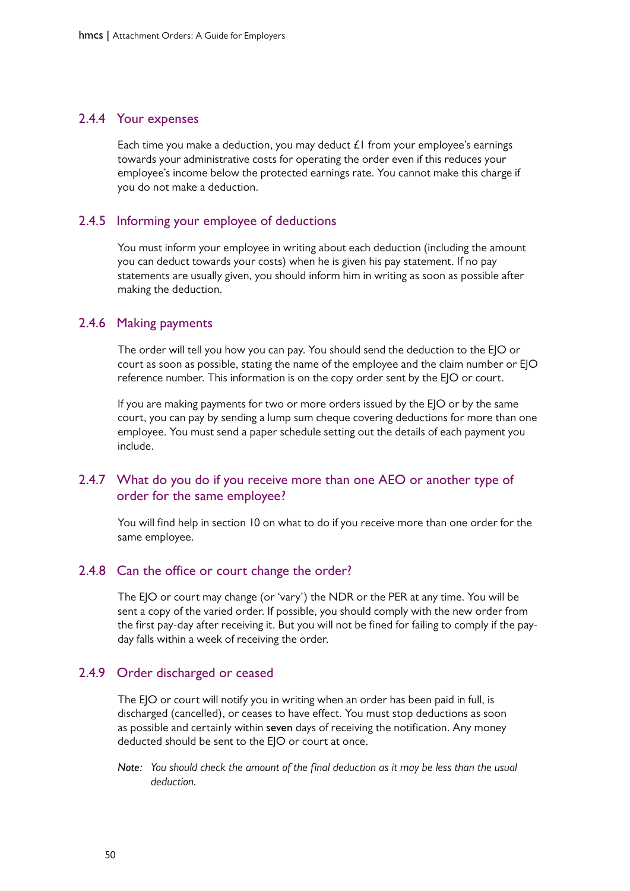### 2.4.4 Your expenses

Each time you make a deduction, you may deduct £1 from your employee's earnings towards your administrative costs for operating the order even if this reduces your employee's income below the protected earnings rate. You cannot make this charge if you do not make a deduction.

### 2.4.5 Informing your employee of deductions

You must inform your employee in writing about each deduction (including the amount you can deduct towards your costs) when he is given his pay statement. If no pay statements are usually given, you should inform him in writing as soon as possible after making the deduction.

### 2.4.6 Making payments

The order will tell you how you can pay. You should send the deduction to the EJO or court as soon as possible, stating the name of the employee and the claim number or EJO reference number. This information is on the copy order sent by the EJO or court.

If you are making payments for two or more orders issued by the EJO or by the same court, you can pay by sending a lump sum cheque covering deductions for more than one employee. You must send a paper schedule setting out the details of each payment you include.

### 2.4.7 What do you do if you receive more than one AEO or another type of order for the same employee?

You will find help in section 10 on what to do if you receive more than one order for the same employee.

### 2.4.8 Can the office or court change the order?

The EJO or court may change (or 'vary') the NDR or the PER at any time. You will be sent a copy of the varied order. If possible, you should comply with the new order from the first pay-day after receiving it. But you will not be fined for failing to comply if the pay-day falls within a week of receiving the order.

### 2.4.9 Order discharged or ceased

The EJO or court will notify you in writing when an order has been paid in full, is discharged (cancelled), or ceases to have effect. You must stop deductions as soon as possible and certainly within **seven** days of receiving the notification. Any money deducted should be sent to the EJO or court at once.

*Note: You should check the amount of the final deduction as it may be less than the usual deduction.*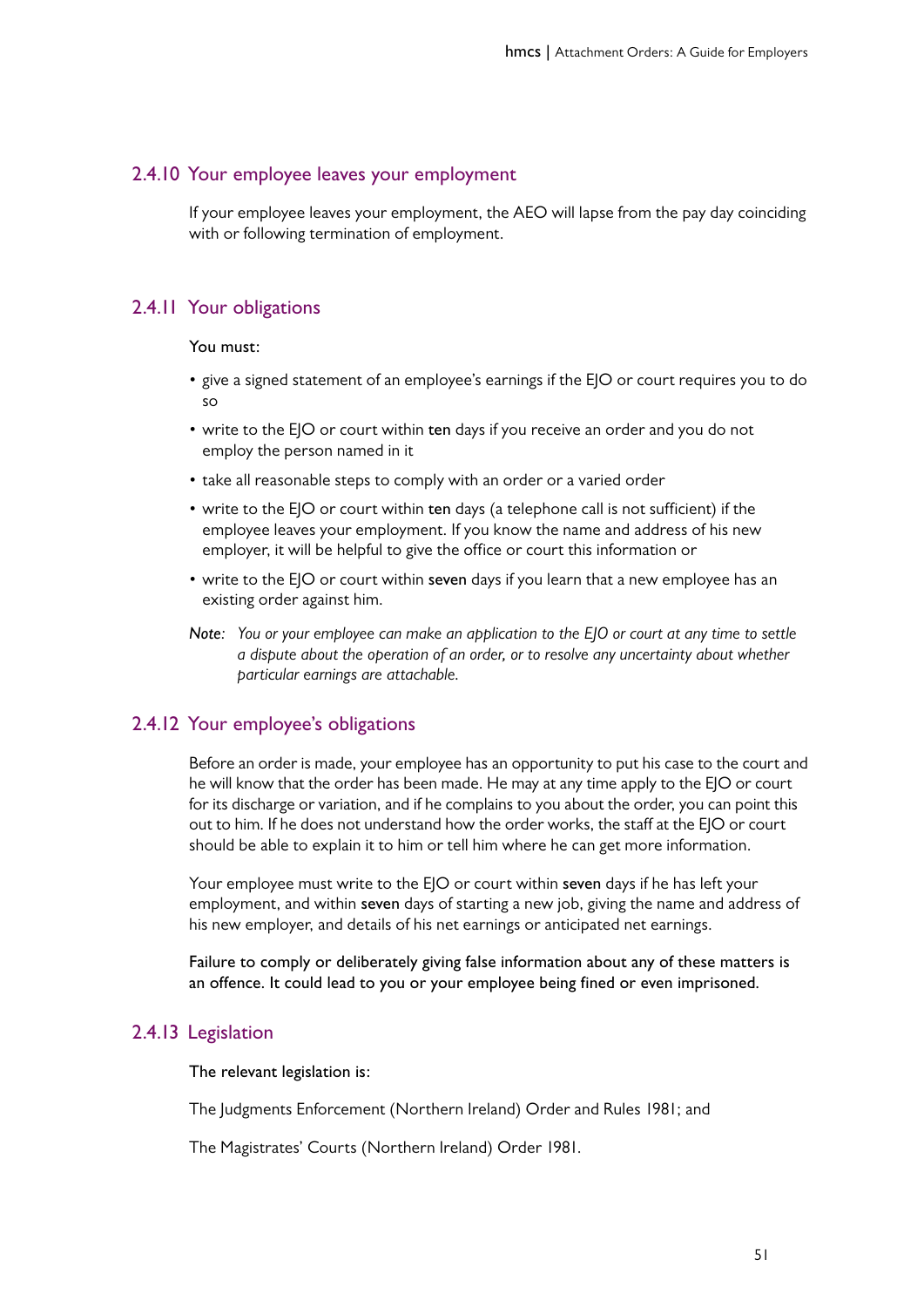### 2.4.10 Your employee leaves your employment

If your employee leaves your employment, the AEO will lapse from the pay day coinciding with or following termination of employment.

### 2.4.11 Your obligations

You must:

- give a signed statement of an employee's earnings if the EJO or court requires you to do so
- write to the EJO or court within **ten** days if you receive an order and you do not employ the person named in it
- take all reasonable steps to comply with an order or a varied order
- write to the EJO or court within **ten** days (a telephone call is not sufficient) if the employee leaves your employment. If you know the name and address of his new employer, it will be helpful to give the office or court this information or
- write to the EJO or court within **seven** days if you learn that a new employee has an existing order against him.

*Note: You or your employee can make an application to the EJO or court at any time to settle a dispute about the operation of an order, or to resolve any uncertainty about whether particular earnings are attachable.*

### 2.4.12 Your employee's obligations

Before an order is made, your employee has an opportunity to put his case to the court and he will know that the order has been made. He may at any time apply to the EJO or court for its discharge or variation, and if he complains to you about the order, you can point this out to him. If he does not understand how the order works, the staff at the EJO or court should be able to explain it to him or tell him where he can get more information.

Your employee must write to the EJO or court within **seven** days if he has left your employment, and within **seven** days of starting a new job, giving the name and address of his new employer, and details of his net earnings or anticipated net earnings.

Failure to comply or deliberately giving false information about any of these matters is an offence. It could lead to you or your employee being fined or even imprisoned.

### 2.4.13 Legislation

The relevant legislation is:

The Judgments Enforcement (Northern Ireland) Order and Rules 1981; and

The Magistrates' Courts (Northern Ireland) Order 1981.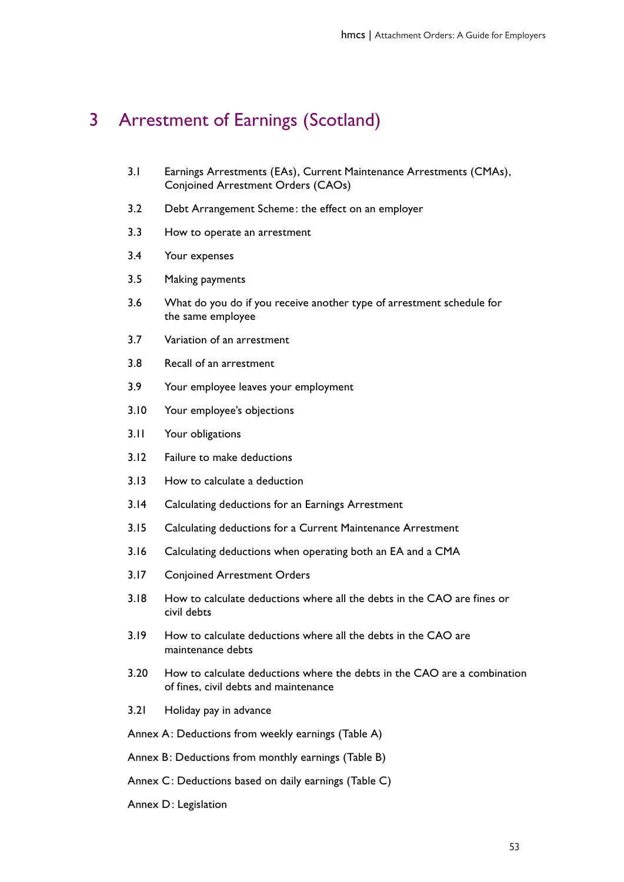# 3 Arrestment of Earnings (Scotland)

3.1 Earnings Arrestments (EAs), Current Maintenance Arrestments (CMAs), Conjoined Arrestment Orders (CAOs)

3.2 Debt Arrangement Scheme: the effect on an employer

3.3 How to operate an arrestment

3.4 Your expenses

3.5 Making payments

3.6 What do you do if you receive another type of arrestment schedule for the same employee

3.7 Variation of an arrestment

3.8 Recall of an arrestment

3.9 Your employee leaves your employment

3.10 Your employee's objections

3.11 Your obligations

3.12 Failure to make deductions

3.13 How to calculate a deduction

3.14 Calculating deductions for an Earnings Arrestment

3.15 Calculating deductions for a Current Maintenance Arrestment

3.16 Calculating deductions when operating both an EA and a CMA

3.17 Conjoined Arrestment Orders

3.18 How to calculate deductions where all the debts in the CAO are fines or civil debts

3.19 How to calculate deductions where all the debts in the CAO are maintenance debts

3.20 How to calculate deductions where the debts in the CAO are a combination of fines, civil debts and maintenance

3.21 Holiday pay in advance

Annex A: Deductions from weekly earnings (Table A)

Annex B: Deductions from monthly earnings (Table B)

Annex C: Deductions based on daily earnings (Table C)

Annex D: Legislation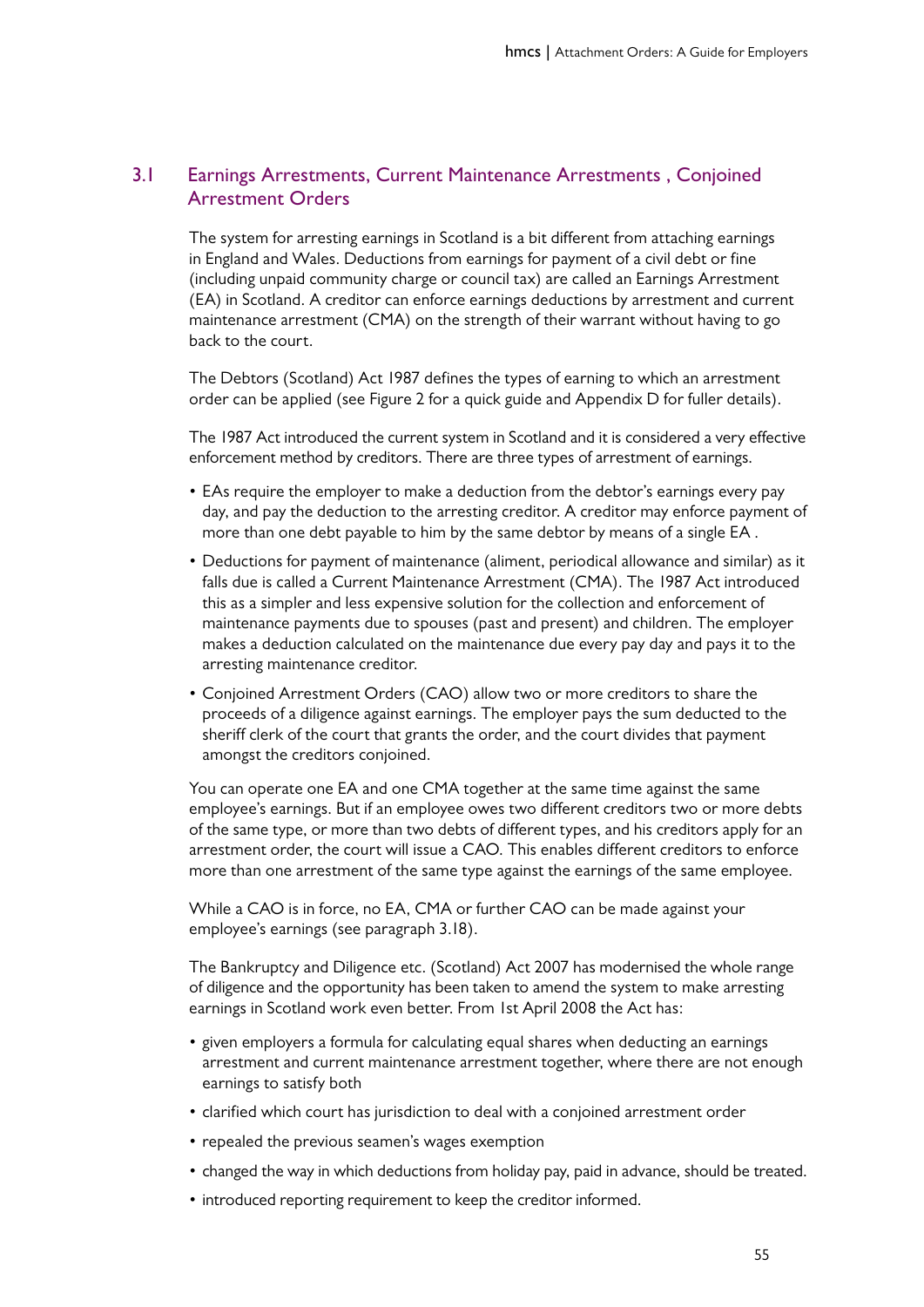## 3.1 Earnings Arrestments, Current Maintenance Arrestments , Conjoined Arrestment Orders

The system for arresting earnings in Scotland is a bit different from attaching earnings in England and Wales. Deductions from earnings for payment of a civil debt or fine (including unpaid community charge or council tax) are called an Earnings Arrestment (EA) in Scotland. A creditor can enforce earnings deductions by arrestment and current maintenance arrestment (CMA) on the strength of their warrant without having to go back to the court.

The Debtors (Scotland) Act 1987 defines the types of earning to which an arrestment order can be applied (see Figure 2 for a quick guide and Appendix D for fuller details).

The 1987 Act introduced the current system in Scotland and it is considered a very effective enforcement method by creditors. There are three types of arrestment of earnings.

- EAs require the employer to make a deduction from the debtor's earnings every pay day, and pay the deduction to the arresting creditor. A creditor may enforce payment of more than one debt payable to him by the same debtor by means of a single EA .
- Deductions for payment of maintenance (aliment, periodical allowance and similar) as it falls due is called a Current Maintenance Arrestment (CMA). The 1987 Act introduced this as a simpler and less expensive solution for the collection and enforcement of maintenance payments due to spouses (past and present) and children. The employer makes a deduction calculated on the maintenance due every pay day and pays it to the arresting maintenance creditor.
- Conjoined Arrestment Orders (CAO) allow two or more creditors to share the proceeds of a diligence against earnings. The employer pays the sum deducted to the sheriff clerk of the court that grants the order, and the court divides that payment amongst the creditors conjoined.

You can operate one EA and one CMA together at the same time against the same employee's earnings. But if an employee owes two different creditors two or more debts of the same type, or more than two debts of different types, and his creditors apply for an arrestment order, the court will issue a CAO. This enables different creditors to enforce more than one arrestment of the same type against the earnings of the same employee.

While a CAO is in force, no EA, CMA or further CAO can be made against your employee's earnings (see paragraph 3.18).

The Bankruptcy and Diligence etc. (Scotland) Act 2007 has modernised the whole range of diligence and the opportunity has been taken to amend the system to make arresting earnings in Scotland work even better. From 1st April 2008 the Act has:

- given employers a formula for calculating equal shares when deducting an earnings arrestment and current maintenance arrestment together, where there are not enough earnings to satisfy both
- clarified which court has jurisdiction to deal with a conjoined arrestment order
- repealed the previous seamen's wages exemption
- changed the way in which deductions from holiday pay, paid in advance, should be treated.
- introduced reporting requirement to keep the creditor informed.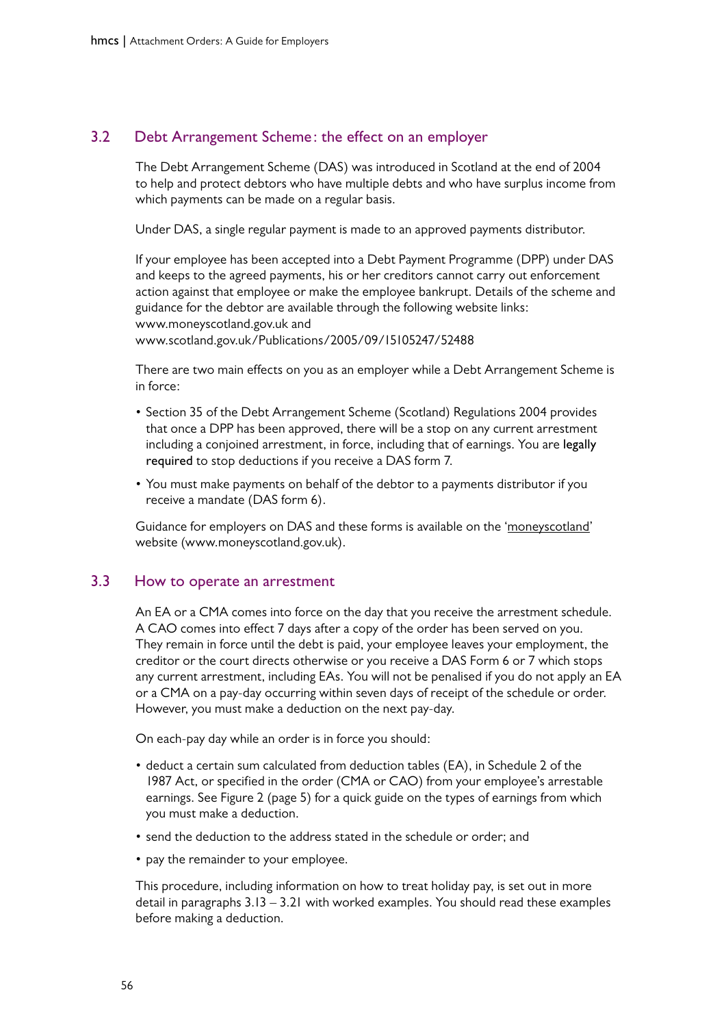## 3.2 Debt Arrangement Scheme: the effect on an employer

The Debt Arrangement Scheme (DAS) was introduced in Scotland at the end of 2004 to help and protect debtors who have multiple debts and who have surplus income from which payments can be made on a regular basis.

Under DAS, a single regular payment is made to an approved payments distributor.

If your employee has been accepted into a Debt Payment Programme (DPP) under DAS and keeps to the agreed payments, his or her creditors cannot carry out enforcement action against that employee or make the employee bankrupt. Details of the scheme and guidance for the debtor are available through the following website links: www.moneyscotland.gov.uk and www.scotland.gov.uk/Publications/2005/09/15105247/52488

There are two main effects on you as an employer while a Debt Arrangement Scheme is in force:

- Section 35 of the Debt Arrangement Scheme (Scotland) Regulations 2004 provides that once a DPP has been approved, there will be a stop on any current arrestment including a conjoined arrestment, in force, including that of earnings. You are **legally required** to stop deductions if you receive a DAS form 7.
- You must make payments on behalf of the debtor to a payments distributor if you receive a mandate (DAS form 6).

Guidance for employers on DAS and these forms is available on the 'moneyscotland' website (www.moneyscotland.gov.uk).

## 3.3 How to operate an arrestment

An EA or a CMA comes into force on the day that you receive the arrestment schedule. A CAO comes into effect 7 days after a copy of the order has been served on you. They remain in force until the debt is paid, your employee leaves your employment, the creditor or the court directs otherwise or you receive a DAS Form 6 or 7 which stops any current arrestment, including EAs. You will not be penalised if you do not apply an EA or a CMA on a pay-day occurring within seven days of receipt of the schedule or order. However, you must make a deduction on the next pay-day.

On each-pay day while an order is in force you should:

- deduct a certain sum calculated from deduction tables (EA), in Schedule 2 of the 1987 Act, or specified in the order (CMA or CAO) from your employee's arrestable earnings. See Figure 2 (page 5) for a quick guide on the types of earnings from which you must make a deduction.
- send the deduction to the address stated in the schedule or order; and
- pay the remainder to your employee.

This procedure, including information on how to treat holiday pay, is set out in more detail in paragraphs 3.13 – 3.21 with worked examples. You should read these examples before making a deduction.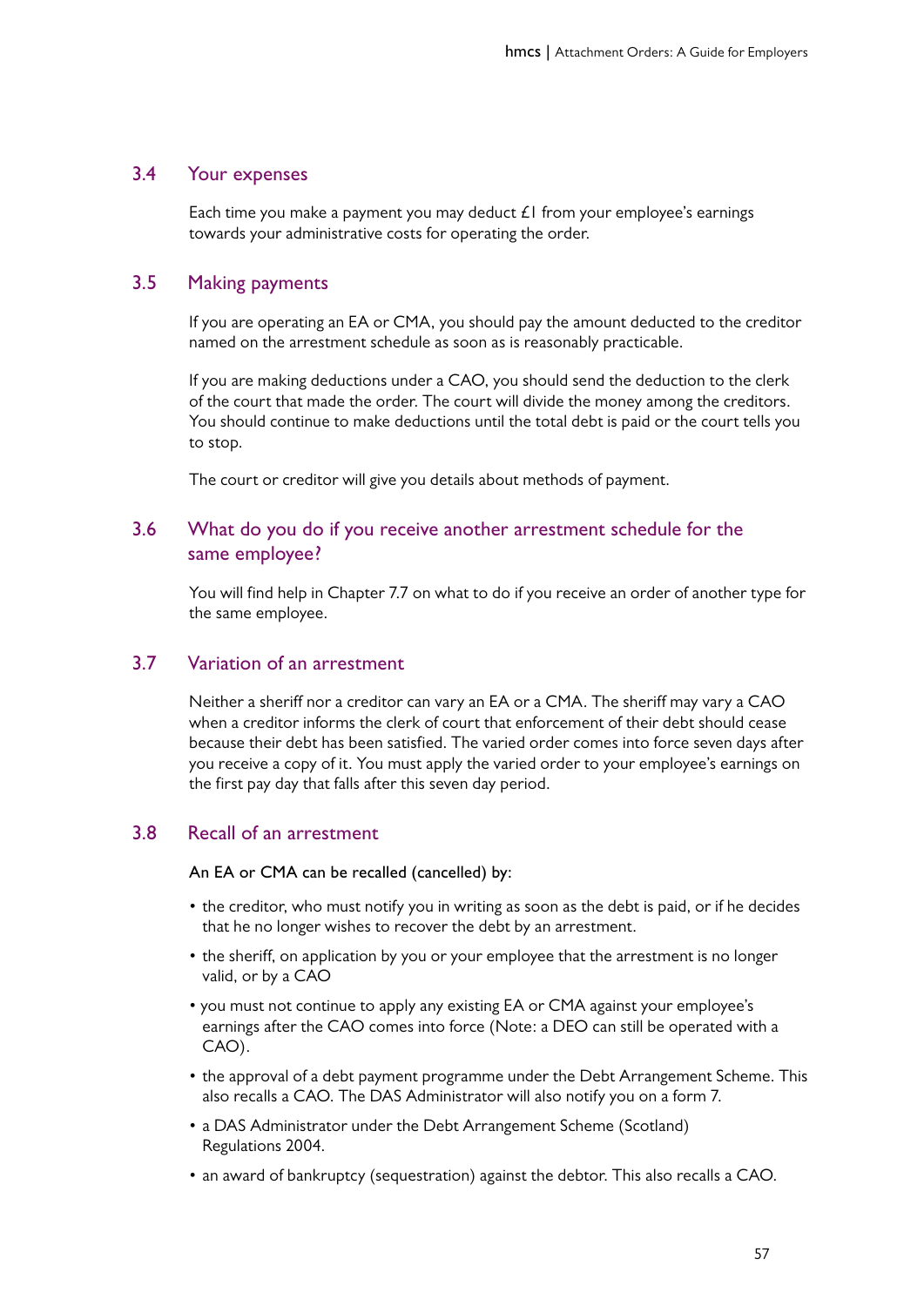## 3.4 Your expenses

Each time you make a payment you may deduct £1 from your employee's earnings towards your administrative costs for operating the order.

## 3.5 Making payments

If you are operating an EA or CMA, you should pay the amount deducted to the creditor named on the arrestment schedule as soon as is reasonably practicable.

If you are making deductions under a CAO, you should send the deduction to the clerk of the court that made the order. The court will divide the money among the creditors. You should continue to make deductions until the total debt is paid or the court tells you to stop.

The court or creditor will give you details about methods of payment.

## 3.6 What do you do if you receive another arrestment schedule for the same employee?

You will find help in Chapter 7.7 on what to do if you receive an order of another type for the same employee.

## 3.7 Variation of an arrestment

Neither a sheriff nor a creditor can vary an EA or a CMA. The sheriff may vary a CAO when a creditor informs the clerk of court that enforcement of their debt should cease because their debt has been satisfied. The varied order comes into force seven days after you receive a copy of it. You must apply the varied order to your employee's earnings on the first pay day that falls after this seven day period.

## 3.8 Recall of an arrestment

An EA or CMA can be recalled (cancelled) by:

- the creditor, who must notify you in writing as soon as the debt is paid, or if he decides that he no longer wishes to recover the debt by an arrestment.
- the sheriff, on application by you or your employee that the arrestment is no longer valid, or by a CAO
- you must not continue to apply any existing EA or CMA against your employee's earnings after the CAO comes into force (Note: a DEO can still be operated with a CAO).
- the approval of a debt payment programme under the Debt Arrangement Scheme. This also recalls a CAO. The DAS Administrator will also notify you on a form 7.
- a DAS Administrator under the Debt Arrangement Scheme (Scotland) Regulations 2004.
- an award of bankruptcy (sequestration) against the debtor. This also recalls a CAO.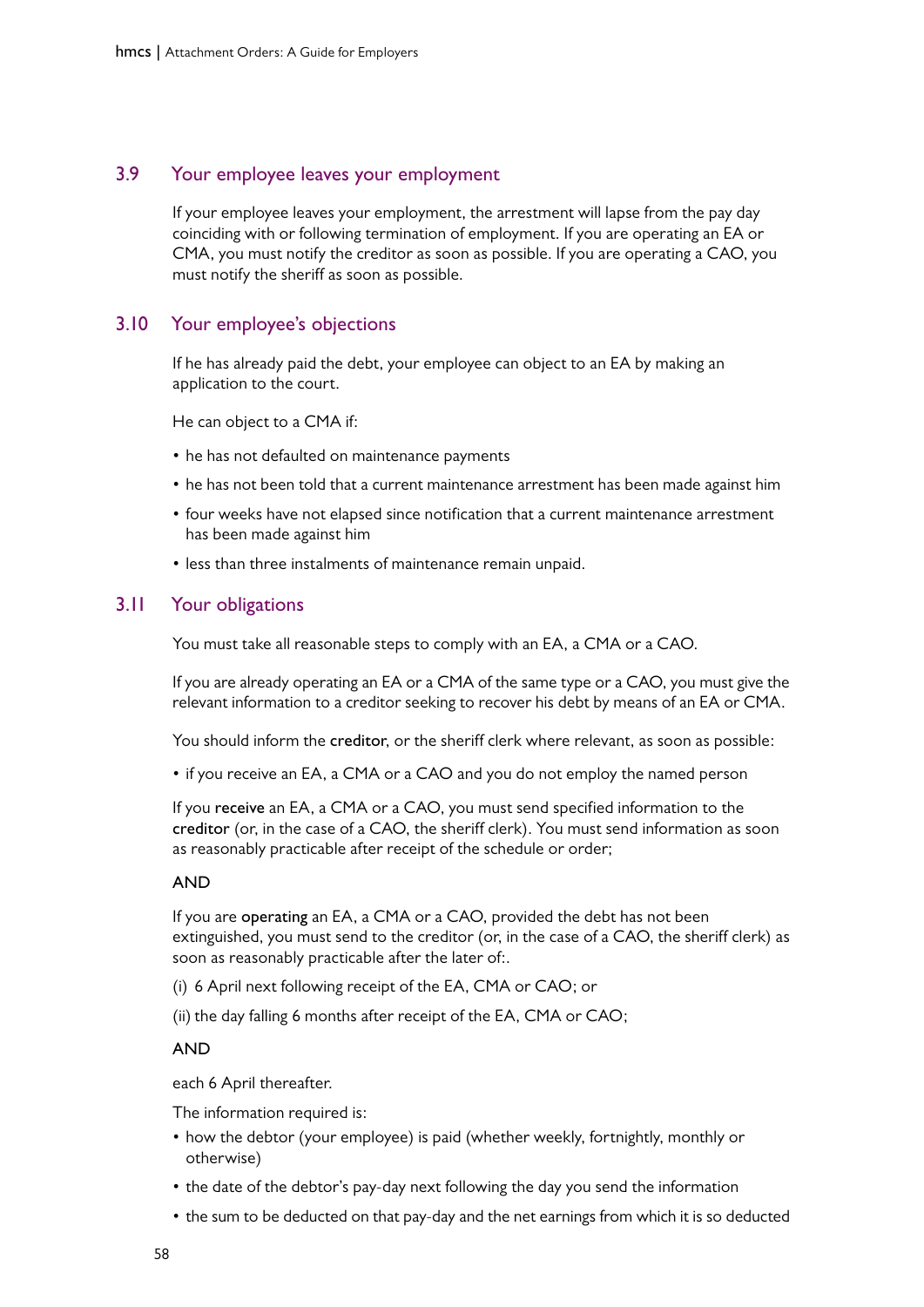### 3.9 Your employee leaves your employment

If your employee leaves your employment, the arrestment will lapse from the pay day coinciding with or following termination of employment. If you are operating an EA or CMA, you must notify the creditor as soon as possible. If you are operating a CAO, you must notify the sheriff as soon as possible.

### 3.10 Your employee's objections

If he has already paid the debt, your employee can object to an EA by making an application to the court.

He can object to a CMA if:

- he has not defaulted on maintenance payments
- he has not been told that a current maintenance arrestment has been made against him
- four weeks have not elapsed since notification that a current maintenance arrestment has been made against him
- less than three instalments of maintenance remain unpaid.

### 3.11 Your obligations

You must take all reasonable steps to comply with an EA, a CMA or a CAO.

If you are already operating an EA or a CMA of the same type or a CAO, you must give the relevant information to a creditor seeking to recover his debt by means of an EA or CMA.

You should inform the **creditor**, or the sheriff clerk where relevant, as soon as possible:

- if you receive an EA, a CMA or a CAO and you do not employ the named person

If you **receive** an EA, a CMA or a CAO, you must send specified information to the **creditor** (or, in the case of a CAO, the sheriff clerk). You must send information as soon as reasonably practicable after receipt of the schedule or order;

AND

If you are **operating** an EA, a CMA or a CAO, provided the debt has not been extinguished, you must send to the creditor (or, in the case of a CAO, the sheriff clerk) as soon as reasonably practicable after the later of:.

(i) 6 April next following receipt of the EA, CMA or CAO; or

(ii) the day falling 6 months after receipt of the EA, CMA or CAO;

AND

each 6 April thereafter.

The information required is:

- how the debtor (your employee) is paid (whether weekly, fortnightly, monthly or otherwise)
- the date of the debtor's pay-day next following the day you send the information
- the sum to be deducted on that pay-day and the net earnings from which it is so deducted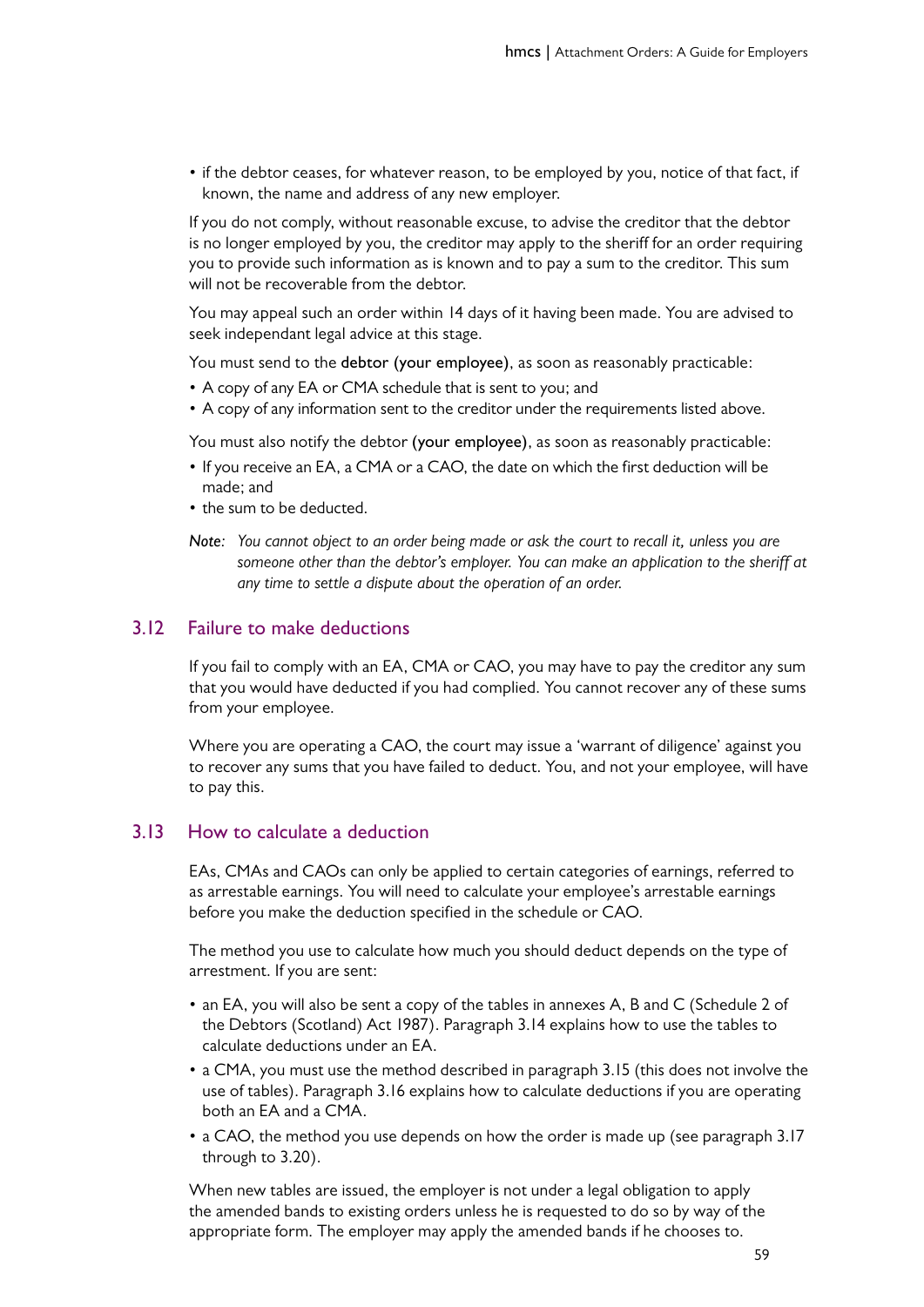- if the debtor ceases, for whatever reason, to be employed by you, notice of that fact, if known, the name and address of any new employer.

If you do not comply, without reasonable excuse, to advise the creditor that the debtor is no longer employed by you, the creditor may apply to the sheriff for an order requiring you to provide such information as is known and to pay a sum to the creditor. This sum will not be recoverable from the debtor.

You may appeal such an order within 14 days of it having been made. You are advised to seek independant legal advice at this stage.

You must send to the **debtor (your employee)**, as soon as reasonably practicable:

- A copy of any EA or CMA schedule that is sent to you; and
- A copy of any information sent to the creditor under the requirements listed above.

You must also notify the debtor **(your employee)**, as soon as reasonably practicable:

- If you receive an EA, a CMA or a CAO, the date on which the first deduction will be made; and
- the sum to be deducted.

*Note: You cannot object to an order being made or ask the court to recall it, unless you are someone other than the debtor's employer. You can make an application to the sheriff at any time to settle a dispute about the operation of an order.*

## 3.12 Failure to make deductions

If you fail to comply with an EA, CMA or CAO, you may have to pay the creditor any sum that you would have deducted if you had complied. You cannot recover any of these sums from your employee.

Where you are operating a CAO, the court may issue a 'warrant of diligence' against you to recover any sums that you have failed to deduct. You, and not your employee, will have to pay this.

## 3.13 How to calculate a deduction

EAs, CMAs and CAOs can only be applied to certain categories of earnings, referred to as arrestable earnings. You will need to calculate your employee's arrestable earnings before you make the deduction specified in the schedule or CAO.

The method you use to calculate how much you should deduct depends on the type of arrestment. If you are sent:

- an EA, you will also be sent a copy of the tables in annexes A, B and C (Schedule 2 of the Debtors (Scotland) Act 1987). Paragraph 3.14 explains how to use the tables to calculate deductions under an EA.
- a CMA, you must use the method described in paragraph 3.15 (this does not involve the use of tables). Paragraph 3.16 explains how to calculate deductions if you are operating both an EA and a CMA.
- a CAO, the method you use depends on how the order is made up (see paragraph 3.17 through to 3.20).

When new tables are issued, the employer is not under a legal obligation to apply the amended bands to existing orders unless he is requested to do so by way of the appropriate form. The employer may apply the amended bands if he chooses to.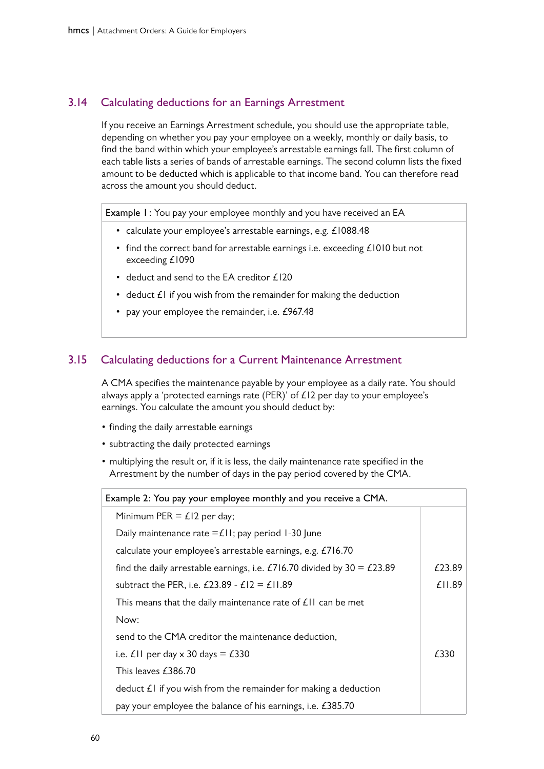## 3.14 Calculating deductions for an Earnings Arrestment

If you receive an Earnings Arrestment schedule, you should use the appropriate table, depending on whether you pay your employee on a weekly, monthly or daily basis, to find the band within which your employee's arrestable earnings fall. The first column of each table lists a series of bands of arrestable earnings. The second column lists the fixed amount to be deducted which is applicable to that income band. You can therefore read across the amount you should deduct.

| **Example 1**: You pay your employee monthly and you have received an EA |
|---|
| • calculate your employee's arrestable earnings, e.g. £1088.48<br>• find the correct band for arrestable earnings i.e. exceeding £1010 but not exceeding £1090<br>• deduct and send to the EA creditor £120<br>• deduct £1 if you wish from the remainder for making the deduction<br>• pay your employee the remainder, i.e. £967.48 |

## 3.15 Calculating deductions for a Current Maintenance Arrestment

A CMA specifies the maintenance payable by your employee as a daily rate. You should always apply a 'protected earnings rate (PER)' of £12 per day to your employee's earnings. You calculate the amount you should deduct by:

- finding the daily arrestable earnings
- subtracting the daily protected earnings
- multiplying the result or, if it is less, the daily maintenance rate specified in the Arrestment by the number of days in the pay period covered by the CMA.

| Example 2: You pay your employee monthly and you receive a CMA. | |
|---|---|
| Minimum PER = £12 per day; | |
| Daily maintenance rate =£11; pay period 1-30 June | |
| calculate your employee's arrestable earnings, e.g. £716.70 | |
| find the daily arrestable earnings, i.e. £716.70 divided by 30 = £23.89 | £23.89 |
| subtract the PER, i.e. £23.89 - £12 = £11.89 | £11.89 |
| This means that the daily maintenance rate of £11 can be met | |
| Now: | |
| send to the CMA creditor the maintenance deduction, | |
| i.e. £11 per day x 30 days = £330 | £330 |
| This leaves £386.70 | |
| deduct £1 if you wish from the remainder for making a deduction | |
| pay your employee the balance of his earnings, i.e. £385.70 | |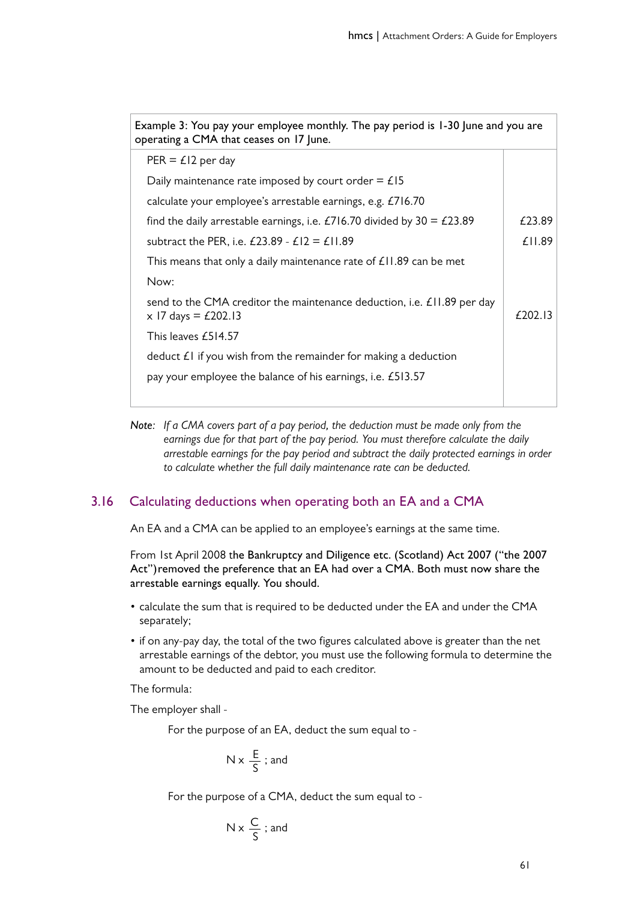| Example 3: You pay your employee monthly. The pay period is 1-30 June and you are operating a CMA that ceases on 17 June. | |
|---|---|
| PER = £12 per day | |
| Daily maintenance rate imposed by court order = £15 | |
| calculate your employee's arrestable earnings, e.g. £716.70 | |
| find the daily arrestable earnings, i.e. £716.70 divided by 30 = £23.89 | £23.89 |
| subtract the PER, i.e. £23.89 - £12 = £11.89 | £11.89 |
| This means that only a daily maintenance rate of £11.89 can be met | |
| Now: | |
| send to the CMA creditor the maintenance deduction, i.e. £11.89 per day x 17 days = £202.13 | £202.13 |
| This leaves £514.57 | |
| deduct £1 if you wish from the remainder for making a deduction | |
| pay your employee the balance of his earnings, i.e. £513.57 | |

*Note: If a CMA covers part of a pay period, the deduction must be made only from the earnings due for that part of the pay period. You must therefore calculate the daily arrestable earnings for the pay period and subtract the daily protected earnings in order to calculate whether the full daily maintenance rate can be deducted.*

## 3.16 Calculating deductions when operating both an EA and a CMA

An EA and a CMA can be applied to an employee's earnings at the same time.

From 1st April 2008 the Bankruptcy and Diligence etc. (Scotland) Act 2007 ("the 2007 Act")removed the preference that an EA had over a CMA. Both must now share the arrestable earnings equally. You should.

- calculate the sum that is required to be deducted under the EA and under the CMA separately;
- if on any-pay day, the total of the two figures calculated above is greater than the net arrestable earnings of the debtor, you must use the following formula to determine the amount to be deducted and paid to each creditor.

The formula:

The employer shall -

For the purpose of an EA, deduct the sum equal to -

$$N \times \frac{E}{S} \text{; and}$$

For the purpose of a CMA, deduct the sum equal to -

$$N \times \frac{C}{S} \text{; and}$$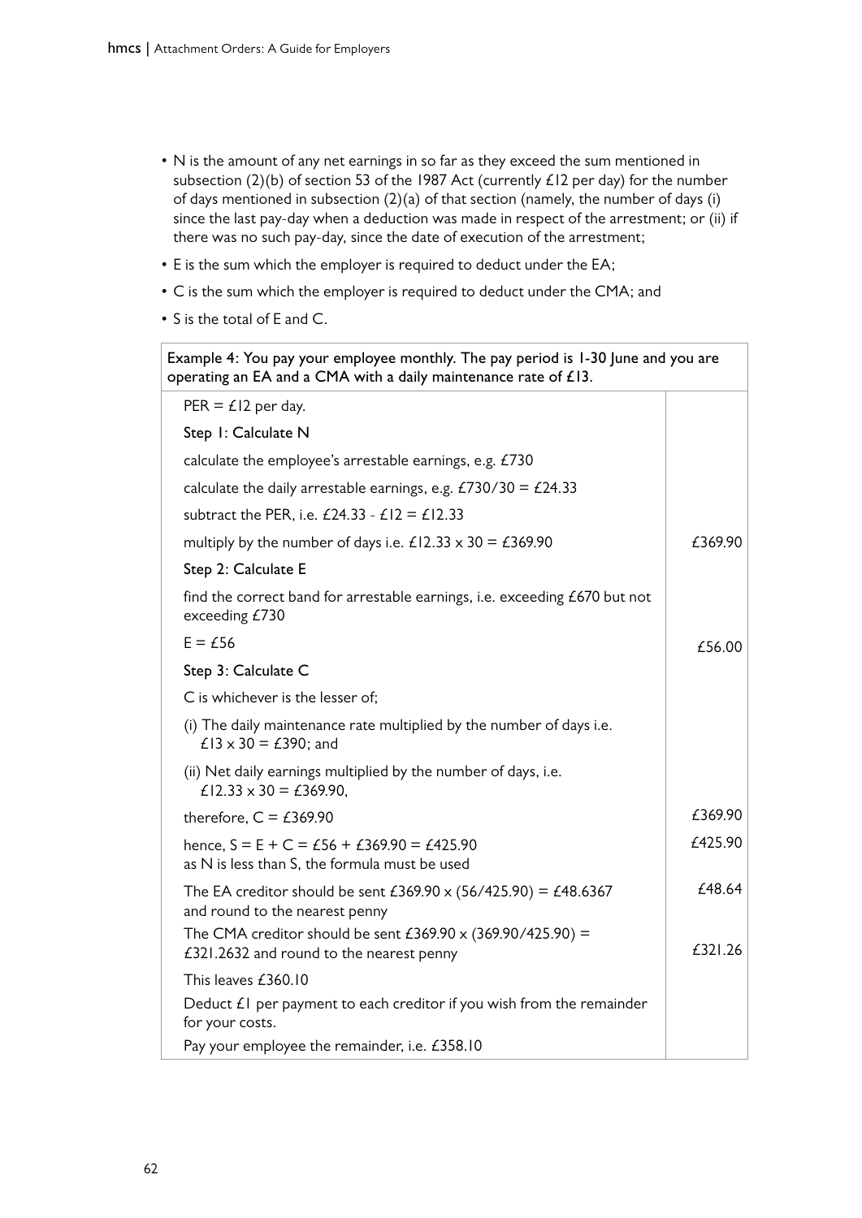- N is the amount of any net earnings in so far as they exceed the sum mentioned in subsection (2)(b) of section 53 of the 1987 Act (currently £12 per day) for the number of days mentioned in subsection (2)(a) of that section (namely, the number of days (i) since the last pay-day when a deduction was made in respect of the arrestment; or (ii) if there was no such pay-day, since the date of execution of the arrestment;
- E is the sum which the employer is required to deduct under the EA;
- C is the sum which the employer is required to deduct under the CMA; and
- S is the total of E and C.

| Example 4: You pay your employee monthly. The pay period is 1-30 June and you are operating an EA and a CMA with a daily maintenance rate of £13. | |
|---|---|
| PER = £12 per day. | |
| Step 1: Calculate N | |
| calculate the employee's arrestable earnings, e.g. £730 | |
| calculate the daily arrestable earnings, e.g. £730/30 = £24.33 | |
| subtract the PER, i.e. £24.33 - £12 = £12.33 | |
| multiply by the number of days i.e. £12.33 x 30 = £369.90 | £369.90 |
| Step 2: Calculate E | |
| find the correct band for arrestable earnings, i.e. exceeding £670 but not exceeding £730 | |
| E = £56 | £56.00 |
| Step 3: Calculate C | |
| C is whichever is the lesser of; | |
| (i) The daily maintenance rate multiplied by the number of days i.e. £13 x 30 = £390; and | |
| (ii) Net daily earnings multiplied by the number of days, i.e. £12.33 x 30 = £369.90, | |
| therefore, C = £369.90 | £369.90 |
| hence, S = E + C = £56 + £369.90 = £425.90 as N is less than S, the formula must be used | £425.90 |
| The EA creditor should be sent £369.90 x (56/425.90) = £48.6367 and round to the nearest penny | £48.64 |
| The CMA creditor should be sent £369.90 x (369.90/425.90) = £321.2632 and round to the nearest penny | £321.26 |
| This leaves £360.10 | |
| Deduct £1 per payment to each creditor if you wish from the remainder for your costs. | |
| Pay your employee the remainder, i.e. £358.10 | |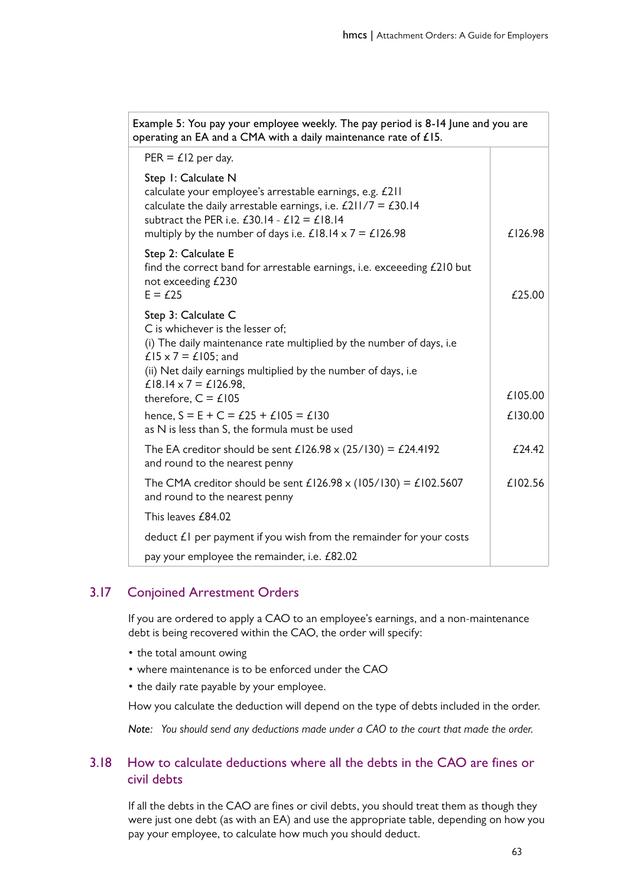| Example 5: You pay your employee weekly. The pay period is 8-14 June and you are operating an EA and a CMA with a daily maintenance rate of £15. | |
|---|---|
| PER = £12 per day. | |
| Step 1: Calculate N<br>calculate your employee's arrestable earnings, e.g. £211<br>calculate the daily arrestable earnings, i.e. £211/7 = £30.14<br>subtract the PER i.e. £30.14 - £12 = £18.14<br>multiply by the number of days i.e. £18.14 x 7 = £126.98 | £126.98 |
| Step 2: Calculate E<br>find the correct band for arrestable earnings, i.e. exceeeding £210 but not exceeding £230<br>E = £25 | £25.00 |
| Step 3: Calculate C<br>C is whichever is the lesser of;<br>(i) The daily maintenance rate multiplied by the number of days, i.e £15 x 7 = £105; and<br>(ii) Net daily earnings multiplied by the number of days, i.e £18.14 x 7 = £126.98,<br>therefore, C = £105 | £105.00 |
| hence, S = E + C = £25 + £105 = £130<br>as N is less than S, the formula must be used | £130.00 |
| The EA creditor should be sent £126.98 x (25/130) = £24.4192 and round to the nearest penny | £24.42 |
| The CMA creditor should be sent £126.98 x (105/130) = £102.5607 and round to the nearest penny | £102.56 |
| This leaves £84.02 | |
| deduct £1 per payment if you wish from the remainder for your costs | |
| pay your employee the remainder, i.e. £82.02 | |

## 3.17 Conjoined Arrestment Orders

If you are ordered to apply a CAO to an employee's earnings, and a non-maintenance debt is being recovered within the CAO, the order will specify:

- the total amount owing
- where maintenance is to be enforced under the CAO
- the daily rate payable by your employee.

How you calculate the deduction will depend on the type of debts included in the order.

*Note: You should send any deductions made under a CAO to the court that made the order.*

## 3.18 How to calculate deductions where all the debts in the CAO are fines or civil debts

If all the debts in the CAO are fines or civil debts, you should treat them as though they were just one debt (as with an EA) and use the appropriate table, depending on how you pay your employee, to calculate how much you should deduct.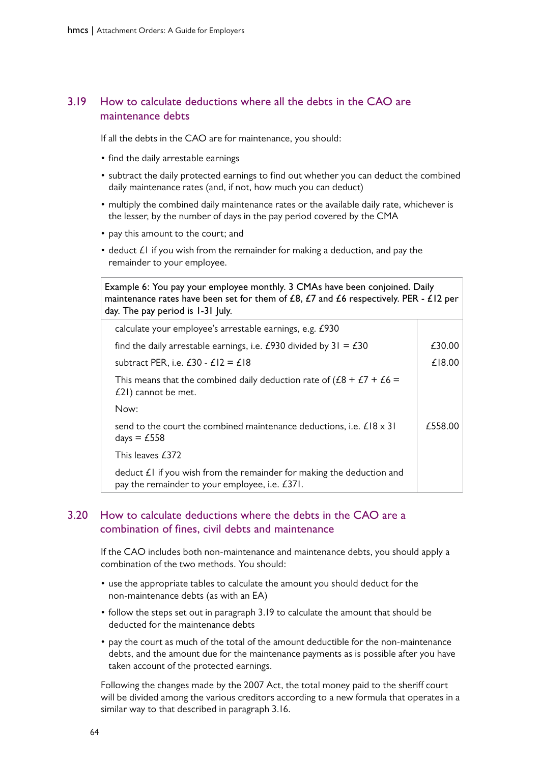## 3.19 How to calculate deductions where all the debts in the CAO are maintenance debts

If all the debts in the CAO are for maintenance, you should:

- find the daily arrestable earnings
- subtract the daily protected earnings to find out whether you can deduct the combined daily maintenance rates (and, if not, how much you can deduct)
- multiply the combined daily maintenance rates or the available daily rate, whichever is the lesser, by the number of days in the pay period covered by the CMA
- pay this amount to the court; and
- deduct £1 if you wish from the remainder for making a deduction, and pay the remainder to your employee.

| Example 6: You pay your employee monthly. 3 CMAs have been conjoined. Daily maintenance rates have been set for them of £8, £7 and £6 respectively. PER - £12 per day. The pay period is 1-31 July. | |
|---|---|
| calculate your employee's arrestable earnings, e.g. £930 | |
| find the daily arrestable earnings, i.e. £930 divided by 31 = £30 | £30.00 |
| subtract PER, i.e. £30 - £12 = £18 | £18.00 |
| This means that the combined daily deduction rate of (£8 + £7 + £6 = £21) cannot be met. | |
| Now: | |
| send to the court the combined maintenance deductions, i.e. £18 x 31 days = £558 | £558.00 |
| This leaves £372 | |
| deduct £1 if you wish from the remainder for making the deduction and pay the remainder to your employee, i.e. £371. | |

## 3.20 How to calculate deductions where the debts in the CAO are a combination of fines, civil debts and maintenance

If the CAO includes both non-maintenance and maintenance debts, you should apply a combination of the two methods. You should:

- use the appropriate tables to calculate the amount you should deduct for the non-maintenance debts (as with an EA)
- follow the steps set out in paragraph 3.19 to calculate the amount that should be deducted for the maintenance debts
- pay the court as much of the total of the amount deductible for the non-maintenance debts, and the amount due for the maintenance payments as is possible after you have taken account of the protected earnings.

Following the changes made by the 2007 Act, the total money paid to the sheriff court will be divided among the various creditors according to a new formula that operates in a similar way to that described in paragraph 3.16.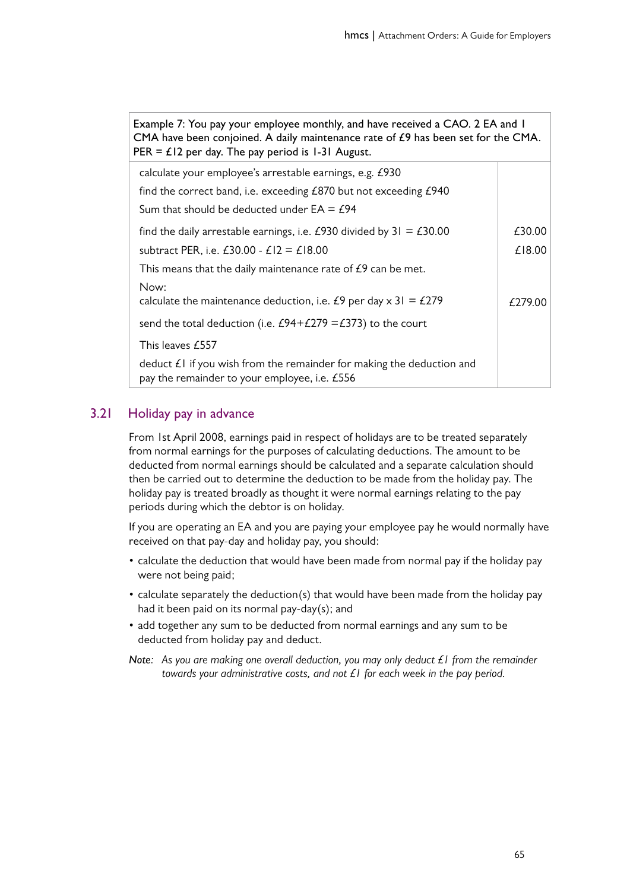| Example 7: You pay your employee monthly, and have received a CAO. 2 EA and 1 CMA have been conjoined. A daily maintenance rate of £9 has been set for the CMA. PER = £12 per day. The pay period is 1-31 August. | |
|---|---|
| calculate your employee's arrestable earnings, e.g. £930 | |
| find the correct band, i.e. exceeding £870 but not exceeding £940 | |
| Sum that should be deducted under EA = £94 | |
| find the daily arrestable earnings, i.e. £930 divided by 31 = £30.00 | £30.00 |
| subtract PER, i.e. £30.00 - £12 = £18.00 | £18.00 |
| This means that the daily maintenance rate of £9 can be met. | |
| Now: calculate the maintenance deduction, i.e. £9 per day x 31 = £279 | £279.00 |
| send the total deduction (i.e. £94+£279 =£373) to the court | |
| This leaves £557 | |
| deduct £1 if you wish from the remainder for making the deduction and pay the remainder to your employee, i.e. £556 | |

## 3.21 Holiday pay in advance

From 1st April 2008, earnings paid in respect of holidays are to be treated separately from normal earnings for the purposes of calculating deductions. The amount to be deducted from normal earnings should be calculated and a separate calculation should then be carried out to determine the deduction to be made from the holiday pay. The holiday pay is treated broadly as thought it were normal earnings relating to the pay periods during which the debtor is on holiday.

If you are operating an EA and you are paying your employee pay he would normally have received on that pay-day and holiday pay, you should:

- calculate the deduction that would have been made from normal pay if the holiday pay were not being paid;
- calculate separately the deduction(s) that would have been made from the holiday pay had it been paid on its normal pay-day(s); and
- add together any sum to be deducted from normal earnings and any sum to be deducted from holiday pay and deduct.

*Note: As you are making one overall deduction, you may only deduct £1 from the remainder towards your administrative costs, and not £1 for each week in the pay period.*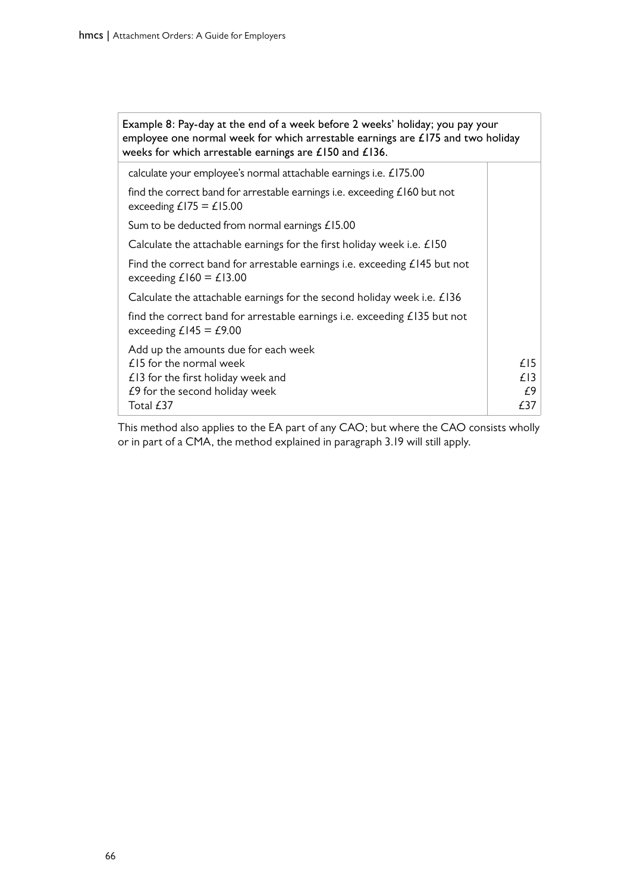| Example 8: Pay-day at the end of a week before 2 weeks' holiday; you pay your employee one normal week for which arrestable earnings are £175 and two holiday weeks for which arrestable earnings are £150 and £136. | |
|---|---|
| calculate your employee's normal attachable earnings i.e. £175.00 | |
| find the correct band for arrestable earnings i.e. exceeding £160 but not exceeding £175 = £15.00 | |
| Sum to be deducted from normal earnings £15.00 | |
| Calculate the attachable earnings for the first holiday week i.e. £150 | |
| Find the correct band for arrestable earnings i.e. exceeding £145 but not exceeding £160 = £13.00 | |
| Calculate the attachable earnings for the second holiday week i.e. £136 | |
| find the correct band for arrestable earnings i.e. exceeding £135 but not exceeding £145 = £9.00 | |
| Add up the amounts due for each week<br>£15 for the normal week<br>£13 for the first holiday week and<br>£9 for the second holiday week<br>Total £37 | <br>£15<br>£13<br>£9<br>£37 |

This method also applies to the EA part of any CAO; but where the CAO consists wholly or in part of a CMA, the method explained in paragraph 3.19 will still apply.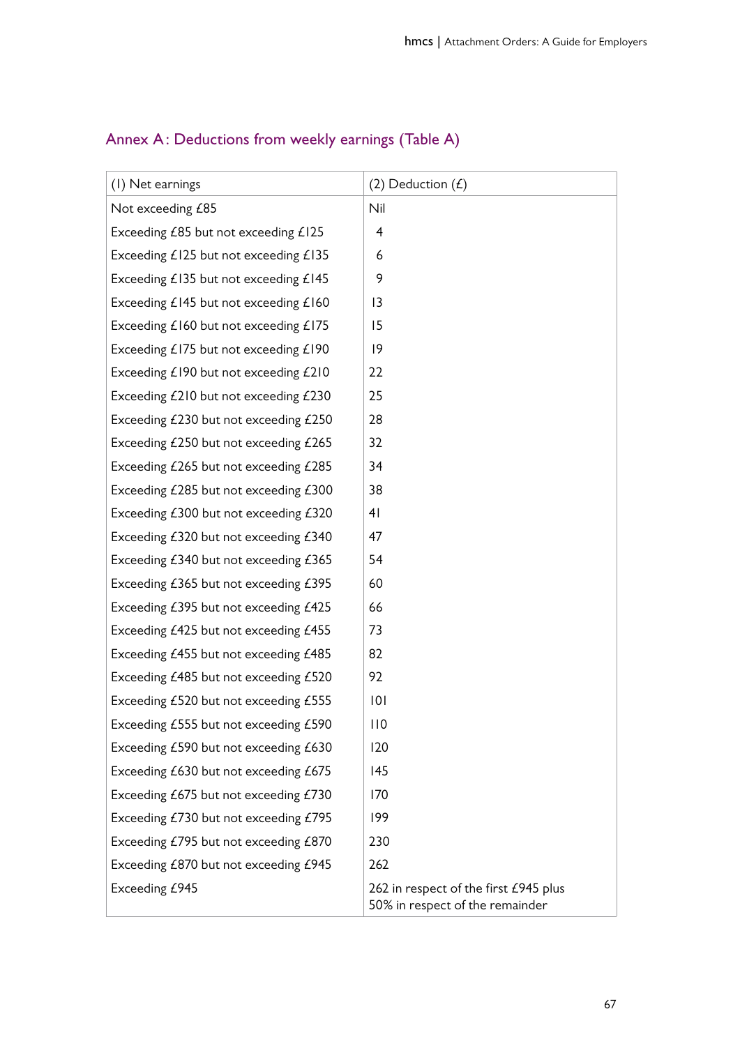## Annex A: Deductions from weekly earnings (Table A)

| (1) Net earnings | (2) Deduction (£) |
|---|---|
| Not exceeding £85 | Nil |
| Exceeding £85 but not exceeding £125 | 4 |
| Exceeding £125 but not exceeding £135 | 6 |
| Exceeding £135 but not exceeding £145 | 9 |
| Exceeding £145 but not exceeding £160 | 13 |
| Exceeding £160 but not exceeding £175 | 15 |
| Exceeding £175 but not exceeding £190 | 19 |
| Exceeding £190 but not exceeding £210 | 22 |
| Exceeding £210 but not exceeding £230 | 25 |
| Exceeding £230 but not exceeding £250 | 28 |
| Exceeding £250 but not exceeding £265 | 32 |
| Exceeding £265 but not exceeding £285 | 34 |
| Exceeding £285 but not exceeding £300 | 38 |
| Exceeding £300 but not exceeding £320 | 41 |
| Exceeding £320 but not exceeding £340 | 47 |
| Exceeding £340 but not exceeding £365 | 54 |
| Exceeding £365 but not exceeding £395 | 60 |
| Exceeding £395 but not exceeding £425 | 66 |
| Exceeding £425 but not exceeding £455 | 73 |
| Exceeding £455 but not exceeding £485 | 82 |
| Exceeding £485 but not exceeding £520 | 92 |
| Exceeding £520 but not exceeding £555 | 101 |
| Exceeding £555 but not exceeding £590 | 110 |
| Exceeding £590 but not exceeding £630 | 120 |
| Exceeding £630 but not exceeding £675 | 145 |
| Exceeding £675 but not exceeding £730 | 170 |
| Exceeding £730 but not exceeding £795 | 199 |
| Exceeding £795 but not exceeding £870 | 230 |
| Exceeding £870 but not exceeding £945 | 262 |
| Exceeding £945 | 262 in respect of the first £945 plus 50% in respect of the remainder |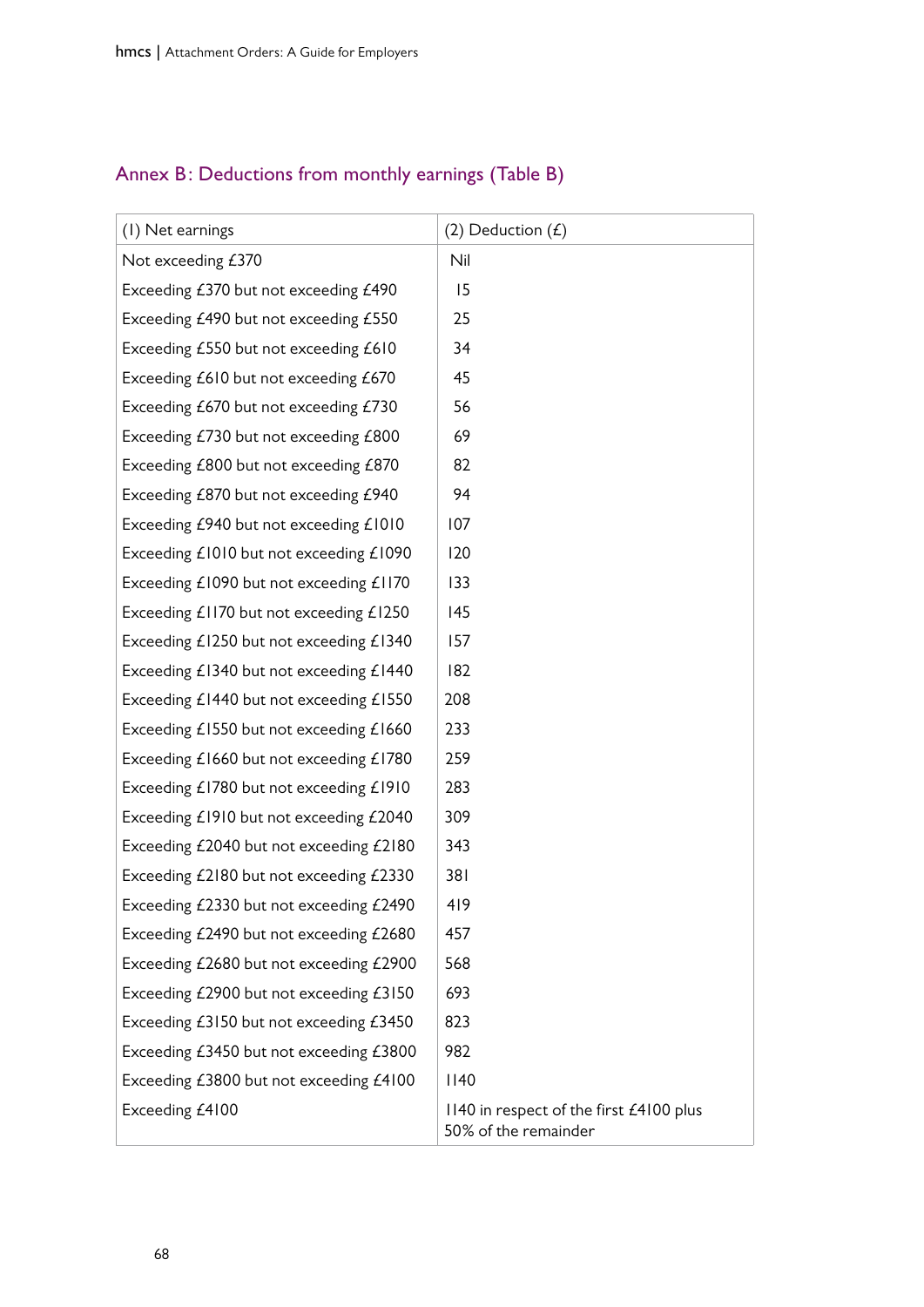## Annex B: Deductions from monthly earnings (Table B)

| (1) Net earnings | (2) Deduction (£) |
|---|---|
| Not exceeding £370 | Nil |
| Exceeding £370 but not exceeding £490 | 15 |
| Exceeding £490 but not exceeding £550 | 25 |
| Exceeding £550 but not exceeding £610 | 34 |
| Exceeding £610 but not exceeding £670 | 45 |
| Exceeding £670 but not exceeding £730 | 56 |
| Exceeding £730 but not exceeding £800 | 69 |
| Exceeding £800 but not exceeding £870 | 82 |
| Exceeding £870 but not exceeding £940 | 94 |
| Exceeding £940 but not exceeding £1010 | 107 |
| Exceeding £1010 but not exceeding £1090 | 120 |
| Exceeding £1090 but not exceeding £1170 | 133 |
| Exceeding £1170 but not exceeding £1250 | 145 |
| Exceeding £1250 but not exceeding £1340 | 157 |
| Exceeding £1340 but not exceeding £1440 | 182 |
| Exceeding £1440 but not exceeding £1550 | 208 |
| Exceeding £1550 but not exceeding £1660 | 233 |
| Exceeding £1660 but not exceeding £1780 | 259 |
| Exceeding £1780 but not exceeding £1910 | 283 |
| Exceeding £1910 but not exceeding £2040 | 309 |
| Exceeding £2040 but not exceeding £2180 | 343 |
| Exceeding £2180 but not exceeding £2330 | 381 |
| Exceeding £2330 but not exceeding £2490 | 419 |
| Exceeding £2490 but not exceeding £2680 | 457 |
| Exceeding £2680 but not exceeding £2900 | 568 |
| Exceeding £2900 but not exceeding £3150 | 693 |
| Exceeding £3150 but not exceeding £3450 | 823 |
| Exceeding £3450 but not exceeding £3800 | 982 |
| Exceeding £3800 but not exceeding £4100 | 1140 |
| Exceeding £4100 | 1140 in respect of the first £4100 plus 50% of the remainder |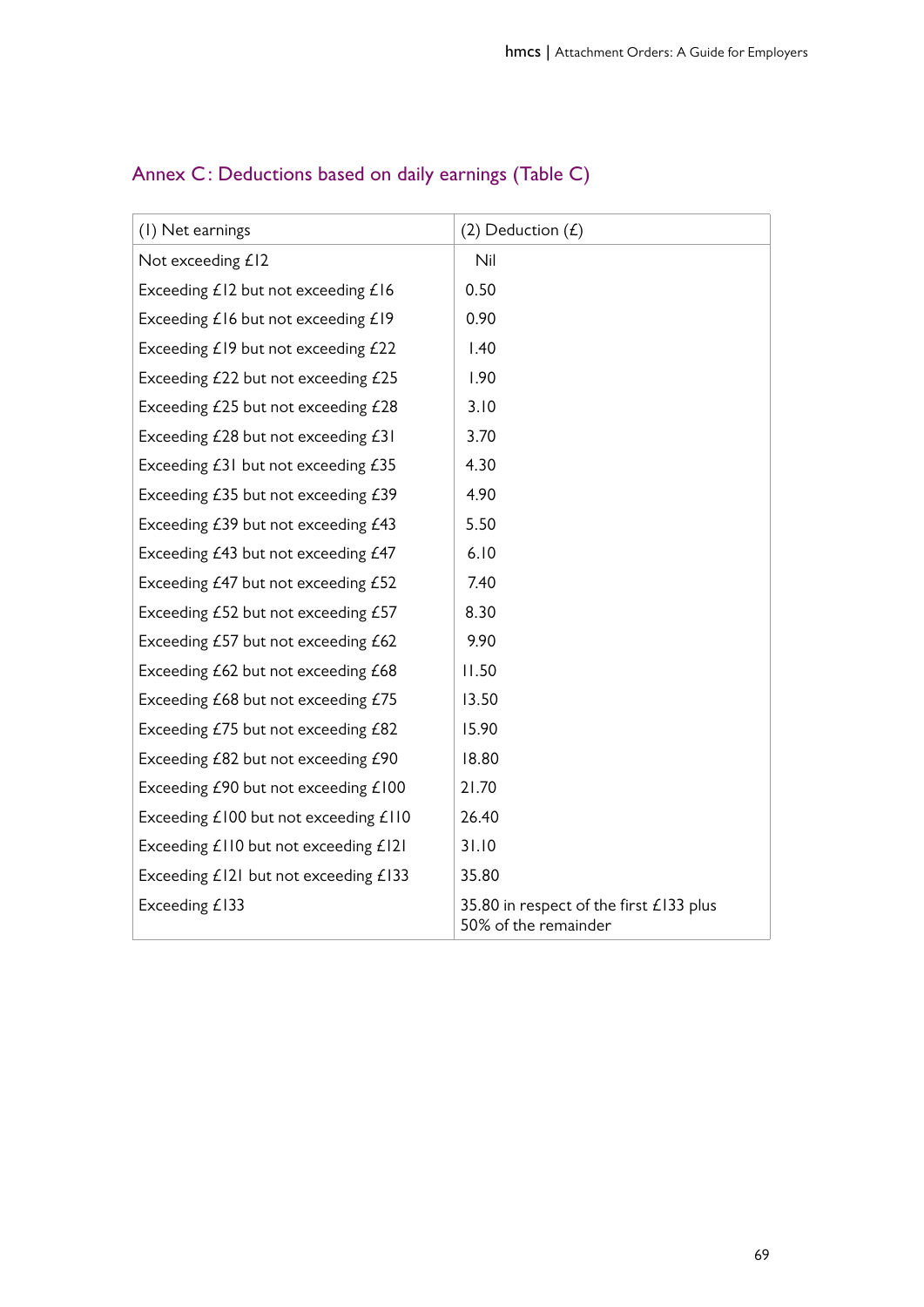## Annex C: Deductions based on daily earnings (Table C)

| (1) Net earnings | (2) Deduction (£) |
|---|---|
| Not exceeding £12 | Nil |
| Exceeding £12 but not exceeding £16 | 0.50 |
| Exceeding £16 but not exceeding £19 | 0.90 |
| Exceeding £19 but not exceeding £22 | 1.40 |
| Exceeding £22 but not exceeding £25 | 1.90 |
| Exceeding £25 but not exceeding £28 | 3.10 |
| Exceeding £28 but not exceeding £31 | 3.70 |
| Exceeding £31 but not exceeding £35 | 4.30 |
| Exceeding £35 but not exceeding £39 | 4.90 |
| Exceeding £39 but not exceeding £43 | 5.50 |
| Exceeding £43 but not exceeding £47 | 6.10 |
| Exceeding £47 but not exceeding £52 | 7.40 |
| Exceeding £52 but not exceeding £57 | 8.30 |
| Exceeding £57 but not exceeding £62 | 9.90 |
| Exceeding £62 but not exceeding £68 | 11.50 |
| Exceeding £68 but not exceeding £75 | 13.50 |
| Exceeding £75 but not exceeding £82 | 15.90 |
| Exceeding £82 but not exceeding £90 | 18.80 |
| Exceeding £90 but not exceeding £100 | 21.70 |
| Exceeding £100 but not exceeding £110 | 26.40 |
| Exceeding £110 but not exceeding £121 | 31.10 |
| Exceeding £121 but not exceeding £133 | 35.80 |
| Exceeding £133 | 35.80 in respect of the first £133 plus 50% of the remainder |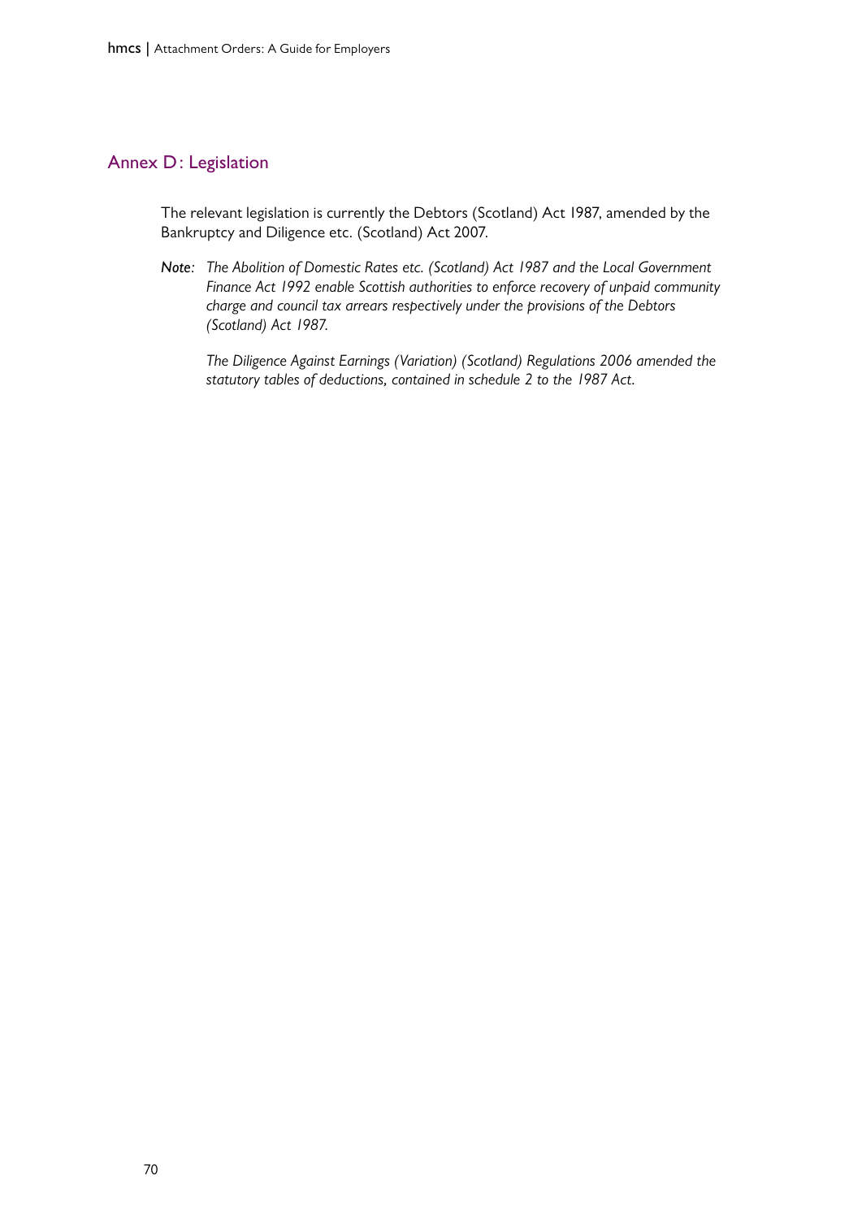## Annex D: Legislation

The relevant legislation is currently the Debtors (Scotland) Act 1987, amended by the Bankruptcy and Diligence etc. (Scotland) Act 2007.

***Note**: The Abolition of Domestic Rates etc. (Scotland) Act 1987 and the Local Government Finance Act 1992 enable Scottish authorities to enforce recovery of unpaid community charge and council tax arrears respectively under the provisions of the Debtors (Scotland) Act 1987.*

*The Diligence Against Earnings (Variation) (Scotland) Regulations 2006 amended the statutory tables of deductions, contained in schedule 2 to the 1987 Act.*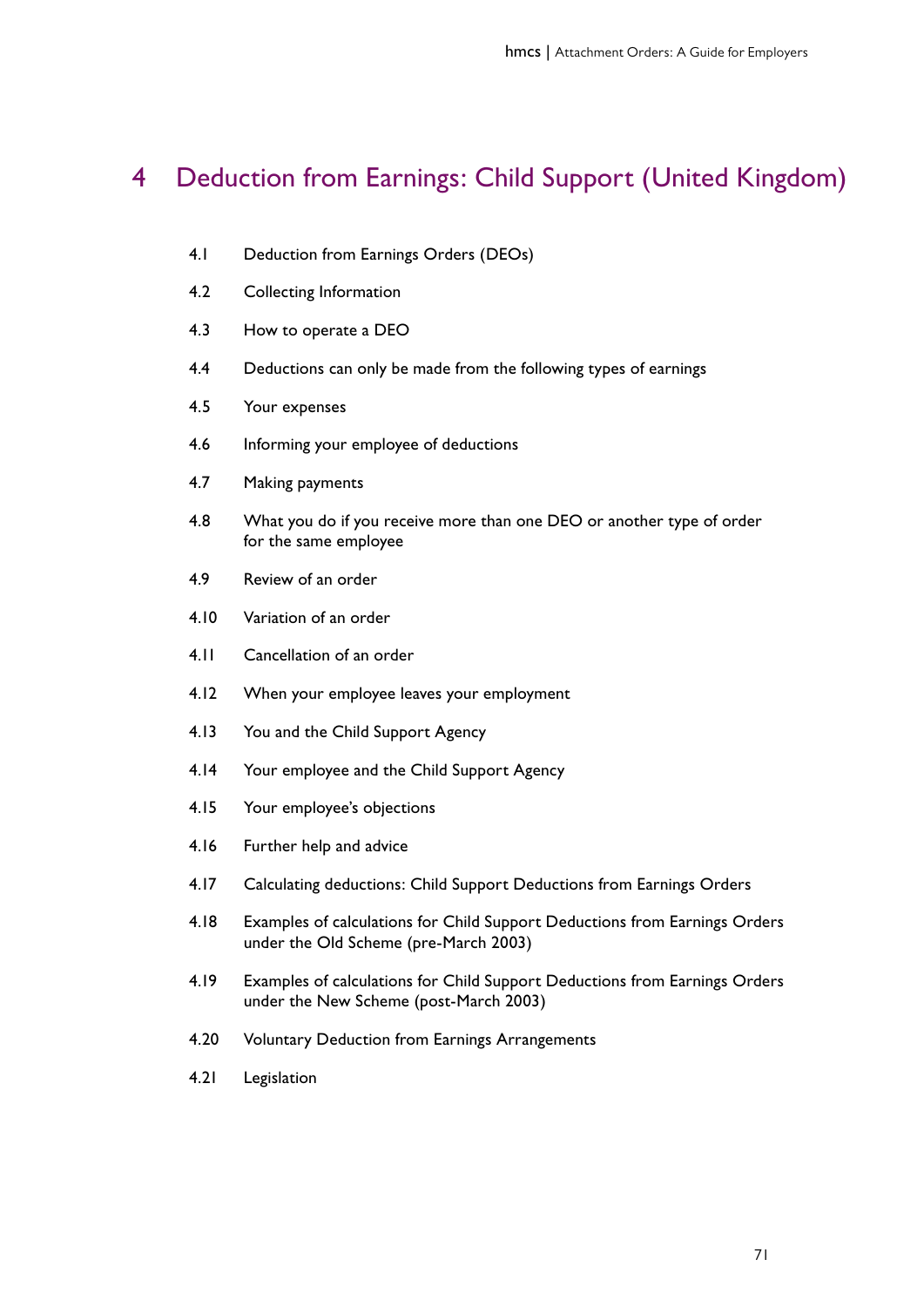# 4 Deduction from Earnings: Child Support (United Kingdom)

4.1 Deduction from Earnings Orders (DEOs)

4.2 Collecting Information

4.3 How to operate a DEO

4.4 Deductions can only be made from the following types of earnings

4.5 Your expenses

4.6 Informing your employee of deductions

4.7 Making payments

4.8 What you do if you receive more than one DEO or another type of order for the same employee

4.9 Review of an order

4.10 Variation of an order

4.11 Cancellation of an order

4.12 When your employee leaves your employment

4.13 You and the Child Support Agency

4.14 Your employee and the Child Support Agency

4.15 Your employee's objections

4.16 Further help and advice

4.17 Calculating deductions: Child Support Deductions from Earnings Orders

4.18 Examples of calculations for Child Support Deductions from Earnings Orders under the Old Scheme (pre-March 2003)

4.19 Examples of calculations for Child Support Deductions from Earnings Orders under the New Scheme (post-March 2003)

4.20 Voluntary Deduction from Earnings Arrangements

4.21 Legislation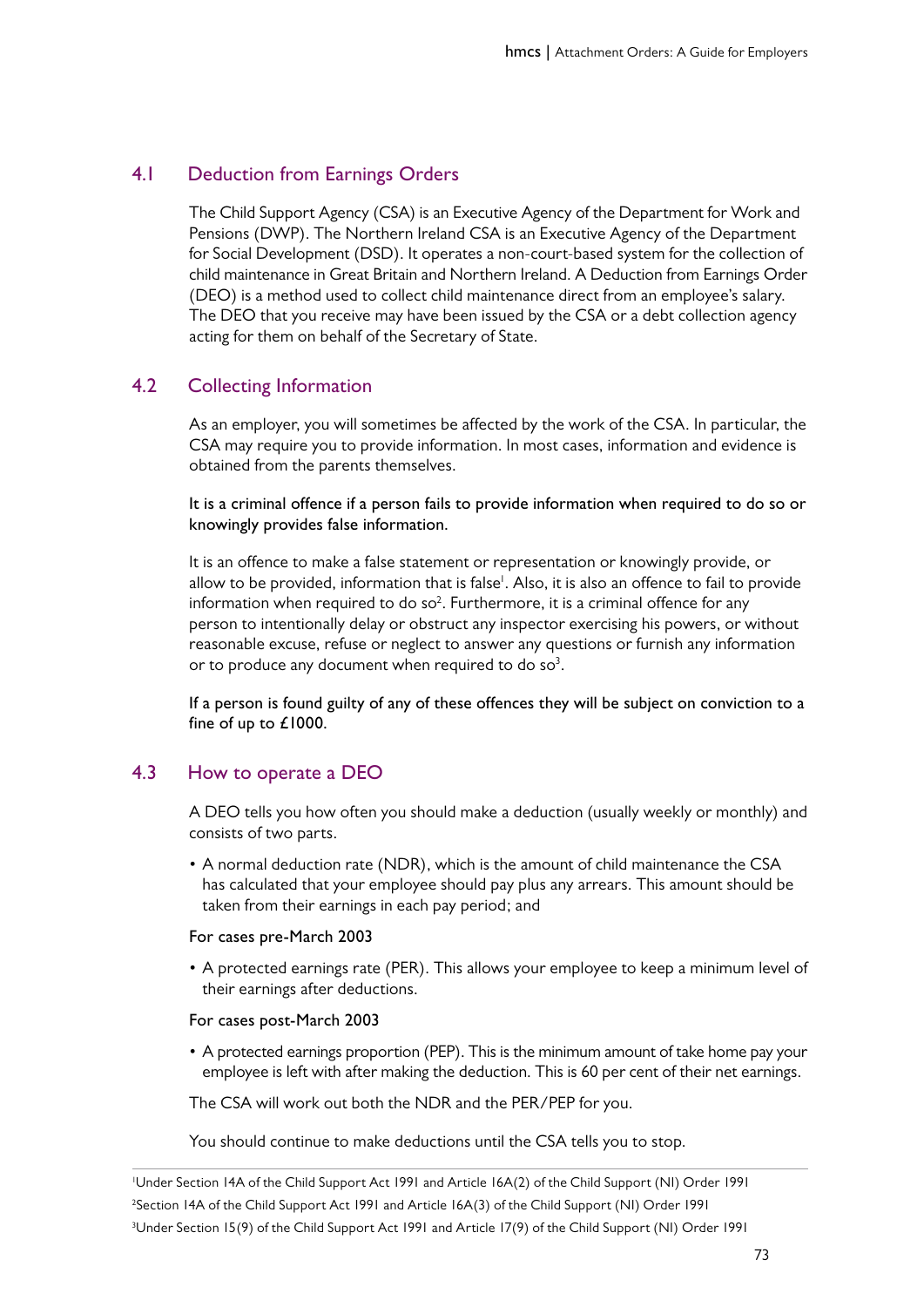## 4.1 Deduction from Earnings Orders

The Child Support Agency (CSA) is an Executive Agency of the Department for Work and Pensions (DWP). The Northern Ireland CSA is an Executive Agency of the Department for Social Development (DSD). It operates a non-court-based system for the collection of child maintenance in Great Britain and Northern Ireland. A Deduction from Earnings Order (DEO) is a method used to collect child maintenance direct from an employee's salary. The DEO that you receive may have been issued by the CSA or a debt collection agency acting for them on behalf of the Secretary of State.

## 4.2 Collecting Information

As an employer, you will sometimes be affected by the work of the CSA. In particular, the CSA may require you to provide information. In most cases, information and evidence is obtained from the parents themselves.

It is a criminal offence if a person fails to provide information when required to do so or knowingly provides false information.

It is an offence to make a false statement or representation or knowingly provide, or allow to be provided, information that is false[1]. Also, it is also an offence to fail to provide information when required to do so[2]. Furthermore, it is a criminal offence for any person to intentionally delay or obstruct any inspector exercising his powers, or without reasonable excuse, refuse or neglect to answer any questions or furnish any information or to produce any document when required to do so[3].

If a person is found guilty of any of these offences they will be subject on conviction to a fine of up to £1000.

## 4.3 How to operate a DEO

A DEO tells you how often you should make a deduction (usually weekly or monthly) and consists of two parts.

- A normal deduction rate (NDR), which is the amount of child maintenance the CSA has calculated that your employee should pay plus any arrears. This amount should be taken from their earnings in each pay period; and

For cases pre-March 2003

- A protected earnings rate (PER). This allows your employee to keep a minimum level of their earnings after deductions.

For cases post-March 2003

- A protected earnings proportion (PEP). This is the minimum amount of take home pay your employee is left with after making the deduction. This is 60 per cent of their net earnings.

The CSA will work out both the NDR and the PER/PEP for you.

You should continue to make deductions until the CSA tells you to stop.

---

[1] Under Section 14A of the Child Support Act 1991 and Article 16A(2) of the Child Support (NI) Order 1991

[2] Section 14A of the Child Support Act 1991 and Article 16A(3) of the Child Support (NI) Order 1991

[3] Under Section 15(9) of the Child Support Act 1991 and Article 17(9) of the Child Support (NI) Order 1991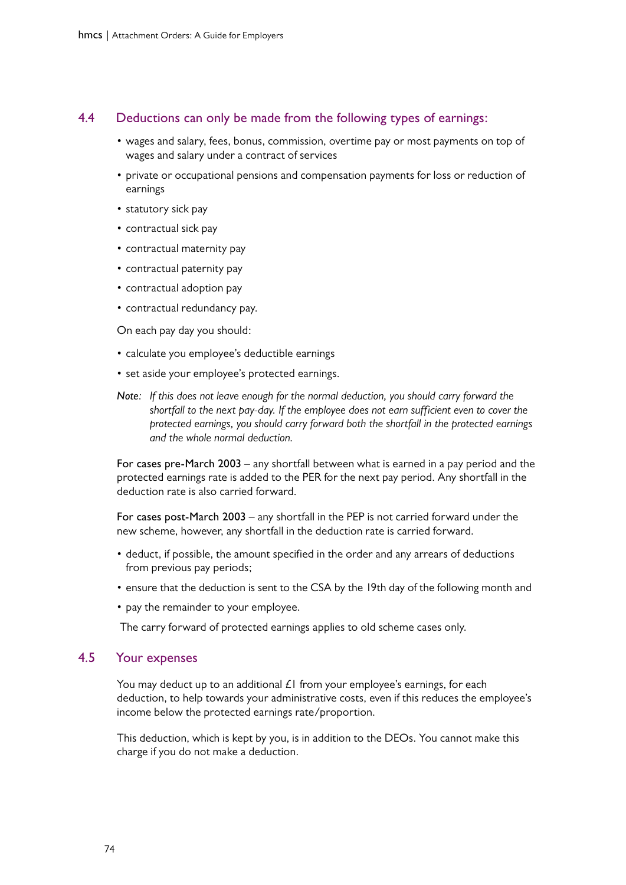## 4.4 Deductions can only be made from the following types of earnings:

- wages and salary, fees, bonus, commission, overtime pay or most payments on top of wages and salary under a contract of services
- private or occupational pensions and compensation payments for loss or reduction of earnings
- statutory sick pay
- contractual sick pay
- contractual maternity pay
- contractual paternity pay
- contractual adoption pay
- contractual redundancy pay.

On each pay day you should:

- calculate you employee's deductible earnings
- set aside your employee's protected earnings.

*Note: If this does not leave enough for the normal deduction, you should carry forward the shortfall to the next pay-day. If the employee does not earn sufficient even to cover the protected earnings, you should carry forward both the shortfall in the protected earnings and the whole normal deduction.*

For cases pre-March 2003 – any shortfall between what is earned in a pay period and the protected earnings rate is added to the PER for the next pay period. Any shortfall in the deduction rate is also carried forward.

For cases post-March 2003 – any shortfall in the PEP is not carried forward under the new scheme, however, any shortfall in the deduction rate is carried forward.

- deduct, if possible, the amount specified in the order and any arrears of deductions from previous pay periods;
- ensure that the deduction is sent to the CSA by the 19th day of the following month and
- pay the remainder to your employee.

The carry forward of protected earnings applies to old scheme cases only.

## 4.5 Your expenses

You may deduct up to an additional £1 from your employee's earnings, for each deduction, to help towards your administrative costs, even if this reduces the employee's income below the protected earnings rate/proportion.

This deduction, which is kept by you, is in addition to the DEOs. You cannot make this charge if you do not make a deduction.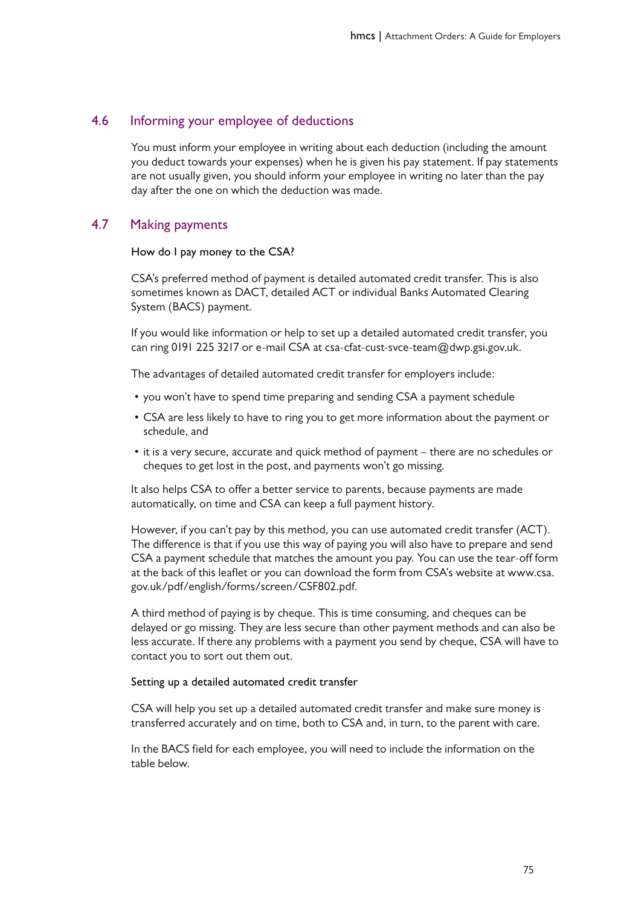## 4.6 Informing your employee of deductions

You must inform your employee in writing about each deduction (including the amount you deduct towards your expenses) when he is given his pay statement. If pay statements are not usually given, you should inform your employee in writing no later than the pay day after the one on which the deduction was made.

## 4.7 Making payments

How do I pay money to the CSA?

CSA's preferred method of payment is detailed automated credit transfer. This is also sometimes known as DACT, detailed ACT or individual Banks Automated Clearing System (BACS) payment.

If you would like information or help to set up a detailed automated credit transfer, you can ring 0191 225 3217 or e-mail CSA at csa-cfat-cust-svce-team@dwp.gsi.gov.uk.

The advantages of detailed automated credit transfer for employers include:

- you won't have to spend time preparing and sending CSA a payment schedule
- CSA are less likely to have to ring you to get more information about the payment or schedule, and
- it is a very secure, accurate and quick method of payment – there are no schedules or cheques to get lost in the post, and payments won't go missing.

It also helps CSA to offer a better service to parents, because payments are made automatically, on time and CSA can keep a full payment history.

However, if you can't pay by this method, you can use automated credit transfer (ACT). The difference is that if you use this way of paying you will also have to prepare and send CSA a payment schedule that matches the amount you pay. You can use the tear-off form at the back of this leaflet or you can download the form from CSA's website at www.csa.gov.uk/pdf/english/forms/screen/CSF802.pdf.

A third method of paying is by cheque. This is time consuming, and cheques can be delayed or go missing. They are less secure than other payment methods and can also be less accurate. If there any problems with a payment you send by cheque, CSA will have to contact you to sort out them out.

Setting up a detailed automated credit transfer

CSA will help you set up a detailed automated credit transfer and make sure money is transferred accurately and on time, both to CSA and, in turn, to the parent with care.

In the BACS field for each employee, you will need to include the information on the table below.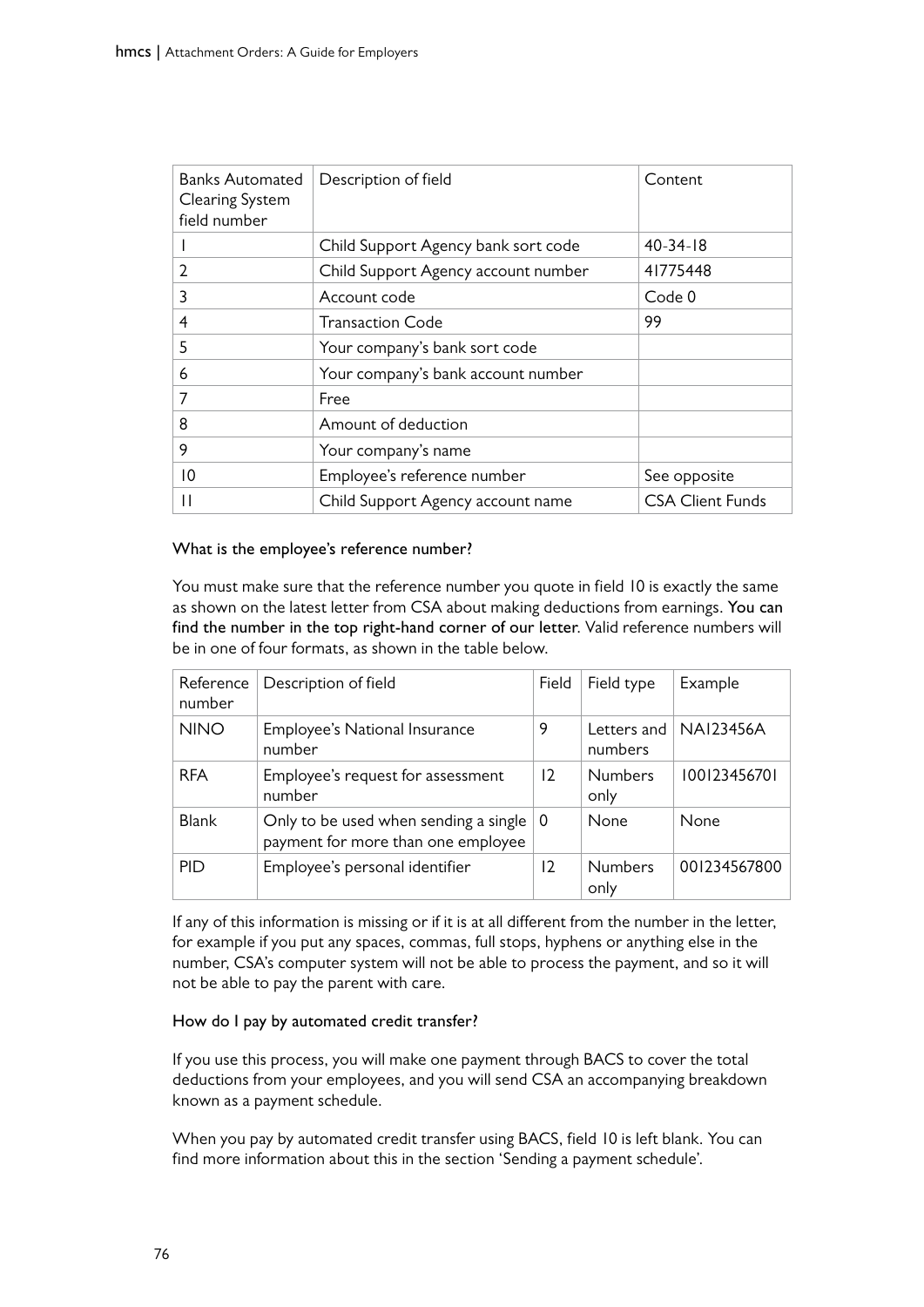| Banks Automated Clearing System field number | Description of field | Content |
|---|---|---|
| 1 | Child Support Agency bank sort code | 40-34-18 |
| 2 | Child Support Agency account number | 41775448 |
| 3 | Account code | Code 0 |
| 4 | Transaction Code | 99 |
| 5 | Your company's bank sort code | |
| 6 | Your company's bank account number | |
| 7 | Free | |
| 8 | Amount of deduction | |
| 9 | Your company's name | |
| 10 | Employee's reference number | See opposite |
| 11 | Child Support Agency account name | CSA Client Funds |

#### What is the employee's reference number?

You must make sure that the reference number you quote in field 10 is exactly the same as shown on the latest letter from CSA about making deductions from earnings. You can find the number in the top right-hand corner of our letter. Valid reference numbers will be in one of four formats, as shown in the table below.

| Reference number | Description of field | Field | Field type | Example |
|---|---|---|---|---|
| NINO | Employee's National Insurance number | 9 | Letters and numbers | NA123456A |
| RFA | Employee's request for assessment number | 12 | Numbers only | 100123456701 |
| Blank | Only to be used when sending a single payment for more than one employee | 0 | None | None |
| PID | Employee's personal identifier | 12 | Numbers only | 001234567800 |

If any of this information is missing or if it is at all different from the number in the letter, for example if you put any spaces, commas, full stops, hyphens or anything else in the number, CSA's computer system will not be able to process the payment, and so it will not be able to pay the parent with care.

#### How do I pay by automated credit transfer?

If you use this process, you will make one payment through BACS to cover the total deductions from your employees, and you will send CSA an accompanying breakdown known as a payment schedule.

When you pay by automated credit transfer using BACS, field 10 is left blank. You can find more information about this in the section 'Sending a payment schedule'.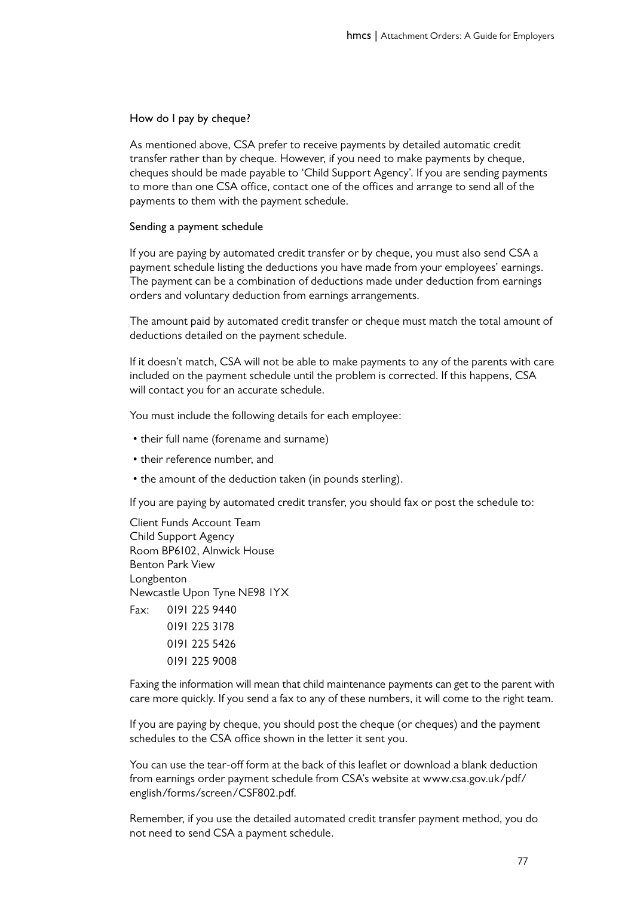### How do I pay by cheque?

As mentioned above, CSA prefer to receive payments by detailed automatic credit transfer rather than by cheque. However, if you need to make payments by cheque, cheques should be made payable to 'Child Support Agency'. If you are sending payments to more than one CSA office, contact one of the offices and arrange to send all of the payments to them with the payment schedule.

### Sending a payment schedule

If you are paying by automated credit transfer or by cheque, you must also send CSA a payment schedule listing the deductions you have made from your employees' earnings. The payment can be a combination of deductions made under deduction from earnings orders and voluntary deduction from earnings arrangements.

The amount paid by automated credit transfer or cheque must match the total amount of deductions detailed on the payment schedule.

If it doesn't match, CSA will not be able to make payments to any of the parents with care included on the payment schedule until the problem is corrected. If this happens, CSA will contact you for an accurate schedule.

You must include the following details for each employee:

- their full name (forename and surname)
- their reference number, and
- the amount of the deduction taken (in pounds sterling).

If you are paying by automated credit transfer, you should fax or post the schedule to:

Client Funds Account Team
Child Support Agency
Room BP6102, Alnwick House
Benton Park View
Longbenton
Newcastle Upon Tyne NE98 1YX

Fax: 0191 225 9440
0191 225 3178
0191 225 5426
0191 225 9008

Faxing the information will mean that child maintenance payments can get to the parent with care more quickly. If you send a fax to any of these numbers, it will come to the right team.

If you are paying by cheque, you should post the cheque (or cheques) and the payment schedules to the CSA office shown in the letter it sent you.

You can use the tear-off form at the back of this leaflet or download a blank deduction from earnings order payment schedule from CSA's website at www.csa.gov.uk/pdf/english/forms/screen/CSF802.pdf.

Remember, if you use the detailed automated credit transfer payment method, you do not need to send CSA a payment schedule.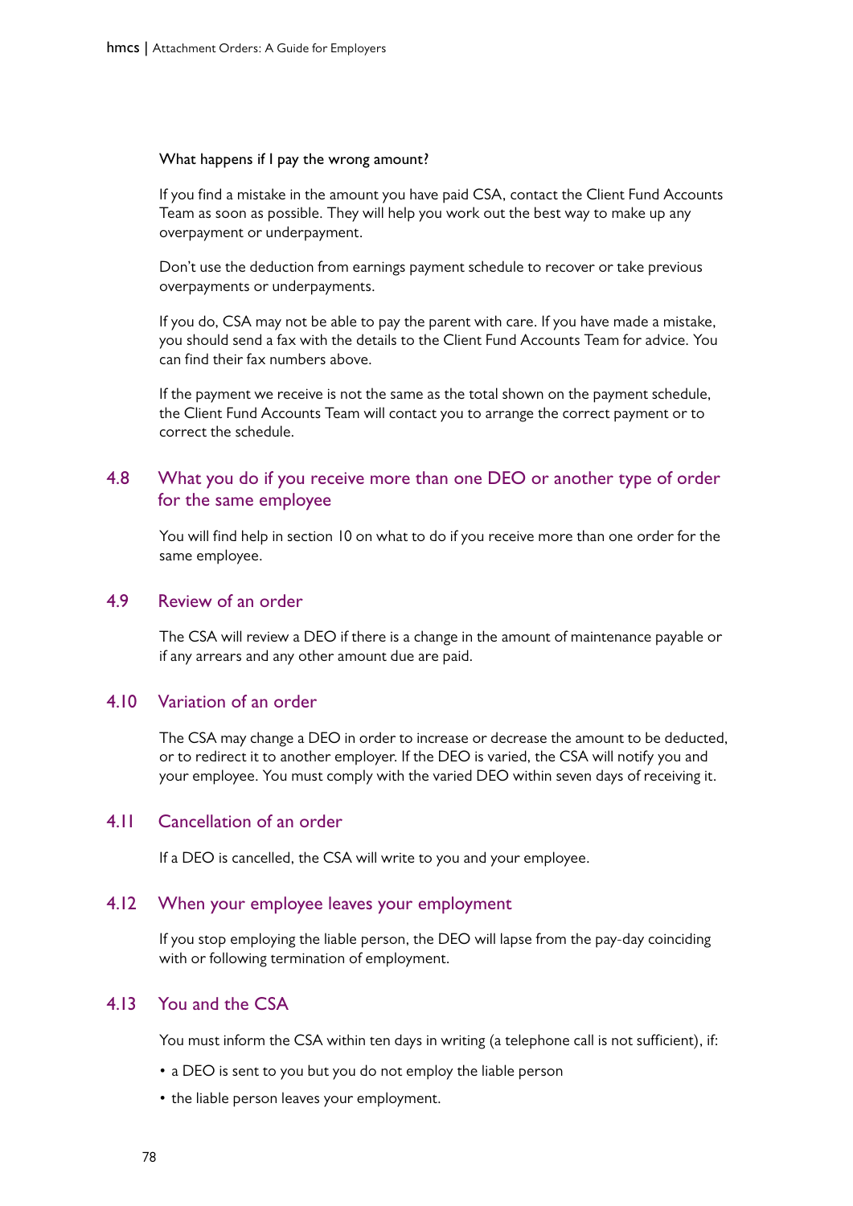#### What happens if I pay the wrong amount?

If you find a mistake in the amount you have paid CSA, contact the Client Fund Accounts Team as soon as possible. They will help you work out the best way to make up any overpayment or underpayment.

Don't use the deduction from earnings payment schedule to recover or take previous overpayments or underpayments.

If you do, CSA may not be able to pay the parent with care. If you have made a mistake, you should send a fax with the details to the Client Fund Accounts Team for advice. You can find their fax numbers above.

If the payment we receive is not the same as the total shown on the payment schedule, the Client Fund Accounts Team will contact you to arrange the correct payment or to correct the schedule.

## 4.8 What you do if you receive more than one DEO or another type of order for the same employee

You will find help in section 10 on what to do if you receive more than one order for the same employee.

## 4.9 Review of an order

The CSA will review a DEO if there is a change in the amount of maintenance payable or if any arrears and any other amount due are paid.

## 4.10 Variation of an order

The CSA may change a DEO in order to increase or decrease the amount to be deducted, or to redirect it to another employer. If the DEO is varied, the CSA will notify you and your employee. You must comply with the varied DEO within seven days of receiving it.

## 4.11 Cancellation of an order

If a DEO is cancelled, the CSA will write to you and your employee.

## 4.12 When your employee leaves your employment

If you stop employing the liable person, the DEO will lapse from the pay-day coinciding with or following termination of employment.

## 4.13 You and the CSA

You must inform the CSA within ten days in writing (a telephone call is not sufficient), if:

- a DEO is sent to you but you do not employ the liable person
- the liable person leaves your employment.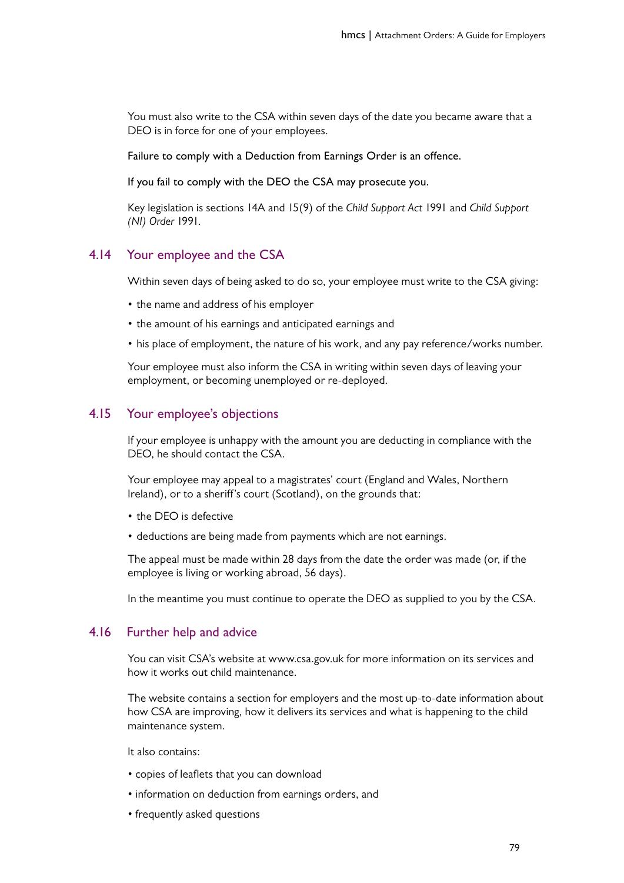You must also write to the CSA within seven days of the date you became aware that a DEO is in force for one of your employees.

Failure to comply with a Deduction from Earnings Order is an offence.

If you fail to comply with the DEO the CSA may prosecute you.

Key legislation is sections 14A and 15(9) of the *Child Support Act* 1991 and *Child Support (NI) Order* 1991.

## 4.14 Your employee and the CSA

Within seven days of being asked to do so, your employee must write to the CSA giving:

- the name and address of his employer
- the amount of his earnings and anticipated earnings and
- his place of employment, the nature of his work, and any pay reference/works number.

Your employee must also inform the CSA in writing within seven days of leaving your employment, or becoming unemployed or re-deployed.

## 4.15 Your employee's objections

If your employee is unhappy with the amount you are deducting in compliance with the DEO, he should contact the CSA.

Your employee may appeal to a magistrates' court (England and Wales, Northern Ireland), or to a sheriff's court (Scotland), on the grounds that:

- the DEO is defective
- deductions are being made from payments which are not earnings.

The appeal must be made within 28 days from the date the order was made (or, if the employee is living or working abroad, 56 days).

In the meantime you must continue to operate the DEO as supplied to you by the CSA.

## 4.16 Further help and advice

You can visit CSA's website at www.csa.gov.uk for more information on its services and how it works out child maintenance.

The website contains a section for employers and the most up-to-date information about how CSA are improving, how it delivers its services and what is happening to the child maintenance system.

It also contains:

- copies of leaflets that you can download
- information on deduction from earnings orders, and
- frequently asked questions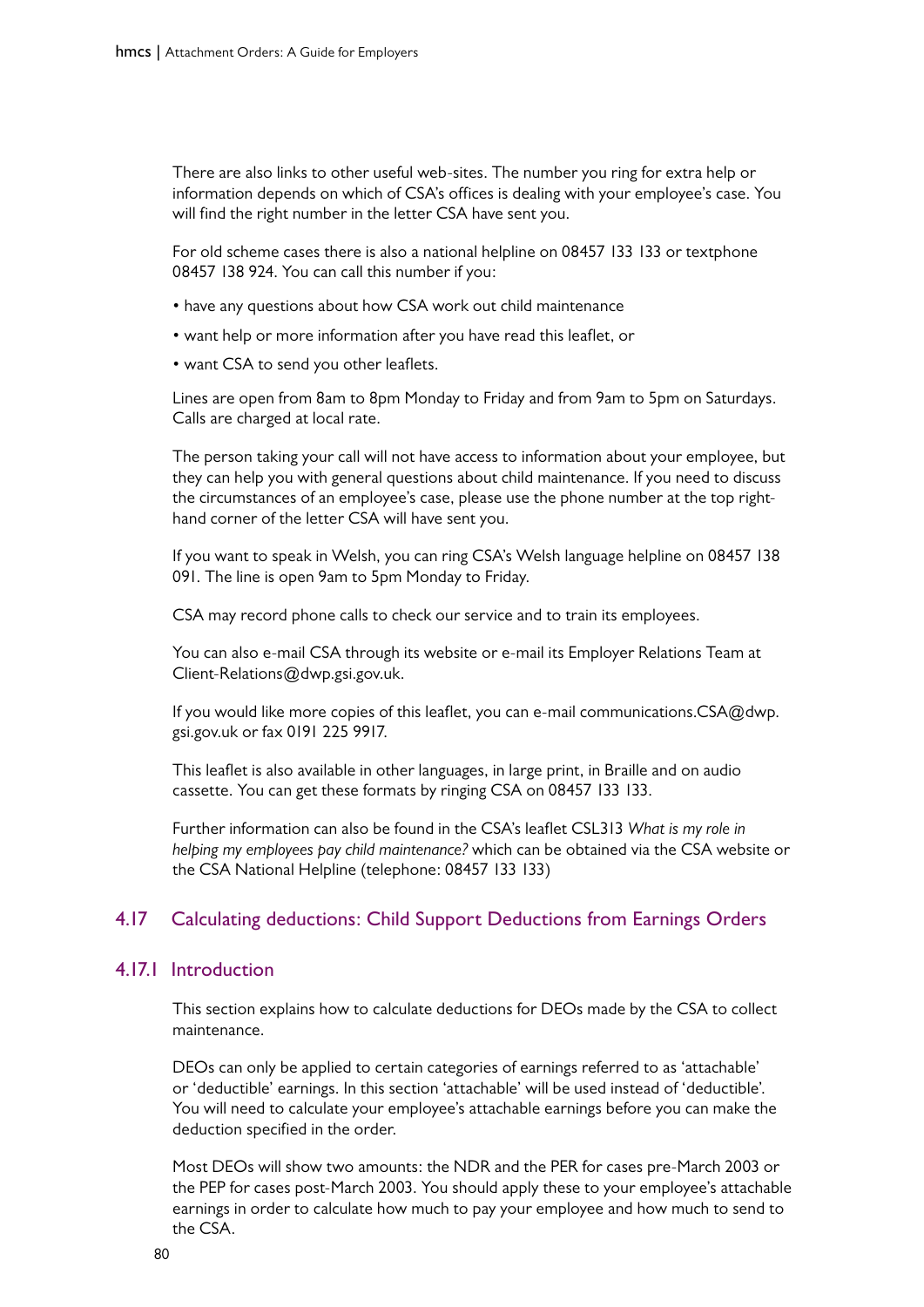There are also links to other useful web-sites. The number you ring for extra help or information depends on which of CSA's offices is dealing with your employee's case. You will find the right number in the letter CSA have sent you.

For old scheme cases there is also a national helpline on 08457 133 133 or textphone 08457 138 924. You can call this number if you:

- have any questions about how CSA work out child maintenance
- want help or more information after you have read this leaflet, or
- want CSA to send you other leaflets.

Lines are open from 8am to 8pm Monday to Friday and from 9am to 5pm on Saturdays. Calls are charged at local rate.

The person taking your call will not have access to information about your employee, but they can help you with general questions about child maintenance. If you need to discuss the circumstances of an employee's case, please use the phone number at the top right-hand corner of the letter CSA will have sent you.

If you want to speak in Welsh, you can ring CSA's Welsh language helpline on 08457 138 091. The line is open 9am to 5pm Monday to Friday.

CSA may record phone calls to check our service and to train its employees.

You can also e-mail CSA through its website or e-mail its Employer Relations Team at Client-Relations@dwp.gsi.gov.uk.

If you would like more copies of this leaflet, you can e-mail communications.CSA@dwp.gsi.gov.uk or fax 0191 225 9917.

This leaflet is also available in other languages, in large print, in Braille and on audio cassette. You can get these formats by ringing CSA on 08457 133 133.

Further information can also be found in the CSA's leaflet CSL313 *What is my role in helping my employees pay child maintenance?* which can be obtained via the CSA website or the CSA National Helpline (telephone: 08457 133 133)

## 4.17 Calculating deductions: Child Support Deductions from Earnings Orders

### 4.17.1 Introduction

This section explains how to calculate deductions for DEOs made by the CSA to collect maintenance.

DEOs can only be applied to certain categories of earnings referred to as 'attachable' or 'deductible' earnings. In this section 'attachable' will be used instead of 'deductible'. You will need to calculate your employee's attachable earnings before you can make the deduction specified in the order.

Most DEOs will show two amounts: the NDR and the PER for cases pre-March 2003 or the PEP for cases post-March 2003. You should apply these to your employee's attachable earnings in order to calculate how much to pay your employee and how much to send to the CSA.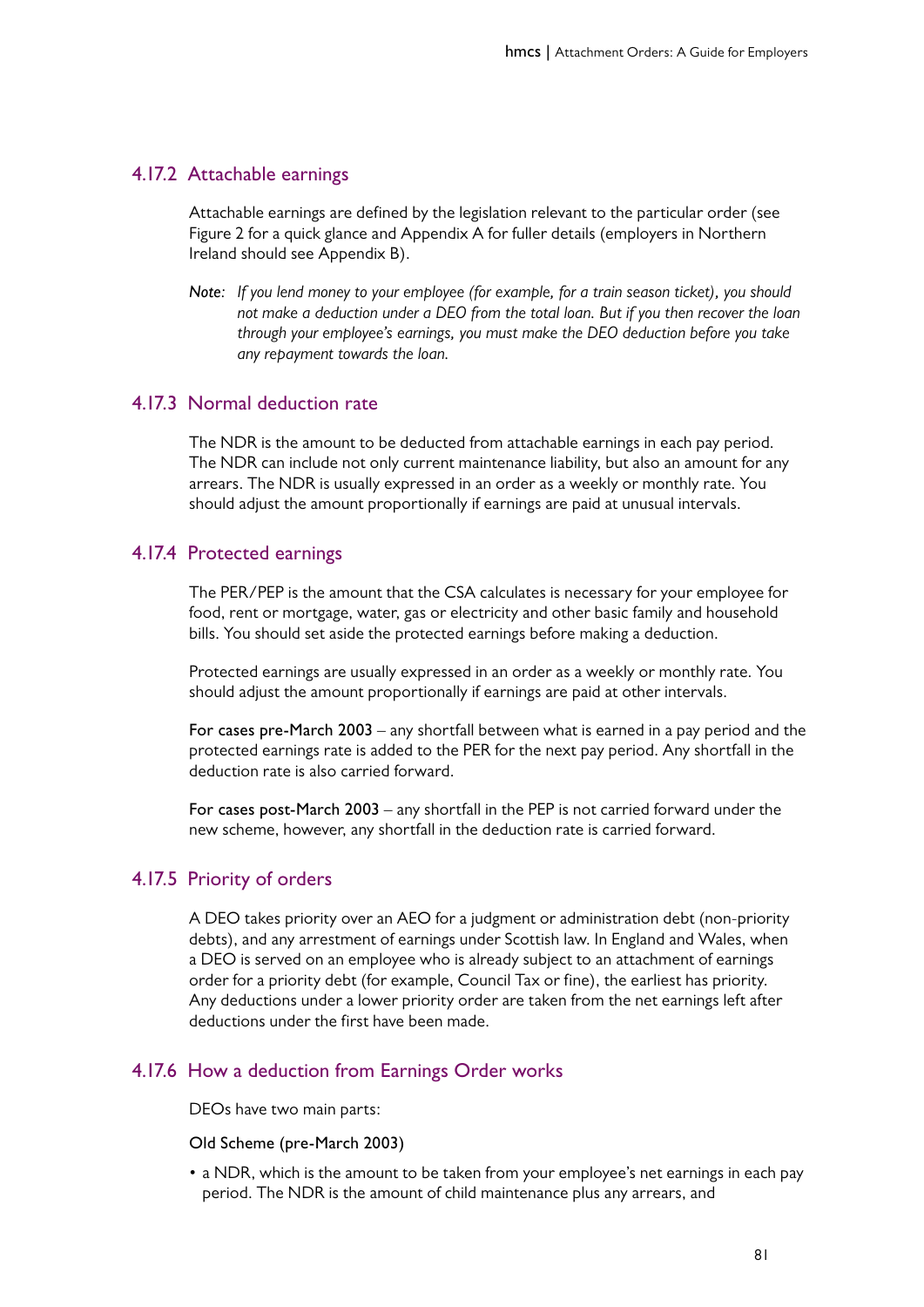### 4.17.2 Attachable earnings

Attachable earnings are defined by the legislation relevant to the particular order (see Figure 2 for a quick glance and Appendix A for fuller details (employers in Northern Ireland should see Appendix B).

*Note: If you lend money to your employee (for example, for a train season ticket), you should not make a deduction under a DEO from the total loan. But if you then recover the loan through your employee's earnings, you must make the DEO deduction before you take any repayment towards the loan.*

### 4.17.3 Normal deduction rate

The NDR is the amount to be deducted from attachable earnings in each pay period. The NDR can include not only current maintenance liability, but also an amount for any arrears. The NDR is usually expressed in an order as a weekly or monthly rate. You should adjust the amount proportionally if earnings are paid at unusual intervals.

### 4.17.4 Protected earnings

The PER/PEP is the amount that the CSA calculates is necessary for your employee for food, rent or mortgage, water, gas or electricity and other basic family and household bills. You should set aside the protected earnings before making a deduction.

Protected earnings are usually expressed in an order as a weekly or monthly rate. You should adjust the amount proportionally if earnings are paid at other intervals.

**For cases pre-March 2003** – any shortfall between what is earned in a pay period and the protected earnings rate is added to the PER for the next pay period. Any shortfall in the deduction rate is also carried forward.

**For cases post-March 2003** – any shortfall in the PEP is not carried forward under the new scheme, however, any shortfall in the deduction rate is carried forward.

### 4.17.5 Priority of orders

A DEO takes priority over an AEO for a judgment or administration debt (non-priority debts), and any arrestment of earnings under Scottish law. In England and Wales, when a DEO is served on an employee who is already subject to an attachment of earnings order for a priority debt (for example, Council Tax or fine), the earliest has priority. Any deductions under a lower priority order are taken from the net earnings left after deductions under the first have been made.

### 4.17.6 How a deduction from Earnings Order works

DEOs have two main parts:

**Old Scheme (pre-March 2003)**

- a NDR, which is the amount to be taken from your employee's net earnings in each pay period. The NDR is the amount of child maintenance plus any arrears, and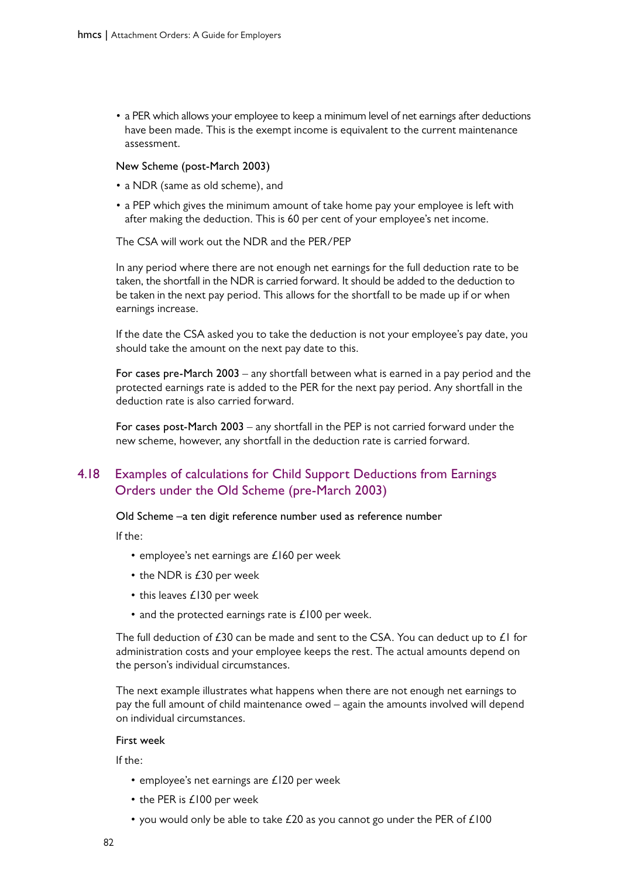- a PER which allows your employee to keep a minimum level of net earnings after deductions have been made. This is the exempt income is equivalent to the current maintenance assessment.

New Scheme (post-March 2003)

- a NDR (same as old scheme), and
- a PEP which gives the minimum amount of take home pay your employee is left with after making the deduction. This is 60 per cent of your employee's net income.

The CSA will work out the NDR and the PER/PEP

In any period where there are not enough net earnings for the full deduction rate to be taken, the shortfall in the NDR is carried forward. It should be added to the deduction to be taken in the next pay period. This allows for the shortfall to be made up if or when earnings increase.

If the date the CSA asked you to take the deduction is not your employee's pay date, you should take the amount on the next pay date to this.

For cases pre-March 2003 – any shortfall between what is earned in a pay period and the protected earnings rate is added to the PER for the next pay period. Any shortfall in the deduction rate is also carried forward.

For cases post-March 2003 – any shortfall in the PEP is not carried forward under the new scheme, however, any shortfall in the deduction rate is carried forward.

## 4.18 Examples of calculations for Child Support Deductions from Earnings Orders under the Old Scheme (pre-March 2003)

Old Scheme –a ten digit reference number used as reference number

If the:

- employee's net earnings are £160 per week
- the NDR is £30 per week
- this leaves £130 per week
- and the protected earnings rate is £100 per week.

The full deduction of £30 can be made and sent to the CSA. You can deduct up to £1 for administration costs and your employee keeps the rest. The actual amounts depend on the person's individual circumstances.

The next example illustrates what happens when there are not enough net earnings to pay the full amount of child maintenance owed – again the amounts involved will depend on individual circumstances.

First week

If the:

- employee's net earnings are £120 per week
- the PER is £100 per week
- you would only be able to take £20 as you cannot go under the PER of £100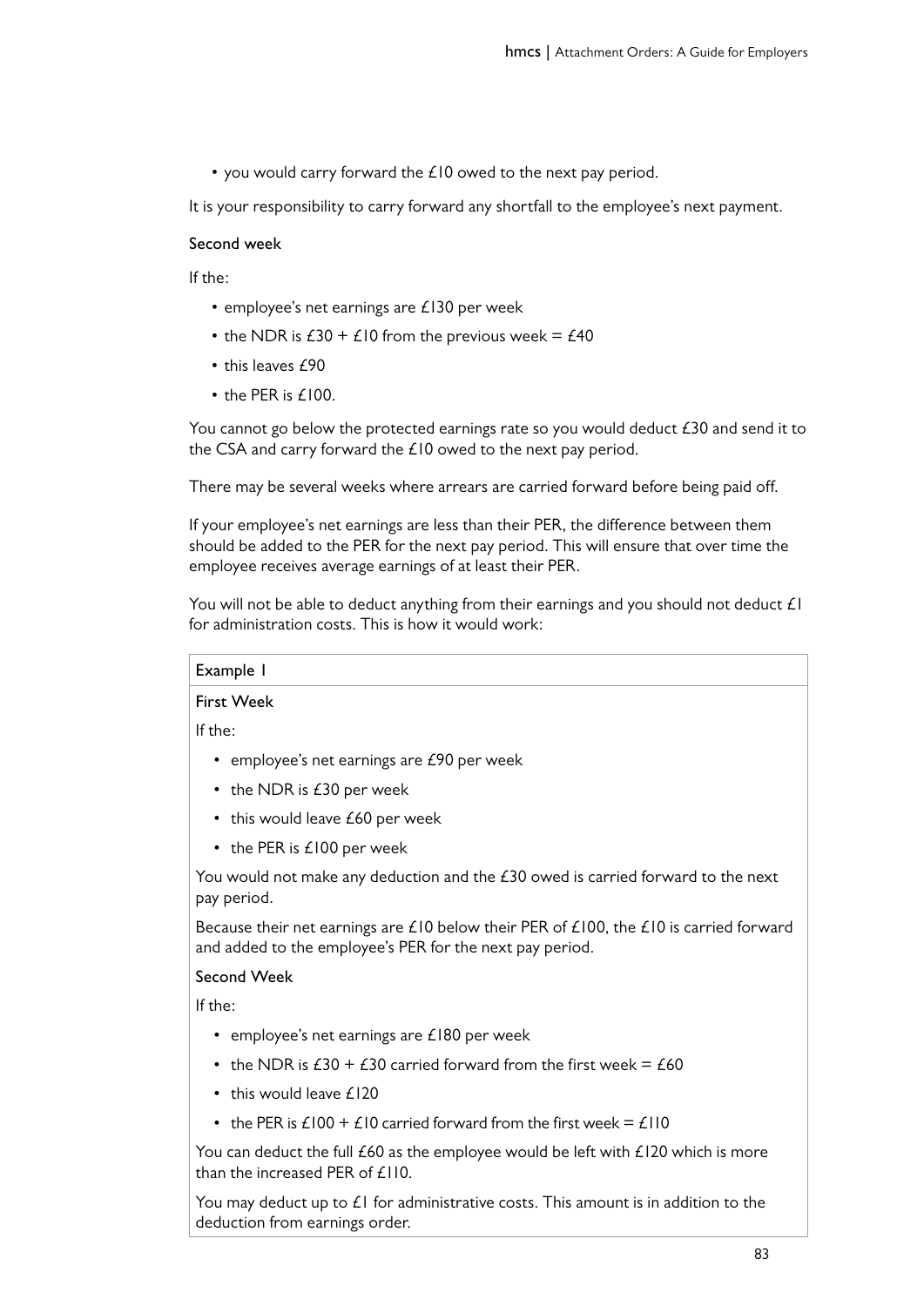- you would carry forward the £10 owed to the next pay period.

It is your responsibility to carry forward any shortfall to the employee's next payment.

Second week

If the:

- employee's net earnings are £130 per week
- the NDR is £30 + £10 from the previous week = £40
- this leaves £90
- the PER is £100.

You cannot go below the protected earnings rate so you would deduct £30 and send it to the CSA and carry forward the £10 owed to the next pay period.

There may be several weeks where arrears are carried forward before being paid off.

If your employee's net earnings are less than their PER, the difference between them should be added to the PER for the next pay period. This will ensure that over time the employee receives average earnings of at least their PER.

You will not be able to deduct anything from their earnings and you should not deduct £1 for administration costs. This is how it would work:

| Example 1 |
|---|
| First Week<br><br>If the:<br><br>• employee's net earnings are £90 per week<br>• the NDR is £30 per week<br>• this would leave £60 per week<br>• the PER is £100 per week<br><br>You would not make any deduction and the £30 owed is carried forward to the next pay period.<br><br>Because their net earnings are £10 below their PER of £100, the £10 is carried forward and added to the employee's PER for the next pay period.<br><br>Second Week<br><br>If the:<br><br>• employee's net earnings are £180 per week<br>• the NDR is £30 + £30 carried forward from the first week = £60<br>• this would leave £120<br>• the PER is £100 + £10 carried forward from the first week = £110<br><br>You can deduct the full £60 as the employee would be left with £120 which is more than the increased PER of £110.<br><br>You may deduct up to £1 for administrative costs. This amount is in addition to the deduction from earnings order. |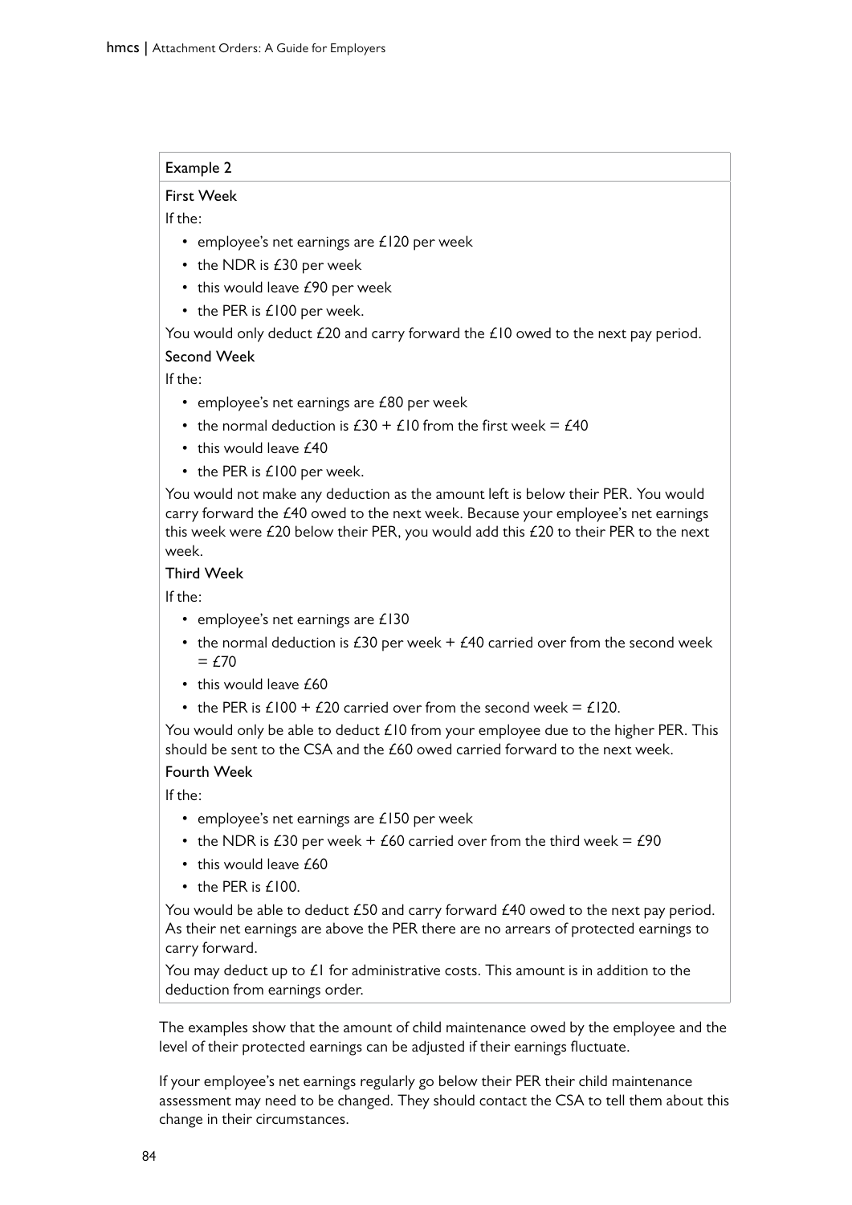### Example 2

**First Week**

If the:

- employee's net earnings are £120 per week
- the NDR is £30 per week
- this would leave £90 per week
- the PER is £100 per week.

You would only deduct £20 and carry forward the £10 owed to the next pay period.

**Second Week**

If the:

- employee's net earnings are £80 per week
- the normal deduction is £30 + £10 from the first week = £40
- this would leave £40
- the PER is £100 per week.

You would not make any deduction as the amount left is below their PER. You would carry forward the £40 owed to the next week. Because your employee's net earnings this week were £20 below their PER, you would add this £20 to their PER to the next week.

**Third Week**

If the:

- employee's net earnings are £130
- the normal deduction is £30 per week + £40 carried over from the second week = £70
- this would leave £60
- the PER is £100 + £20 carried over from the second week = £120.

You would only be able to deduct £10 from your employee due to the higher PER. This should be sent to the CSA and the £60 owed carried forward to the next week.

**Fourth Week**

If the:

- employee's net earnings are £150 per week
- the NDR is £30 per week + £60 carried over from the third week = £90
- this would leave £60
- the PER is £100.

You would be able to deduct £50 and carry forward £40 owed to the next pay period. As their net earnings are above the PER there are no arrears of protected earnings to carry forward.

You may deduct up to £1 for administrative costs. This amount is in addition to the deduction from earnings order.

The examples show that the amount of child maintenance owed by the employee and the level of their protected earnings can be adjusted if their earnings fluctuate.

If your employee's net earnings regularly go below their PER their child maintenance assessment may need to be changed. They should contact the CSA to tell them about this change in their circumstances.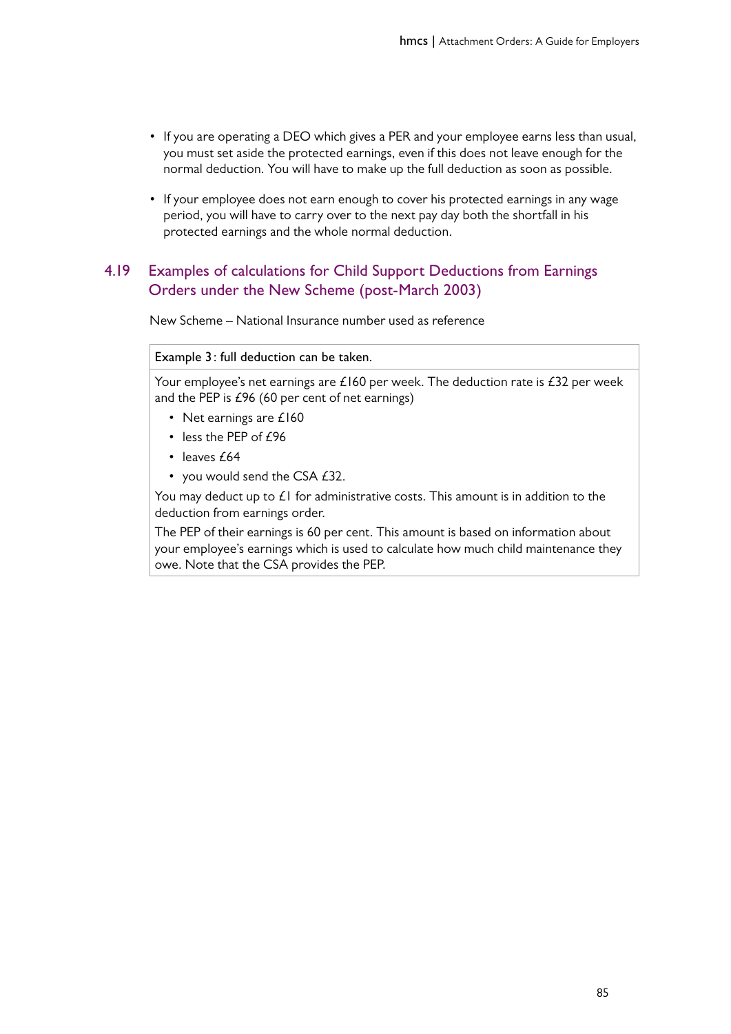- If you are operating a DEO which gives a PER and your employee earns less than usual, you must set aside the protected earnings, even if this does not leave enough for the normal deduction. You will have to make up the full deduction as soon as possible.
- If your employee does not earn enough to cover his protected earnings in any wage period, you will have to carry over to the next pay day both the shortfall in his protected earnings and the whole normal deduction.

## 4.19 Examples of calculations for Child Support Deductions from Earnings Orders under the New Scheme (post-March 2003)

New Scheme – National Insurance number used as reference

**Example 3: full deduction can be taken.**

Your employee's net earnings are £160 per week. The deduction rate is £32 per week and the PEP is £96 (60 per cent of net earnings)

- Net earnings are £160
- less the PEP of £96
- leaves £64
- you would send the CSA £32.

You may deduct up to £1 for administrative costs. This amount is in addition to the deduction from earnings order.

The PEP of their earnings is 60 per cent. This amount is based on information about your employee's earnings which is used to calculate how much child maintenance they owe. Note that the CSA provides the PEP.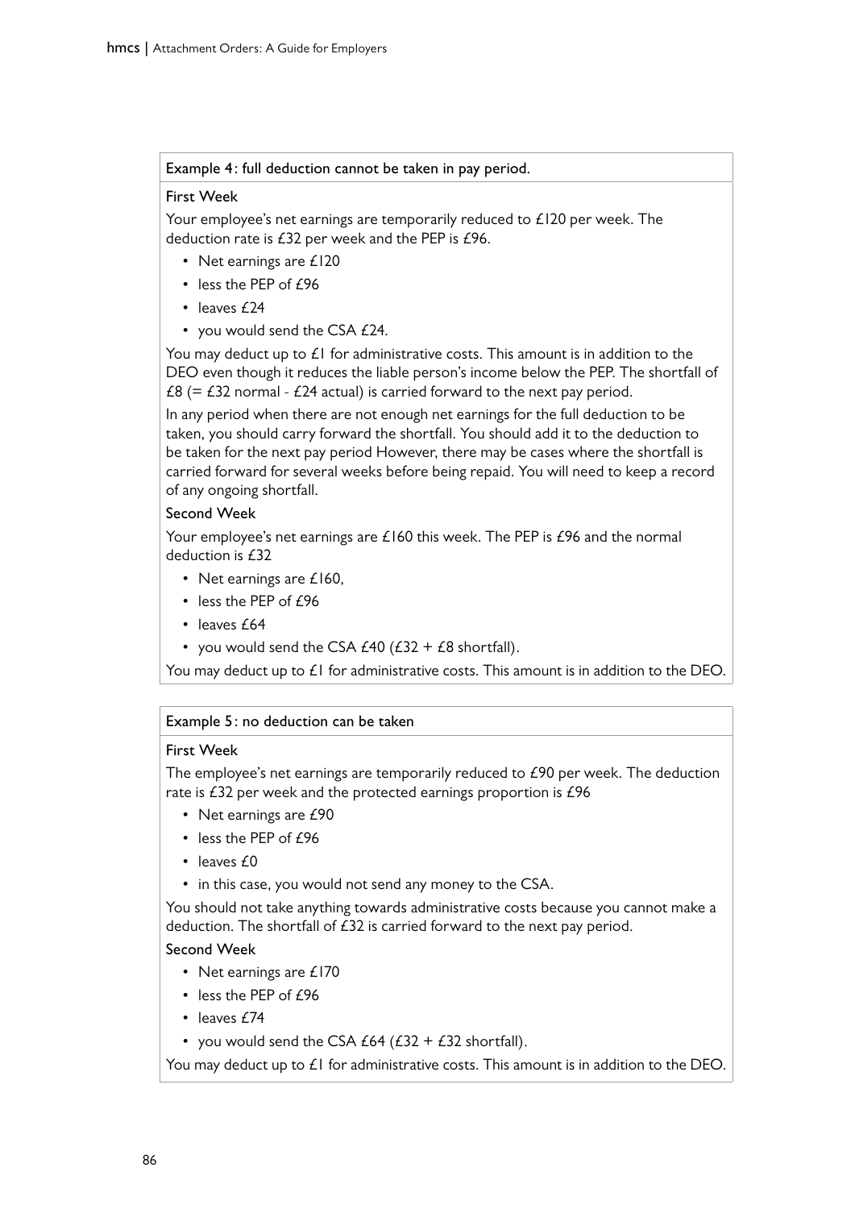### Example 4: full deduction cannot be taken in pay period.

#### First Week

Your employee's net earnings are temporarily reduced to £120 per week. The deduction rate is £32 per week and the PEP is £96.

- Net earnings are £120
- less the PEP of £96
- leaves £24
- you would send the CSA £24.

You may deduct up to £1 for administrative costs. This amount is in addition to the DEO even though it reduces the liable person's income below the PEP. The shortfall of £8 (= £32 normal - £24 actual) is carried forward to the next pay period.

In any period when there are not enough net earnings for the full deduction to be taken, you should carry forward the shortfall. You should add it to the deduction to be taken for the next pay period However, there may be cases where the shortfall is carried forward for several weeks before being repaid. You will need to keep a record of any ongoing shortfall.

#### Second Week

Your employee's net earnings are £160 this week. The PEP is £96 and the normal deduction is £32

- Net earnings are £160,
- less the PEP of £96
- leaves £64
- you would send the CSA £40 (£32 + £8 shortfall).

You may deduct up to £1 for administrative costs. This amount is in addition to the DEO.

### Example 5: no deduction can be taken

#### First Week

The employee's net earnings are temporarily reduced to £90 per week. The deduction rate is £32 per week and the protected earnings proportion is £96

- Net earnings are £90
- less the PEP of £96
- leaves £0
- in this case, you would not send any money to the CSA.

You should not take anything towards administrative costs because you cannot make a deduction. The shortfall of £32 is carried forward to the next pay period.

#### Second Week

- Net earnings are £170
- less the PEP of £96
- leaves £74
- you would send the CSA £64 (£32 + £32 shortfall).

You may deduct up to £1 for administrative costs. This amount is in addition to the DEO.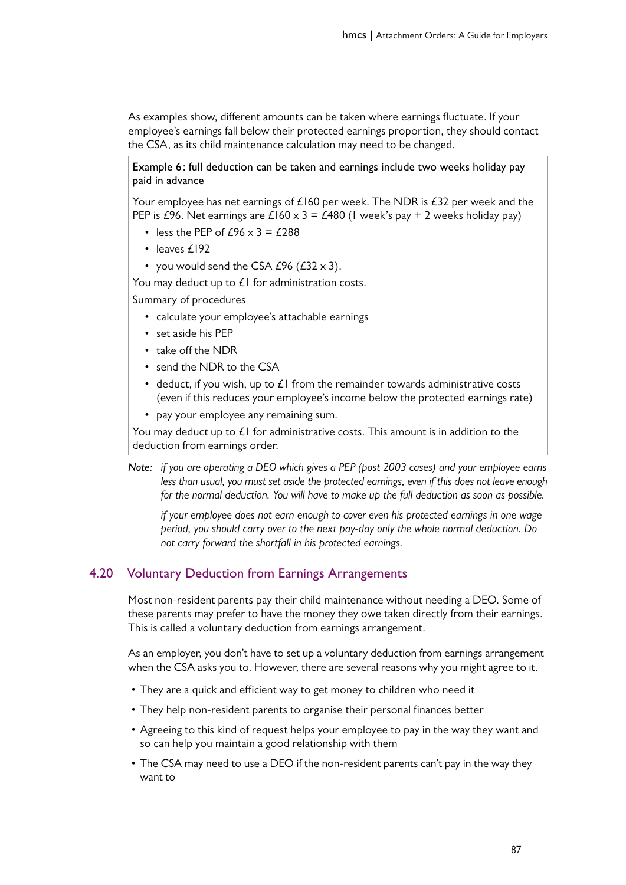As examples show, different amounts can be taken where earnings fluctuate. If your employee's earnings fall below their protected earnings proportion, they should contact the CSA, as its child maintenance calculation may need to be changed.

> **Example 6: full deduction can be taken and earnings include two weeks holiday pay paid in advance**
>
> Your employee has net earnings of £160 per week. The NDR is £32 per week and the PEP is £96. Net earnings are £160 x 3 = £480 (1 week's pay + 2 weeks holiday pay)
>
> - less the PEP of £96 x 3 = £288
> - leaves £192
> - you would send the CSA £96 (£32 x 3).
>
> You may deduct up to £1 for administration costs.
>
> Summary of procedures
>
> - calculate your employee's attachable earnings
> - set aside his PEP
> - take off the NDR
> - send the NDR to the CSA
> - deduct, if you wish, up to £1 from the remainder towards administrative costs (even if this reduces your employee's income below the protected earnings rate)
> - pay your employee any remaining sum.
>
> You may deduct up to £1 for administrative costs. This amount is in addition to the deduction from earnings order.

*Note: if you are operating a DEO which gives a PEP (post 2003 cases) and your employee earns less than usual, you must set aside the protected earnings, even if this does not leave enough for the normal deduction. You will have to make up the full deduction as soon as possible.*

*if your employee does not earn enough to cover even his protected earnings in one wage period, you should carry over to the next pay-day only the whole normal deduction. Do not carry forward the shortfall in his protected earnings.*

## 4.20 Voluntary Deduction from Earnings Arrangements

Most non-resident parents pay their child maintenance without needing a DEO. Some of these parents may prefer to have the money they owe taken directly from their earnings. This is called a voluntary deduction from earnings arrangement.

As an employer, you don't have to set up a voluntary deduction from earnings arrangement when the CSA asks you to. However, there are several reasons why you might agree to it.

- They are a quick and efficient way to get money to children who need it
- They help non-resident parents to organise their personal finances better
- Agreeing to this kind of request helps your employee to pay in the way they want and so can help you maintain a good relationship with them
- The CSA may need to use a DEO if the non-resident parents can't pay in the way they want to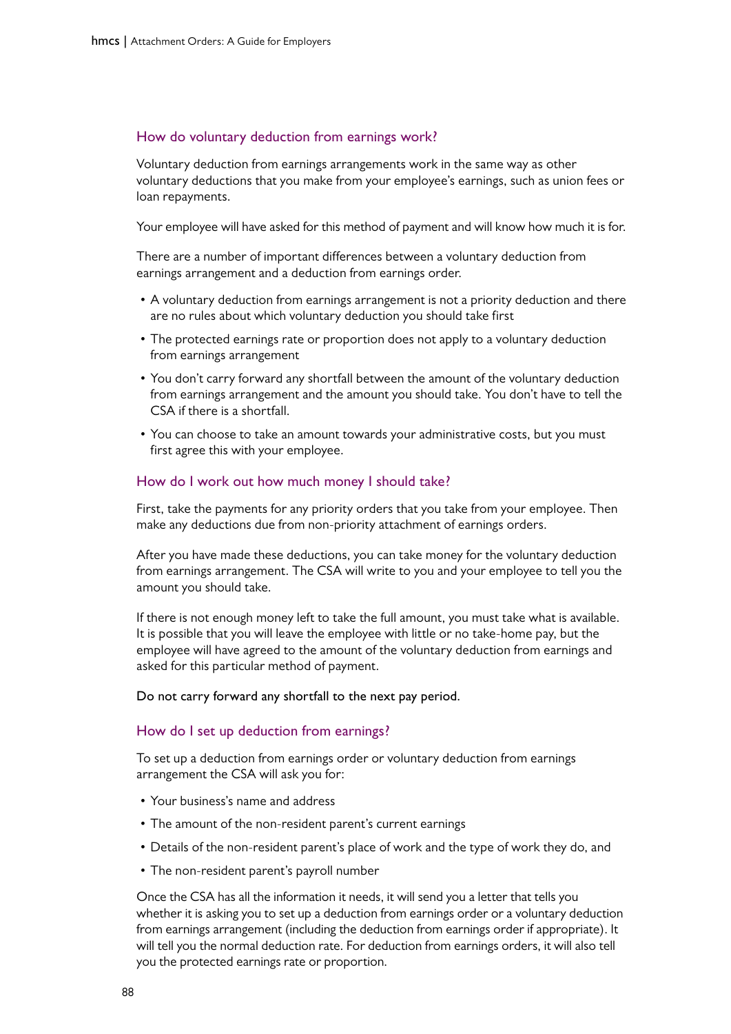### How do voluntary deduction from earnings work?

Voluntary deduction from earnings arrangements work in the same way as other voluntary deductions that you make from your employee's earnings, such as union fees or loan repayments.

Your employee will have asked for this method of payment and will know how much it is for.

There are a number of important differences between a voluntary deduction from earnings arrangement and a deduction from earnings order.

- A voluntary deduction from earnings arrangement is not a priority deduction and there are no rules about which voluntary deduction you should take first
- The protected earnings rate or proportion does not apply to a voluntary deduction from earnings arrangement
- You don't carry forward any shortfall between the amount of the voluntary deduction from earnings arrangement and the amount you should take. You don't have to tell the CSA if there is a shortfall.
- You can choose to take an amount towards your administrative costs, but you must first agree this with your employee.

### How do I work out how much money I should take?

First, take the payments for any priority orders that you take from your employee. Then make any deductions due from non-priority attachment of earnings orders.

After you have made these deductions, you can take money for the voluntary deduction from earnings arrangement. The CSA will write to you and your employee to tell you the amount you should take.

If there is not enough money left to take the full amount, you must take what is available. It is possible that you will leave the employee with little or no take-home pay, but the employee will have agreed to the amount of the voluntary deduction from earnings and asked for this particular method of payment.

Do not carry forward any shortfall to the next pay period.

### How do I set up deduction from earnings?

To set up a deduction from earnings order or voluntary deduction from earnings arrangement the CSA will ask you for:

- Your business's name and address
- The amount of the non-resident parent's current earnings
- Details of the non-resident parent's place of work and the type of work they do, and
- The non-resident parent's payroll number

Once the CSA has all the information it needs, it will send you a letter that tells you whether it is asking you to set up a deduction from earnings order or a voluntary deduction from earnings arrangement (including the deduction from earnings order if appropriate). It will tell you the normal deduction rate. For deduction from earnings orders, it will also tell you the protected earnings rate or proportion.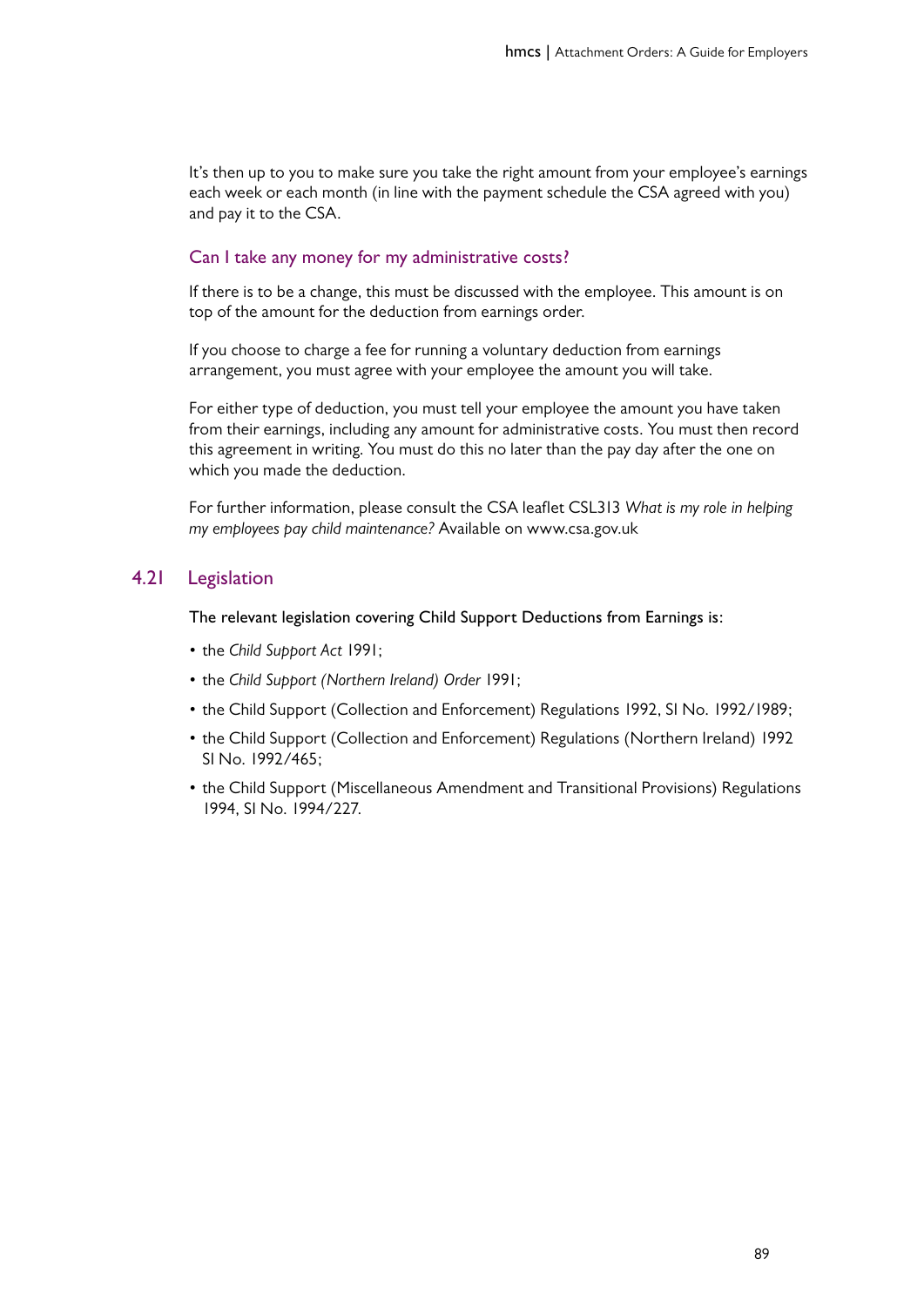It's then up to you to make sure you take the right amount from your employee's earnings each week or each month (in line with the payment schedule the CSA agreed with you) and pay it to the CSA.

### Can I take any money for my administrative costs?

If there is to be a change, this must be discussed with the employee. This amount is on top of the amount for the deduction from earnings order.

If you choose to charge a fee for running a voluntary deduction from earnings arrangement, you must agree with your employee the amount you will take.

For either type of deduction, you must tell your employee the amount you have taken from their earnings, including any amount for administrative costs. You must then record this agreement in writing. You must do this no later than the pay day after the one on which you made the deduction.

For further information, please consult the CSA leaflet CSL313 *What is my role in helping my employees pay child maintenance?* Available on www.csa.gov.uk

## 4.21 Legislation

The relevant legislation covering Child Support Deductions from Earnings is:

- the *Child Support Act* 1991;
- the *Child Support (Northern Ireland) Order* 1991;
- the Child Support (Collection and Enforcement) Regulations 1992, SI No. 1992/1989;
- the Child Support (Collection and Enforcement) Regulations (Northern Ireland) 1992 SI No. 1992/465;
- the Child Support (Miscellaneous Amendment and Transitional Provisions) Regulations 1994, SI No. 1994/227.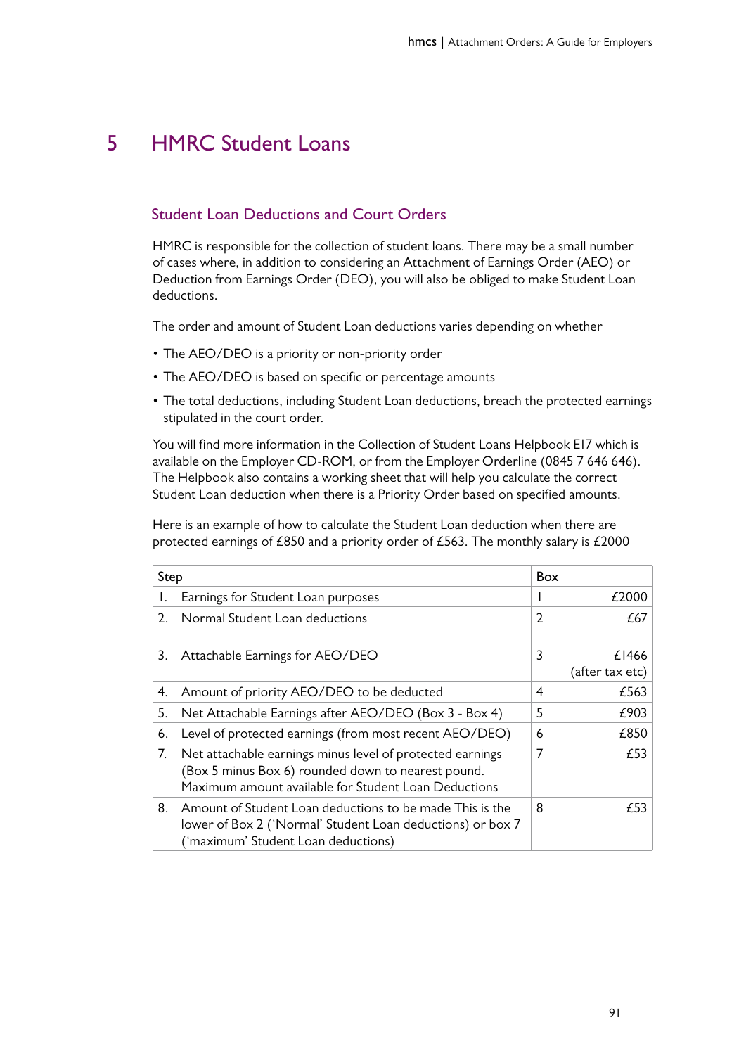# 5 HMRC Student Loans

## Student Loan Deductions and Court Orders

HMRC is responsible for the collection of student loans. There may be a small number of cases where, in addition to considering an Attachment of Earnings Order (AEO) or Deduction from Earnings Order (DEO), you will also be obliged to make Student Loan deductions.

The order and amount of Student Loan deductions varies depending on whether

- The AEO/DEO is a priority or non-priority order
- The AEO/DEO is based on specific or percentage amounts
- The total deductions, including Student Loan deductions, breach the protected earnings stipulated in the court order.

You will find more information in the Collection of Student Loans Helpbook E17 which is available on the Employer CD-ROM, or from the Employer Orderline (0845 7 646 646). The Helpbook also contains a working sheet that will help you calculate the correct Student Loan deduction when there is a Priority Order based on specified amounts.

Here is an example of how to calculate the Student Loan deduction when there are protected earnings of £850 and a priority order of £563. The monthly salary is £2000

| Step | | Box | |
|---|---|---|---|
| 1. | Earnings for Student Loan purposes | 1 | £2000 |
| 2. | Normal Student Loan deductions | 2 | £67 |
| 3. | Attachable Earnings for AEO/DEO | 3 | £1466 (after tax etc) |
| 4. | Amount of priority AEO/DEO to be deducted | 4 | £563 |
| 5. | Net Attachable Earnings after AEO/DEO (Box 3 - Box 4) | 5 | £903 |
| 6. | Level of protected earnings (from most recent AEO/DEO) | 6 | £850 |
| 7. | Net attachable earnings minus level of protected earnings (Box 5 minus Box 6) rounded down to nearest pound. Maximum amount available for Student Loan Deductions | 7 | £53 |
| 8. | Amount of Student Loan deductions to be made This is the lower of Box 2 ('Normal' Student Loan deductions) or box 7 ('maximum' Student Loan deductions) | 8 | £53 |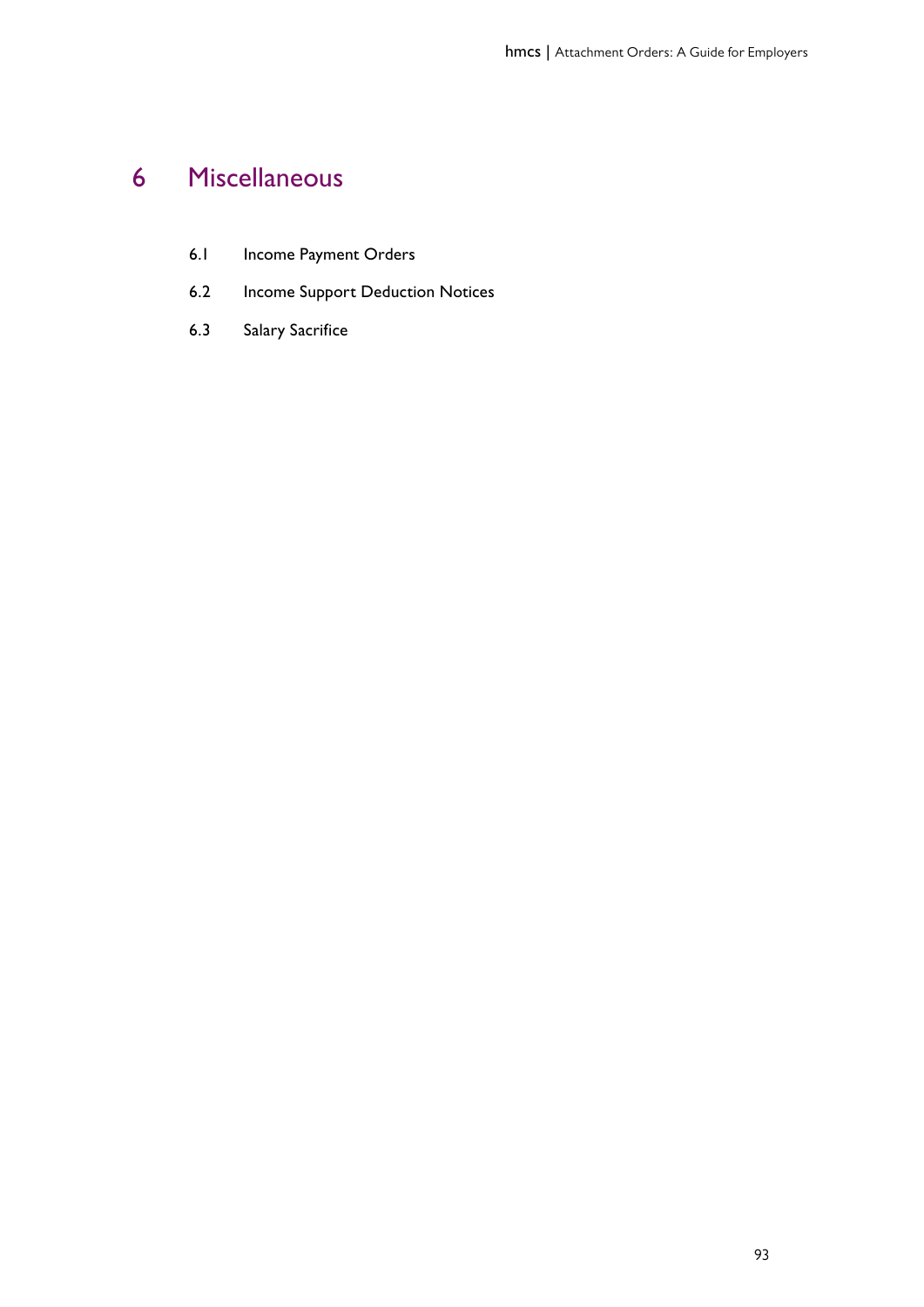# 6 Miscellaneous

6.1 Income Payment Orders

6.2 Income Support Deduction Notices

6.3 Salary Sacrifice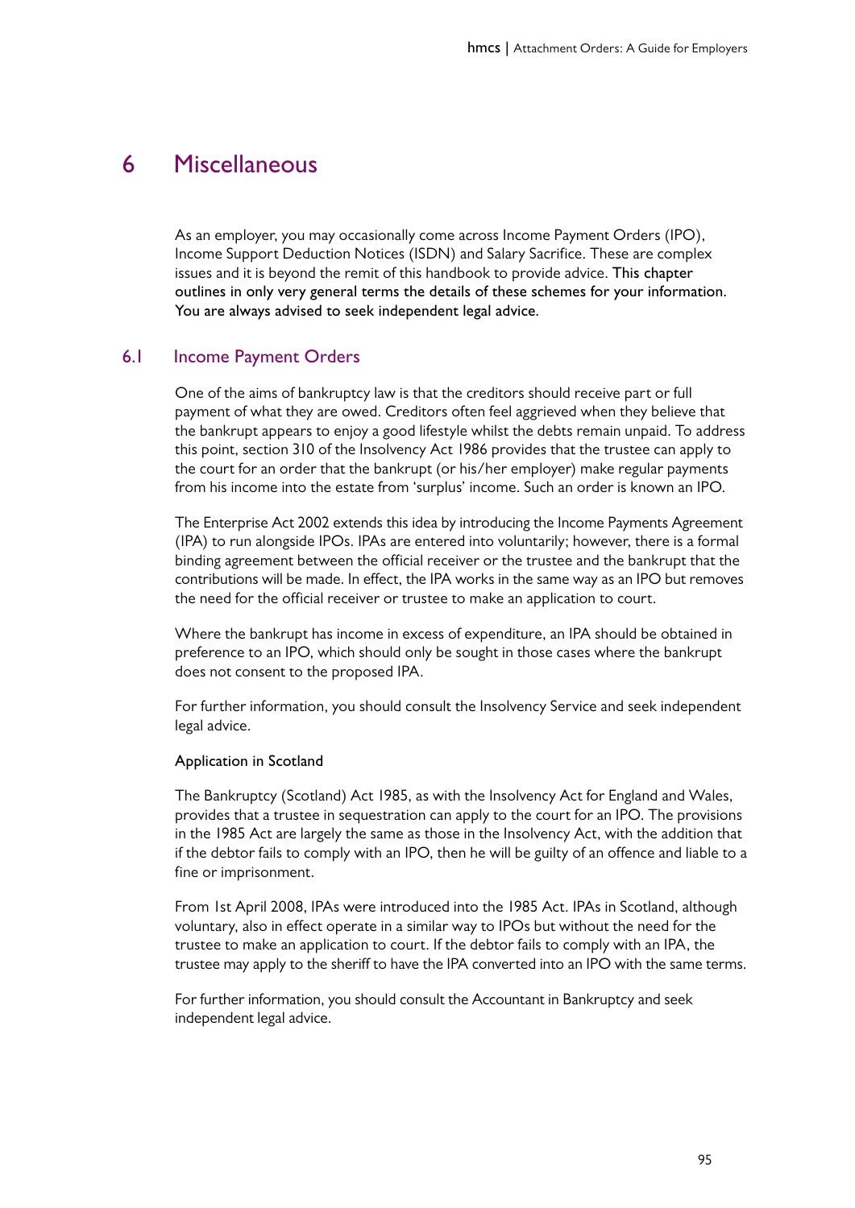# 6 Miscellaneous

As an employer, you may occasionally come across Income Payment Orders (IPO), Income Support Deduction Notices (ISDN) and Salary Sacrifice. These are complex issues and it is beyond the remit of this handbook to provide advice. This chapter outlines in only very general terms the details of these schemes for your information. You are always advised to seek independent legal advice.

## 6.1 Income Payment Orders

One of the aims of bankruptcy law is that the creditors should receive part or full payment of what they are owed. Creditors often feel aggrieved when they believe that the bankrupt appears to enjoy a good lifestyle whilst the debts remain unpaid. To address this point, section 310 of the Insolvency Act 1986 provides that the trustee can apply to the court for an order that the bankrupt (or his/her employer) make regular payments from his income into the estate from 'surplus' income. Such an order is known an IPO.

The Enterprise Act 2002 extends this idea by introducing the Income Payments Agreement (IPA) to run alongside IPOs. IPAs are entered into voluntarily; however, there is a formal binding agreement between the official receiver or the trustee and the bankrupt that the contributions will be made. In effect, the IPA works in the same way as an IPO but removes the need for the official receiver or trustee to make an application to court.

Where the bankrupt has income in excess of expenditure, an IPA should be obtained in preference to an IPO, which should only be sought in those cases where the bankrupt does not consent to the proposed IPA.

For further information, you should consult the Insolvency Service and seek independent legal advice.

#### Application in Scotland

The Bankruptcy (Scotland) Act 1985, as with the Insolvency Act for England and Wales, provides that a trustee in sequestration can apply to the court for an IPO. The provisions in the 1985 Act are largely the same as those in the Insolvency Act, with the addition that if the debtor fails to comply with an IPO, then he will be guilty of an offence and liable to a fine or imprisonment.

From 1st April 2008, IPAs were introduced into the 1985 Act. IPAs in Scotland, although voluntary, also in effect operate in a similar way to IPOs but without the need for the trustee to make an application to court. If the debtor fails to comply with an IPA, the trustee may apply to the sheriff to have the IPA converted into an IPO with the same terms.

For further information, you should consult the Accountant in Bankruptcy and seek independent legal advice.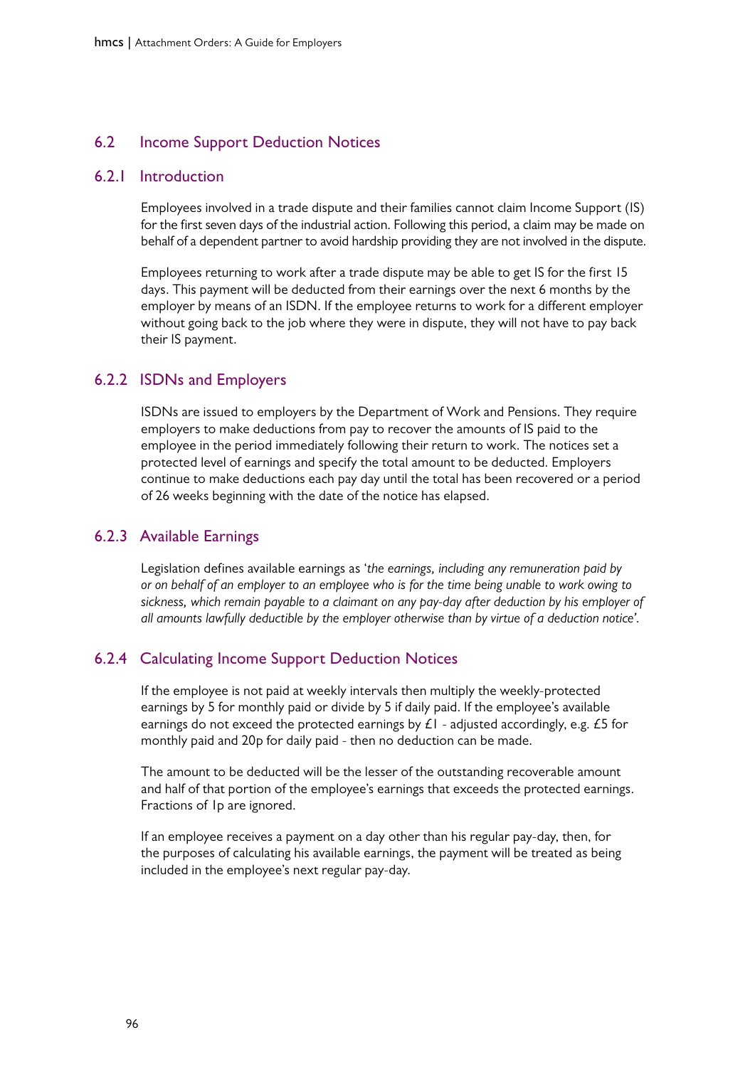## 6.2 Income Support Deduction Notices

### 6.2.1 Introduction

Employees involved in a trade dispute and their families cannot claim Income Support (IS) for the first seven days of the industrial action. Following this period, a claim may be made on behalf of a dependent partner to avoid hardship providing they are not involved in the dispute.

Employees returning to work after a trade dispute may be able to get IS for the first 15 days. This payment will be deducted from their earnings over the next 6 months by the employer by means of an ISDN. If the employee returns to work for a different employer without going back to the job where they were in dispute, they will not have to pay back their IS payment.

### 6.2.2 ISDNs and Employers

ISDNs are issued to employers by the Department of Work and Pensions. They require employers to make deductions from pay to recover the amounts of IS paid to the employee in the period immediately following their return to work. The notices set a protected level of earnings and specify the total amount to be deducted. Employers continue to make deductions each pay day until the total has been recovered or a period of 26 weeks beginning with the date of the notice has elapsed.

### 6.2.3 Available Earnings

Legislation defines available earnings as '*the earnings, including any remuneration paid by or on behalf of an employer to an employee who is for the time being unable to work owing to sickness, which remain payable to a claimant on any pay-day after deduction by his employer of all amounts lawfully deductible by the employer otherwise than by virtue of a deduction notice*'.

### 6.2.4 Calculating Income Support Deduction Notices

If the employee is not paid at weekly intervals then multiply the weekly-protected earnings by 5 for monthly paid or divide by 5 if daily paid. If the employee's available earnings do not exceed the protected earnings by £1 - adjusted accordingly, e.g. £5 for monthly paid and 20p for daily paid - then no deduction can be made.

The amount to be deducted will be the lesser of the outstanding recoverable amount and half of that portion of the employee's earnings that exceeds the protected earnings. Fractions of 1p are ignored.

If an employee receives a payment on a day other than his regular pay-day, then, for the purposes of calculating his available earnings, the payment will be treated as being included in the employee's next regular pay-day.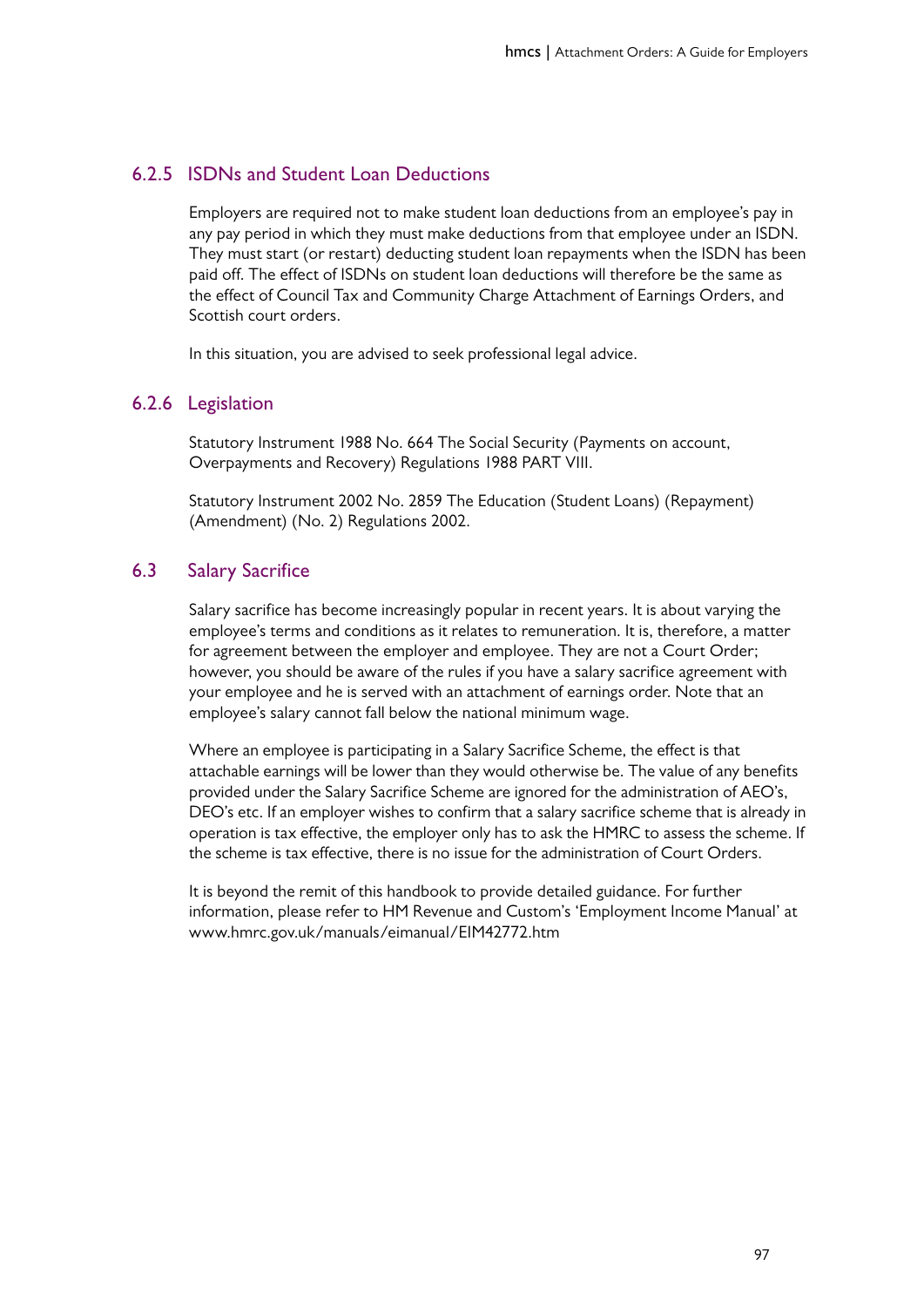### 6.2.5 ISDNs and Student Loan Deductions

Employers are required not to make student loan deductions from an employee's pay in any pay period in which they must make deductions from that employee under an ISDN. They must start (or restart) deducting student loan repayments when the ISDN has been paid off. The effect of ISDNs on student loan deductions will therefore be the same as the effect of Council Tax and Community Charge Attachment of Earnings Orders, and Scottish court orders.

In this situation, you are advised to seek professional legal advice.

### 6.2.6 Legislation

Statutory Instrument 1988 No. 664 The Social Security (Payments on account, Overpayments and Recovery) Regulations 1988 PART VIII.

Statutory Instrument 2002 No. 2859 The Education (Student Loans) (Repayment) (Amendment) (No. 2) Regulations 2002.

## 6.3 Salary Sacrifice

Salary sacrifice has become increasingly popular in recent years. It is about varying the employee's terms and conditions as it relates to remuneration. It is, therefore, a matter for agreement between the employer and employee. They are not a Court Order; however, you should be aware of the rules if you have a salary sacrifice agreement with your employee and he is served with an attachment of earnings order. Note that an employee's salary cannot fall below the national minimum wage.

Where an employee is participating in a Salary Sacrifice Scheme, the effect is that attachable earnings will be lower than they would otherwise be. The value of any benefits provided under the Salary Sacrifice Scheme are ignored for the administration of AEO's, DEO's etc. If an employer wishes to confirm that a salary sacrifice scheme that is already in operation is tax effective, the employer only has to ask the HMRC to assess the scheme. If the scheme is tax effective, there is no issue for the administration of Court Orders.

It is beyond the remit of this handbook to provide detailed guidance. For further information, please refer to HM Revenue and Custom's 'Employment Income Manual' at www.hmrc.gov.uk/manuals/eimanual/EIM42772.htm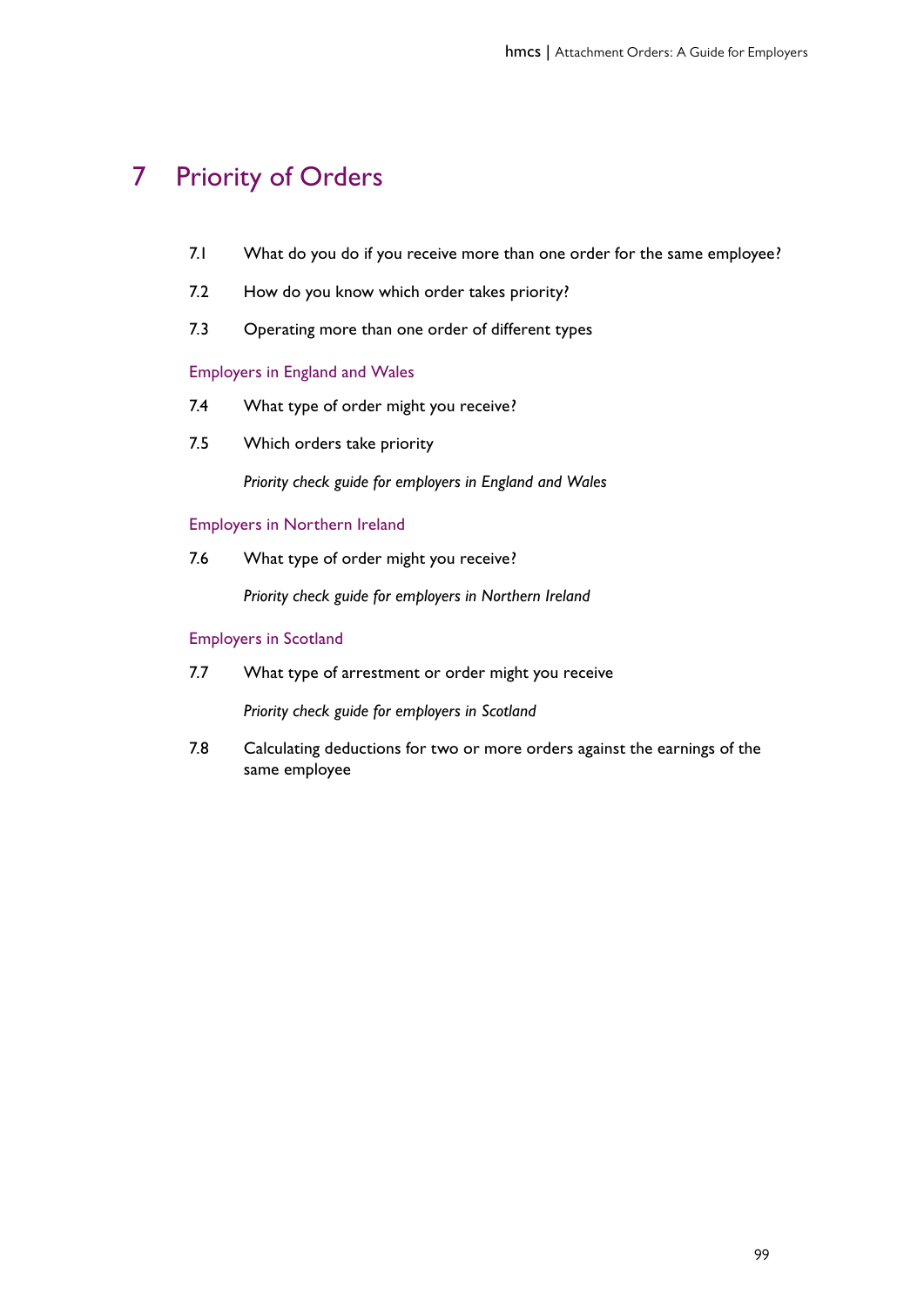# 7 Priority of Orders

7.1 What do you do if you receive more than one order for the same employee?

7.2 How do you know which order takes priority?

7.3 Operating more than one order of different types

## Employers in England and Wales

7.4 What type of order might you receive?

7.5 Which orders take priority

*Priority check guide for employers in England and Wales*

## Employers in Northern Ireland

7.6 What type of order might you receive?

*Priority check guide for employers in Northern Ireland*

## Employers in Scotland

7.7 What type of arrestment or order might you receive

*Priority check guide for employers in Scotland*

7.8 Calculating deductions for two or more orders against the earnings of the same employee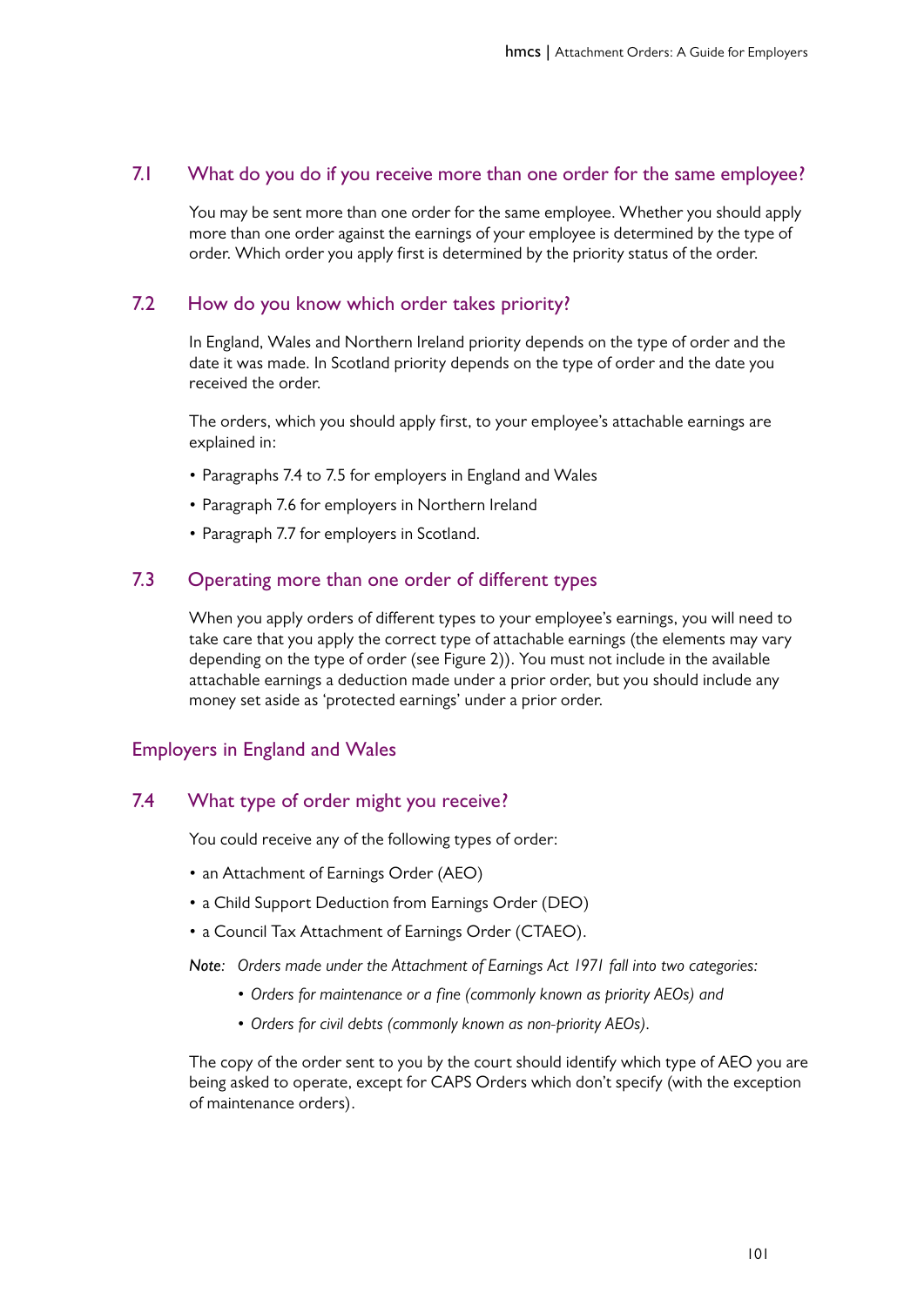## 7.1 What do you do if you receive more than one order for the same employee?

You may be sent more than one order for the same employee. Whether you should apply more than one order against the earnings of your employee is determined by the type of order. Which order you apply first is determined by the priority status of the order.

## 7.2 How do you know which order takes priority?

In England, Wales and Northern Ireland priority depends on the type of order and the date it was made. In Scotland priority depends on the type of order and the date you received the order.

The orders, which you should apply first, to your employee's attachable earnings are explained in:

- Paragraphs 7.4 to 7.5 for employers in England and Wales
- Paragraph 7.6 for employers in Northern Ireland
- Paragraph 7.7 for employers in Scotland.

## 7.3 Operating more than one order of different types

When you apply orders of different types to your employee's earnings, you will need to take care that you apply the correct type of attachable earnings (the elements may vary depending on the type of order (see Figure 2)). You must not include in the available attachable earnings a deduction made under a prior order, but you should include any money set aside as 'protected earnings' under a prior order.

# Employers in England and Wales

## 7.4 What type of order might you receive?

You could receive any of the following types of order:

- an Attachment of Earnings Order (AEO)
- a Child Support Deduction from Earnings Order (DEO)
- a Council Tax Attachment of Earnings Order (CTAEO).

*Note: Orders made under the Attachment of Earnings Act 1971 fall into two categories:*

- *Orders for maintenance or a fine (commonly known as priority AEOs) and*
- *Orders for civil debts (commonly known as non-priority AEOs).*

The copy of the order sent to you by the court should identify which type of AEO you are being asked to operate, except for CAPS Orders which don't specify (with the exception of maintenance orders).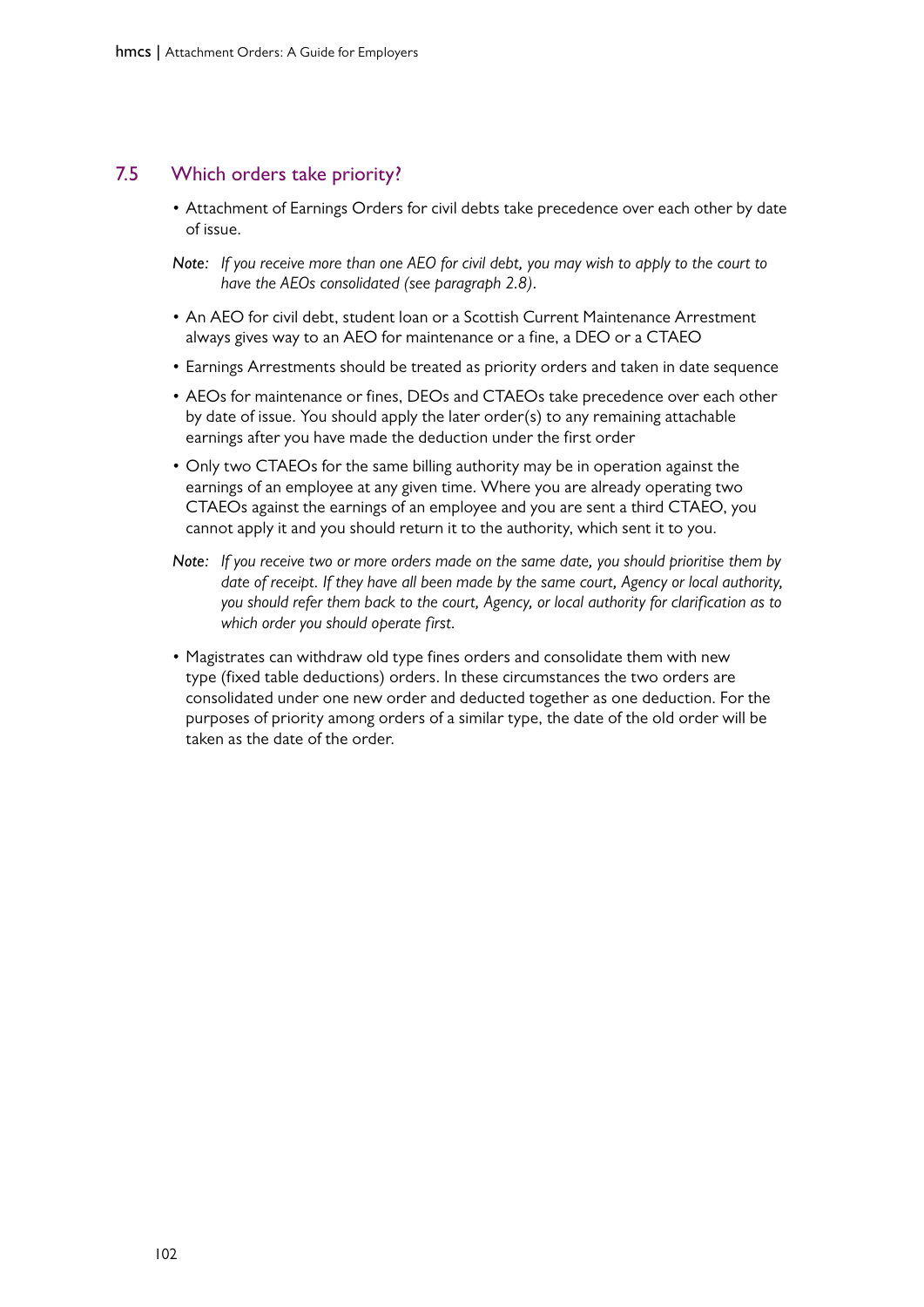## 7.5 Which orders take priority?

- Attachment of Earnings Orders for civil debts take precedence over each other by date of issue.

*Note: If you receive more than one AEO for civil debt, you may wish to apply to the court to have the AEOs consolidated (see paragraph 2.8).*

- An AEO for civil debt, student loan or a Scottish Current Maintenance Arrestment always gives way to an AEO for maintenance or a fine, a DEO or a CTAEO
- Earnings Arrestments should be treated as priority orders and taken in date sequence
- AEOs for maintenance or fines, DEOs and CTAEOs take precedence over each other by date of issue. You should apply the later order(s) to any remaining attachable earnings after you have made the deduction under the first order
- Only two CTAEOs for the same billing authority may be in operation against the earnings of an employee at any given time. Where you are already operating two CTAEOs against the earnings of an employee and you are sent a third CTAEO, you cannot apply it and you should return it to the authority, which sent it to you.

*Note: If you receive two or more orders made on the same date, you should prioritise them by date of receipt. If they have all been made by the same court, Agency or local authority, you should refer them back to the court, Agency, or local authority for clarification as to which order you should operate first.*

- Magistrates can withdraw old type fines orders and consolidate them with new type (fixed table deductions) orders. In these circumstances the two orders are consolidated under one new order and deducted together as one deduction. For the purposes of priority among orders of a similar type, the date of the old order will be taken as the date of the order.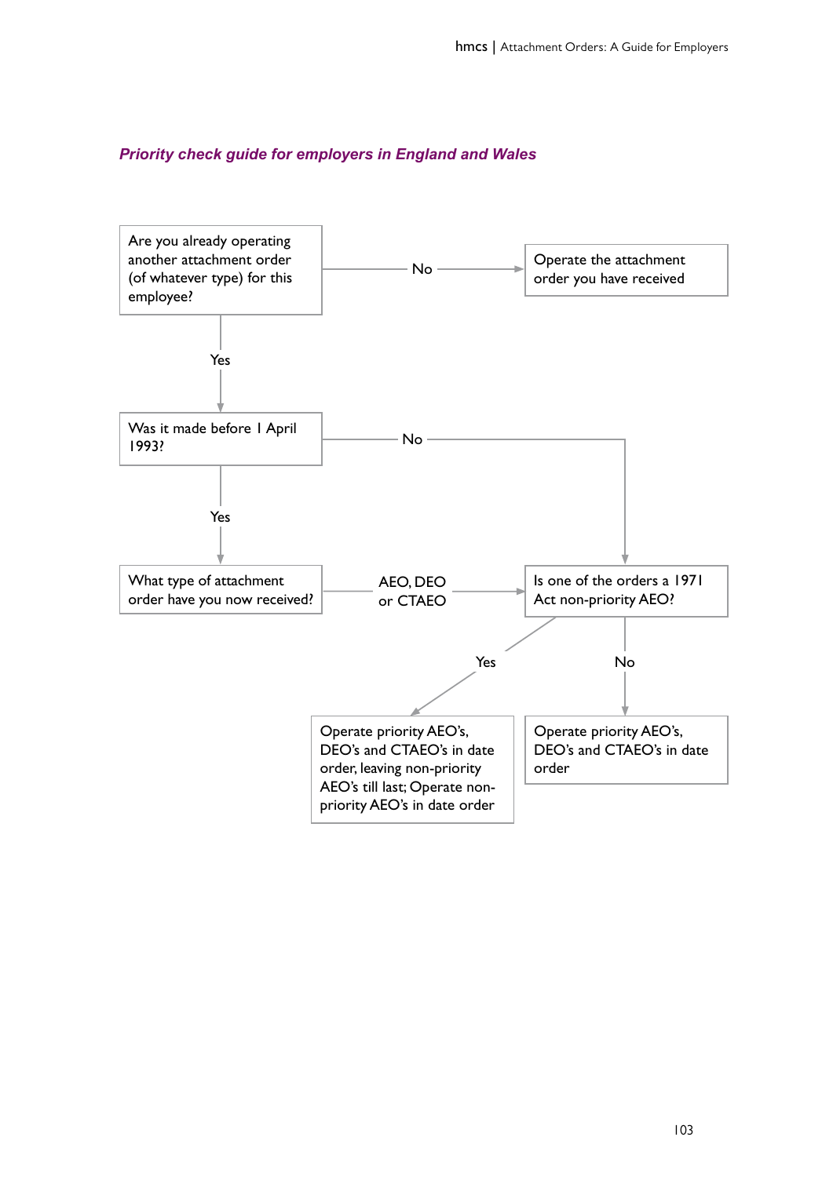## *Priority check guide for employers in England and Wales*

Are you already operating another attachment order (of whatever type) for this employee?

- **No** → Operate the attachment order you have received
- **Yes** → Was it made before 1 April 1993?
  - **No** → Is one of the orders a 1971 Act non-priority AEO?
  - **Yes** → What type of attachment order have you now received?
    - **AEO, DEO or CTAEO** → Is one of the orders a 1971 Act non-priority AEO?

Is one of the orders a 1971 Act non-priority AEO?

- **Yes** → Operate priority AEO's, DEO's and CTAEO's in date order, leaving non-priority AEO's till last; Operate non-priority AEO's in date order
- **No** → Operate priority AEO's, DEO's and CTAEO's in date order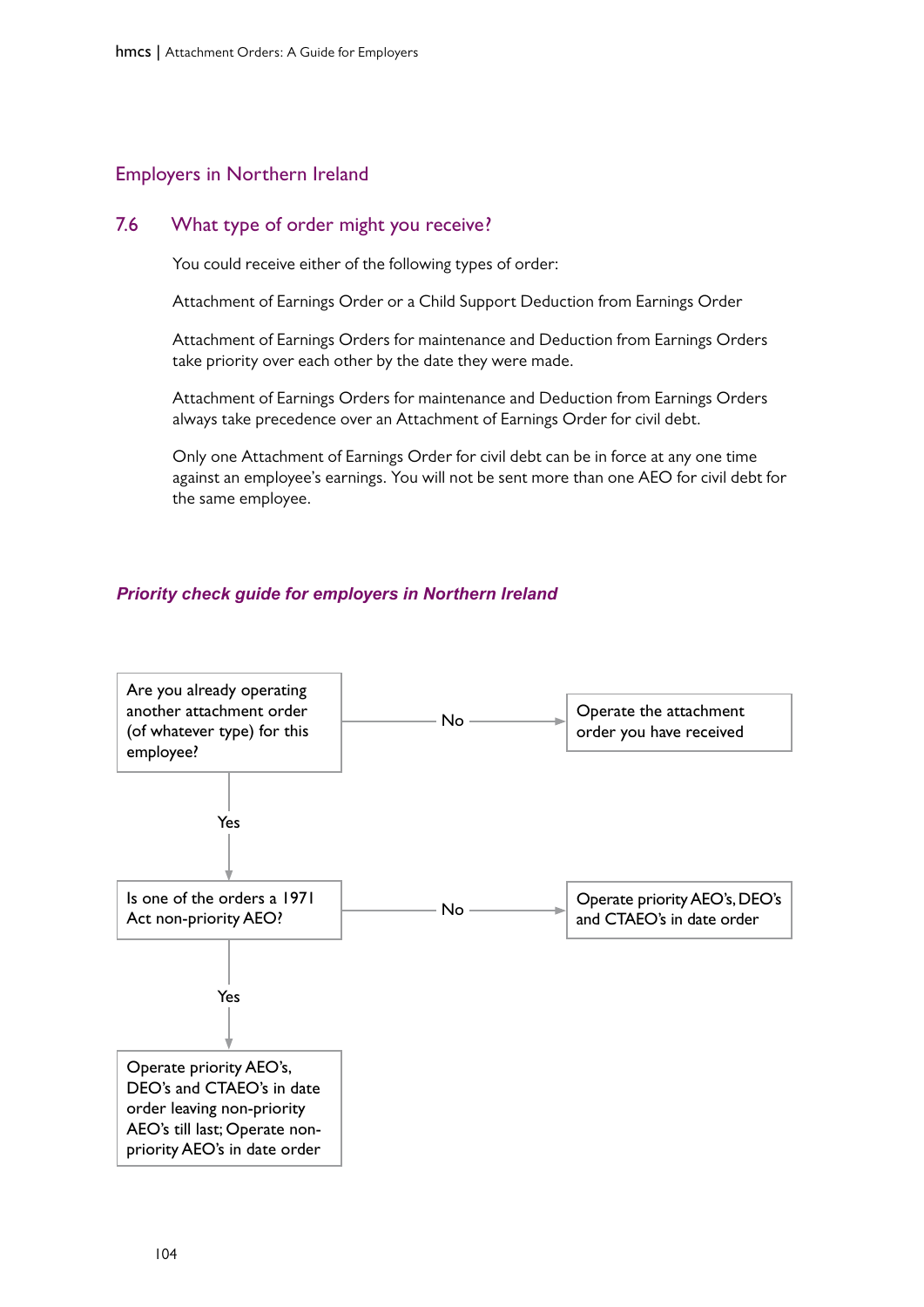## Employers in Northern Ireland

### 7.6 What type of order might you receive?

You could receive either of the following types of order:

Attachment of Earnings Order or a Child Support Deduction from Earnings Order

Attachment of Earnings Orders for maintenance and Deduction from Earnings Orders take priority over each other by the date they were made.

Attachment of Earnings Orders for maintenance and Deduction from Earnings Orders always take precedence over an Attachment of Earnings Order for civil debt.

Only one Attachment of Earnings Order for civil debt can be in force at any one time against an employee's earnings. You will not be sent more than one AEO for civil debt for the same employee.

***Priority check guide for employers in Northern Ireland***

Are you already operating another attachment order (of whatever type) for this employee?

- No → Operate the attachment order you have received
- Yes → Is one of the orders a 1971 Act non-priority AEO?
  - No → Operate priority AEO's, DEO's and CTAEO's in date order
  - Yes → Operate priority AEO's, DEO's and CTAEO's in date order leaving non-priority AEO's till last; Operate non-priority AEO's in date order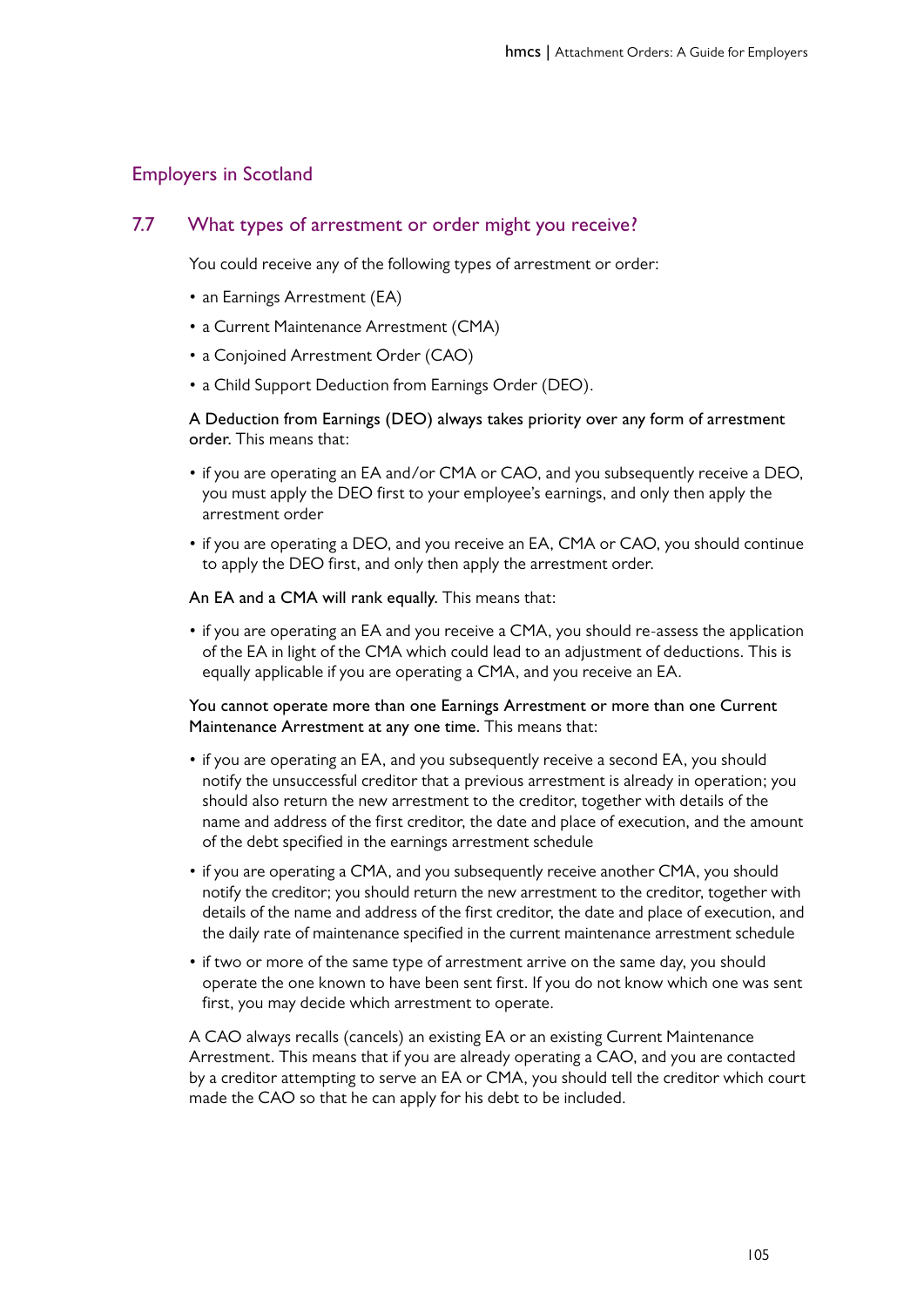## Employers in Scotland

### 7.7 What types of arrestment or order might you receive?

You could receive any of the following types of arrestment or order:

- an Earnings Arrestment (EA)
- a Current Maintenance Arrestment (CMA)
- a Conjoined Arrestment Order (CAO)
- a Child Support Deduction from Earnings Order (DEO).

**A Deduction from Earnings (DEO) always takes priority over any form of arrestment order.** This means that:

- if you are operating an EA and/or CMA or CAO, and you subsequently receive a DEO, you must apply the DEO first to your employee's earnings, and only then apply the arrestment order
- if you are operating a DEO, and you receive an EA, CMA or CAO, you should continue to apply the DEO first, and only then apply the arrestment order.

**An EA and a CMA will rank equally.** This means that:

- if you are operating an EA and you receive a CMA, you should re-assess the application of the EA in light of the CMA which could lead to an adjustment of deductions. This is equally applicable if you are operating a CMA, and you receive an EA.

**You cannot operate more than one Earnings Arrestment or more than one Current Maintenance Arrestment at any one time.** This means that:

- if you are operating an EA, and you subsequently receive a second EA, you should notify the unsuccessful creditor that a previous arrestment is already in operation; you should also return the new arrestment to the creditor, together with details of the name and address of the first creditor, the date and place of execution, and the amount of the debt specified in the earnings arrestment schedule
- if you are operating a CMA, and you subsequently receive another CMA, you should notify the creditor; you should return the new arrestment to the creditor, together with details of the name and address of the first creditor, the date and place of execution, and the daily rate of maintenance specified in the current maintenance arrestment schedule
- if two or more of the same type of arrestment arrive on the same day, you should operate the one known to have been sent first. If you do not know which one was sent first, you may decide which arrestment to operate.

A CAO always recalls (cancels) an existing EA or an existing Current Maintenance Arrestment. This means that if you are already operating a CAO, and you are contacted by a creditor attempting to serve an EA or CMA, you should tell the creditor which court made the CAO so that he can apply for his debt to be included.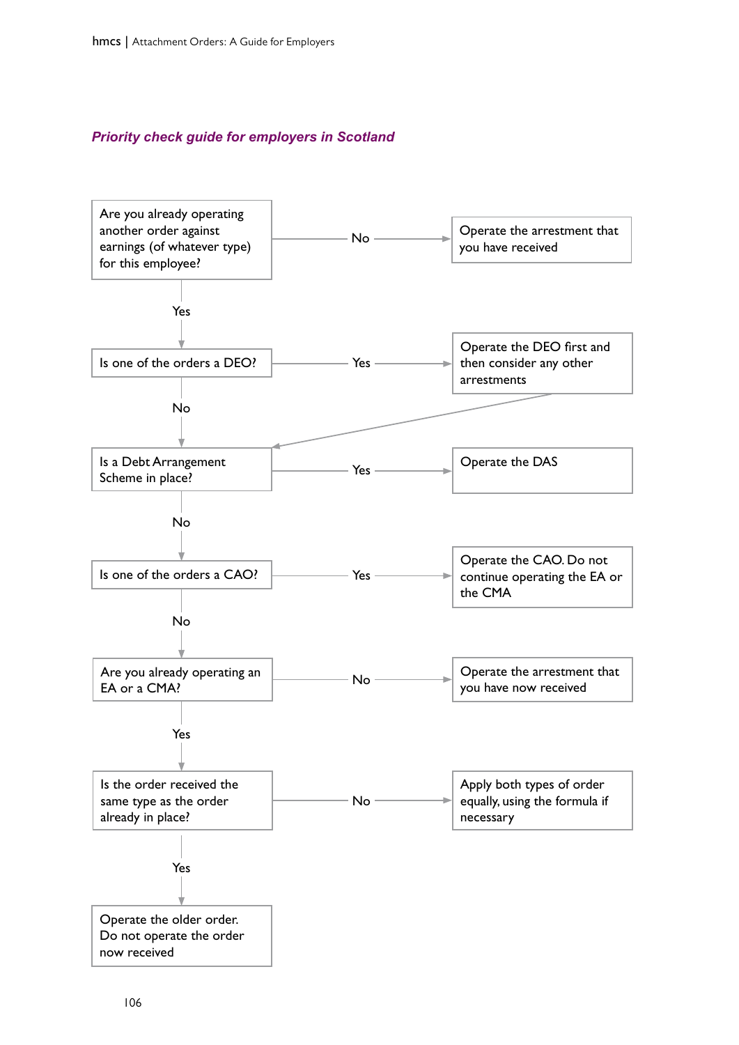*Priority check guide for employers in Scotland*

- **Are you already operating another order against earnings (of whatever type) for this employee?**
  - No → Operate the arrestment that you have received
  - Yes → **Is one of the orders a DEO?**
    - Yes → Operate the DEO first and then consider any other arrestments (continue to "Is a Debt Arrangement Scheme in place?")
    - No → **Is a Debt Arrangement Scheme in place?**
      - Yes → Operate the DAS
      - No → **Is one of the orders a CAO?**
        - Yes → Operate the CAO. Do not continue operating the EA or the CMA
        - No → **Are you already operating an EA or a CMA?**
          - No → Operate the arrestment that you have now received
          - Yes → **Is the order received the same type as the order already in place?**
            - No → Apply both types of order equally, using the formula if necessary
            - Yes → Operate the older order. Do not operate the order now received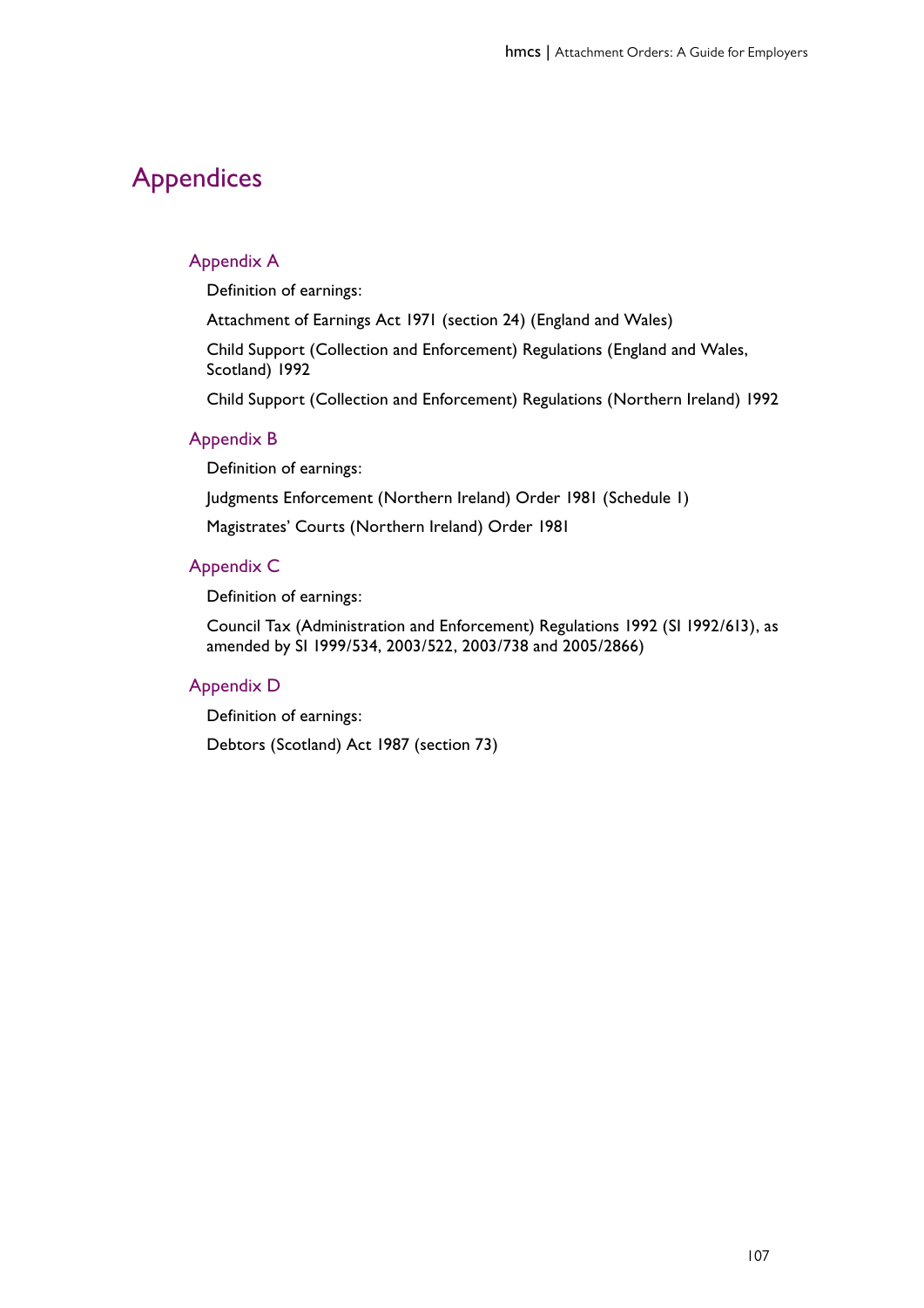# Appendices

## Appendix A

Definition of earnings:

Attachment of Earnings Act 1971 (section 24) (England and Wales)

Child Support (Collection and Enforcement) Regulations (England and Wales, Scotland) 1992

Child Support (Collection and Enforcement) Regulations (Northern Ireland) 1992

## Appendix B

Definition of earnings:

Judgments Enforcement (Northern Ireland) Order 1981 (Schedule 1)

Magistrates' Courts (Northern Ireland) Order 1981

## Appendix C

Definition of earnings:

Council Tax (Administration and Enforcement) Regulations 1992 (SI 1992/613), as amended by SI 1999/534, 2003/522, 2003/738 and 2005/2866)

## Appendix D

Definition of earnings:

Debtors (Scotland) Act 1987 (section 73)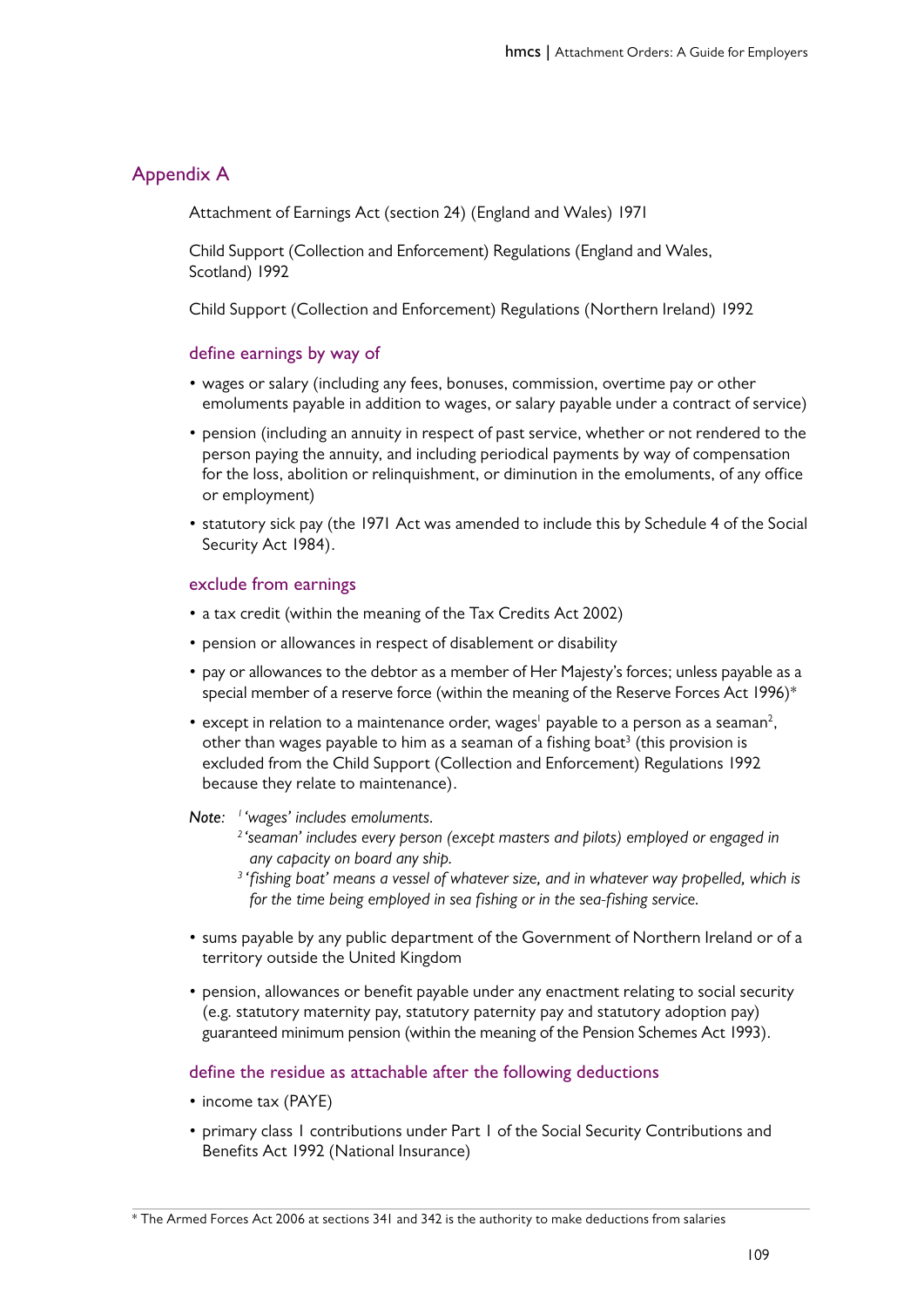## Appendix A

Attachment of Earnings Act (section 24) (England and Wales) 1971

Child Support (Collection and Enforcement) Regulations (England and Wales, Scotland) 1992

Child Support (Collection and Enforcement) Regulations (Northern Ireland) 1992

### define earnings by way of

- wages or salary (including any fees, bonuses, commission, overtime pay or other emoluments payable in addition to wages, or salary payable under a contract of service)
- pension (including an annuity in respect of past service, whether or not rendered to the person paying the annuity, and including periodical payments by way of compensation for the loss, abolition or relinquishment, or diminution in the emoluments, of any office or employment)
- statutory sick pay (the 1971 Act was amended to include this by Schedule 4 of the Social Security Act 1984).

### exclude from earnings

- a tax credit (within the meaning of the Tax Credits Act 2002)
- pension or allowances in respect of disablement or disability
- pay or allowances to the debtor as a member of Her Majesty's forces; unless payable as a special member of a reserve force (within the meaning of the Reserve Forces Act 1996)*
- except in relation to a maintenance order, wages[1] payable to a person as a seaman[2], other than wages payable to him as a seaman of a fishing boat[3] (this provision is excluded from the Child Support (Collection and Enforcement) Regulations 1992 because they relate to maintenance).

*Note:* [1] *'wages' includes emoluments.*
[2] *'seaman' includes every person (except masters and pilots) employed or engaged in any capacity on board any ship.*
[3] *'fishing boat' means a vessel of whatever size, and in whatever way propelled, which is for the time being employed in sea fishing or in the sea-fishing service.*

- sums payable by any public department of the Government of Northern Ireland or of a territory outside the United Kingdom
- pension, allowances or benefit payable under any enactment relating to social security (e.g. statutory maternity pay, statutory paternity pay and statutory adoption pay) guaranteed minimum pension (within the meaning of the Pension Schemes Act 1993).

### define the residue as attachable after the following deductions

- income tax (PAYE)
- primary class 1 contributions under Part 1 of the Social Security Contributions and Benefits Act 1992 (National Insurance)

\* The Armed Forces Act 2006 at sections 341 and 342 is the authority to make deductions from salaries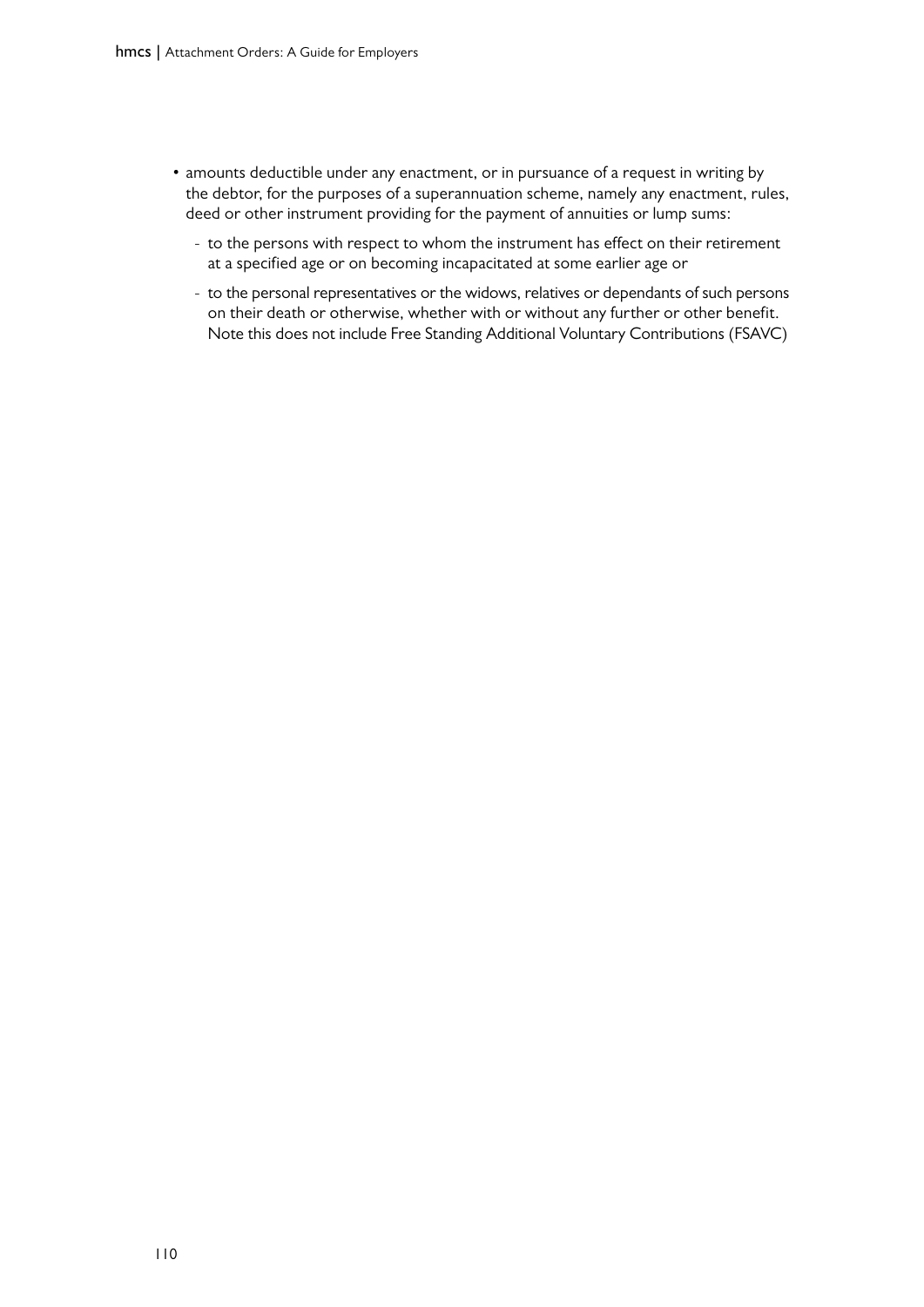- amounts deductible under any enactment, or in pursuance of a request in writing by the debtor, for the purposes of a superannuation scheme, namely any enactment, rules, deed or other instrument providing for the payment of annuities or lump sums:
  - to the persons with respect to whom the instrument has effect on their retirement at a specified age or on becoming incapacitated at some earlier age or
  - to the personal representatives or the widows, relatives or dependants of such persons on their death or otherwise, whether with or without any further or other benefit. Note this does not include Free Standing Additional Voluntary Contributions (FSAVC)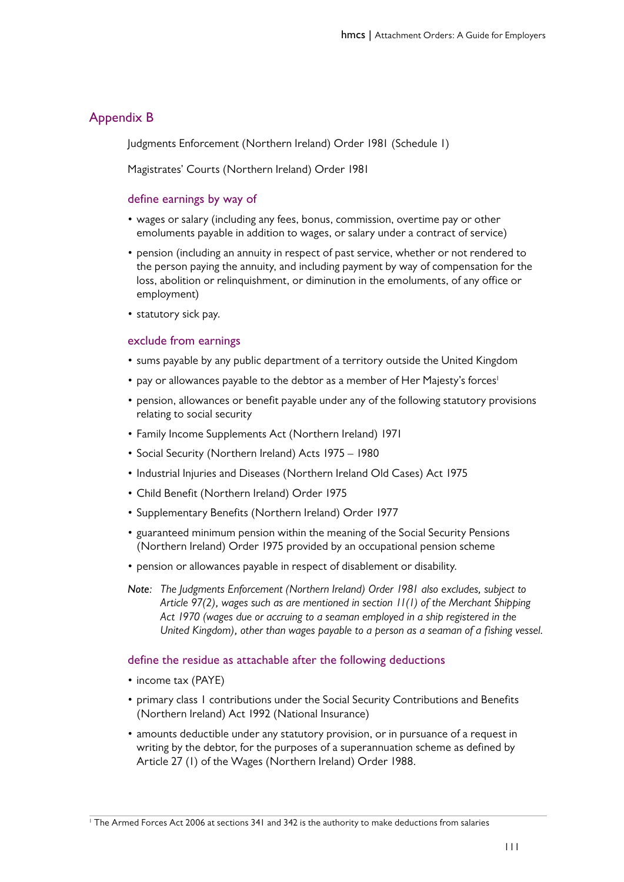## Appendix B

Judgments Enforcement (Northern Ireland) Order 1981 (Schedule 1)

Magistrates' Courts (Northern Ireland) Order 1981

### define earnings by way of

- wages or salary (including any fees, bonus, commission, overtime pay or other emoluments payable in addition to wages, or salary under a contract of service)
- pension (including an annuity in respect of past service, whether or not rendered to the person paying the annuity, and including payment by way of compensation for the loss, abolition or relinquishment, or diminution in the emoluments, of any office or employment)
- statutory sick pay.

### exclude from earnings

- sums payable by any public department of a territory outside the United Kingdom
- pay or allowances payable to the debtor as a member of Her Majesty's forces[1]
- pension, allowances or benefit payable under any of the following statutory provisions relating to social security
- Family Income Supplements Act (Northern Ireland) 1971
- Social Security (Northern Ireland) Acts 1975 – 1980
- Industrial Injuries and Diseases (Northern Ireland Old Cases) Act 1975
- Child Benefit (Northern Ireland) Order 1975
- Supplementary Benefits (Northern Ireland) Order 1977
- guaranteed minimum pension within the meaning of the Social Security Pensions (Northern Ireland) Order 1975 provided by an occupational pension scheme
- pension or allowances payable in respect of disablement or disability.

*Note: The Judgments Enforcement (Northern Ireland) Order 1981 also excludes, subject to Article 97(2), wages such as are mentioned in section 11(1) of the Merchant Shipping Act 1970 (wages due or accruing to a seaman employed in a ship registered in the United Kingdom), other than wages payable to a person as a seaman of a fishing vessel.*

### define the residue as attachable after the following deductions

- income tax (PAYE)
- primary class 1 contributions under the Social Security Contributions and Benefits (Northern Ireland) Act 1992 (National Insurance)
- amounts deductible under any statutory provision, or in pursuance of a request in writing by the debtor, for the purposes of a superannuation scheme as defined by Article 27 (1) of the Wages (Northern Ireland) Order 1988.

[1] The Armed Forces Act 2006 at sections 341 and 342 is the authority to make deductions from salaries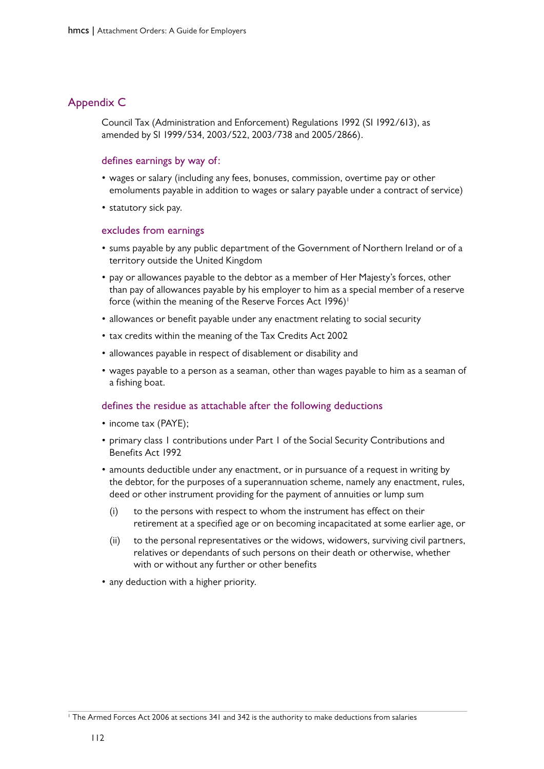## Appendix C

Council Tax (Administration and Enforcement) Regulations 1992 (SI 1992/613), as amended by SI 1999/534, 2003/522, 2003/738 and 2005/2866).

### defines earnings by way of:

- wages or salary (including any fees, bonuses, commission, overtime pay or other emoluments payable in addition to wages or salary payable under a contract of service)
- statutory sick pay.

### excludes from earnings

- sums payable by any public department of the Government of Northern Ireland or of a territory outside the United Kingdom
- pay or allowances payable to the debtor as a member of Her Majesty's forces, other than pay of allowances payable by his employer to him as a special member of a reserve force (within the meaning of the Reserve Forces Act 1996)[1]
- allowances or benefit payable under any enactment relating to social security
- tax credits within the meaning of the Tax Credits Act 2002
- allowances payable in respect of disablement or disability and
- wages payable to a person as a seaman, other than wages payable to him as a seaman of a fishing boat.

### defines the residue as attachable after the following deductions

- income tax (PAYE);
- primary class 1 contributions under Part 1 of the Social Security Contributions and Benefits Act 1992
- amounts deductible under any enactment, or in pursuance of a request in writing by the debtor, for the purposes of a superannuation scheme, namely any enactment, rules, deed or other instrument providing for the payment of annuities or lump sum
  - (i) to the persons with respect to whom the instrument has effect on their retirement at a specified age or on becoming incapacitated at some earlier age, or
  - (ii) to the personal representatives or the widows, widowers, surviving civil partners, relatives or dependants of such persons on their death or otherwise, whether with or without any further or other benefits
- any deduction with a higher priority.

[1] The Armed Forces Act 2006 at sections 341 and 342 is the authority to make deductions from salaries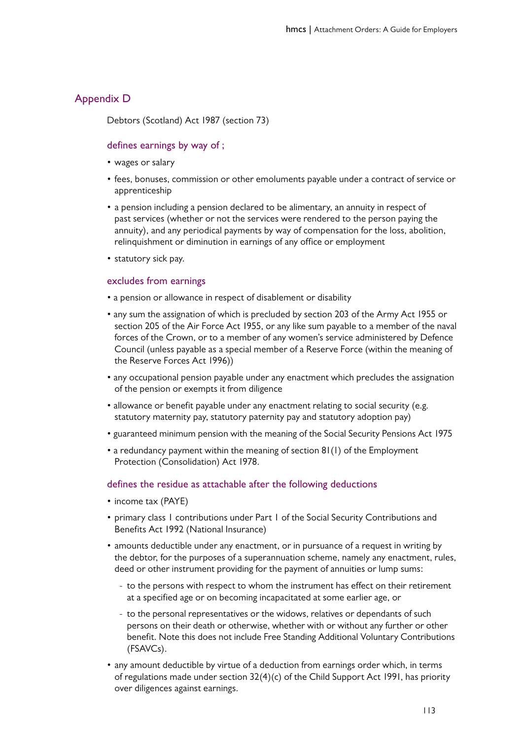## Appendix D

Debtors (Scotland) Act 1987 (section 73)

### defines earnings by way of ;

- wages or salary
- fees, bonuses, commission or other emoluments payable under a contract of service or apprenticeship
- a pension including a pension declared to be alimentary, an annuity in respect of past services (whether or not the services were rendered to the person paying the annuity), and any periodical payments by way of compensation for the loss, abolition, relinquishment or diminution in earnings of any office or employment
- statutory sick pay.

### excludes from earnings

- a pension or allowance in respect of disablement or disability
- any sum the assignation of which is precluded by section 203 of the Army Act 1955 or section 205 of the Air Force Act 1955, or any like sum payable to a member of the naval forces of the Crown, or to a member of any women's service administered by Defence Council (unless payable as a special member of a Reserve Force (within the meaning of the Reserve Forces Act 1996))
- any occupational pension payable under any enactment which precludes the assignation of the pension or exempts it from diligence
- allowance or benefit payable under any enactment relating to social security (e.g. statutory maternity pay, statutory paternity pay and statutory adoption pay)
- guaranteed minimum pension with the meaning of the Social Security Pensions Act 1975
- a redundancy payment within the meaning of section 81(1) of the Employment Protection (Consolidation) Act 1978.

### defines the residue as attachable after the following deductions

- income tax (PAYE)
- primary class 1 contributions under Part 1 of the Social Security Contributions and Benefits Act 1992 (National Insurance)
- amounts deductible under any enactment, or in pursuance of a request in writing by the debtor, for the purposes of a superannuation scheme, namely any enactment, rules, deed or other instrument providing for the payment of annuities or lump sums:
  - to the persons with respect to whom the instrument has effect on their retirement at a specified age or on becoming incapacitated at some earlier age, or
  - to the personal representatives or the widows, relatives or dependants of such persons on their death or otherwise, whether with or without any further or other benefit. Note this does not include Free Standing Additional Voluntary Contributions (FSAVCs).
- any amount deductible by virtue of a deduction from earnings order which, in terms of regulations made under section 32(4)(c) of the Child Support Act 1991, has priority over diligences against earnings.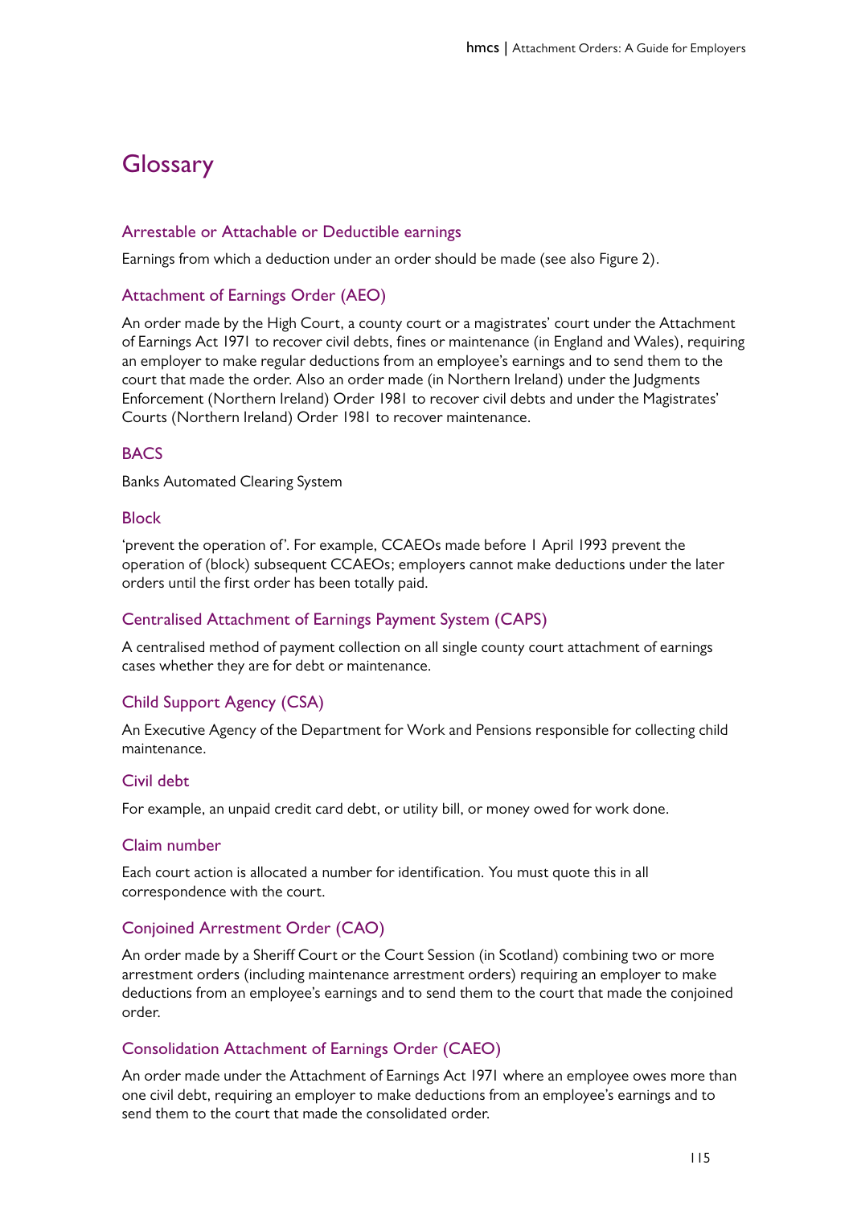# Glossary

### Arrestable or Attachable or Deductible earnings

Earnings from which a deduction under an order should be made (see also Figure 2).

### Attachment of Earnings Order (AEO)

An order made by the High Court, a county court or a magistrates' court under the Attachment of Earnings Act 1971 to recover civil debts, fines or maintenance (in England and Wales), requiring an employer to make regular deductions from an employee's earnings and to send them to the court that made the order. Also an order made (in Northern Ireland) under the Judgments Enforcement (Northern Ireland) Order 1981 to recover civil debts and under the Magistrates' Courts (Northern Ireland) Order 1981 to recover maintenance.

### BACS

Banks Automated Clearing System

### Block

'prevent the operation of'. For example, CCAEOs made before 1 April 1993 prevent the operation of (block) subsequent CCAEOs; employers cannot make deductions under the later orders until the first order has been totally paid.

### Centralised Attachment of Earnings Payment System (CAPS)

A centralised method of payment collection on all single county court attachment of earnings cases whether they are for debt or maintenance.

### Child Support Agency (CSA)

An Executive Agency of the Department for Work and Pensions responsible for collecting child maintenance.

### Civil debt

For example, an unpaid credit card debt, or utility bill, or money owed for work done.

### Claim number

Each court action is allocated a number for identification. You must quote this in all correspondence with the court.

### Conjoined Arrestment Order (CAO)

An order made by a Sheriff Court or the Court Session (in Scotland) combining two or more arrestment orders (including maintenance arrestment orders) requiring an employer to make deductions from an employee's earnings and to send them to the court that made the conjoined order.

### Consolidation Attachment of Earnings Order (CAEO)

An order made under the Attachment of Earnings Act 1971 where an employee owes more than one civil debt, requiring an employer to make deductions from an employee's earnings and to send them to the court that made the consolidated order.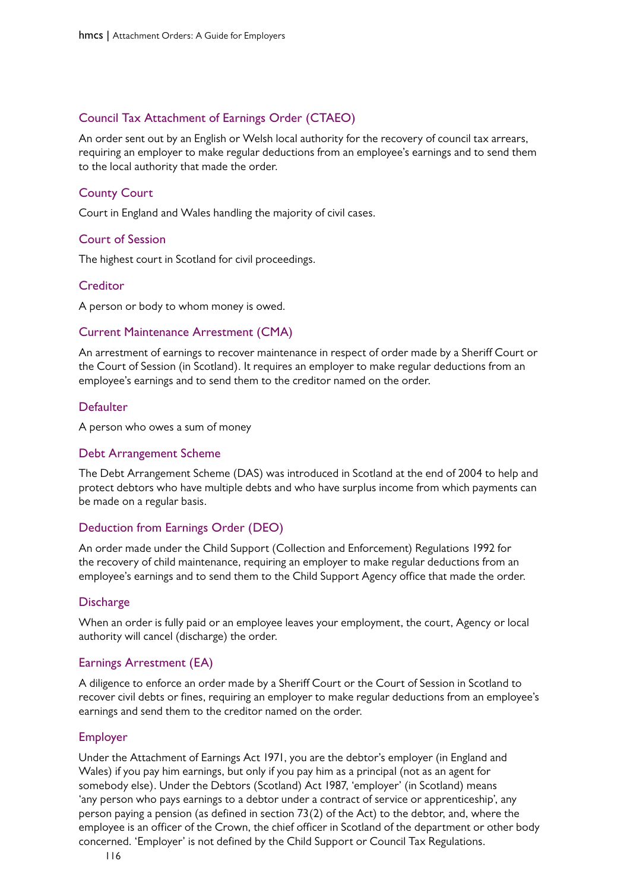### Council Tax Attachment of Earnings Order (CTAEO)

An order sent out by an English or Welsh local authority for the recovery of council tax arrears, requiring an employer to make regular deductions from an employee's earnings and to send them to the local authority that made the order.

### County Court

Court in England and Wales handling the majority of civil cases.

### Court of Session

The highest court in Scotland for civil proceedings.

### Creditor

A person or body to whom money is owed.

### Current Maintenance Arrestment (CMA)

An arrestment of earnings to recover maintenance in respect of order made by a Sheriff Court or the Court of Session (in Scotland). It requires an employer to make regular deductions from an employee's earnings and to send them to the creditor named on the order.

### Defaulter

A person who owes a sum of money

### Debt Arrangement Scheme

The Debt Arrangement Scheme (DAS) was introduced in Scotland at the end of 2004 to help and protect debtors who have multiple debts and who have surplus income from which payments can be made on a regular basis.

### Deduction from Earnings Order (DEO)

An order made under the Child Support (Collection and Enforcement) Regulations 1992 for the recovery of child maintenance, requiring an employer to make regular deductions from an employee's earnings and to send them to the Child Support Agency office that made the order.

### Discharge

When an order is fully paid or an employee leaves your employment, the court, Agency or local authority will cancel (discharge) the order.

### Earnings Arrestment (EA)

A diligence to enforce an order made by a Sheriff Court or the Court of Session in Scotland to recover civil debts or fines, requiring an employer to make regular deductions from an employee's earnings and send them to the creditor named on the order.

### Employer

Under the Attachment of Earnings Act 1971, you are the debtor's employer (in England and Wales) if you pay him earnings, but only if you pay him as a principal (not as an agent for somebody else). Under the Debtors (Scotland) Act 1987, 'employer' (in Scotland) means 'any person who pays earnings to a debtor under a contract of service or apprenticeship', any person paying a pension (as defined in section 73(2) of the Act) to the debtor, and, where the employee is an officer of the Crown, the chief officer in Scotland of the department or other body concerned. 'Employer' is not defined by the Child Support or Council Tax Regulations.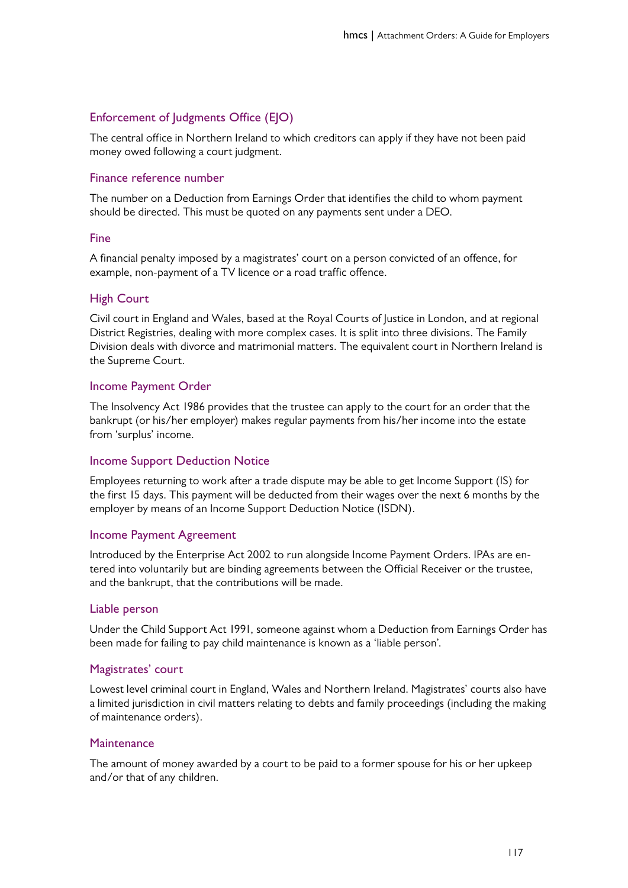### Enforcement of Judgments Office (EJO)

The central office in Northern Ireland to which creditors can apply if they have not been paid money owed following a court judgment.

### Finance reference number

The number on a Deduction from Earnings Order that identifies the child to whom payment should be directed. This must be quoted on any payments sent under a DEO.

### Fine

A financial penalty imposed by a magistrates' court on a person convicted of an offence, for example, non-payment of a TV licence or a road traffic offence.

### High Court

Civil court in England and Wales, based at the Royal Courts of Justice in London, and at regional District Registries, dealing with more complex cases. It is split into three divisions. The Family Division deals with divorce and matrimonial matters. The equivalent court in Northern Ireland is the Supreme Court.

### Income Payment Order

The Insolvency Act 1986 provides that the trustee can apply to the court for an order that the bankrupt (or his/her employer) makes regular payments from his/her income into the estate from 'surplus' income.

### Income Support Deduction Notice

Employees returning to work after a trade dispute may be able to get Income Support (IS) for the first 15 days. This payment will be deducted from their wages over the next 6 months by the employer by means of an Income Support Deduction Notice (ISDN).

### Income Payment Agreement

Introduced by the Enterprise Act 2002 to run alongside Income Payment Orders. IPAs are entered into voluntarily but are binding agreements between the Official Receiver or the trustee, and the bankrupt, that the contributions will be made.

### Liable person

Under the Child Support Act 1991, someone against whom a Deduction from Earnings Order has been made for failing to pay child maintenance is known as a 'liable person'.

### Magistrates' court

Lowest level criminal court in England, Wales and Northern Ireland. Magistrates' courts also have a limited jurisdiction in civil matters relating to debts and family proceedings (including the making of maintenance orders).

### Maintenance

The amount of money awarded by a court to be paid to a former spouse for his or her upkeep and/or that of any children.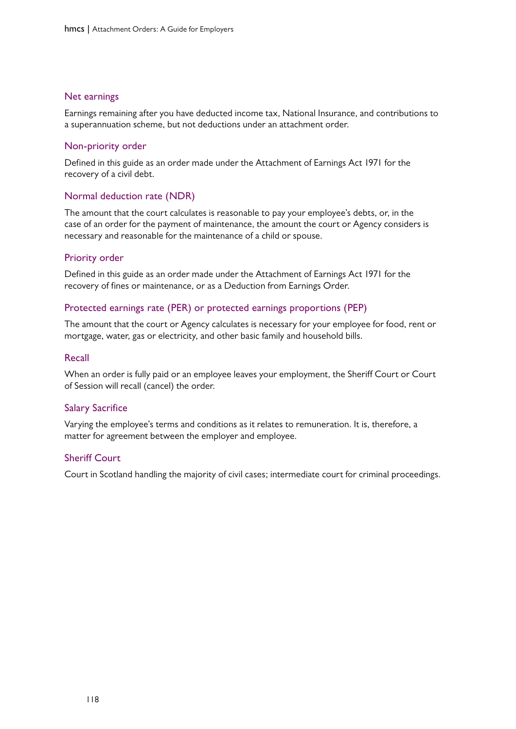### Net earnings

Earnings remaining after you have deducted income tax, National Insurance, and contributions to a superannuation scheme, but not deductions under an attachment order.

### Non-priority order

Defined in this guide as an order made under the Attachment of Earnings Act 1971 for the recovery of a civil debt.

### Normal deduction rate (NDR)

The amount that the court calculates is reasonable to pay your employee's debts, or, in the case of an order for the payment of maintenance, the amount the court or Agency considers is necessary and reasonable for the maintenance of a child or spouse.

### Priority order

Defined in this guide as an order made under the Attachment of Earnings Act 1971 for the recovery of fines or maintenance, or as a Deduction from Earnings Order.

### Protected earnings rate (PER) or protected earnings proportions (PEP)

The amount that the court or Agency calculates is necessary for your employee for food, rent or mortgage, water, gas or electricity, and other basic family and household bills.

### Recall

When an order is fully paid or an employee leaves your employment, the Sheriff Court or Court of Session will recall (cancel) the order.

### Salary Sacrifice

Varying the employee's terms and conditions as it relates to remuneration. It is, therefore, a matter for agreement between the employer and employee.

### Sheriff Court

Court in Scotland handling the majority of civil cases; intermediate court for criminal proceedings.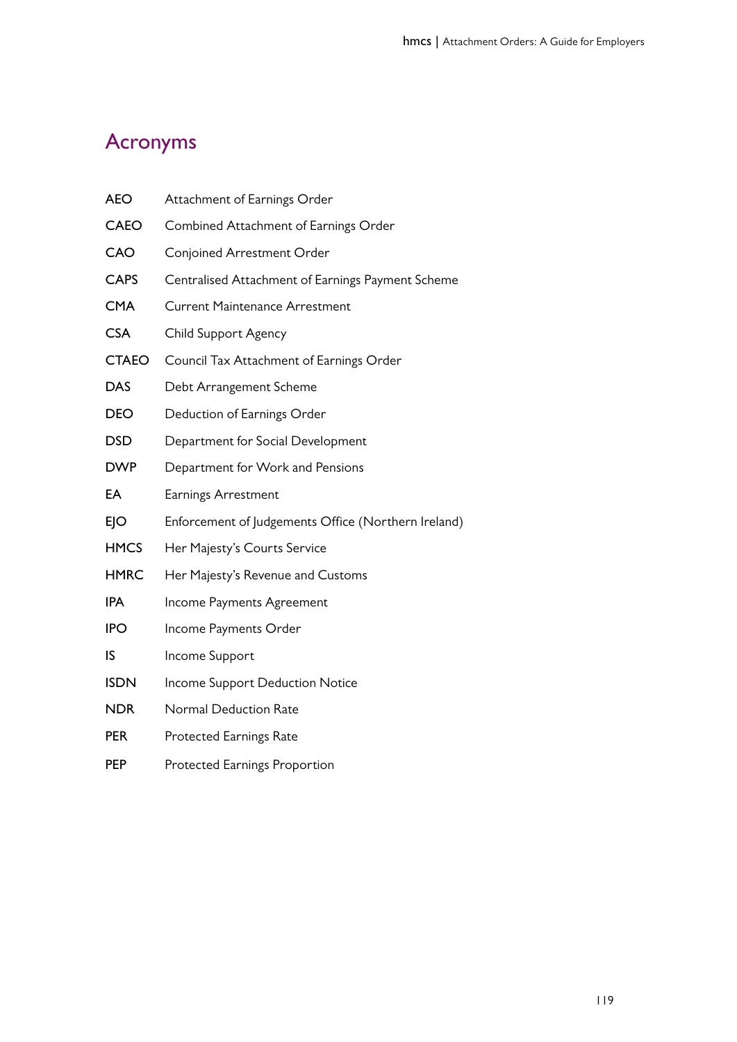# Acronyms

| | |
|---|---|
| AEO | Attachment of Earnings Order |
| CAEO | Combined Attachment of Earnings Order |
| CAO | Conjoined Arrestment Order |
| CAPS | Centralised Attachment of Earnings Payment Scheme |
| CMA | Current Maintenance Arrestment |
| CSA | Child Support Agency |
| CTAEO | Council Tax Attachment of Earnings Order |
| DAS | Debt Arrangement Scheme |
| DEO | Deduction of Earnings Order |
| DSD | Department for Social Development |
| DWP | Department for Work and Pensions |
| EA | Earnings Arrestment |
| EJO | Enforcement of Judgements Office (Northern Ireland) |
| HMCS | Her Majesty's Courts Service |
| HMRC | Her Majesty's Revenue and Customs |
| IPA | Income Payments Agreement |
| IPO | Income Payments Order |
| IS | Income Support |
| ISDN | Income Support Deduction Notice |
| NDR | Normal Deduction Rate |
| PER | Protected Earnings Rate |
| PEP | Protected Earnings Proportion |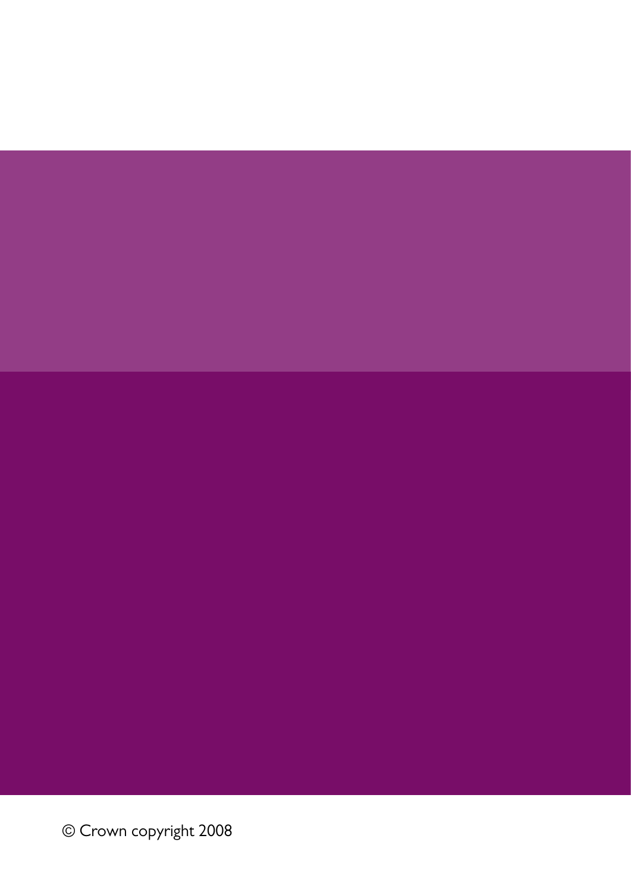© Crown copyright 2008